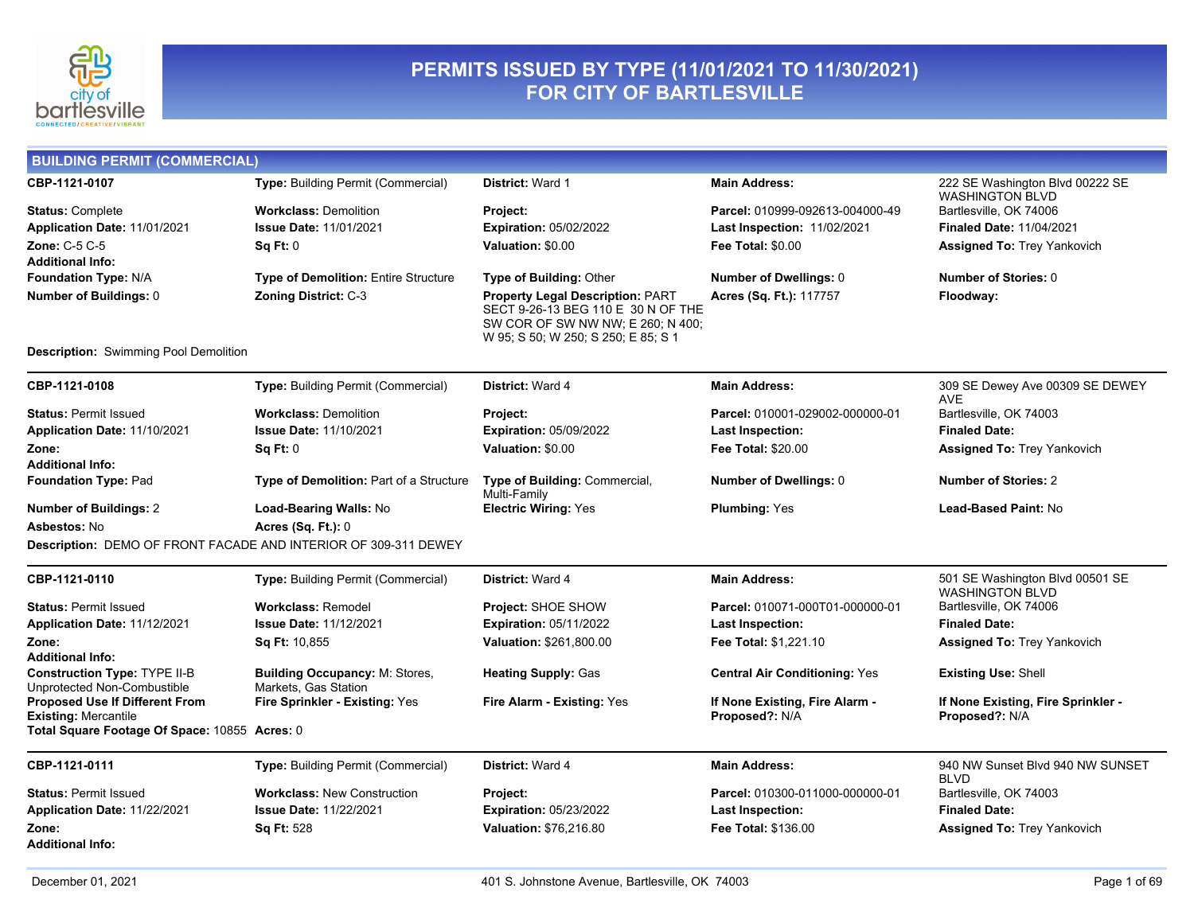# PERMITS ISSUED BY TYPE (11/01/2021 TO 11/30/2021) FOR CITY OF BARTLESVILLE

## BUILDING PERMIT (COMMERCIAL)

**CBP-1121-0107**
**Type:** Building Permit (Commercial)
**District:** Ward 1
**Main Address:** 222 SE Washington Blvd 00222 SE WASHINGTON BLVD Bartlesville, OK 74006
**Status:** Complete
**Workclass:** Demolition
**Project:**
**Parcel:** 010999-092613-004000-49
**Application Date:** 11/01/2021
**Issue Date:** 11/01/2021
**Expiration:** 05/02/2022
**Last Inspection:** 11/02/2021
**Finaled Date:** 11/04/2021
**Zone:** C-5 C-5
**Sq Ft:** 0
**Valuation:** $0.00
**Fee Total:** $0.00
**Assigned To:** Trey Yankovich
**Additional Info:**
**Foundation Type:** N/A
**Type of Demolition:** Entire Structure
**Type of Building:** Other
**Number of Dwellings:** 0
**Number of Stories:** 0
**Number of Buildings:** 0
**Zoning District:** C-3
**Property Legal Description:** PART SECT 9-26-13 BEG 110 E 30 N OF THE SW COR OF SW NW NW; E 260; N 400; W 95; S 50; W 250; S 250; E 85; S 1
**Acres (Sq. Ft.):** 117757
**Floodway:**

**Description:** Swimming Pool Demolition

---

**CBP-1121-0108**
**Type:** Building Permit (Commercial)
**District:** Ward 4
**Main Address:** 309 SE Dewey Ave 00309 SE DEWEY AVE Bartlesville, OK 74003
**Status:** Permit Issued
**Workclass:** Demolition
**Project:**
**Parcel:** 010001-029002-000000-01
**Application Date:** 11/10/2021
**Issue Date:** 11/10/2021
**Expiration:** 05/09/2022
**Last Inspection:**
**Finaled Date:**
**Zone:**
**Sq Ft:** 0
**Valuation:** $0.00
**Fee Total:** $20.00
**Assigned To:** Trey Yankovich
**Additional Info:**
**Foundation Type:** Pad
**Type of Demolition:** Part of a Structure
**Type of Building:** Commercial, Multi-Family
**Number of Dwellings:** 0
**Number of Stories:** 2
**Number of Buildings:** 2
**Load-Bearing Walls:** No
**Electric Wiring:** Yes
**Plumbing:** Yes
**Lead-Based Paint:** No
**Asbestos:** No
**Acres (Sq. Ft.):** 0

**Description:** DEMO OF FRONT FACADE AND INTERIOR OF 309-311 DEWEY

---

**CBP-1121-0110**
**Type:** Building Permit (Commercial)
**District:** Ward 4
**Main Address:** 501 SE Washington Blvd 00501 SE WASHINGTON BLVD Bartlesville, OK 74006
**Status:** Permit Issued
**Workclass:** Remodel
**Project:** SHOE SHOW
**Parcel:** 010071-000T01-000000-01
**Application Date:** 11/12/2021
**Issue Date:** 11/12/2021
**Expiration:** 05/11/2022
**Last Inspection:**
**Finaled Date:**
**Zone:**
**Sq Ft:** 10,855
**Valuation:** $261,800.00
**Fee Total:** $1,221.10
**Assigned To:** Trey Yankovich
**Additional Info:**
**Construction Type:** TYPE II-B Unprotected Non-Combustible
**Building Occupancy:** M: Stores, Markets, Gas Station
**Heating Supply:** Gas
**Central Air Conditioning:** Yes
**Existing Use:** Shell
**Proposed Use If Different From Existing:** Mercantile
**Fire Sprinkler - Existing:** Yes
**Fire Alarm - Existing:** Yes
**If None Existing, Fire Alarm - Proposed?:** N/A
**If None Existing, Fire Sprinkler - Proposed?:** N/A
**Total Square Footage Of Space:** 10855
**Acres:** 0

---

**CBP-1121-0111**
**Type:** Building Permit (Commercial)
**District:** Ward 4
**Main Address:** 940 NW Sunset Blvd 940 NW SUNSET BLVD Bartlesville, OK 74003
**Status:** Permit Issued
**Workclass:** New Construction
**Project:**
**Parcel:** 010300-011000-000000-01
**Application Date:** 11/22/2021
**Issue Date:** 11/22/2021
**Expiration:** 05/23/2022
**Last Inspection:**
**Finaled Date:**
**Zone:**
**Sq Ft:** 528
**Valuation:** $76,216.80
**Fee Total:** $136.00
**Assigned To:** Trey Yankovich
**Additional Info:**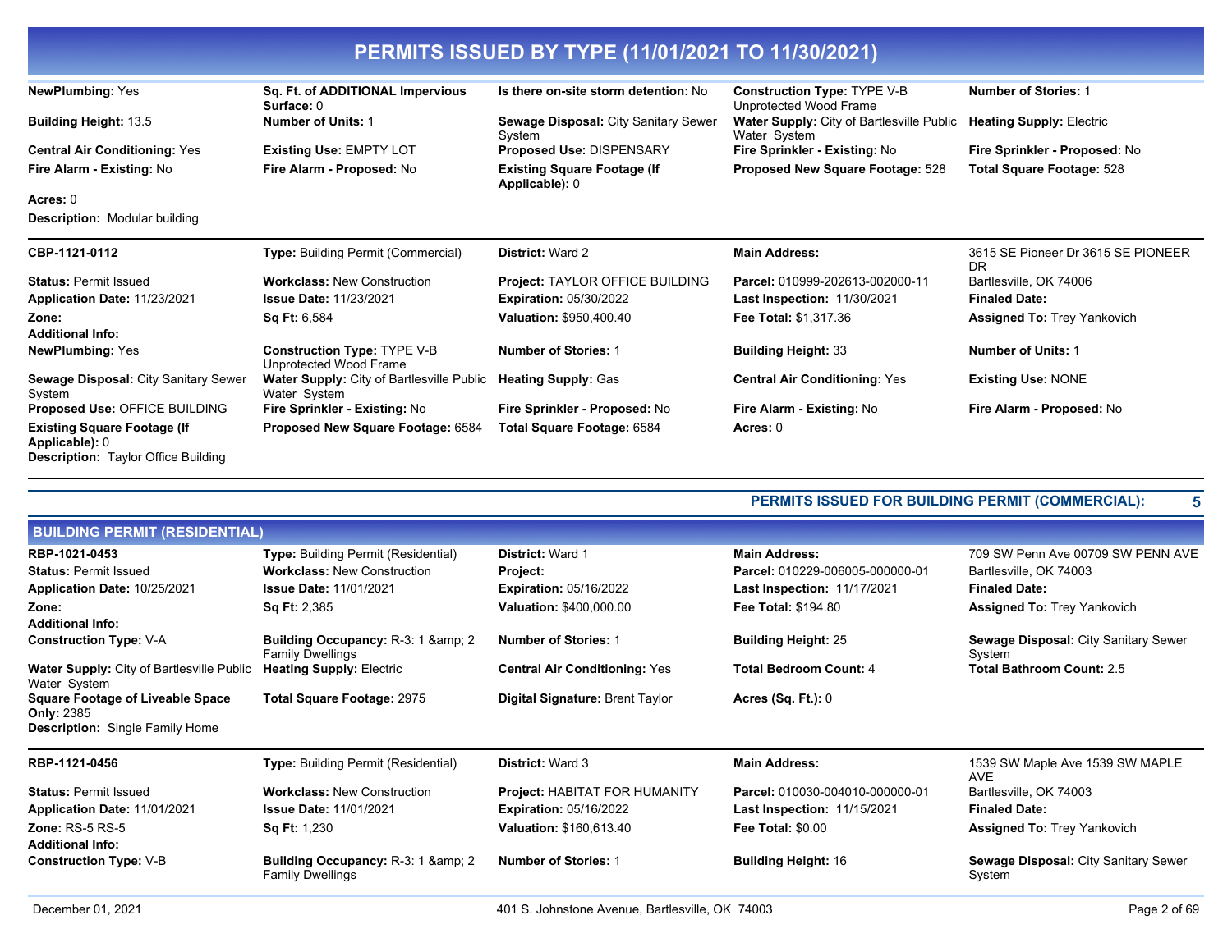# PERMITS ISSUED BY TYPE (11/01/2021 TO 11/30/2021)

**NewPlumbing:** Yes
**Sq. Ft. of ADDITIONAL Impervious Surface:** 0
**Is there on-site storm detention:** No
**Construction Type:** TYPE V-B Unprotected Wood Frame
**Number of Stories:** 1
**Building Height:** 13.5
**Number of Units:** 1
**Sewage Disposal:** City Sanitary Sewer System
**Water Supply:** City of Bartlesville Public Water System
**Heating Supply:** Electric
**Central Air Conditioning:** Yes
**Existing Use:** EMPTY LOT
**Proposed Use:** DISPENSARY
**Fire Sprinkler - Existing:** No
**Fire Sprinkler - Proposed:** No
**Fire Alarm - Existing:** No
**Fire Alarm - Proposed:** No
**Existing Square Footage (If Applicable):** 0
**Proposed New Square Footage:** 528
**Total Square Footage:** 528
**Acres:** 0
**Description:** Modular building

---

**CBP-1121-0112**
**Type:** Building Permit (Commercial)
**District:** Ward 2
**Main Address:** 3615 SE Pioneer Dr 3615 SE PIONEER DR Bartlesville, OK 74006
**Status:** Permit Issued
**Workclass:** New Construction
**Project:** TAYLOR OFFICE BUILDING
**Parcel:** 010999-202613-002000-11
**Application Date:** 11/23/2021
**Issue Date:** 11/23/2021
**Expiration:** 05/30/2022
**Last Inspection:** 11/30/2021
**Finaled Date:**
**Zone:**
**Sq Ft:** 6,584
**Valuation:** $950,400.40
**Fee Total:** $1,317.36
**Assigned To:** Trey Yankovich
**Additional Info:**
**NewPlumbing:** Yes
**Construction Type:** TYPE V-B Unprotected Wood Frame
**Number of Stories:** 1
**Building Height:** 33
**Number of Units:** 1
**Sewage Disposal:** City Sanitary Sewer System
**Water Supply:** City of Bartlesville Public Water System
**Heating Supply:** Gas
**Central Air Conditioning:** Yes
**Existing Use:** NONE
**Proposed Use:** OFFICE BUILDING
**Fire Sprinkler - Existing:** No
**Fire Sprinkler - Proposed:** No
**Fire Alarm - Existing:** No
**Fire Alarm - Proposed:** No
**Existing Square Footage (If Applicable):** 0
**Proposed New Square Footage:** 6584
**Total Square Footage:** 6584
**Acres:** 0
**Description:** Taylor Office Building

---

**PERMITS ISSUED FOR BUILDING PERMIT (COMMERCIAL): 5**

## BUILDING PERMIT (RESIDENTIAL)

**RBP-1021-0453**
**Type:** Building Permit (Residential)
**District:** Ward 1
**Main Address:** 709 SW Penn Ave 00709 SW PENN AVE Bartlesville, OK 74003
**Status:** Permit Issued
**Workclass:** New Construction
**Project:**
**Parcel:** 010229-006005-000000-01
**Application Date:** 10/25/2021
**Issue Date:** 11/01/2021
**Expiration:** 05/16/2022
**Last Inspection:** 11/17/2021
**Finaled Date:**
**Zone:**
**Sq Ft:** 2,385
**Valuation:** $400,000.00
**Fee Total:** $194.80
**Assigned To:** Trey Yankovich
**Additional Info:**
**Construction Type:** V-A
**Building Occupancy:** R-3: 1 &amp; 2 Family Dwellings
**Number of Stories:** 1
**Building Height:** 25
**Sewage Disposal:** City Sanitary Sewer System
**Water Supply:** City of Bartlesville Public Water System
**Heating Supply:** Electric
**Central Air Conditioning:** Yes
**Total Bedroom Count:** 4
**Total Bathroom Count:** 2.5
**Square Footage of Liveable Space Only:** 2385
**Total Square Footage:** 2975
**Digital Signature:** Brent Taylor
**Acres (Sq. Ft.):** 0
**Description:** Single Family Home

---

**RBP-1121-0456**
**Type:** Building Permit (Residential)
**District:** Ward 3
**Main Address:** 1539 SW Maple Ave 1539 SW MAPLE AVE Bartlesville, OK 74003
**Status:** Permit Issued
**Workclass:** New Construction
**Project:** HABITAT FOR HUMANITY
**Parcel:** 010030-004010-000000-01
**Application Date:** 11/01/2021
**Issue Date:** 11/01/2021
**Expiration:** 05/16/2022
**Last Inspection:** 11/15/2021
**Finaled Date:**
**Zone:** RS-5 RS-5
**Sq Ft:** 1,230
**Valuation:** $160,613.40
**Fee Total:** $0.00
**Assigned To:** Trey Yankovich
**Additional Info:**
**Construction Type:** V-B
**Building Occupancy:** R-3: 1 &amp; 2 Family Dwellings
**Number of Stories:** 1
**Building Height:** 16
**Sewage Disposal:** City Sanitary Sewer System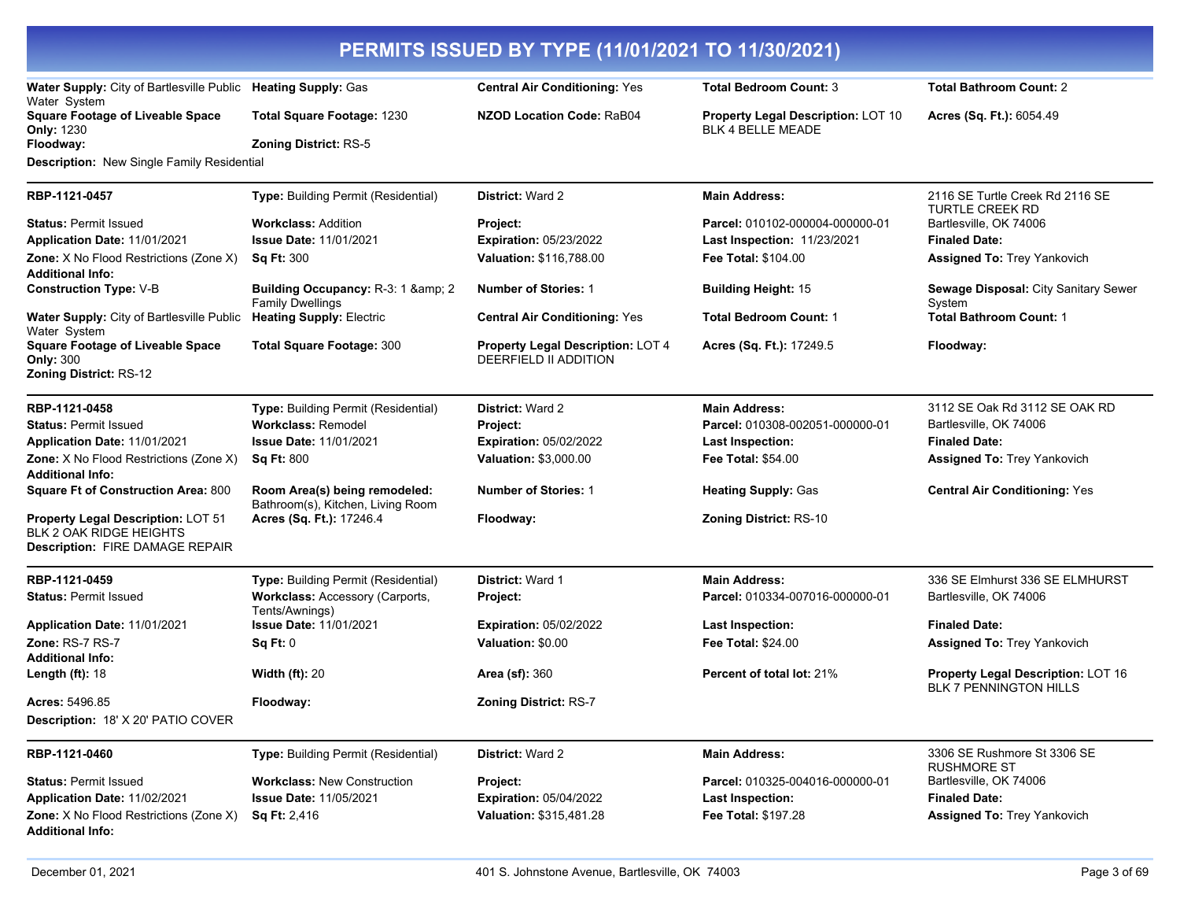## PERMITS ISSUED BY TYPE (11/01/2021 TO 11/30/2021)

| | | | | |
|---|---|---|---|---|
| **Water Supply:** City of Bartlesville Public Water System | **Heating Supply:** Gas | **Central Air Conditioning:** Yes | **Total Bedroom Count:** 3 | **Total Bathroom Count:** 2 |
| **Square Footage of Liveable Space Only:** 1230 | **Total Square Footage:** 1230 | **NZOD Location Code:** RaB04 | **Property Legal Description:** LOT 10 BLK 4 BELLE MEADE | **Acres (Sq. Ft.):** 6054.49 |
| **Floodway:** | **Zoning District:** RS-5 | | | |

**Description:** New Single Family Residential

---

| | | | | |
|---|---|---|---|---|
| **RBP-1121-0457** | **Type:** Building Permit (Residential) | **District:** Ward 2 | **Main Address:** | 2116 SE Turtle Creek Rd 2116 SE TURTLE CREEK RD |
| **Status:** Permit Issued | **Workclass:** Addition | **Project:** | **Parcel:** 010102-000004-000000-01 | Bartlesville, OK 74006 |
| **Application Date:** 11/01/2021 | **Issue Date:** 11/01/2021 | **Expiration:** 05/23/2022 | **Last Inspection:** 11/23/2021 | **Finaled Date:** |
| **Zone:** X No Flood Restrictions (Zone X) | **Sq Ft:** 300 | **Valuation:** $116,788.00 | **Fee Total:** $104.00 | **Assigned To:** Trey Yankovich |
| **Additional Info:** | | | | |
| **Construction Type:** V-B | **Building Occupancy:** R-3: 1 &amp; 2 Family Dwellings | **Number of Stories:** 1 | **Building Height:** 15 | **Sewage Disposal:** City Sanitary Sewer System |
| **Water Supply:** City of Bartlesville Public Water System | **Heating Supply:** Electric | **Central Air Conditioning:** Yes | **Total Bedroom Count:** 1 | **Total Bathroom Count:** 1 |
| **Square Footage of Liveable Space Only:** 300 | **Total Square Footage:** 300 | **Property Legal Description:** LOT 4 DEERFIELD II ADDITION | **Acres (Sq. Ft.):** 17249.5 | **Floodway:** |
| **Zoning District:** RS-12 | | | | |

---

| | | | | |
|---|---|---|---|---|
| **RBP-1121-0458** | **Type:** Building Permit (Residential) | **District:** Ward 2 | **Main Address:** | 3112 SE Oak Rd 3112 SE OAK RD |
| **Status:** Permit Issued | **Workclass:** Remodel | **Project:** | **Parcel:** 010308-002051-000000-01 | Bartlesville, OK 74006 |
| **Application Date:** 11/01/2021 | **Issue Date:** 11/01/2021 | **Expiration:** 05/02/2022 | **Last Inspection:** | **Finaled Date:** |
| **Zone:** X No Flood Restrictions (Zone X) | **Sq Ft:** 800 | **Valuation:** $3,000.00 | **Fee Total:** $54.00 | **Assigned To:** Trey Yankovich |
| **Additional Info:** | | | | |
| **Square Ft of Construction Area:** 800 | **Room Area(s) being remodeled:** Bathroom(s), Kitchen, Living Room | **Number of Stories:** 1 | **Heating Supply:** Gas | **Central Air Conditioning:** Yes |
| **Property Legal Description:** LOT 51 BLK 2 OAK RIDGE HEIGHTS | **Acres (Sq. Ft.):** 17246.4 | **Floodway:** | **Zoning District:** RS-10 | |

**Description:** FIRE DAMAGE REPAIR

---

| | | | | |
|---|---|---|---|---|
| **RBP-1121-0459** | **Type:** Building Permit (Residential) | **District:** Ward 1 | **Main Address:** | 336 SE Elmhurst 336 SE ELMHURST |
| **Status:** Permit Issued | **Workclass:** Accessory (Carports, Tents/Awnings) | **Project:** | **Parcel:** 010334-007016-000000-01 | Bartlesville, OK 74006 |
| **Application Date:** 11/01/2021 | **Issue Date:** 11/01/2021 | **Expiration:** 05/02/2022 | **Last Inspection:** | **Finaled Date:** |
| **Zone:** RS-7 RS-7 | **Sq Ft:** 0 | **Valuation:** $0.00 | **Fee Total:** $24.00 | **Assigned To:** Trey Yankovich |
| **Additional Info:** | | | | |
| **Length (ft):** 18 | **Width (ft):** 20 | **Area (sf):** 360 | **Percent of total lot:** 21% | **Property Legal Description:** LOT 16 BLK 7 PENNINGTON HILLS |
| **Acres:** 5496.85 | **Floodway:** | **Zoning District:** RS-7 | | |

**Description:** 18' X 20' PATIO COVER

---

| | | | | |
|---|---|---|---|---|
| **RBP-1121-0460** | **Type:** Building Permit (Residential) | **District:** Ward 2 | **Main Address:** | 3306 SE Rushmore St 3306 SE RUSHMORE ST |
| **Status:** Permit Issued | **Workclass:** New Construction | **Project:** | **Parcel:** 010325-004016-000000-01 | Bartlesville, OK 74006 |
| **Application Date:** 11/02/2021 | **Issue Date:** 11/05/2021 | **Expiration:** 05/04/2022 | **Last Inspection:** | **Finaled Date:** |
| **Zone:** X No Flood Restrictions (Zone X) | **Sq Ft:** 2,416 | **Valuation:** $315,481.28 | **Fee Total:** $197.28 | **Assigned To:** Trey Yankovich |
| **Additional Info:** | | | | |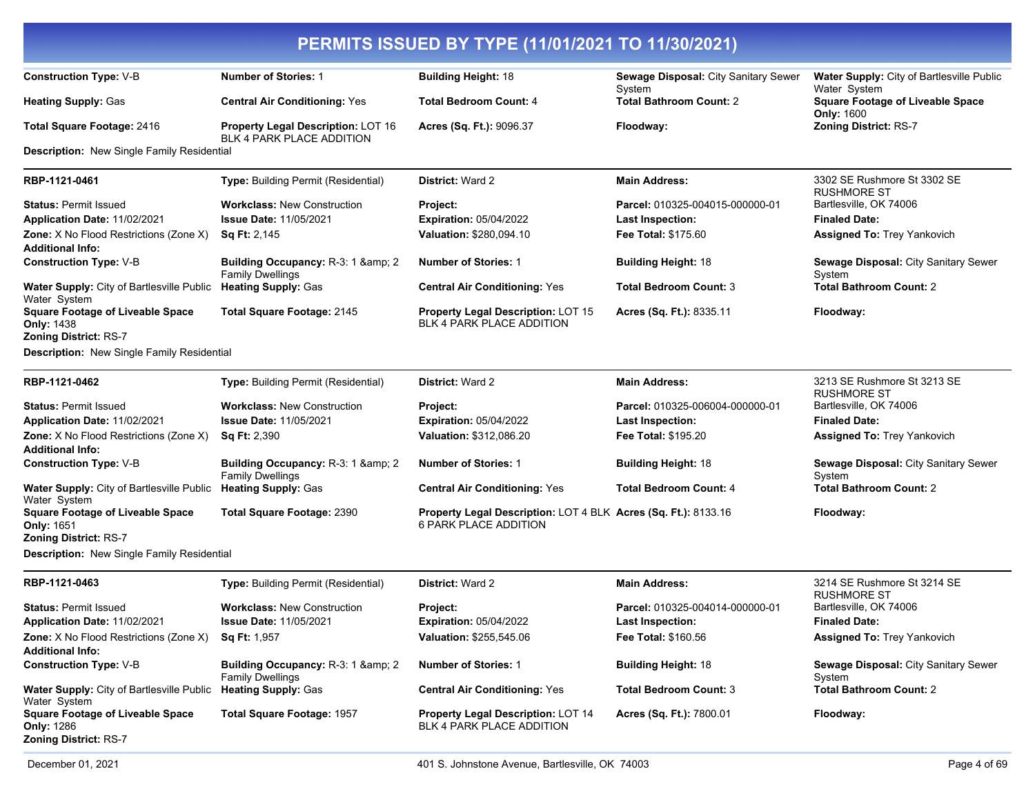# PERMITS ISSUED BY TYPE (11/01/2021 TO 11/30/2021)

**Construction Type:** V-B | **Number of Stories:** 1 | **Building Height:** 18 | **Sewage Disposal:** City Sanitary Sewer System | **Water Supply:** City of Bartlesville Public Water System
**Heating Supply:** Gas | **Central Air Conditioning:** Yes | **Total Bedroom Count:** 4 | **Total Bathroom Count:** 2 | **Square Footage of Liveable Space Only:** 1600
**Total Square Footage:** 2416 | **Property Legal Description:** LOT 16 BLK 4 PARK PLACE ADDITION | **Acres (Sq. Ft.):** 9096.37 | **Floodway:** | **Zoning District:** RS-7

**Description:** New Single Family Residential

---

**RBP-1121-0461** | **Type:** Building Permit (Residential) | **District:** Ward 2 | **Main Address:** 3302 SE Rushmore St 3302 SE RUSHMORE ST Bartlesville, OK 74006

**Status:** Permit Issued | **Workclass:** New Construction | **Project:** | **Parcel:** 010325-004015-000000-01
**Application Date:** 11/02/2021 | **Issue Date:** 11/05/2021 | **Expiration:** 05/04/2022 | **Last Inspection:** | **Finaled Date:**
**Zone:** X No Flood Restrictions (Zone X) | **Sq Ft:** 2,145 | **Valuation:** $280,094.10 | **Fee Total:** $175.60 | **Assigned To:** Trey Yankovich
**Additional Info:**
**Construction Type:** V-B | **Building Occupancy:** R-3: 1 &amp; 2 Family Dwellings | **Number of Stories:** 1 | **Building Height:** 18 | **Sewage Disposal:** City Sanitary Sewer System
**Water Supply:** City of Bartlesville Public Water System | **Heating Supply:** Gas | **Central Air Conditioning:** Yes | **Total Bedroom Count:** 3 | **Total Bathroom Count:** 2
**Square Footage of Liveable Space Only:** 1438 | **Total Square Footage:** 2145 | **Property Legal Description:** LOT 15 BLK 4 PARK PLACE ADDITION | **Acres (Sq. Ft.):** 8335.11 | **Floodway:**
**Zoning District:** RS-7

**Description:** New Single Family Residential

---

**RBP-1121-0462** | **Type:** Building Permit (Residential) | **District:** Ward 2 | **Main Address:** 3213 SE Rushmore St 3213 SE RUSHMORE ST Bartlesville, OK 74006

**Status:** Permit Issued | **Workclass:** New Construction | **Project:** | **Parcel:** 010325-006004-000000-01
**Application Date:** 11/02/2021 | **Issue Date:** 11/05/2021 | **Expiration:** 05/04/2022 | **Last Inspection:** | **Finaled Date:**
**Zone:** X No Flood Restrictions (Zone X) | **Sq Ft:** 2,390 | **Valuation:** $312,086.20 | **Fee Total:** $195.20 | **Assigned To:** Trey Yankovich
**Additional Info:**
**Construction Type:** V-B | **Building Occupancy:** R-3: 1 &amp; 2 Family Dwellings | **Number of Stories:** 1 | **Building Height:** 18 | **Sewage Disposal:** City Sanitary Sewer System
**Water Supply:** City of Bartlesville Public Water System | **Heating Supply:** Gas | **Central Air Conditioning:** Yes | **Total Bedroom Count:** 4 | **Total Bathroom Count:** 2
**Square Footage of Liveable Space Only:** 1651 | **Total Square Footage:** 2390 | **Property Legal Description:** LOT 4 BLK 6 PARK PLACE ADDITION | **Acres (Sq. Ft.):** 8133.16 | **Floodway:**
**Zoning District:** RS-7

**Description:** New Single Family Residential

---

**RBP-1121-0463** | **Type:** Building Permit (Residential) | **District:** Ward 2 | **Main Address:** 3214 SE Rushmore St 3214 SE RUSHMORE ST Bartlesville, OK 74006

**Status:** Permit Issued | **Workclass:** New Construction | **Project:** | **Parcel:** 010325-004014-000000-01
**Application Date:** 11/02/2021 | **Issue Date:** 11/05/2021 | **Expiration:** 05/04/2022 | **Last Inspection:** | **Finaled Date:**
**Zone:** X No Flood Restrictions (Zone X) | **Sq Ft:** 1,957 | **Valuation:** $255,545.06 | **Fee Total:** $160.56 | **Assigned To:** Trey Yankovich
**Additional Info:**
**Construction Type:** V-B | **Building Occupancy:** R-3: 1 &amp; 2 Family Dwellings | **Number of Stories:** 1 | **Building Height:** 18 | **Sewage Disposal:** City Sanitary Sewer System
**Water Supply:** City of Bartlesville Public Water System | **Heating Supply:** Gas | **Central Air Conditioning:** Yes | **Total Bedroom Count:** 3 | **Total Bathroom Count:** 2
**Square Footage of Liveable Space Only:** 1286 | **Total Square Footage:** 1957 | **Property Legal Description:** LOT 14 BLK 4 PARK PLACE ADDITION | **Acres (Sq. Ft.):** 7800.01 | **Floodway:**
**Zoning District:** RS-7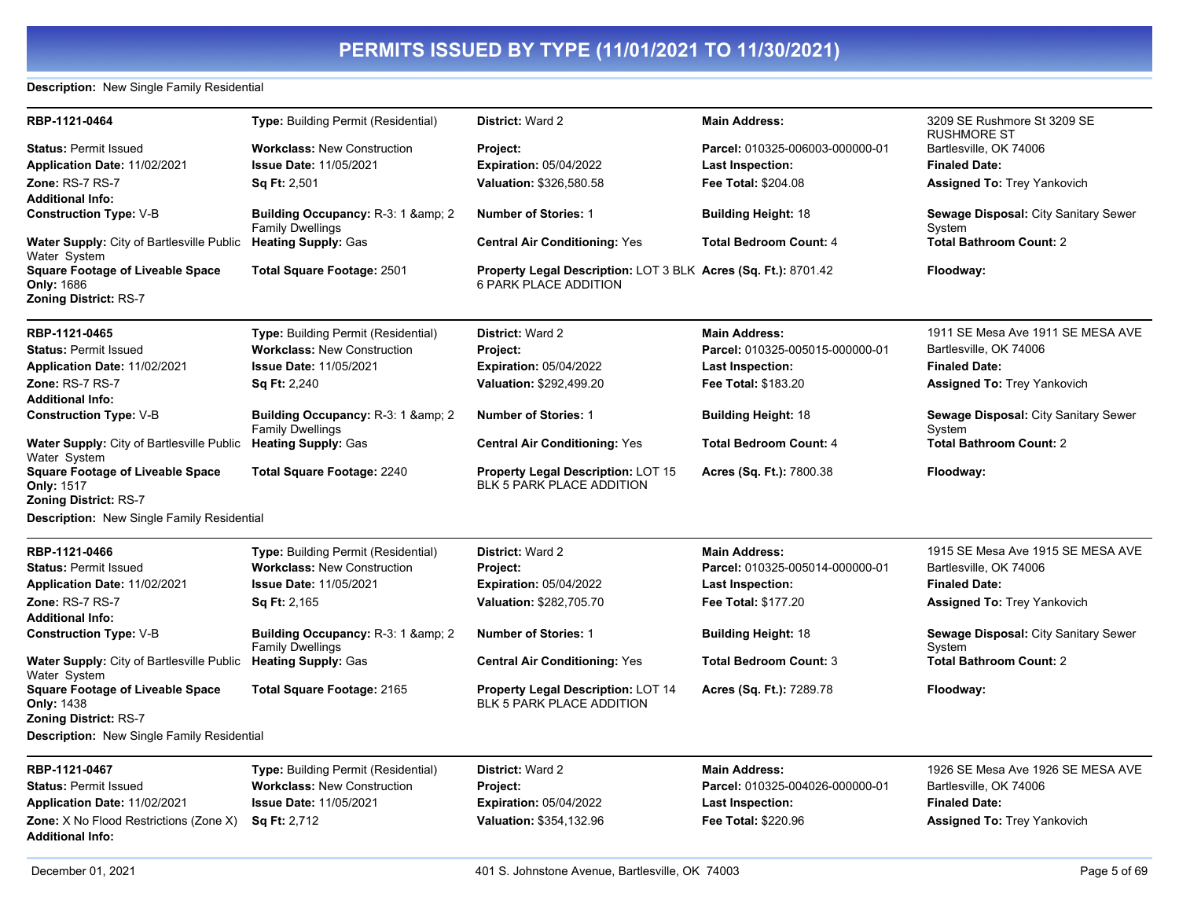# PERMITS ISSUED BY TYPE (11/01/2021 TO 11/30/2021)

**Description:** New Single Family Residential

---

| | | | | |
|---|---|---|---|---|
| **RBP-1121-0464** | **Type:** Building Permit (Residential) | **District:** Ward 2 | **Main Address:** | 3209 SE Rushmore St 3209 SE RUSHMORE ST |
| **Status:** Permit Issued | **Workclass:** New Construction | **Project:** | **Parcel:** 010325-006003-000000-01 | Bartlesville, OK 74006 |
| **Application Date:** 11/02/2021 | **Issue Date:** 11/05/2021 | **Expiration:** 05/04/2022 | **Last Inspection:** | **Finaled Date:** |
| **Zone:** RS-7 RS-7 | **Sq Ft:** 2,501 | **Valuation:** $326,580.58 | **Fee Total:** $204.08 | **Assigned To:** Trey Yankovich |
| **Additional Info:** | | | | |
| **Construction Type:** V-B | **Building Occupancy:** R-3: 1 &amp; 2 Family Dwellings | **Number of Stories:** 1 | **Building Height:** 18 | **Sewage Disposal:** City Sanitary Sewer System |
| **Water Supply:** City of Bartlesville Public Water System | **Heating Supply:** Gas | **Central Air Conditioning:** Yes | **Total Bedroom Count:** 4 | **Total Bathroom Count:** 2 |
| **Square Footage of Liveable Space Only:** 1686 | **Total Square Footage:** 2501 | **Property Legal Description:** LOT 3 BLK 6 PARK PLACE ADDITION | **Acres (Sq. Ft.):** 8701.42 | **Floodway:** |
| **Zoning District:** RS-7 | | | | |

---

| | | | | |
|---|---|---|---|---|
| **RBP-1121-0465** | **Type:** Building Permit (Residential) | **District:** Ward 2 | **Main Address:** | 1911 SE Mesa Ave 1911 SE MESA AVE |
| **Status:** Permit Issued | **Workclass:** New Construction | **Project:** | **Parcel:** 010325-005015-000000-01 | Bartlesville, OK 74006 |
| **Application Date:** 11/02/2021 | **Issue Date:** 11/05/2021 | **Expiration:** 05/04/2022 | **Last Inspection:** | **Finaled Date:** |
| **Zone:** RS-7 RS-7 | **Sq Ft:** 2,240 | **Valuation:** $292,499.20 | **Fee Total:** $183.20 | **Assigned To:** Trey Yankovich |
| **Additional Info:** | | | | |
| **Construction Type:** V-B | **Building Occupancy:** R-3: 1 &amp; 2 Family Dwellings | **Number of Stories:** 1 | **Building Height:** 18 | **Sewage Disposal:** City Sanitary Sewer System |
| **Water Supply:** City of Bartlesville Public Water System | **Heating Supply:** Gas | **Central Air Conditioning:** Yes | **Total Bedroom Count:** 4 | **Total Bathroom Count:** 2 |
| **Square Footage of Liveable Space Only:** 1517 | **Total Square Footage:** 2240 | **Property Legal Description:** LOT 15 BLK 5 PARK PLACE ADDITION | **Acres (Sq. Ft.):** 7800.38 | **Floodway:** |
| **Zoning District:** RS-7 | | | | |

**Description:** New Single Family Residential

---

| | | | | |
|---|---|---|---|---|
| **RBP-1121-0466** | **Type:** Building Permit (Residential) | **District:** Ward 2 | **Main Address:** | 1915 SE Mesa Ave 1915 SE MESA AVE |
| **Status:** Permit Issued | **Workclass:** New Construction | **Project:** | **Parcel:** 010325-005014-000000-01 | Bartlesville, OK 74006 |
| **Application Date:** 11/02/2021 | **Issue Date:** 11/05/2021 | **Expiration:** 05/04/2022 | **Last Inspection:** | **Finaled Date:** |
| **Zone:** RS-7 RS-7 | **Sq Ft:** 2,165 | **Valuation:** $282,705.70 | **Fee Total:** $177.20 | **Assigned To:** Trey Yankovich |
| **Additional Info:** | | | | |
| **Construction Type:** V-B | **Building Occupancy:** R-3: 1 &amp; 2 Family Dwellings | **Number of Stories:** 1 | **Building Height:** 18 | **Sewage Disposal:** City Sanitary Sewer System |
| **Water Supply:** City of Bartlesville Public Water System | **Heating Supply:** Gas | **Central Air Conditioning:** Yes | **Total Bedroom Count:** 3 | **Total Bathroom Count:** 2 |
| **Square Footage of Liveable Space Only:** 1438 | **Total Square Footage:** 2165 | **Property Legal Description:** LOT 14 BLK 5 PARK PLACE ADDITION | **Acres (Sq. Ft.):** 7289.78 | **Floodway:** |
| **Zoning District:** RS-7 | | | | |

**Description:** New Single Family Residential

---

| | | | | |
|---|---|---|---|---|
| **RBP-1121-0467** | **Type:** Building Permit (Residential) | **District:** Ward 2 | **Main Address:** | 1926 SE Mesa Ave 1926 SE MESA AVE |
| **Status:** Permit Issued | **Workclass:** New Construction | **Project:** | **Parcel:** 010325-004026-000000-01 | Bartlesville, OK 74006 |
| **Application Date:** 11/02/2021 | **Issue Date:** 11/05/2021 | **Expiration:** 05/04/2022 | **Last Inspection:** | **Finaled Date:** |
| **Zone:** X No Flood Restrictions (Zone X) | **Sq Ft:** 2,712 | **Valuation:** $354,132.96 | **Fee Total:** $220.96 | **Assigned To:** Trey Yankovich |
| **Additional Info:** | | | | |

December 01, 2021 — 401 S. Johnstone Avenue, Bartlesville, OK 74003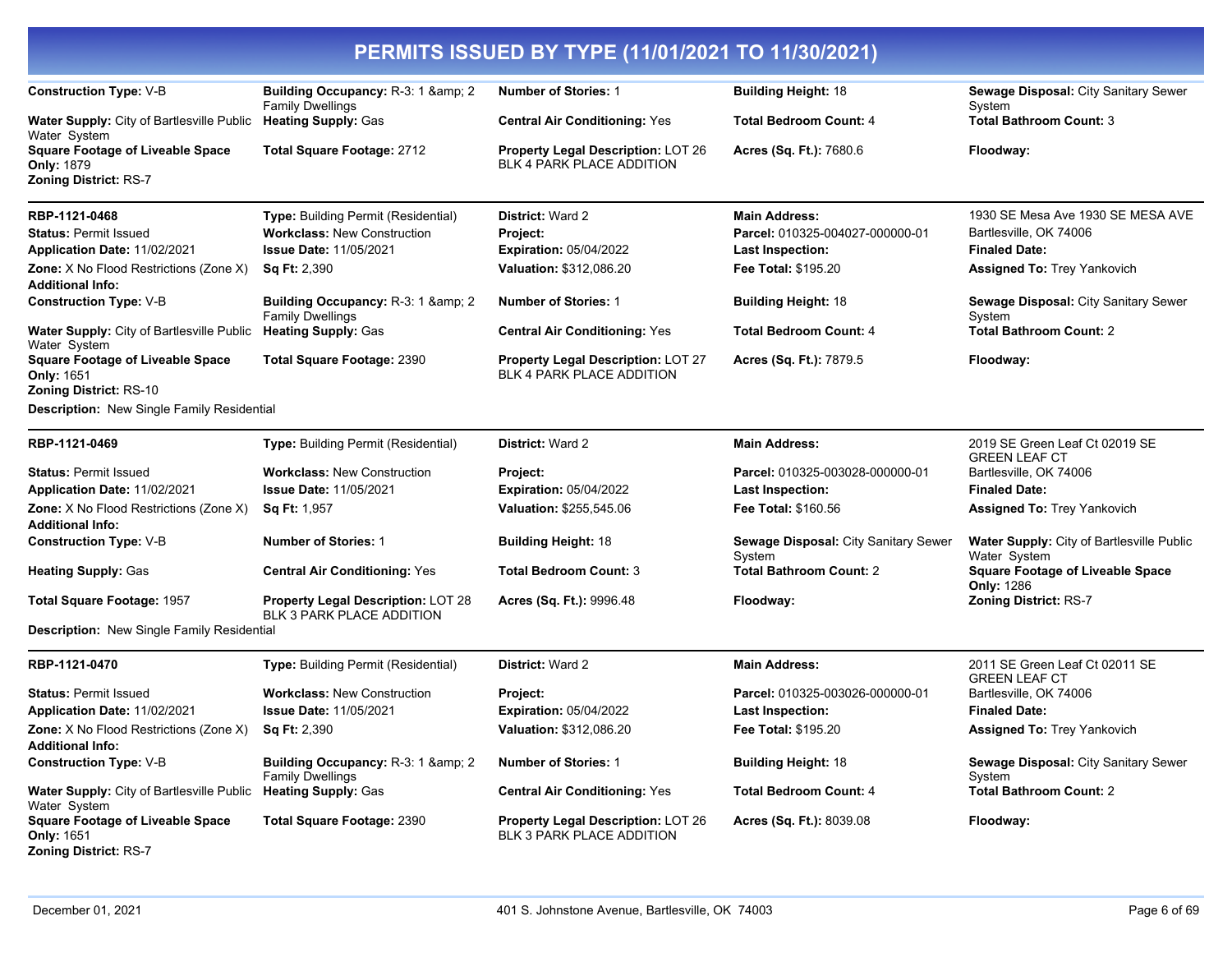# PERMITS ISSUED BY TYPE (11/01/2021 TO 11/30/2021)

**Construction Type:** V-B | **Building Occupancy:** R-3: 1 &amp; 2 Family Dwellings | **Number of Stories:** 1 | **Building Height:** 18 | **Sewage Disposal:** City Sanitary Sewer System

**Water Supply:** City of Bartlesville Public Water System | **Heating Supply:** Gas | **Central Air Conditioning:** Yes | **Total Bedroom Count:** 4 | **Total Bathroom Count:** 3

**Square Footage of Liveable Space Only:** 1879 | **Total Square Footage:** 2712 | **Property Legal Description:** LOT 26 BLK 4 PARK PLACE ADDITION | **Acres (Sq. Ft.):** 7680.6 | **Floodway:**

**Zoning District:** RS-7

---

**RBP-1121-0468**

- **Type:** Building Permit (Residential)
- **District:** Ward 2
- **Main Address:** 1930 SE Mesa Ave 1930 SE MESA AVE Bartlesville, OK 74006
- **Status:** Permit Issued
- **Workclass:** New Construction
- **Project:**
- **Parcel:** 010325-004027-000000-01
- **Application Date:** 11/02/2021
- **Issue Date:** 11/05/2021
- **Expiration:** 05/04/2022
- **Last Inspection:**
- **Finaled Date:**
- **Zone:** X No Flood Restrictions (Zone X)
- **Sq Ft:** 2,390
- **Valuation:** $312,086.20
- **Fee Total:** $195.20
- **Assigned To:** Trey Yankovich
- **Additional Info:**
- **Construction Type:** V-B
- **Building Occupancy:** R-3: 1 &amp; 2 Family Dwellings
- **Number of Stories:** 1
- **Building Height:** 18
- **Sewage Disposal:** City Sanitary Sewer System
- **Water Supply:** City of Bartlesville Public Water System
- **Heating Supply:** Gas
- **Central Air Conditioning:** Yes
- **Total Bedroom Count:** 4
- **Total Bathroom Count:** 2
- **Square Footage of Liveable Space Only:** 1651
- **Total Square Footage:** 2390
- **Property Legal Description:** LOT 27 BLK 4 PARK PLACE ADDITION
- **Acres (Sq. Ft.):** 7879.5
- **Floodway:**
- **Zoning District:** RS-10

**Description:** New Single Family Residential

---

**RBP-1121-0469**

- **Type:** Building Permit (Residential)
- **District:** Ward 2
- **Main Address:** 2019 SE Green Leaf Ct 02019 SE GREEN LEAF CT Bartlesville, OK 74006
- **Status:** Permit Issued
- **Workclass:** New Construction
- **Project:**
- **Parcel:** 010325-003028-000000-01
- **Application Date:** 11/02/2021
- **Issue Date:** 11/05/2021
- **Expiration:** 05/04/2022
- **Last Inspection:**
- **Finaled Date:**
- **Zone:** X No Flood Restrictions (Zone X)
- **Sq Ft:** 1,957
- **Valuation:** $255,545.06
- **Fee Total:** $160.56
- **Assigned To:** Trey Yankovich
- **Additional Info:**
- **Construction Type:** V-B
- **Number of Stories:** 1
- **Building Height:** 18
- **Sewage Disposal:** City Sanitary Sewer System
- **Water Supply:** City of Bartlesville Public Water System
- **Heating Supply:** Gas
- **Central Air Conditioning:** Yes
- **Total Bedroom Count:** 3
- **Total Bathroom Count:** 2
- **Square Footage of Liveable Space Only:** 1286
- **Total Square Footage:** 1957
- **Property Legal Description:** LOT 28 BLK 3 PARK PLACE ADDITION
- **Acres (Sq. Ft.):** 9996.48
- **Floodway:**
- **Zoning District:** RS-7

**Description:** New Single Family Residential

---

**RBP-1121-0470**

- **Type:** Building Permit (Residential)
- **District:** Ward 2
- **Main Address:** 2011 SE Green Leaf Ct 02011 SE GREEN LEAF CT Bartlesville, OK 74006
- **Status:** Permit Issued
- **Workclass:** New Construction
- **Project:**
- **Parcel:** 010325-003026-000000-01
- **Application Date:** 11/02/2021
- **Issue Date:** 11/05/2021
- **Expiration:** 05/04/2022
- **Last Inspection:**
- **Finaled Date:**
- **Zone:** X No Flood Restrictions (Zone X)
- **Sq Ft:** 2,390
- **Valuation:** $312,086.20
- **Fee Total:** $195.20
- **Assigned To:** Trey Yankovich
- **Additional Info:**
- **Construction Type:** V-B
- **Building Occupancy:** R-3: 1 &amp; 2 Family Dwellings
- **Number of Stories:** 1
- **Building Height:** 18
- **Sewage Disposal:** City Sanitary Sewer System
- **Water Supply:** City of Bartlesville Public Water System
- **Heating Supply:** Gas
- **Central Air Conditioning:** Yes
- **Total Bedroom Count:** 4
- **Total Bathroom Count:** 2
- **Square Footage of Liveable Space Only:** 1651
- **Total Square Footage:** 2390
- **Property Legal Description:** LOT 26 BLK 3 PARK PLACE ADDITION
- **Acres (Sq. Ft.):** 8039.08
- **Floodway:**
- **Zoning District:** RS-7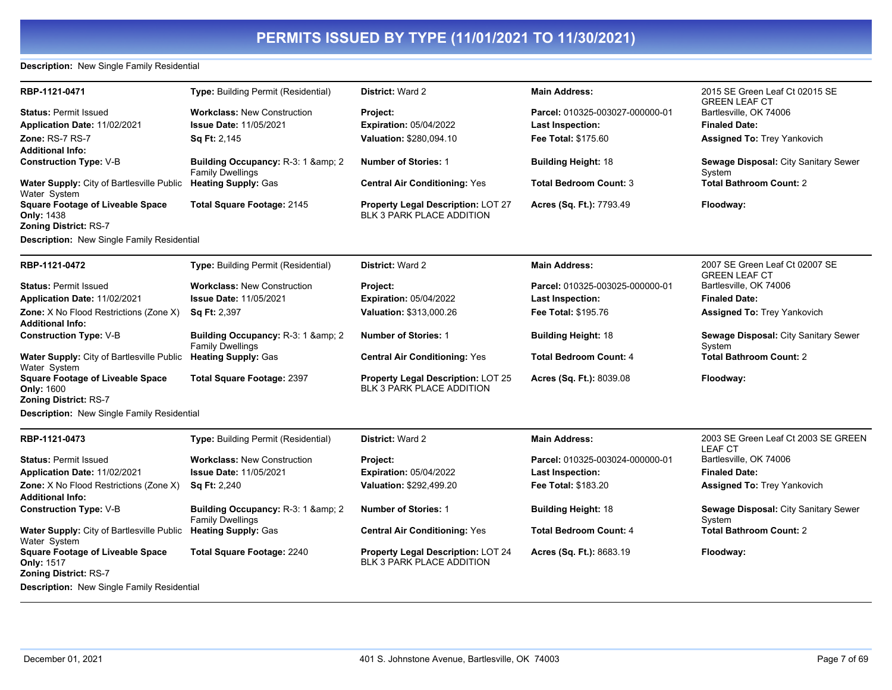# PERMITS ISSUED BY TYPE (11/01/2021 TO 11/30/2021)

**Description:** New Single Family Residential

| | | | | |
|---|---|---|---|---|
| **RBP-1121-0471** | **Type:** Building Permit (Residential) | **District:** Ward 2 | **Main Address:** | 2015 SE Green Leaf Ct 02015 SE GREEN LEAF CT Bartlesville, OK 74006 |
| **Status:** Permit Issued | **Workclass:** New Construction | **Project:** | **Parcel:** 010325-003027-000000-01 | |
| **Application Date:** 11/02/2021 | **Issue Date:** 11/05/2021 | **Expiration:** 05/04/2022 | **Last Inspection:** | **Finaled Date:** |
| **Zone:** RS-7 RS-7 | **Sq Ft:** 2,145 | **Valuation:** $280,094.10 | **Fee Total:** $175.60 | **Assigned To:** Trey Yankovich |
| **Additional Info:** | | | | |
| **Construction Type:** V-B | **Building Occupancy:** R-3: 1 &amp; 2 Family Dwellings | **Number of Stories:** 1 | **Building Height:** 18 | **Sewage Disposal:** City Sanitary Sewer System |
| **Water Supply:** City of Bartlesville Public Water System | **Heating Supply:** Gas | **Central Air Conditioning:** Yes | **Total Bedroom Count:** 3 | **Total Bathroom Count:** 2 |
| **Square Footage of Liveable Space Only:** 1438 | **Total Square Footage:** 2145 | **Property Legal Description:** LOT 27 BLK 3 PARK PLACE ADDITION | **Acres (Sq. Ft.):** 7793.49 | **Floodway:** |
| **Zoning District:** RS-7 | | | | |

**Description:** New Single Family Residential

| | | | | |
|---|---|---|---|---|
| **RBP-1121-0472** | **Type:** Building Permit (Residential) | **District:** Ward 2 | **Main Address:** | 2007 SE Green Leaf Ct 02007 SE GREEN LEAF CT Bartlesville, OK 74006 |
| **Status:** Permit Issued | **Workclass:** New Construction | **Project:** | **Parcel:** 010325-003025-000000-01 | |
| **Application Date:** 11/02/2021 | **Issue Date:** 11/05/2021 | **Expiration:** 05/04/2022 | **Last Inspection:** | **Finaled Date:** |
| **Zone:** X No Flood Restrictions (Zone X) | **Sq Ft:** 2,397 | **Valuation:** $313,000.26 | **Fee Total:** $195.76 | **Assigned To:** Trey Yankovich |
| **Additional Info:** | | | | |
| **Construction Type:** V-B | **Building Occupancy:** R-3: 1 &amp; 2 Family Dwellings | **Number of Stories:** 1 | **Building Height:** 18 | **Sewage Disposal:** City Sanitary Sewer System |
| **Water Supply:** City of Bartlesville Public Water System | **Heating Supply:** Gas | **Central Air Conditioning:** Yes | **Total Bedroom Count:** 4 | **Total Bathroom Count:** 2 |
| **Square Footage of Liveable Space Only:** 1600 | **Total Square Footage:** 2397 | **Property Legal Description:** LOT 25 BLK 3 PARK PLACE ADDITION | **Acres (Sq. Ft.):** 8039.08 | **Floodway:** |
| **Zoning District:** RS-7 | | | | |

**Description:** New Single Family Residential

| | | | | |
|---|---|---|---|---|
| **RBP-1121-0473** | **Type:** Building Permit (Residential) | **District:** Ward 2 | **Main Address:** | 2003 SE Green Leaf Ct 2003 SE GREEN LEAF CT Bartlesville, OK 74006 |
| **Status:** Permit Issued | **Workclass:** New Construction | **Project:** | **Parcel:** 010325-003024-000000-01 | |
| **Application Date:** 11/02/2021 | **Issue Date:** 11/05/2021 | **Expiration:** 05/04/2022 | **Last Inspection:** | **Finaled Date:** |
| **Zone:** X No Flood Restrictions (Zone X) | **Sq Ft:** 2,240 | **Valuation:** $292,499.20 | **Fee Total:** $183.20 | **Assigned To:** Trey Yankovich |
| **Additional Info:** | | | | |
| **Construction Type:** V-B | **Building Occupancy:** R-3: 1 &amp; 2 Family Dwellings | **Number of Stories:** 1 | **Building Height:** 18 | **Sewage Disposal:** City Sanitary Sewer System |
| **Water Supply:** City of Bartlesville Public Water System | **Heating Supply:** Gas | **Central Air Conditioning:** Yes | **Total Bedroom Count:** 4 | **Total Bathroom Count:** 2 |
| **Square Footage of Liveable Space Only:** 1517 | **Total Square Footage:** 2240 | **Property Legal Description:** LOT 24 BLK 3 PARK PLACE ADDITION | **Acres (Sq. Ft.):** 8683.19 | **Floodway:** |
| **Zoning District:** RS-7 | | | | |

**Description:** New Single Family Residential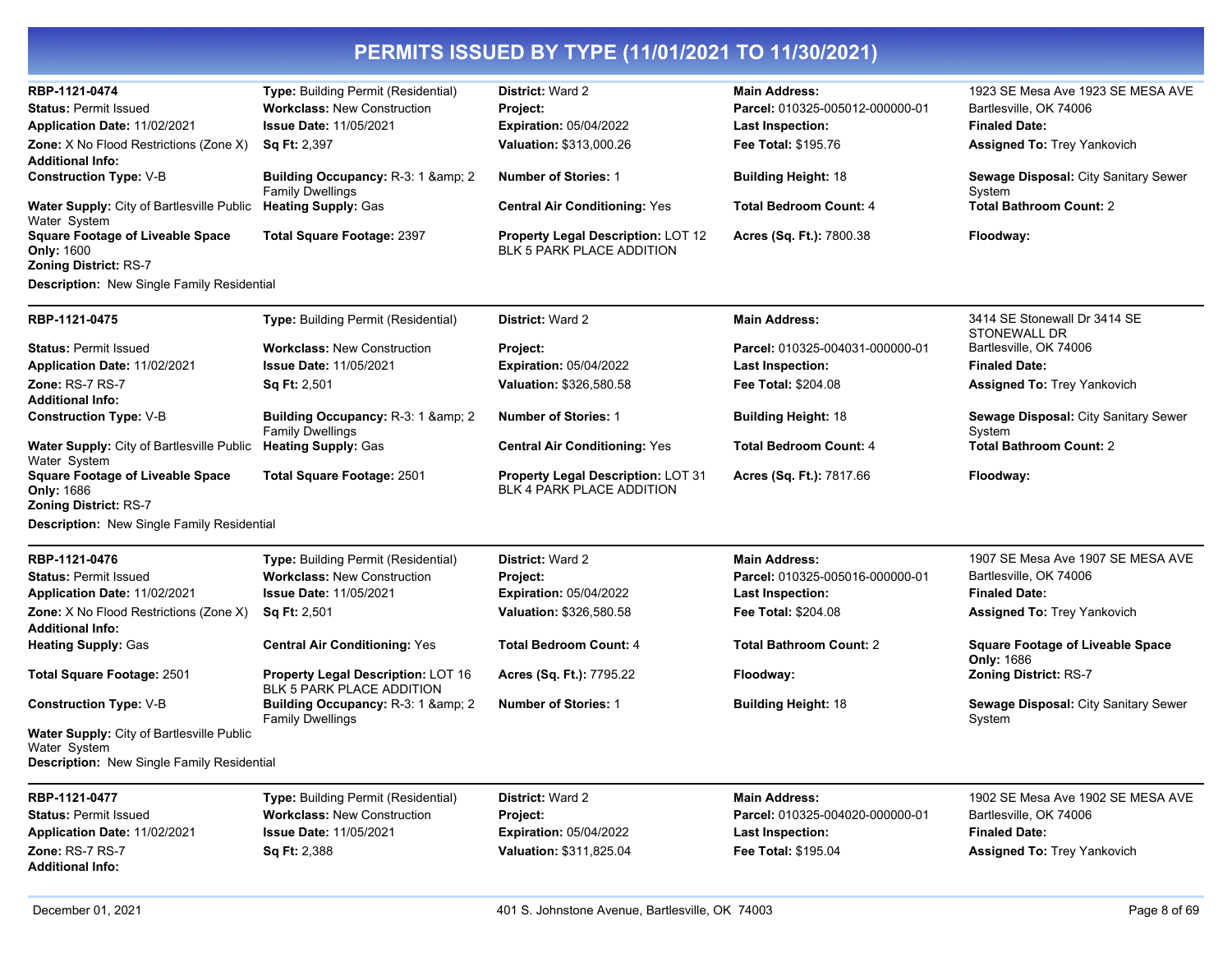# PERMITS ISSUED BY TYPE (11/01/2021 TO 11/30/2021)

**RBP-1121-0474**
**Type:** Building Permit (Residential)
**District:** Ward 2
**Main Address:** 1923 SE Mesa Ave 1923 SE MESA AVE Bartlesville, OK 74006
**Status:** Permit Issued
**Workclass:** New Construction
**Project:**
**Parcel:** 010325-005012-000000-01
**Application Date:** 11/02/2021
**Issue Date:** 11/05/2021
**Expiration:** 05/04/2022
**Last Inspection:**
**Finaled Date:**
**Zone:** X No Flood Restrictions (Zone X)
**Sq Ft:** 2,397
**Valuation:** $313,000.26
**Fee Total:** $195.76
**Assigned To:** Trey Yankovich
**Additional Info:**
**Construction Type:** V-B
**Building Occupancy:** R-3: 1 &amp; 2 Family Dwellings
**Number of Stories:** 1
**Building Height:** 18
**Sewage Disposal:** City Sanitary Sewer System
**Water Supply:** City of Bartlesville Public Water System
**Heating Supply:** Gas
**Central Air Conditioning:** Yes
**Total Bedroom Count:** 4
**Total Bathroom Count:** 2
**Square Footage of Liveable Space Only:** 1600
**Total Square Footage:** 2397
**Property Legal Description:** LOT 12 BLK 5 PARK PLACE ADDITION
**Acres (Sq. Ft.):** 7800.38
**Floodway:**
**Zoning District:** RS-7
**Description:** New Single Family Residential

---

**RBP-1121-0475**
**Type:** Building Permit (Residential)
**District:** Ward 2
**Main Address:** 3414 SE Stonewall Dr 3414 SE STONEWALL DR Bartlesville, OK 74006
**Status:** Permit Issued
**Workclass:** New Construction
**Project:**
**Parcel:** 010325-004031-000000-01
**Application Date:** 11/02/2021
**Issue Date:** 11/05/2021
**Expiration:** 05/04/2022
**Last Inspection:**
**Finaled Date:**
**Zone:** RS-7 RS-7
**Sq Ft:** 2,501
**Valuation:** $326,580.58
**Fee Total:** $204.08
**Assigned To:** Trey Yankovich
**Additional Info:**
**Construction Type:** V-B
**Building Occupancy:** R-3: 1 &amp; 2 Family Dwellings
**Number of Stories:** 1
**Building Height:** 18
**Sewage Disposal:** City Sanitary Sewer System
**Water Supply:** City of Bartlesville Public Water System
**Heating Supply:** Gas
**Central Air Conditioning:** Yes
**Total Bedroom Count:** 4
**Total Bathroom Count:** 2
**Square Footage of Liveable Space Only:** 1686
**Total Square Footage:** 2501
**Property Legal Description:** LOT 31 BLK 4 PARK PLACE ADDITION
**Acres (Sq. Ft.):** 7817.66
**Floodway:**
**Zoning District:** RS-7
**Description:** New Single Family Residential

---

**RBP-1121-0476**
**Type:** Building Permit (Residential)
**District:** Ward 2
**Main Address:** 1907 SE Mesa Ave 1907 SE MESA AVE Bartlesville, OK 74006
**Status:** Permit Issued
**Workclass:** New Construction
**Project:**
**Parcel:** 010325-005016-000000-01
**Application Date:** 11/02/2021
**Issue Date:** 11/05/2021
**Expiration:** 05/04/2022
**Last Inspection:**
**Finaled Date:**
**Zone:** X No Flood Restrictions (Zone X)
**Sq Ft:** 2,501
**Valuation:** $326,580.58
**Fee Total:** $204.08
**Assigned To:** Trey Yankovich
**Additional Info:**
**Heating Supply:** Gas
**Central Air Conditioning:** Yes
**Total Bedroom Count:** 4
**Total Bathroom Count:** 2
**Square Footage of Liveable Space Only:** 1686
**Total Square Footage:** 2501
**Property Legal Description:** LOT 16 BLK 5 PARK PLACE ADDITION
**Acres (Sq. Ft.):** 7795.22
**Floodway:**
**Zoning District:** RS-7
**Construction Type:** V-B
**Building Occupancy:** R-3: 1 &amp; 2 Family Dwellings
**Number of Stories:** 1
**Building Height:** 18
**Sewage Disposal:** City Sanitary Sewer System
**Water Supply:** City of Bartlesville Public Water System
**Description:** New Single Family Residential

---

**RBP-1121-0477**
**Type:** Building Permit (Residential)
**District:** Ward 2
**Main Address:** 1902 SE Mesa Ave 1902 SE MESA AVE Bartlesville, OK 74006
**Status:** Permit Issued
**Workclass:** New Construction
**Project:**
**Parcel:** 010325-004020-000000-01
**Application Date:** 11/02/2021
**Issue Date:** 11/05/2021
**Expiration:** 05/04/2022
**Last Inspection:**
**Finaled Date:**
**Zone:** RS-7 RS-7
**Sq Ft:** 2,388
**Valuation:** $311,825.04
**Fee Total:** $195.04
**Assigned To:** Trey Yankovich
**Additional Info:**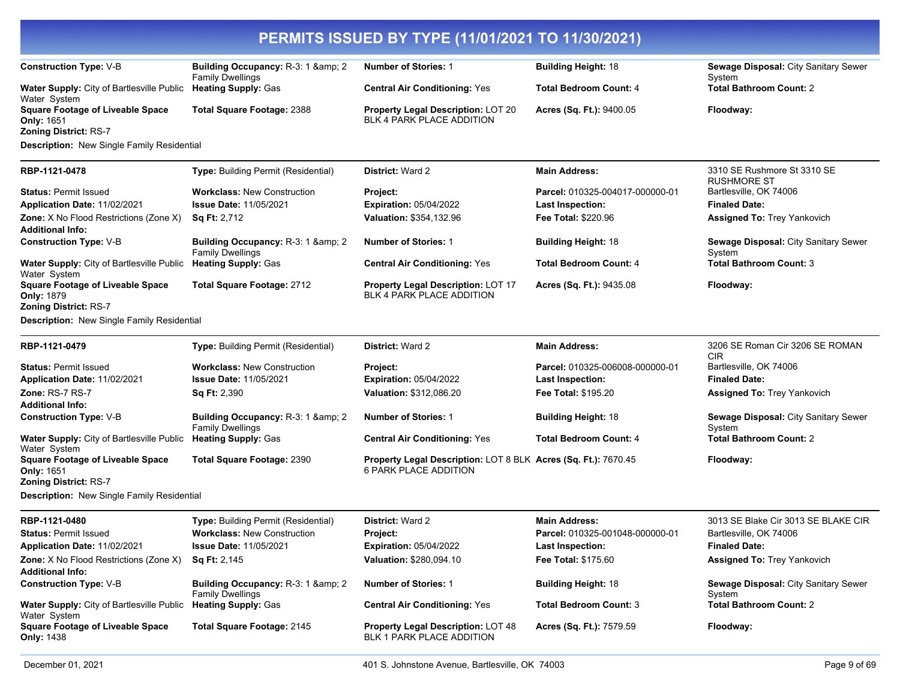# PERMITS ISSUED BY TYPE (11/01/2021 TO 11/30/2021)

| | | | | |
|---|---|---|---|---|
| **Construction Type:** V-B | **Building Occupancy:** R-3: 1 &amp; 2 Family Dwellings | **Number of Stories:** 1 | **Building Height:** 18 | **Sewage Disposal:** City Sanitary Sewer System |
| **Water Supply:** City of Bartlesville Public Water System | **Heating Supply:** Gas | **Central Air Conditioning:** Yes | **Total Bedroom Count:** 4 | **Total Bathroom Count:** 2 |
| **Square Footage of Liveable Space Only:** 1651 | **Total Square Footage:** 2388 | **Property Legal Description:** LOT 20 BLK 4 PARK PLACE ADDITION | **Acres (Sq. Ft.):** 9400.05 | **Floodway:** |
| **Zoning District:** RS-7 | | | | |

**Description:** New Single Family Residential

---

| | | | | |
|---|---|---|---|---|
| **RBP-1121-0478** | **Type:** Building Permit (Residential) | **District:** Ward 2 | **Main Address:** | 3310 SE Rushmore St 3310 SE RUSHMORE ST |
| **Status:** Permit Issued | **Workclass:** New Construction | **Project:** | **Parcel:** 010325-004017-000000-01 | Bartlesville, OK 74006 |
| **Application Date:** 11/02/2021 | **Issue Date:** 11/05/2021 | **Expiration:** 05/04/2022 | **Last Inspection:** | **Finaled Date:** |
| **Zone:** X No Flood Restrictions (Zone X) | **Sq Ft:** 2,712 | **Valuation:** $354,132.96 | **Fee Total:** $220.96 | **Assigned To:** Trey Yankovich |
| **Additional Info:** | | | | |
| **Construction Type:** V-B | **Building Occupancy:** R-3: 1 &amp; 2 Family Dwellings | **Number of Stories:** 1 | **Building Height:** 18 | **Sewage Disposal:** City Sanitary Sewer System |
| **Water Supply:** City of Bartlesville Public Water System | **Heating Supply:** Gas | **Central Air Conditioning:** Yes | **Total Bedroom Count:** 4 | **Total Bathroom Count:** 3 |
| **Square Footage of Liveable Space Only:** 1879 | **Total Square Footage:** 2712 | **Property Legal Description:** LOT 17 BLK 4 PARK PLACE ADDITION | **Acres (Sq. Ft.):** 9435.08 | **Floodway:** |
| **Zoning District:** RS-7 | | | | |

**Description:** New Single Family Residential

---

| | | | | |
|---|---|---|---|---|
| **RBP-1121-0479** | **Type:** Building Permit (Residential) | **District:** Ward 2 | **Main Address:** | 3206 SE Roman Cir 3206 SE ROMAN CIR |
| **Status:** Permit Issued | **Workclass:** New Construction | **Project:** | **Parcel:** 010325-006008-000000-01 | Bartlesville, OK 74006 |
| **Application Date:** 11/02/2021 | **Issue Date:** 11/05/2021 | **Expiration:** 05/04/2022 | **Last Inspection:** | **Finaled Date:** |
| **Zone:** RS-7 RS-7 | **Sq Ft:** 2,390 | **Valuation:** $312,086.20 | **Fee Total:** $195.20 | **Assigned To:** Trey Yankovich |
| **Additional Info:** | | | | |
| **Construction Type:** V-B | **Building Occupancy:** R-3: 1 &amp; 2 Family Dwellings | **Number of Stories:** 1 | **Building Height:** 18 | **Sewage Disposal:** City Sanitary Sewer System |
| **Water Supply:** City of Bartlesville Public Water System | **Heating Supply:** Gas | **Central Air Conditioning:** Yes | **Total Bedroom Count:** 4 | **Total Bathroom Count:** 2 |
| **Square Footage of Liveable Space Only:** 1651 | **Total Square Footage:** 2390 | **Property Legal Description:** LOT 8 BLK 6 PARK PLACE ADDITION | **Acres (Sq. Ft.):** 7670.45 | **Floodway:** |
| **Zoning District:** RS-7 | | | | |

**Description:** New Single Family Residential

---

| | | | | |
|---|---|---|---|---|
| **RBP-1121-0480** | **Type:** Building Permit (Residential) | **District:** Ward 2 | **Main Address:** | 3013 SE Blake Cir 3013 SE BLAKE CIR |
| **Status:** Permit Issued | **Workclass:** New Construction | **Project:** | **Parcel:** 010325-001048-000000-01 | Bartlesville, OK 74006 |
| **Application Date:** 11/02/2021 | **Issue Date:** 11/05/2021 | **Expiration:** 05/04/2022 | **Last Inspection:** | **Finaled Date:** |
| **Zone:** X No Flood Restrictions (Zone X) | **Sq Ft:** 2,145 | **Valuation:** $280,094.10 | **Fee Total:** $175.60 | **Assigned To:** Trey Yankovich |
| **Additional Info:** | | | | |
| **Construction Type:** V-B | **Building Occupancy:** R-3: 1 &amp; 2 Family Dwellings | **Number of Stories:** 1 | **Building Height:** 18 | **Sewage Disposal:** City Sanitary Sewer System |
| **Water Supply:** City of Bartlesville Public Water System | **Heating Supply:** Gas | **Central Air Conditioning:** Yes | **Total Bedroom Count:** 3 | **Total Bathroom Count:** 2 |
| **Square Footage of Liveable Space Only:** 1438 | **Total Square Footage:** 2145 | **Property Legal Description:** LOT 48 BLK 1 PARK PLACE ADDITION | **Acres (Sq. Ft.):** 7579.59 | **Floodway:** |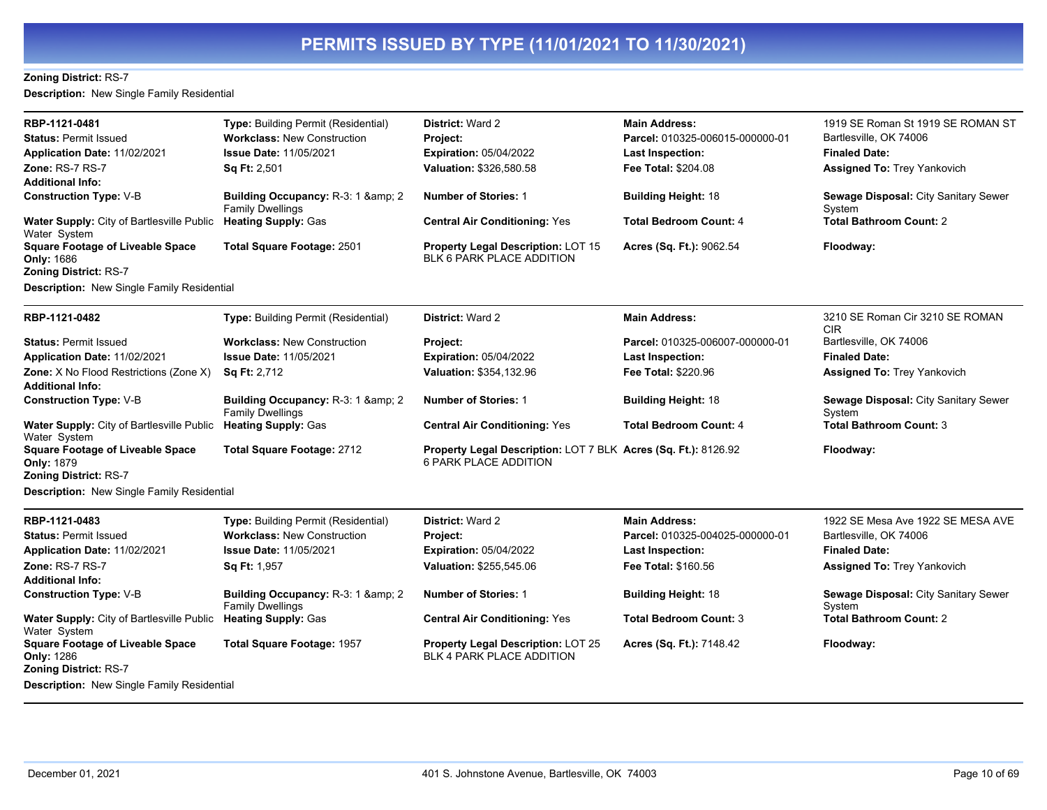# PERMITS ISSUED BY TYPE (11/01/2021 TO 11/30/2021)

**Zoning District:** RS-7

**Description:** New Single Family Residential

---

| | | | | |
|---|---|---|---|---|
| **RBP-1121-0481** | **Type:** Building Permit (Residential) | **District:** Ward 2 | **Main Address:** | 1919 SE Roman St 1919 SE ROMAN ST |
| **Status:** Permit Issued | **Workclass:** New Construction | **Project:** | **Parcel:** 010325-006015-000000-01 | Bartlesville, OK 74006 |
| **Application Date:** 11/02/2021 | **Issue Date:** 11/05/2021 | **Expiration:** 05/04/2022 | **Last Inspection:** | **Finaled Date:** |
| **Zone:** RS-7 RS-7 | **Sq Ft:** 2,501 | **Valuation:** $326,580.58 | **Fee Total:** $204.08 | **Assigned To:** Trey Yankovich |
| **Additional Info:** | | | | |
| **Construction Type:** V-B | **Building Occupancy:** R-3: 1 &amp; 2 Family Dwellings | **Number of Stories:** 1 | **Building Height:** 18 | **Sewage Disposal:** City Sanitary Sewer System |
| **Water Supply:** City of Bartlesville Public Water System | **Heating Supply:** Gas | **Central Air Conditioning:** Yes | **Total Bedroom Count:** 4 | **Total Bathroom Count:** 2 |
| **Square Footage of Liveable Space Only:** 1686 | **Total Square Footage:** 2501 | **Property Legal Description:** LOT 15 BLK 6 PARK PLACE ADDITION | **Acres (Sq. Ft.):** 9062.54 | **Floodway:** |
| **Zoning District:** RS-7 | | | | |

**Description:** New Single Family Residential

---

| | | | | |
|---|---|---|---|---|
| **RBP-1121-0482** | **Type:** Building Permit (Residential) | **District:** Ward 2 | **Main Address:** | 3210 SE Roman Cir 3210 SE ROMAN CIR |
| **Status:** Permit Issued | **Workclass:** New Construction | **Project:** | **Parcel:** 010325-006007-000000-01 | Bartlesville, OK 74006 |
| **Application Date:** 11/02/2021 | **Issue Date:** 11/05/2021 | **Expiration:** 05/04/2022 | **Last Inspection:** | **Finaled Date:** |
| **Zone:** X No Flood Restrictions (Zone X) | **Sq Ft:** 2,712 | **Valuation:** $354,132.96 | **Fee Total:** $220.96 | **Assigned To:** Trey Yankovich |
| **Additional Info:** | | | | |
| **Construction Type:** V-B | **Building Occupancy:** R-3: 1 &amp; 2 Family Dwellings | **Number of Stories:** 1 | **Building Height:** 18 | **Sewage Disposal:** City Sanitary Sewer System |
| **Water Supply:** City of Bartlesville Public Water System | **Heating Supply:** Gas | **Central Air Conditioning:** Yes | **Total Bedroom Count:** 4 | **Total Bathroom Count:** 3 |
| **Square Footage of Liveable Space Only:** 1879 | **Total Square Footage:** 2712 | **Property Legal Description:** LOT 7 BLK 6 PARK PLACE ADDITION | **Acres (Sq. Ft.):** 8126.92 | **Floodway:** |
| **Zoning District:** RS-7 | | | | |

**Description:** New Single Family Residential

---

| | | | | |
|---|---|---|---|---|
| **RBP-1121-0483** | **Type:** Building Permit (Residential) | **District:** Ward 2 | **Main Address:** | 1922 SE Mesa Ave 1922 SE MESA AVE |
| **Status:** Permit Issued | **Workclass:** New Construction | **Project:** | **Parcel:** 010325-004025-000000-01 | Bartlesville, OK 74006 |
| **Application Date:** 11/02/2021 | **Issue Date:** 11/05/2021 | **Expiration:** 05/04/2022 | **Last Inspection:** | **Finaled Date:** |
| **Zone:** RS-7 RS-7 | **Sq Ft:** 1,957 | **Valuation:** $255,545.06 | **Fee Total:** $160.56 | **Assigned To:** Trey Yankovich |
| **Additional Info:** | | | | |
| **Construction Type:** V-B | **Building Occupancy:** R-3: 1 &amp; 2 Family Dwellings | **Number of Stories:** 1 | **Building Height:** 18 | **Sewage Disposal:** City Sanitary Sewer System |
| **Water Supply:** City of Bartlesville Public Water System | **Heating Supply:** Gas | **Central Air Conditioning:** Yes | **Total Bedroom Count:** 3 | **Total Bathroom Count:** 2 |
| **Square Footage of Liveable Space Only:** 1286 | **Total Square Footage:** 1957 | **Property Legal Description:** LOT 25 BLK 4 PARK PLACE ADDITION | **Acres (Sq. Ft.):** 7148.42 | **Floodway:** |
| **Zoning District:** RS-7 | | | | |

**Description:** New Single Family Residential

December 01, 2021 | 401 S. Johnstone Avenue, Bartlesville, OK 74003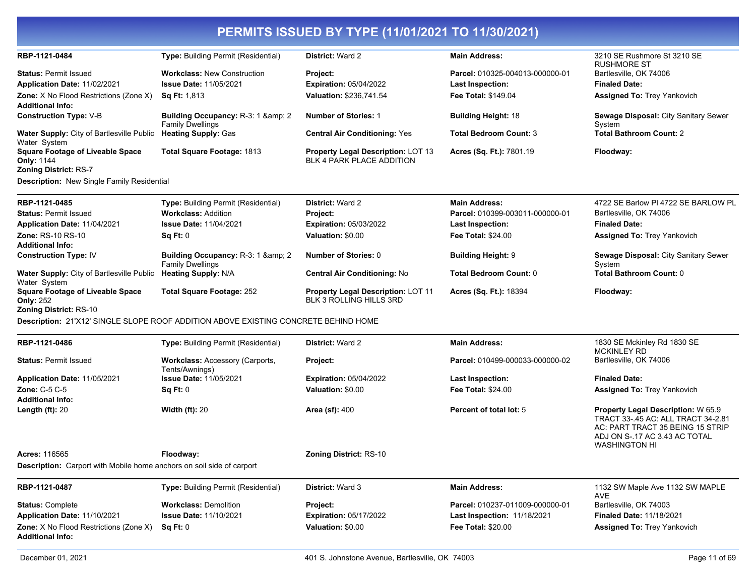# PERMITS ISSUED BY TYPE (11/01/2021 TO 11/30/2021)

| | | | | |
|---|---|---|---|---|
| **RBP-1121-0484** | **Type:** Building Permit (Residential) | **District:** Ward 2 | **Main Address:** | 3210 SE Rushmore St 3210 SE RUSHMORE ST |
| **Status:** Permit Issued | **Workclass:** New Construction | **Project:** | **Parcel:** 010325-004013-000000-01 | Bartlesville, OK 74006 |
| **Application Date:** 11/02/2021 | **Issue Date:** 11/05/2021 | **Expiration:** 05/04/2022 | **Last Inspection:** | **Finaled Date:** |
| **Zone:** X No Flood Restrictions (Zone X) | **Sq Ft:** 1,813 | **Valuation:** $236,741.54 | **Fee Total:** $149.04 | **Assigned To:** Trey Yankovich |
| **Additional Info:** | | | | |
| **Construction Type:** V-B | **Building Occupancy:** R-3: 1 &amp; 2 Family Dwellings | **Number of Stories:** 1 | **Building Height:** 18 | **Sewage Disposal:** City Sanitary Sewer System |
| **Water Supply:** City of Bartlesville Public Water System | **Heating Supply:** Gas | **Central Air Conditioning:** Yes | **Total Bedroom Count:** 3 | **Total Bathroom Count:** 2 |
| **Square Footage of Liveable Space Only:** 1144 | **Total Square Footage:** 1813 | **Property Legal Description:** LOT 13 BLK 4 PARK PLACE ADDITION | **Acres (Sq. Ft.):** 7801.19 | **Floodway:** |
| **Zoning District:** RS-7 | | | | |

**Description:** New Single Family Residential

| | | | | |
|---|---|---|---|---|
| **RBP-1121-0485** | **Type:** Building Permit (Residential) | **District:** Ward 2 | **Main Address:** | 4722 SE Barlow Pl 4722 SE BARLOW PL |
| **Status:** Permit Issued | **Workclass:** Addition | **Project:** | **Parcel:** 010399-003011-000000-01 | Bartlesville, OK 74006 |
| **Application Date:** 11/04/2021 | **Issue Date:** 11/04/2021 | **Expiration:** 05/03/2022 | **Last Inspection:** | **Finaled Date:** |
| **Zone:** RS-10 RS-10 | **Sq Ft:** 0 | **Valuation:** $0.00 | **Fee Total:** $24.00 | **Assigned To:** Trey Yankovich |
| **Additional Info:** | | | | |
| **Construction Type:** IV | **Building Occupancy:** R-3: 1 &amp; 2 Family Dwellings | **Number of Stories:** 0 | **Building Height:** 9 | **Sewage Disposal:** City Sanitary Sewer System |
| **Water Supply:** City of Bartlesville Public Water System | **Heating Supply:** N/A | **Central Air Conditioning:** No | **Total Bedroom Count:** 0 | **Total Bathroom Count:** 0 |
| **Square Footage of Liveable Space Only:** 252 | **Total Square Footage:** 252 | **Property Legal Description:** LOT 11 BLK 3 ROLLING HILLS 3RD | **Acres (Sq. Ft.):** 18394 | **Floodway:** |
| **Zoning District:** RS-10 | | | | |

**Description:** 21'X12' SINGLE SLOPE ROOF ADDITION ABOVE EXISTING CONCRETE BEHIND HOME

| | | | | |
|---|---|---|---|---|
| **RBP-1121-0486** | **Type:** Building Permit (Residential) | **District:** Ward 2 | **Main Address:** | 1830 SE Mckinley Rd 1830 SE MCKINLEY RD |
| **Status:** Permit Issued | **Workclass:** Accessory (Carports, Tents/Awnings) | **Project:** | **Parcel:** 010499-000033-000000-02 | Bartlesville, OK 74006 |
| **Application Date:** 11/05/2021 | **Issue Date:** 11/05/2021 | **Expiration:** 05/04/2022 | **Last Inspection:** | **Finaled Date:** |
| **Zone:** C-5 C-5 | **Sq Ft:** 0 | **Valuation:** $0.00 | **Fee Total:** $24.00 | **Assigned To:** Trey Yankovich |
| **Additional Info:** | | | | |
| **Length (ft):** 20 | **Width (ft):** 20 | **Area (sf):** 400 | **Percent of total lot:** 5 | **Property Legal Description:** W 65.9 TRACT 33-.45 AC: ALL TRACT 34-2.81 AC: PART TRACT 35 BEING 15 STRIP ADJ ON S-.17 AC 3.43 AC TOTAL WASHINGTON HI |
| **Acres:** 116565 | **Floodway:** | **Zoning District:** RS-10 | | |

**Description:** Carport with Mobile home anchors on soil side of carport

| | | | | |
|---|---|---|---|---|
| **RBP-1121-0487** | **Type:** Building Permit (Residential) | **District:** Ward 3 | **Main Address:** | 1132 SW Maple Ave 1132 SW MAPLE AVE |
| **Status:** Complete | **Workclass:** Demolition | **Project:** | **Parcel:** 010237-011009-000000-01 | Bartlesville, OK 74003 |
| **Application Date:** 11/10/2021 | **Issue Date:** 11/10/2021 | **Expiration:** 05/17/2022 | **Last Inspection:** 11/18/2021 | **Finaled Date:** 11/18/2021 |
| **Zone:** X No Flood Restrictions (Zone X) | **Sq Ft:** 0 | **Valuation:** $0.00 | **Fee Total:** $20.00 | **Assigned To:** Trey Yankovich |
| **Additional Info:** | | | | |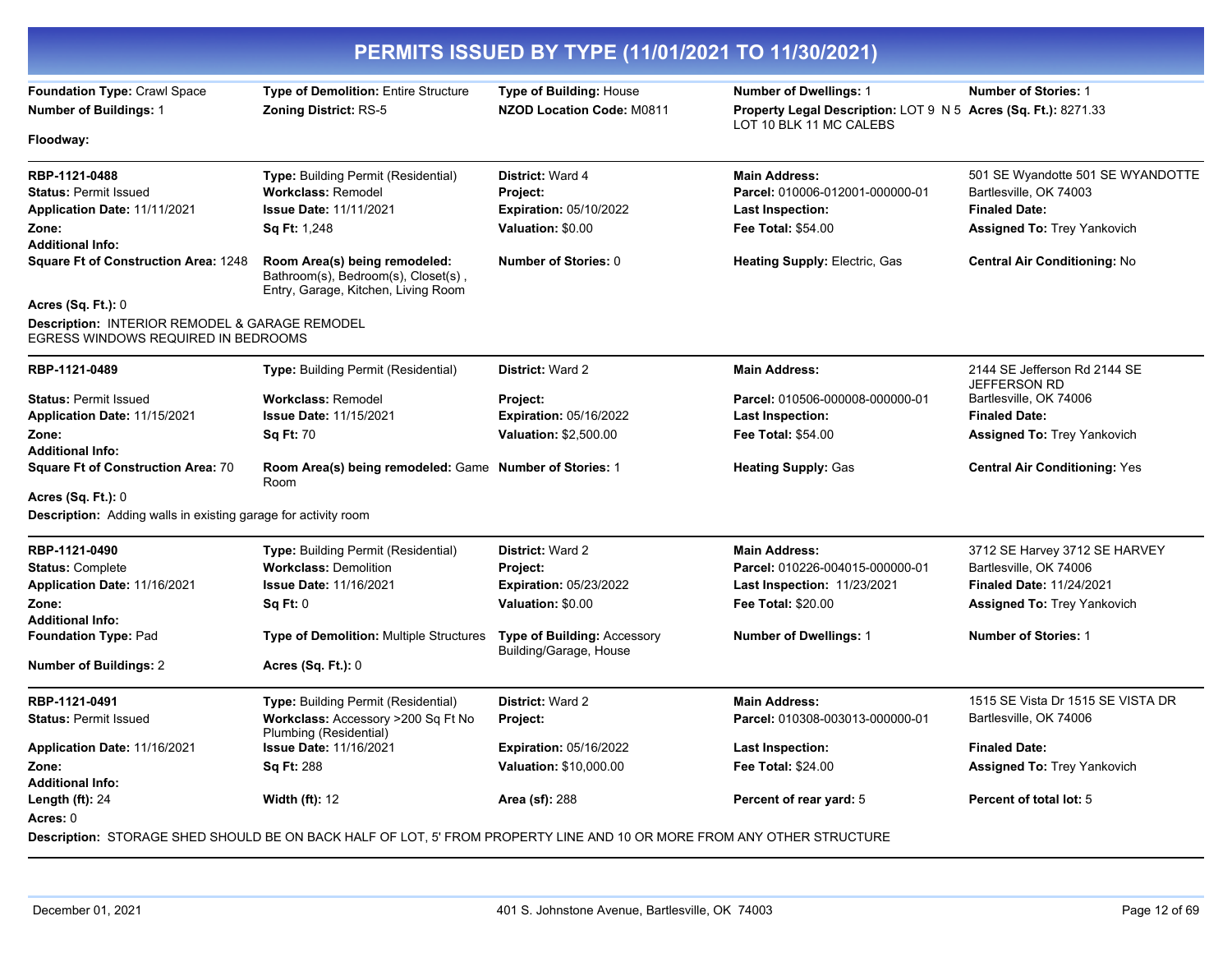# PERMITS ISSUED BY TYPE (11/01/2021 TO 11/30/2021)

**Foundation Type:** Crawl Space | **Type of Demolition:** Entire Structure | **Type of Building:** House | **Number of Dwellings:** 1 | **Number of Stories:** 1

**Number of Buildings:** 1 | **Zoning District:** RS-5 | **NZOD Location Code:** M0811 | **Property Legal Description:** LOT 9 N 5 LOT 10 BLK 11 MC CALEBS | **Acres (Sq. Ft.):** 8271.33

**Floodway:**

---

**RBP-1121-0488** | **Type:** Building Permit (Residential) | **District:** Ward 4 | **Main Address:** 501 SE Wyandotte 501 SE WYANDOTTE Bartlesville, OK 74003

**Status:** Permit Issued | **Workclass:** Remodel | **Project:** | **Parcel:** 010006-012001-000000-01

**Application Date:** 11/11/2021 | **Issue Date:** 11/11/2021 | **Expiration:** 05/10/2022 | **Last Inspection:** | **Finaled Date:**

**Zone:** | **Sq Ft:** 1,248 | **Valuation:** $0.00 | **Fee Total:** $54.00 | **Assigned To:** Trey Yankovich

**Additional Info:**

**Square Ft of Construction Area:** 1248 | **Room Area(s) being remodeled:** Bathroom(s), Bedroom(s), Closet(s) , Entry, Garage, Kitchen, Living Room | **Number of Stories:** 0 | **Heating Supply:** Electric, Gas | **Central Air Conditioning:** No

**Acres (Sq. Ft.):** 0

**Description:** INTERIOR REMODEL & GARAGE REMODEL
EGRESS WINDOWS REQUIRED IN BEDROOMS

---

**RBP-1121-0489** | **Type:** Building Permit (Residential) | **District:** Ward 2 | **Main Address:** 2144 SE Jefferson Rd 2144 SE JEFFERSON RD Bartlesville, OK 74006

**Status:** Permit Issued | **Workclass:** Remodel | **Project:** | **Parcel:** 010506-000008-000000-01

**Application Date:** 11/15/2021 | **Issue Date:** 11/15/2021 | **Expiration:** 05/16/2022 | **Last Inspection:** | **Finaled Date:**

**Zone:** | **Sq Ft:** 70 | **Valuation:** $2,500.00 | **Fee Total:** $54.00 | **Assigned To:** Trey Yankovich

**Additional Info:**

**Square Ft of Construction Area:** 70 | **Room Area(s) being remodeled:** Game Room | **Number of Stories:** 1 | **Heating Supply:** Gas | **Central Air Conditioning:** Yes

**Acres (Sq. Ft.):** 0

**Description:** Adding walls in existing garage for activity room

---

**RBP-1121-0490** | **Type:** Building Permit (Residential) | **District:** Ward 2 | **Main Address:** 3712 SE Harvey 3712 SE HARVEY Bartlesville, OK 74006

**Status:** Complete | **Workclass:** Demolition | **Project:** | **Parcel:** 010226-004015-000000-01

**Application Date:** 11/16/2021 | **Issue Date:** 11/16/2021 | **Expiration:** 05/23/2022 | **Last Inspection:** 11/23/2021 | **Finaled Date:** 11/24/2021

**Zone:** | **Sq Ft:** 0 | **Valuation:** $0.00 | **Fee Total:** $20.00 | **Assigned To:** Trey Yankovich

**Additional Info:**

**Foundation Type:** Pad | **Type of Demolition:** Multiple Structures | **Type of Building:** Accessory Building/Garage, House | **Number of Dwellings:** 1 | **Number of Stories:** 1

**Number of Buildings:** 2 | **Acres (Sq. Ft.):** 0

---

**RBP-1121-0491** | **Type:** Building Permit (Residential) | **District:** Ward 2 | **Main Address:** 1515 SE Vista Dr 1515 SE VISTA DR Bartlesville, OK 74006

**Status:** Permit Issued | **Workclass:** Accessory >200 Sq Ft No Plumbing (Residential) | **Project:** | **Parcel:** 010308-003013-000000-01

**Application Date:** 11/16/2021 | **Issue Date:** 11/16/2021 | **Expiration:** 05/16/2022 | **Last Inspection:** | **Finaled Date:**

**Zone:** | **Sq Ft:** 288 | **Valuation:** $10,000.00 | **Fee Total:** $24.00 | **Assigned To:** Trey Yankovich

**Additional Info:**

**Length (ft):** 24 | **Width (ft):** 12 | **Area (sf):** 288 | **Percent of rear yard:** 5 | **Percent of total lot:** 5

**Acres:** 0

**Description:** STORAGE SHED SHOULD BE ON BACK HALF OF LOT, 5' FROM PROPERTY LINE AND 10 OR MORE FROM ANY OTHER STRUCTURE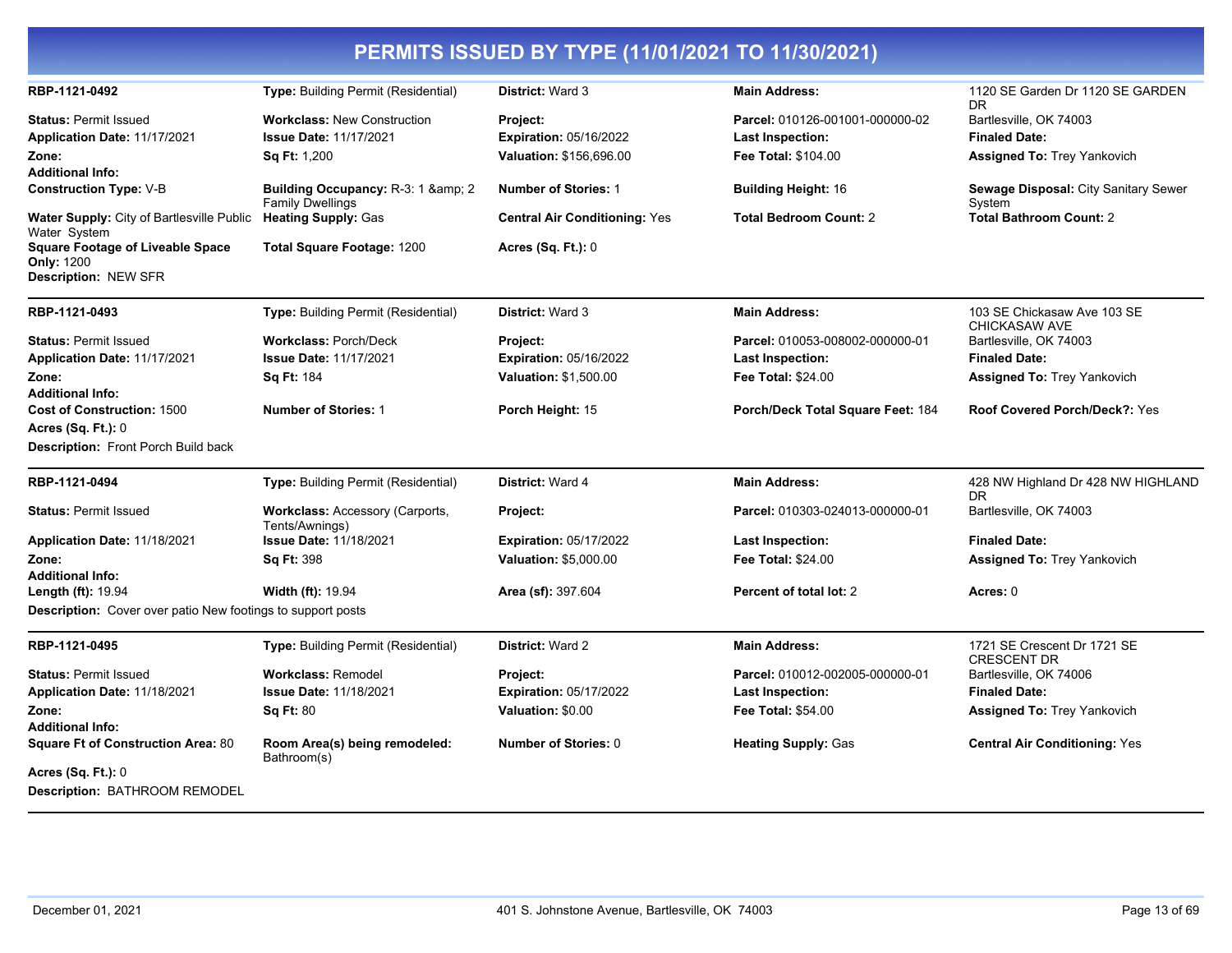# PERMITS ISSUED BY TYPE (11/01/2021 TO 11/30/2021)

| | | | | |
|---|---|---|---|---|
| **RBP-1121-0492** | **Type:** Building Permit (Residential) | **District:** Ward 3 | **Main Address:** | 1120 SE Garden Dr 1120 SE GARDEN DR |
| **Status:** Permit Issued | **Workclass:** New Construction | **Project:** | **Parcel:** 010126-001001-000000-02 | Bartlesville, OK 74003 |
| **Application Date:** 11/17/2021 | **Issue Date:** 11/17/2021 | **Expiration:** 05/16/2022 | **Last Inspection:** | **Finaled Date:** |
| **Zone:** | **Sq Ft:** 1,200 | **Valuation:** $156,696.00 | **Fee Total:** $104.00 | **Assigned To:** Trey Yankovich |
| **Additional Info:** | | | | |
| **Construction Type:** V-B | **Building Occupancy:** R-3: 1 &amp; 2 Family Dwellings | **Number of Stories:** 1 | **Building Height:** 16 | **Sewage Disposal:** City Sanitary Sewer System |
| **Water Supply:** City of Bartlesville Public Water System | **Heating Supply:** Gas | **Central Air Conditioning:** Yes | **Total Bedroom Count:** 2 | **Total Bathroom Count:** 2 |
| **Square Footage of Liveable Space Only:** 1200 | **Total Square Footage:** 1200 | **Acres (Sq. Ft.):** 0 | | |
| **Description:** NEW SFR | | | | |

| | | | | |
|---|---|---|---|---|
| **RBP-1121-0493** | **Type:** Building Permit (Residential) | **District:** Ward 3 | **Main Address:** | 103 SE Chickasaw Ave 103 SE CHICKASAW AVE |
| **Status:** Permit Issued | **Workclass:** Porch/Deck | **Project:** | **Parcel:** 010053-008002-000000-01 | Bartlesville, OK 74003 |
| **Application Date:** 11/17/2021 | **Issue Date:** 11/17/2021 | **Expiration:** 05/16/2022 | **Last Inspection:** | **Finaled Date:** |
| **Zone:** | **Sq Ft:** 184 | **Valuation:** $1,500.00 | **Fee Total:** $24.00 | **Assigned To:** Trey Yankovich |
| **Additional Info:** | | | | |
| **Cost of Construction:** 1500 | **Number of Stories:** 1 | **Porch Height:** 15 | **Porch/Deck Total Square Feet:** 184 | **Roof Covered Porch/Deck?:** Yes |
| **Acres (Sq. Ft.):** 0 | | | | |
| **Description:** Front Porch Build back | | | | |

| | | | | |
|---|---|---|---|---|
| **RBP-1121-0494** | **Type:** Building Permit (Residential) | **District:** Ward 4 | **Main Address:** | 428 NW Highland Dr 428 NW HIGHLAND DR |
| **Status:** Permit Issued | **Workclass:** Accessory (Carports, Tents/Awnings) | **Project:** | **Parcel:** 010303-024013-000000-01 | Bartlesville, OK 74003 |
| **Application Date:** 11/18/2021 | **Issue Date:** 11/18/2021 | **Expiration:** 05/17/2022 | **Last Inspection:** | **Finaled Date:** |
| **Zone:** | **Sq Ft:** 398 | **Valuation:** $5,000.00 | **Fee Total:** $24.00 | **Assigned To:** Trey Yankovich |
| **Additional Info:** | | | | |
| **Length (ft):** 19.94 | **Width (ft):** 19.94 | **Area (sf):** 397.604 | **Percent of total lot:** 2 | **Acres:** 0 |
| **Description:** Cover over patio New footings to support posts | | | | |

| | | | | |
|---|---|---|---|---|
| **RBP-1121-0495** | **Type:** Building Permit (Residential) | **District:** Ward 2 | **Main Address:** | 1721 SE Crescent Dr 1721 SE CRESCENT DR |
| **Status:** Permit Issued | **Workclass:** Remodel | **Project:** | **Parcel:** 010012-002005-000000-01 | Bartlesville, OK 74006 |
| **Application Date:** 11/18/2021 | **Issue Date:** 11/18/2021 | **Expiration:** 05/17/2022 | **Last Inspection:** | **Finaled Date:** |
| **Zone:** | **Sq Ft:** 80 | **Valuation:** $0.00 | **Fee Total:** $54.00 | **Assigned To:** Trey Yankovich |
| **Additional Info:** | | | | |
| **Square Ft of Construction Area:** 80 | **Room Area(s) being remodeled:** Bathroom(s) | **Number of Stories:** 0 | **Heating Supply:** Gas | **Central Air Conditioning:** Yes |
| **Acres (Sq. Ft.):** 0 | | | | |
| **Description:** BATHROOM REMODEL | | | | |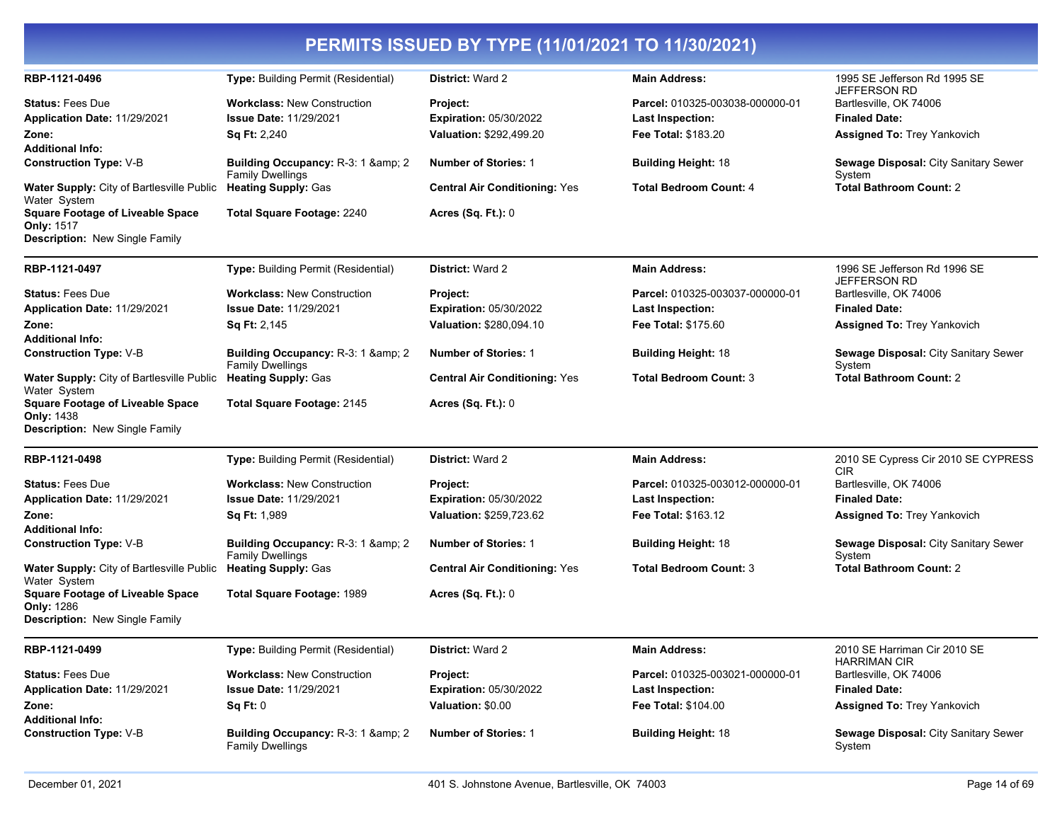# PERMITS ISSUED BY TYPE (11/01/2021 TO 11/30/2021)

| | | | | |
|---|---|---|---|---|
| **RBP-1121-0496** | **Type:** Building Permit (Residential) | **District:** Ward 2 | **Main Address:** | 1995 SE Jefferson Rd 1995 SE JEFFERSON RD |
| **Status:** Fees Due | **Workclass:** New Construction | **Project:** | **Parcel:** 010325-003038-000000-01 | Bartlesville, OK 74006 |
| **Application Date:** 11/29/2021 | **Issue Date:** 11/29/2021 | **Expiration:** 05/30/2022 | **Last Inspection:** | **Finaled Date:** |
| **Zone:** | **Sq Ft:** 2,240 | **Valuation:** $292,499.20 | **Fee Total:** $183.20 | **Assigned To:** Trey Yankovich |
| **Additional Info:** | | | | |
| **Construction Type:** V-B | **Building Occupancy:** R-3: 1 &amp; 2 Family Dwellings | **Number of Stories:** 1 | **Building Height:** 18 | **Sewage Disposal:** City Sanitary Sewer System |
| **Water Supply:** City of Bartlesville Public Water System | **Heating Supply:** Gas | **Central Air Conditioning:** Yes | **Total Bedroom Count:** 4 | **Total Bathroom Count:** 2 |
| **Square Footage of Liveable Space Only:** 1517 | **Total Square Footage:** 2240 | **Acres (Sq. Ft.):** 0 | | |
| **Description:** New Single Family | | | | |

| | | | | |
|---|---|---|---|---|
| **RBP-1121-0497** | **Type:** Building Permit (Residential) | **District:** Ward 2 | **Main Address:** | 1996 SE Jefferson Rd 1996 SE JEFFERSON RD |
| **Status:** Fees Due | **Workclass:** New Construction | **Project:** | **Parcel:** 010325-003037-000000-01 | Bartlesville, OK 74006 |
| **Application Date:** 11/29/2021 | **Issue Date:** 11/29/2021 | **Expiration:** 05/30/2022 | **Last Inspection:** | **Finaled Date:** |
| **Zone:** | **Sq Ft:** 2,145 | **Valuation:** $280,094.10 | **Fee Total:** $175.60 | **Assigned To:** Trey Yankovich |
| **Additional Info:** | | | | |
| **Construction Type:** V-B | **Building Occupancy:** R-3: 1 &amp; 2 Family Dwellings | **Number of Stories:** 1 | **Building Height:** 18 | **Sewage Disposal:** City Sanitary Sewer System |
| **Water Supply:** City of Bartlesville Public Water System | **Heating Supply:** Gas | **Central Air Conditioning:** Yes | **Total Bedroom Count:** 3 | **Total Bathroom Count:** 2 |
| **Square Footage of Liveable Space Only:** 1438 | **Total Square Footage:** 2145 | **Acres (Sq. Ft.):** 0 | | |
| **Description:** New Single Family | | | | |

| | | | | |
|---|---|---|---|---|
| **RBP-1121-0498** | **Type:** Building Permit (Residential) | **District:** Ward 2 | **Main Address:** | 2010 SE Cypress Cir 2010 SE CYPRESS CIR |
| **Status:** Fees Due | **Workclass:** New Construction | **Project:** | **Parcel:** 010325-003012-000000-01 | Bartlesville, OK 74006 |
| **Application Date:** 11/29/2021 | **Issue Date:** 11/29/2021 | **Expiration:** 05/30/2022 | **Last Inspection:** | **Finaled Date:** |
| **Zone:** | **Sq Ft:** 1,989 | **Valuation:** $259,723.62 | **Fee Total:** $163.12 | **Assigned To:** Trey Yankovich |
| **Additional Info:** | | | | |
| **Construction Type:** V-B | **Building Occupancy:** R-3: 1 &amp; 2 Family Dwellings | **Number of Stories:** 1 | **Building Height:** 18 | **Sewage Disposal:** City Sanitary Sewer System |
| **Water Supply:** City of Bartlesville Public Water System | **Heating Supply:** Gas | **Central Air Conditioning:** Yes | **Total Bedroom Count:** 3 | **Total Bathroom Count:** 2 |
| **Square Footage of Liveable Space Only:** 1286 | **Total Square Footage:** 1989 | **Acres (Sq. Ft.):** 0 | | |
| **Description:** New Single Family | | | | |

| | | | | |
|---|---|---|---|---|
| **RBP-1121-0499** | **Type:** Building Permit (Residential) | **District:** Ward 2 | **Main Address:** | 2010 SE Harriman Cir 2010 SE HARRIMAN CIR |
| **Status:** Fees Due | **Workclass:** New Construction | **Project:** | **Parcel:** 010325-003021-000000-01 | Bartlesville, OK 74006 |
| **Application Date:** 11/29/2021 | **Issue Date:** 11/29/2021 | **Expiration:** 05/30/2022 | **Last Inspection:** | **Finaled Date:** |
| **Zone:** | **Sq Ft:** 0 | **Valuation:** $0.00 | **Fee Total:** $104.00 | **Assigned To:** Trey Yankovich |
| **Additional Info:** | | | | |
| **Construction Type:** V-B | **Building Occupancy:** R-3: 1 &amp; 2 Family Dwellings | **Number of Stories:** 1 | **Building Height:** 18 | **Sewage Disposal:** City Sanitary Sewer System |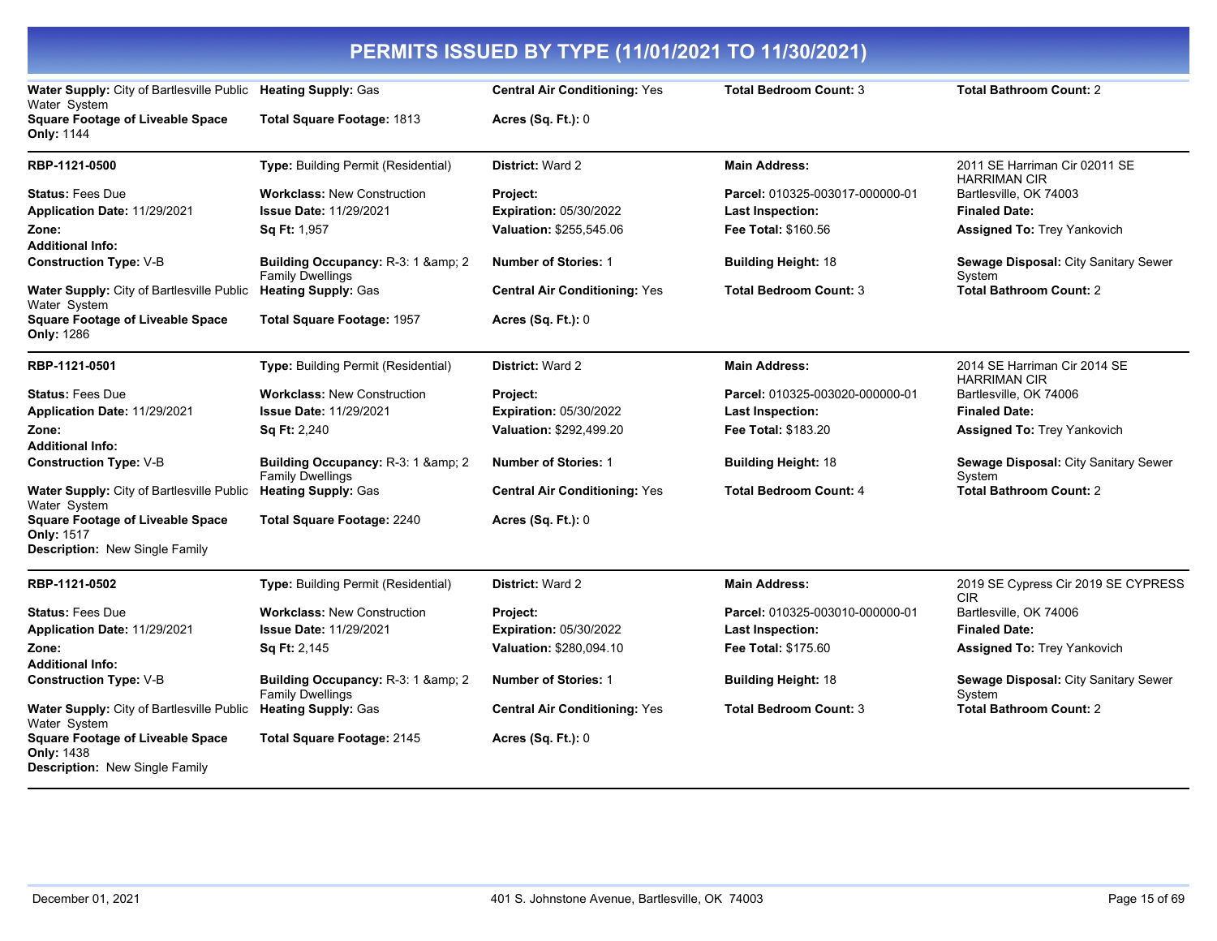# PERMITS ISSUED BY TYPE (11/01/2021 TO 11/30/2021)

| | | | | |
|---|---|---|---|---|
| **Water Supply:** City of Bartlesville Public Water System | **Heating Supply:** Gas | **Central Air Conditioning:** Yes | **Total Bedroom Count:** 3 | **Total Bathroom Count:** 2 |
| **Square Footage of Liveable Space Only:** 1144 | **Total Square Footage:** 1813 | **Acres (Sq. Ft.):** 0 | | |

| | | | | |
|---|---|---|---|---|
| **RBP-1121-0500** | **Type:** Building Permit (Residential) | **District:** Ward 2 | **Main Address:** | 2011 SE Harriman Cir 02011 SE HARRIMAN CIR |
| **Status:** Fees Due | **Workclass:** New Construction | **Project:** | **Parcel:** 010325-003017-000000-01 | Bartlesville, OK 74003 |
| **Application Date:** 11/29/2021 | **Issue Date:** 11/29/2021 | **Expiration:** 05/30/2022 | **Last Inspection:** | **Finaled Date:** |
| **Zone:** | **Sq Ft:** 1,957 | **Valuation:** $255,545.06 | **Fee Total:** $160.56 | **Assigned To:** Trey Yankovich |
| **Additional Info:** | | | | |
| **Construction Type:** V-B | **Building Occupancy:** R-3: 1 &amp; 2 Family Dwellings | **Number of Stories:** 1 | **Building Height:** 18 | **Sewage Disposal:** City Sanitary Sewer System |
| **Water Supply:** City of Bartlesville Public Water System | **Heating Supply:** Gas | **Central Air Conditioning:** Yes | **Total Bedroom Count:** 3 | **Total Bathroom Count:** 2 |
| **Square Footage of Liveable Space Only:** 1286 | **Total Square Footage:** 1957 | **Acres (Sq. Ft.):** 0 | | |

| | | | | |
|---|---|---|---|---|
| **RBP-1121-0501** | **Type:** Building Permit (Residential) | **District:** Ward 2 | **Main Address:** | 2014 SE Harriman Cir 2014 SE HARRIMAN CIR |
| **Status:** Fees Due | **Workclass:** New Construction | **Project:** | **Parcel:** 010325-003020-000000-01 | Bartlesville, OK 74006 |
| **Application Date:** 11/29/2021 | **Issue Date:** 11/29/2021 | **Expiration:** 05/30/2022 | **Last Inspection:** | **Finaled Date:** |
| **Zone:** | **Sq Ft:** 2,240 | **Valuation:** $292,499.20 | **Fee Total:** $183.20 | **Assigned To:** Trey Yankovich |
| **Additional Info:** | | | | |
| **Construction Type:** V-B | **Building Occupancy:** R-3: 1 &amp; 2 Family Dwellings | **Number of Stories:** 1 | **Building Height:** 18 | **Sewage Disposal:** City Sanitary Sewer System |
| **Water Supply:** City of Bartlesville Public Water System | **Heating Supply:** Gas | **Central Air Conditioning:** Yes | **Total Bedroom Count:** 4 | **Total Bathroom Count:** 2 |
| **Square Footage of Liveable Space Only:** 1517 | **Total Square Footage:** 2240 | **Acres (Sq. Ft.):** 0 | | |
| **Description:** New Single Family | | | | |

| | | | | |
|---|---|---|---|---|
| **RBP-1121-0502** | **Type:** Building Permit (Residential) | **District:** Ward 2 | **Main Address:** | 2019 SE Cypress Cir 2019 SE CYPRESS CIR |
| **Status:** Fees Due | **Workclass:** New Construction | **Project:** | **Parcel:** 010325-003010-000000-01 | Bartlesville, OK 74006 |
| **Application Date:** 11/29/2021 | **Issue Date:** 11/29/2021 | **Expiration:** 05/30/2022 | **Last Inspection:** | **Finaled Date:** |
| **Zone:** | **Sq Ft:** 2,145 | **Valuation:** $280,094.10 | **Fee Total:** $175.60 | **Assigned To:** Trey Yankovich |
| **Additional Info:** | | | | |
| **Construction Type:** V-B | **Building Occupancy:** R-3: 1 &amp; 2 Family Dwellings | **Number of Stories:** 1 | **Building Height:** 18 | **Sewage Disposal:** City Sanitary Sewer System |
| **Water Supply:** City of Bartlesville Public Water System | **Heating Supply:** Gas | **Central Air Conditioning:** Yes | **Total Bedroom Count:** 3 | **Total Bathroom Count:** 2 |
| **Square Footage of Liveable Space Only:** 1438 | **Total Square Footage:** 2145 | **Acres (Sq. Ft.):** 0 | | |
| **Description:** New Single Family | | | | |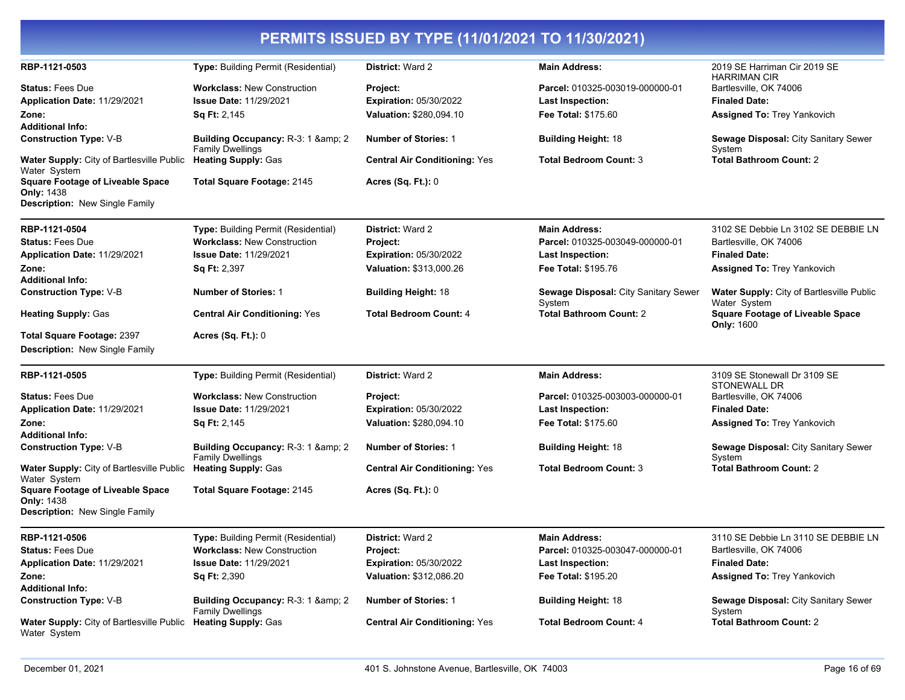# PERMITS ISSUED BY TYPE (11/01/2021 TO 11/30/2021)

**RBP-1121-0503** | **Type:** Building Permit (Residential) | **District:** Ward 2 | **Main Address:** 2019 SE Harriman Cir 2019 SE HARRIMAN CIR Bartlesville, OK 74006

**Status:** Fees Due
**Workclass:** New Construction
**Project:**
**Parcel:** 010325-003019-000000-01
**Application Date:** 11/29/2021
**Issue Date:** 11/29/2021
**Expiration:** 05/30/2022
**Last Inspection:**
**Finaled Date:**
**Zone:**
**Sq Ft:** 2,145
**Valuation:** $280,094.10
**Fee Total:** $175.60
**Assigned To:** Trey Yankovich
**Additional Info:**
**Construction Type:** V-B
**Building Occupancy:** R-3: 1 &amp; 2 Family Dwellings
**Number of Stories:** 1
**Building Height:** 18
**Sewage Disposal:** City Sanitary Sewer System
**Water Supply:** City of Bartlesville Public Water System
**Heating Supply:** Gas
**Central Air Conditioning:** Yes
**Total Bedroom Count:** 3
**Total Bathroom Count:** 2
**Square Footage of Liveable Space Only:** 1438
**Total Square Footage:** 2145
**Acres (Sq. Ft.):** 0
**Description:** New Single Family

---

**RBP-1121-0504** | **Type:** Building Permit (Residential) | **District:** Ward 2 | **Main Address:** 3102 SE Debbie Ln 3102 SE DEBBIE LN Bartlesville, OK 74006

**Status:** Fees Due
**Workclass:** New Construction
**Project:**
**Parcel:** 010325-003049-000000-01
**Application Date:** 11/29/2021
**Issue Date:** 11/29/2021
**Expiration:** 05/30/2022
**Last Inspection:**
**Finaled Date:**
**Zone:**
**Sq Ft:** 2,397
**Valuation:** $313,000.26
**Fee Total:** $195.76
**Assigned To:** Trey Yankovich
**Additional Info:**
**Construction Type:** V-B
**Number of Stories:** 1
**Building Height:** 18
**Sewage Disposal:** City Sanitary Sewer System
**Water Supply:** City of Bartlesville Public Water System
**Heating Supply:** Gas
**Central Air Conditioning:** Yes
**Total Bedroom Count:** 4
**Total Bathroom Count:** 2
**Square Footage of Liveable Space Only:** 1600
**Total Square Footage:** 2397
**Acres (Sq. Ft.):** 0
**Description:** New Single Family

---

**RBP-1121-0505** | **Type:** Building Permit (Residential) | **District:** Ward 2 | **Main Address:** 3109 SE Stonewall Dr 3109 SE STONEWALL DR Bartlesville, OK 74006

**Status:** Fees Due
**Workclass:** New Construction
**Project:**
**Parcel:** 010325-003003-000000-01
**Application Date:** 11/29/2021
**Issue Date:** 11/29/2021
**Expiration:** 05/30/2022
**Last Inspection:**
**Finaled Date:**
**Zone:**
**Sq Ft:** 2,145
**Valuation:** $280,094.10
**Fee Total:** $175.60
**Assigned To:** Trey Yankovich
**Additional Info:**
**Construction Type:** V-B
**Building Occupancy:** R-3: 1 &amp; 2 Family Dwellings
**Number of Stories:** 1
**Building Height:** 18
**Sewage Disposal:** City Sanitary Sewer System
**Water Supply:** City of Bartlesville Public Water System
**Heating Supply:** Gas
**Central Air Conditioning:** Yes
**Total Bedroom Count:** 3
**Total Bathroom Count:** 2
**Square Footage of Liveable Space Only:** 1438
**Total Square Footage:** 2145
**Acres (Sq. Ft.):** 0
**Description:** New Single Family

---

**RBP-1121-0506** | **Type:** Building Permit (Residential) | **District:** Ward 2 | **Main Address:** 3110 SE Debbie Ln 3110 SE DEBBIE LN Bartlesville, OK 74006

**Status:** Fees Due
**Workclass:** New Construction
**Project:**
**Parcel:** 010325-003047-000000-01
**Application Date:** 11/29/2021
**Issue Date:** 11/29/2021
**Expiration:** 05/30/2022
**Last Inspection:**
**Finaled Date:**
**Zone:**
**Sq Ft:** 2,390
**Valuation:** $312,086.20
**Fee Total:** $195.20
**Assigned To:** Trey Yankovich
**Additional Info:**
**Construction Type:** V-B
**Building Occupancy:** R-3: 1 &amp; 2 Family Dwellings
**Number of Stories:** 1
**Building Height:** 18
**Sewage Disposal:** City Sanitary Sewer System
**Water Supply:** City of Bartlesville Public Water System
**Heating Supply:** Gas
**Central Air Conditioning:** Yes
**Total Bedroom Count:** 4
**Total Bathroom Count:** 2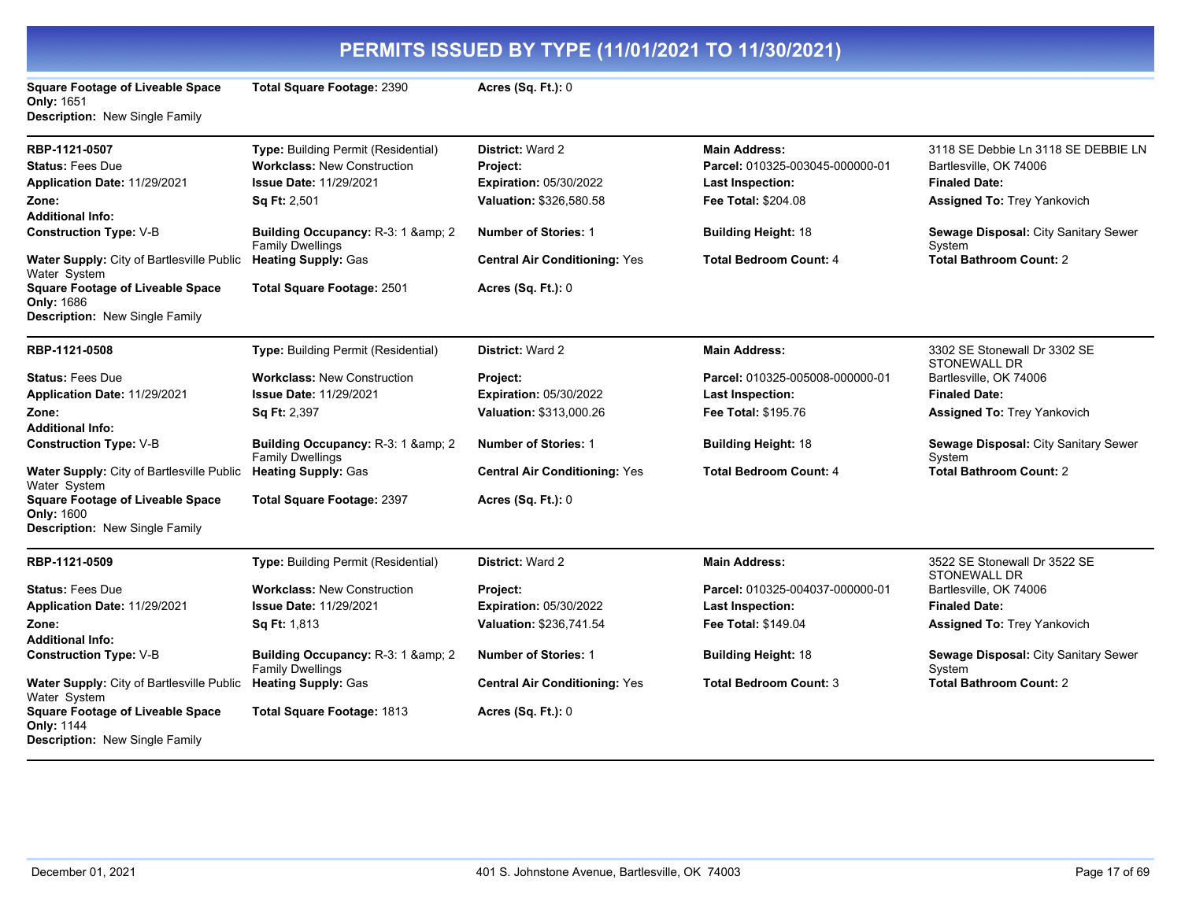# PERMITS ISSUED BY TYPE (11/01/2021 TO 11/30/2021)

**Square Footage of Liveable Space Only:** 1651
**Total Square Footage:** 2390
**Acres (Sq. Ft.):** 0
**Description:** New Single Family

---

**RBP-1121-0507**

| | | | | |
|---|---|---|---|---|
| **RBP-1121-0507** | **Type:** Building Permit (Residential) | **District:** Ward 2 | **Main Address:** | 3118 SE Debbie Ln 3118 SE DEBBIE LN |
| **Status:** Fees Due | **Workclass:** New Construction | **Project:** | **Parcel:** 010325-003045-000000-01 | Bartlesville, OK 74006 |
| **Application Date:** 11/29/2021 | **Issue Date:** 11/29/2021 | **Expiration:** 05/30/2022 | **Last Inspection:** | **Finaled Date:** |
| **Zone:** | **Sq Ft:** 2,501 | **Valuation:** $326,580.58 | **Fee Total:** $204.08 | **Assigned To:** Trey Yankovich |
| **Additional Info:** | | | | |
| **Construction Type:** V-B | **Building Occupancy:** R-3: 1 &amp; 2 Family Dwellings | **Number of Stories:** 1 | **Building Height:** 18 | **Sewage Disposal:** City Sanitary Sewer System |
| **Water Supply:** City of Bartlesville Public Water System | **Heating Supply:** Gas | **Central Air Conditioning:** Yes | **Total Bedroom Count:** 4 | **Total Bathroom Count:** 2 |
| **Square Footage of Liveable Space Only:** 1686 | **Total Square Footage:** 2501 | **Acres (Sq. Ft.):** 0 | | |

**Description:** New Single Family

---

**RBP-1121-0508**

| | | | | |
|---|---|---|---|---|
| **RBP-1121-0508** | **Type:** Building Permit (Residential) | **District:** Ward 2 | **Main Address:** | 3302 SE Stonewall Dr 3302 SE STONEWALL DR |
| **Status:** Fees Due | **Workclass:** New Construction | **Project:** | **Parcel:** 010325-005008-000000-01 | Bartlesville, OK 74006 |
| **Application Date:** 11/29/2021 | **Issue Date:** 11/29/2021 | **Expiration:** 05/30/2022 | **Last Inspection:** | **Finaled Date:** |
| **Zone:** | **Sq Ft:** 2,397 | **Valuation:** $313,000.26 | **Fee Total:** $195.76 | **Assigned To:** Trey Yankovich |
| **Additional Info:** | | | | |
| **Construction Type:** V-B | **Building Occupancy:** R-3: 1 &amp; 2 Family Dwellings | **Number of Stories:** 1 | **Building Height:** 18 | **Sewage Disposal:** City Sanitary Sewer System |
| **Water Supply:** City of Bartlesville Public Water System | **Heating Supply:** Gas | **Central Air Conditioning:** Yes | **Total Bedroom Count:** 4 | **Total Bathroom Count:** 2 |
| **Square Footage of Liveable Space Only:** 1600 | **Total Square Footage:** 2397 | **Acres (Sq. Ft.):** 0 | | |

**Description:** New Single Family

---

**RBP-1121-0509**

| | | | | |
|---|---|---|---|---|
| **RBP-1121-0509** | **Type:** Building Permit (Residential) | **District:** Ward 2 | **Main Address:** | 3522 SE Stonewall Dr 3522 SE STONEWALL DR |
| **Status:** Fees Due | **Workclass:** New Construction | **Project:** | **Parcel:** 010325-004037-000000-01 | Bartlesville, OK 74006 |
| **Application Date:** 11/29/2021 | **Issue Date:** 11/29/2021 | **Expiration:** 05/30/2022 | **Last Inspection:** | **Finaled Date:** |
| **Zone:** | **Sq Ft:** 1,813 | **Valuation:** $236,741.54 | **Fee Total:** $149.04 | **Assigned To:** Trey Yankovich |
| **Additional Info:** | | | | |
| **Construction Type:** V-B | **Building Occupancy:** R-3: 1 &amp; 2 Family Dwellings | **Number of Stories:** 1 | **Building Height:** 18 | **Sewage Disposal:** City Sanitary Sewer System |
| **Water Supply:** City of Bartlesville Public Water System | **Heating Supply:** Gas | **Central Air Conditioning:** Yes | **Total Bedroom Count:** 3 | **Total Bathroom Count:** 2 |
| **Square Footage of Liveable Space Only:** 1144 | **Total Square Footage:** 1813 | **Acres (Sq. Ft.):** 0 | | |

**Description:** New Single Family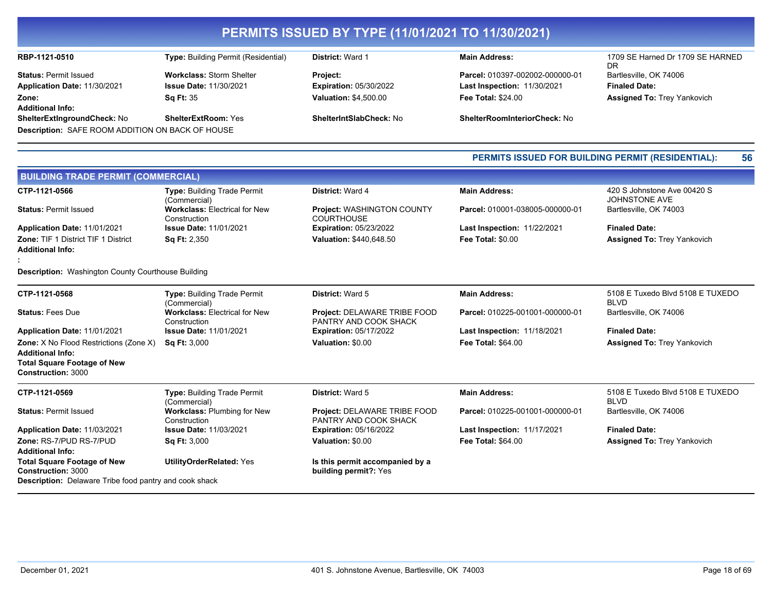# PERMITS ISSUED BY TYPE (11/01/2021 TO 11/30/2021)

**RBP-1121-0510** | **Type:** Building Permit (Residential) | **District:** Ward 1 | **Main Address:** 1709 SE Harned Dr 1709 SE HARNED DR Bartlesville, OK 74006

**Status:** Permit Issued | **Workclass:** Storm Shelter | **Project:** | **Parcel:** 010397-002002-000000-01

**Application Date:** 11/30/2021 | **Issue Date:** 11/30/2021 | **Expiration:** 05/30/2022 | **Last Inspection:** 11/30/2021 | **Finaled Date:**

**Zone:** | **Sq Ft:** 35 | **Valuation:** $4,500.00 | **Fee Total:** $24.00 | **Assigned To:** Trey Yankovich

**Additional Info:**

**ShelterExtIngroundCheck:** No | **ShelterExtRoom:** Yes | **ShelterIntSlabCheck:** No | **ShelterRoomInteriorCheck:** No

**Description:** SAFE ROOM ADDITION ON BACK OF HOUSE

---

**PERMITS ISSUED FOR BUILDING PERMIT (RESIDENTIAL): 56**

## BUILDING TRADE PERMIT (COMMERCIAL)

**CTP-1121-0566** | **Type:** Building Trade Permit (Commercial) | **District:** Ward 4 | **Main Address:** 420 S Johnstone Ave 00420 S JOHNSTONE AVE Bartlesville, OK 74003

**Status:** Permit Issued | **Workclass:** Electrical for New Construction | **Project:** WASHINGTON COUNTY COURTHOUSE | **Parcel:** 010001-038005-000000-01

**Application Date:** 11/01/2021 | **Issue Date:** 11/01/2021 | **Expiration:** 05/23/2022 | **Last Inspection:** 11/22/2021 | **Finaled Date:**

**Zone:** TIF 1 District TIF 1 District | **Sq Ft:** 2,350 | **Valuation:** $440,648.50 | **Fee Total:** $0.00 | **Assigned To:** Trey Yankovich

**Additional Info:**

:

**Description:** Washington County Courthouse Building

---

**CTP-1121-0568** | **Type:** Building Trade Permit (Commercial) | **District:** Ward 5 | **Main Address:** 5108 E Tuxedo Blvd 5108 E TUXEDO BLVD Bartlesville, OK 74006

**Status:** Fees Due | **Workclass:** Electrical for New Construction | **Project:** DELAWARE TRIBE FOOD PANTRY AND COOK SHACK | **Parcel:** 010225-001001-000000-01

**Application Date:** 11/01/2021 | **Issue Date:** 11/01/2021 | **Expiration:** 05/17/2022 | **Last Inspection:** 11/18/2021 | **Finaled Date:**

**Zone:** X No Flood Restrictions (Zone X) | **Sq Ft:** 3,000 | **Valuation:** $0.00 | **Fee Total:** $64.00 | **Assigned To:** Trey Yankovich

**Additional Info:**

**Total Square Footage of New Construction:** 3000

---

**CTP-1121-0569** | **Type:** Building Trade Permit (Commercial) | **District:** Ward 5 | **Main Address:** 5108 E Tuxedo Blvd 5108 E TUXEDO BLVD Bartlesville, OK 74006

**Status:** Permit Issued | **Workclass:** Plumbing for New Construction | **Project:** DELAWARE TRIBE FOOD PANTRY AND COOK SHACK | **Parcel:** 010225-001001-000000-01

**Application Date:** 11/03/2021 | **Issue Date:** 11/03/2021 | **Expiration:** 05/16/2022 | **Last Inspection:** 11/17/2021 | **Finaled Date:**

**Zone:** RS-7/PUD RS-7/PUD | **Sq Ft:** 3,000 | **Valuation:** $0.00 | **Fee Total:** $64.00 | **Assigned To:** Trey Yankovich

**Additional Info:**

**Total Square Footage of New Construction:** 3000 | **UtilityOrderRelated:** Yes | **Is this permit accompanied by a building permit?:** Yes

**Description:** Delaware Tribe food pantry and cook shack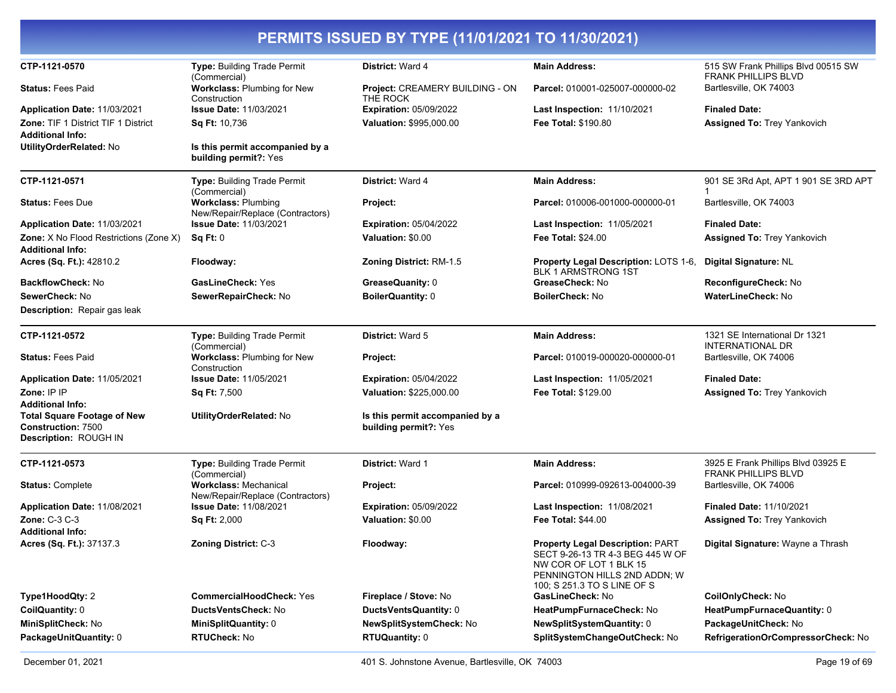# PERMITS ISSUED BY TYPE (11/01/2021 TO 11/30/2021)

| | | | | |
|---|---|---|---|---|
| **CTP-1121-0570** | **Type:** Building Trade Permit (Commercial) | **District:** Ward 4 | **Main Address:** | 515 SW Frank Phillips Blvd 00515 SW FRANK PHILLIPS BLVD |
| **Status:** Fees Paid | **Workclass:** Plumbing for New Construction | **Project:** CREAMERY BUILDING - ON THE ROCK | **Parcel:** 010001-025007-000000-02 | Bartlesville, OK 74003 |
| **Application Date:** 11/03/2021 | **Issue Date:** 11/03/2021 | **Expiration:** 05/09/2022 | **Last Inspection:** 11/10/2021 | **Finaled Date:** |
| **Zone:** TIF 1 District TIF 1 District | **Sq Ft:** 10,736 | **Valuation:** $995,000.00 | **Fee Total:** $190.80 | **Assigned To:** Trey Yankovich |
| **Additional Info:** | | | | |
| **UtilityOrderRelated:** No | **Is this permit accompanied by a building permit?:** Yes | | | |

| | | | | |
|---|---|---|---|---|
| **CTP-1121-0571** | **Type:** Building Trade Permit (Commercial) | **District:** Ward 4 | **Main Address:** | 901 SE 3Rd Apt, APT 1 901 SE 3RD APT 1 |
| **Status:** Fees Due | **Workclass:** Plumbing New/Repair/Replace (Contractors) | **Project:** | **Parcel:** 010006-001000-000000-01 | Bartlesville, OK 74003 |
| **Application Date:** 11/03/2021 | **Issue Date:** 11/03/2021 | **Expiration:** 05/04/2022 | **Last Inspection:** 11/05/2021 | **Finaled Date:** |
| **Zone:** X No Flood Restrictions (Zone X) | **Sq Ft:** 0 | **Valuation:** $0.00 | **Fee Total:** $24.00 | **Assigned To:** Trey Yankovich |
| **Additional Info:** | | | | |
| **Acres (Sq. Ft.):** 42810.2 | **Floodway:** | **Zoning District:** RM-1.5 | **Property Legal Description:** LOTS 1-6, BLK 1 ARMSTRONG 1ST | **Digital Signature:** NL |
| **BackflowCheck:** No | **GasLineCheck:** Yes | **GreaseQuanity:** 0 | **GreaseCheck:** No | **ReconfigureCheck:** No |
| **SewerCheck:** No | **SewerRepairCheck:** No | **BoilerQuantity:** 0 | **BoilerCheck:** No | **WaterLineCheck:** No |
| **Description:** Repair gas leak | | | | |

| | | | | |
|---|---|---|---|---|
| **CTP-1121-0572** | **Type:** Building Trade Permit (Commercial) | **District:** Ward 5 | **Main Address:** | 1321 SE International Dr 1321 INTERNATIONAL DR |
| **Status:** Fees Paid | **Workclass:** Plumbing for New Construction | **Project:** | **Parcel:** 010019-000020-000000-01 | Bartlesville, OK 74006 |
| **Application Date:** 11/05/2021 | **Issue Date:** 11/05/2021 | **Expiration:** 05/04/2022 | **Last Inspection:** 11/05/2021 | **Finaled Date:** |
| **Zone:** IP IP | **Sq Ft:** 7,500 | **Valuation:** $225,000.00 | **Fee Total:** $129.00 | **Assigned To:** Trey Yankovich |
| **Additional Info:** | | | | |
| **Total Square Footage of New Construction:** 7500 | **UtilityOrderRelated:** No | **Is this permit accompanied by a building permit?:** Yes | | |
| **Description:** ROUGH IN | | | | |

| | | | | |
|---|---|---|---|---|
| **CTP-1121-0573** | **Type:** Building Trade Permit (Commercial) | **District:** Ward 1 | **Main Address:** | 3925 E Frank Phillips Blvd 03925 E FRANK PHILLIPS BLVD |
| **Status:** Complete | **Workclass:** Mechanical New/Repair/Replace (Contractors) | **Project:** | **Parcel:** 010999-092613-004000-39 | Bartlesville, OK 74006 |
| **Application Date:** 11/08/2021 | **Issue Date:** 11/08/2021 | **Expiration:** 05/09/2022 | **Last Inspection:** 11/08/2021 | **Finaled Date:** 11/10/2021 |
| **Zone:** C-3 C-3 | **Sq Ft:** 2,000 | **Valuation:** $0.00 | **Fee Total:** $44.00 | **Assigned To:** Trey Yankovich |
| **Additional Info:** | | | | |
| **Acres (Sq. Ft.):** 37137.3 | **Zoning District:** C-3 | **Floodway:** | **Property Legal Description:** PART SECT 9-26-13 TR 4-3 BEG 445 W OF NW COR OF LOT 1 BLK 15 PENNINGTON HILLS 2ND ADDN; W 100; S 251.3 TO S LINE OF S | **Digital Signature:** Wayne a Thrash |
| **Type1HoodQty:** 2 | **CommercialHoodCheck:** Yes | **Fireplace / Stove:** No | **GasLineCheck:** No | **CoilOnlyCheck:** No |
| **CoilQuantity:** 0 | **DuctsVentsCheck:** No | **DuctsVentsQuantity:** 0 | **HeatPumpFurnaceCheck:** No | **HeatPumpFurnaceQuantity:** 0 |
| **MiniSplitCheck:** No | **MiniSplitQuantity:** 0 | **NewSplitSystemCheck:** No | **NewSplitSystemQuantity:** 0 | **PackageUnitCheck:** No |
| **PackageUnitQuantity:** 0 | **RTUCheck:** No | **RTUQuantity:** 0 | **SplitSystemChangeOutCheck:** No | **RefrigerationOrCompressorCheck:** No |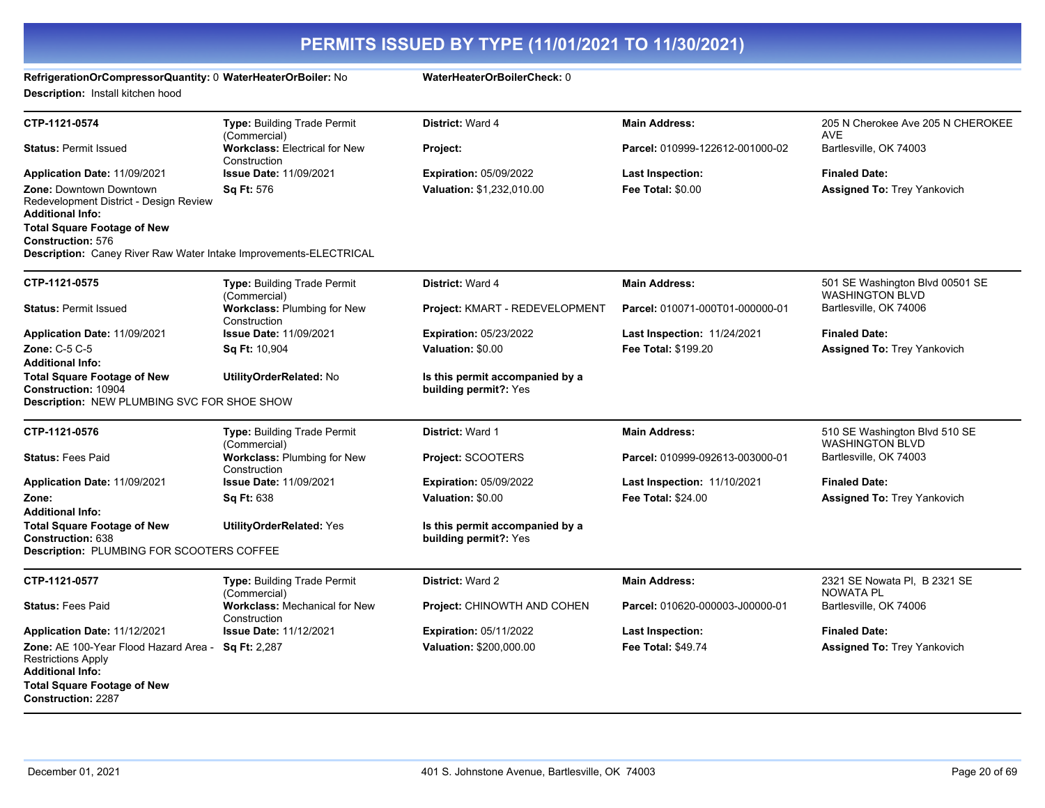# PERMITS ISSUED BY TYPE (11/01/2021 TO 11/30/2021)

**RefrigerationOrCompressorQuantity:** 0 **WaterHeaterOrBoiler:** No **WaterHeaterOrBoilerCheck:** 0

**Description:** Install kitchen hood

---

| **CTP-1121-0574** | **Type:** Building Trade Permit (Commercial) | **District:** Ward 4 | **Main Address:** | 205 N Cherokee Ave 205 N CHEROKEE AVE |
|---|---|---|---|---|
| **Status:** Permit Issued | **Workclass:** Electrical for New Construction | **Project:** | **Parcel:** 010999-122612-001000-02 | Bartlesville, OK 74003 |
| **Application Date:** 11/09/2021 | **Issue Date:** 11/09/2021 | **Expiration:** 05/09/2022 | **Last Inspection:** | **Finaled Date:** |
| **Zone:** Downtown Downtown Redevelopment District - Design Review | **Sq Ft:** 576 | **Valuation:** $1,232,010.00 | **Fee Total:** $0.00 | **Assigned To:** Trey Yankovich |

**Additional Info:**

**Total Square Footage of New Construction:** 576

**Description:** Caney River Raw Water Intake Improvements-ELECTRICAL

---

| **CTP-1121-0575** | **Type:** Building Trade Permit (Commercial) | **District:** Ward 4 | **Main Address:** | 501 SE Washington Blvd 00501 SE WASHINGTON BLVD |
|---|---|---|---|---|
| **Status:** Permit Issued | **Workclass:** Plumbing for New Construction | **Project:** KMART - REDEVELOPMENT | **Parcel:** 010071-000T01-000000-01 | Bartlesville, OK 74006 |
| **Application Date:** 11/09/2021 | **Issue Date:** 11/09/2021 | **Expiration:** 05/23/2022 | **Last Inspection:** 11/24/2021 | **Finaled Date:** |
| **Zone:** C-5 C-5 | **Sq Ft:** 10,904 | **Valuation:** $0.00 | **Fee Total:** $199.20 | **Assigned To:** Trey Yankovich |

**Additional Info:**

**Total Square Footage of New Construction:** 10904 **UtilityOrderRelated:** No **Is this permit accompanied by a building permit?:** Yes

**Description:** NEW PLUMBING SVC FOR SHOE SHOW

---

| **CTP-1121-0576** | **Type:** Building Trade Permit (Commercial) | **District:** Ward 1 | **Main Address:** | 510 SE Washington Blvd 510 SE WASHINGTON BLVD |
|---|---|---|---|---|
| **Status:** Fees Paid | **Workclass:** Plumbing for New Construction | **Project:** SCOOTERS | **Parcel:** 010999-092613-003000-01 | Bartlesville, OK 74003 |
| **Application Date:** 11/09/2021 | **Issue Date:** 11/09/2021 | **Expiration:** 05/09/2022 | **Last Inspection:** 11/10/2021 | **Finaled Date:** |
| **Zone:** | **Sq Ft:** 638 | **Valuation:** $0.00 | **Fee Total:** $24.00 | **Assigned To:** Trey Yankovich |

**Additional Info:**

**Total Square Footage of New Construction:** 638 **UtilityOrderRelated:** Yes **Is this permit accompanied by a building permit?:** Yes

**Description:** PLUMBING FOR SCOOTERS COFFEE

---

| **CTP-1121-0577** | **Type:** Building Trade Permit (Commercial) | **District:** Ward 2 | **Main Address:** | 2321 SE Nowata Pl, B 2321 SE NOWATA PL |
|---|---|---|---|---|
| **Status:** Fees Paid | **Workclass:** Mechanical for New Construction | **Project:** CHINOWTH AND COHEN | **Parcel:** 010620-000003-J00000-01 | Bartlesville, OK 74006 |
| **Application Date:** 11/12/2021 | **Issue Date:** 11/12/2021 | **Expiration:** 05/11/2022 | **Last Inspection:** | **Finaled Date:** |
| **Zone:** AE 100-Year Flood Hazard Area - Restrictions Apply | **Sq Ft:** 2,287 | **Valuation:** $200,000.00 | **Fee Total:** $49.74 | **Assigned To:** Trey Yankovich |

**Additional Info:**

**Total Square Footage of New Construction:** 2287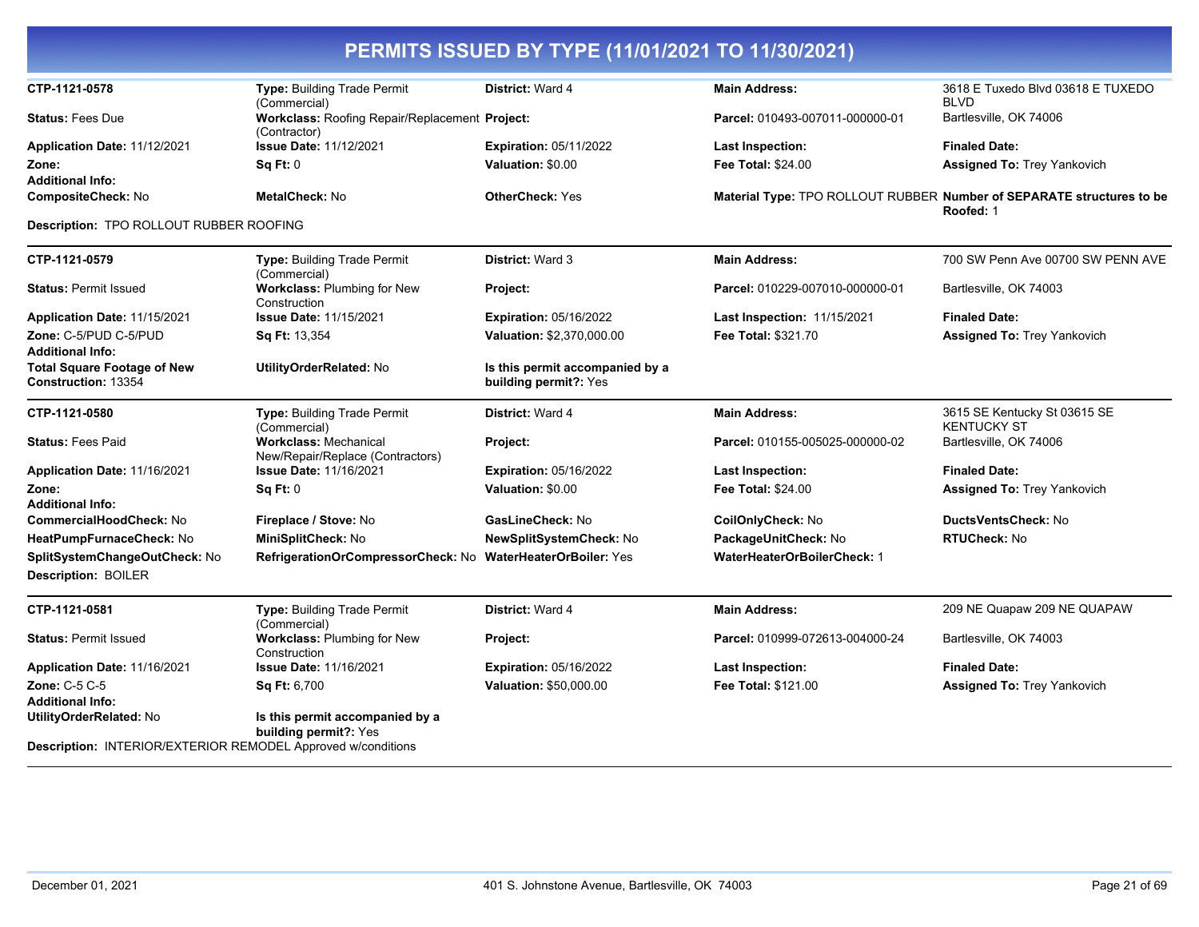# PERMITS ISSUED BY TYPE (11/01/2021 TO 11/30/2021)

| | | | | |
|---|---|---|---|---|
| **CTP-1121-0578** | **Type:** Building Trade Permit (Commercial) | **District:** Ward 4 | **Main Address:** | 3618 E Tuxedo Blvd 03618 E TUXEDO BLVD |
| **Status:** Fees Due | **Workclass:** Roofing Repair/Replacement (Contractor) | **Project:** | **Parcel:** 010493-007011-000000-01 | Bartlesville, OK 74006 |
| **Application Date:** 11/12/2021 | **Issue Date:** 11/12/2021 | **Expiration:** 05/11/2022 | **Last Inspection:** | **Finaled Date:** |
| **Zone:** | **Sq Ft:** 0 | **Valuation:** $0.00 | **Fee Total:** $24.00 | **Assigned To:** Trey Yankovich |
| **Additional Info:** | | | | |
| **CompositeCheck:** No | **MetalCheck:** No | **OtherCheck:** Yes | **Material Type:** TPO ROLLOUT RUBBER | **Number of SEPARATE structures to be Roofed:** 1 |

**Description:** TPO ROLLOUT RUBBER ROOFING

| | | | | |
|---|---|---|---|---|
| **CTP-1121-0579** | **Type:** Building Trade Permit (Commercial) | **District:** Ward 3 | **Main Address:** | 700 SW Penn Ave 00700 SW PENN AVE |
| **Status:** Permit Issued | **Workclass:** Plumbing for New Construction | **Project:** | **Parcel:** 010229-007010-000000-01 | Bartlesville, OK 74003 |
| **Application Date:** 11/15/2021 | **Issue Date:** 11/15/2021 | **Expiration:** 05/16/2022 | **Last Inspection:** 11/15/2021 | **Finaled Date:** |
| **Zone:** C-5/PUD C-5/PUD | **Sq Ft:** 13,354 | **Valuation:** $2,370,000.00 | **Fee Total:** $321.70 | **Assigned To:** Trey Yankovich |
| **Additional Info:** | | | | |
| **Total Square Footage of New Construction:** 13354 | **UtilityOrderRelated:** No | **Is this permit accompanied by a building permit?:** Yes | | |

| | | | | |
|---|---|---|---|---|
| **CTP-1121-0580** | **Type:** Building Trade Permit (Commercial) | **District:** Ward 4 | **Main Address:** | 3615 SE Kentucky St 03615 SE KENTUCKY ST |
| **Status:** Fees Paid | **Workclass:** Mechanical New/Repair/Replace (Contractors) | **Project:** | **Parcel:** 010155-005025-000000-02 | Bartlesville, OK 74006 |
| **Application Date:** 11/16/2021 | **Issue Date:** 11/16/2021 | **Expiration:** 05/16/2022 | **Last Inspection:** | **Finaled Date:** |
| **Zone:** | **Sq Ft:** 0 | **Valuation:** $0.00 | **Fee Total:** $24.00 | **Assigned To:** Trey Yankovich |
| **Additional Info:** | | | | |
| **CommercialHoodCheck:** No | **Fireplace / Stove:** No | **GasLineCheck:** No | **CoilOnlyCheck:** No | **DuctsVentsCheck:** No |
| **HeatPumpFurnaceCheck:** No | **MiniSplitCheck:** No | **NewSplitSystemCheck:** No | **PackageUnitCheck:** No | **RTUCheck:** No |
| **SplitSystemChangeOutCheck:** No | **RefrigerationOrCompressorCheck:** No | **WaterHeaterOrBoiler:** Yes | **WaterHeaterOrBoilerCheck:** 1 | |

**Description:** BOILER

| | | | | |
|---|---|---|---|---|
| **CTP-1121-0581** | **Type:** Building Trade Permit (Commercial) | **District:** Ward 4 | **Main Address:** | 209 NE Quapaw 209 NE QUAPAW |
| **Status:** Permit Issued | **Workclass:** Plumbing for New Construction | **Project:** | **Parcel:** 010999-072613-004000-24 | Bartlesville, OK 74003 |
| **Application Date:** 11/16/2021 | **Issue Date:** 11/16/2021 | **Expiration:** 05/16/2022 | **Last Inspection:** | **Finaled Date:** |
| **Zone:** C-5 C-5 | **Sq Ft:** 6,700 | **Valuation:** $50,000.00 | **Fee Total:** $121.00 | **Assigned To:** Trey Yankovich |
| **Additional Info:** | | | | |
| **UtilityOrderRelated:** No | **Is this permit accompanied by a building permit?:** Yes | | | |

**Description:** INTERIOR/EXTERIOR REMODEL Approved w/conditions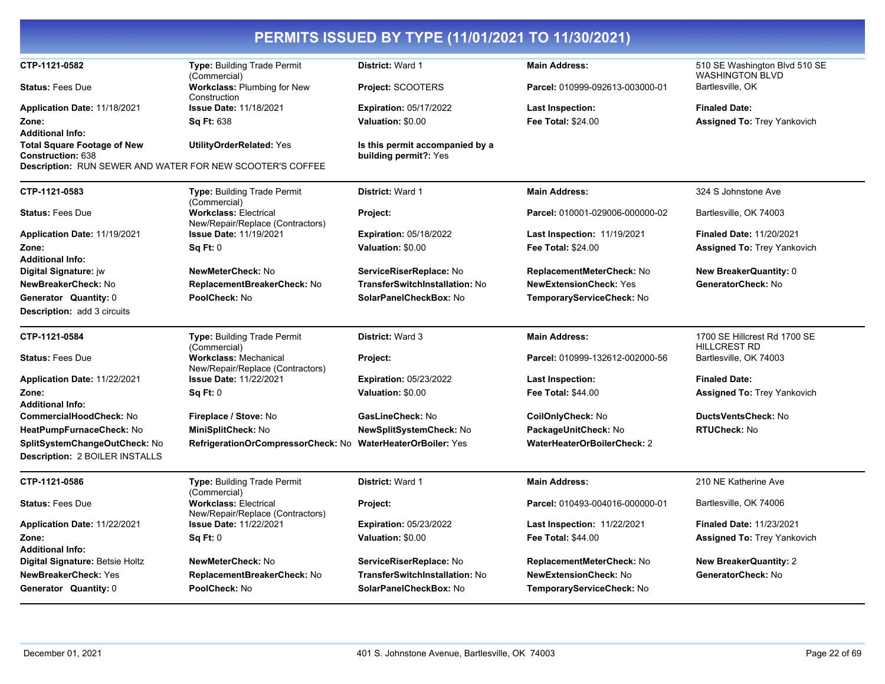# PERMITS ISSUED BY TYPE (11/01/2021 TO 11/30/2021)

| | | | | |
|---|---|---|---|---|
| **CTP-1121-0582** | **Type:** Building Trade Permit (Commercial) | **District:** Ward 1 | **Main Address:** | 510 SE Washington Blvd 510 SE WASHINGTON BLVD |
| **Status:** Fees Due | **Workclass:** Plumbing for New Construction | **Project:** SCOOTERS | **Parcel:** 010999-092613-003000-01 | Bartlesville, OK |
| **Application Date:** 11/18/2021 | **Issue Date:** 11/18/2021 | **Expiration:** 05/17/2022 | **Last Inspection:** | **Finaled Date:** |
| **Zone:** | **Sq Ft:** 638 | **Valuation:** $0.00 | **Fee Total:** $24.00 | **Assigned To:** Trey Yankovich |
| **Additional Info:** | | | | |
| **Total Square Footage of New Construction:** 638 | **UtilityOrderRelated:** Yes | **Is this permit accompanied by a building permit?:** Yes | | |

**Description:** RUN SEWER AND WATER FOR NEW SCOOTER'S COFFEE

| | | | | |
|---|---|---|---|---|
| **CTP-1121-0583** | **Type:** Building Trade Permit (Commercial) | **District:** Ward 1 | **Main Address:** | 324 S Johnstone Ave |
| **Status:** Fees Due | **Workclass:** Electrical New/Repair/Replace (Contractors) | **Project:** | **Parcel:** 010001-029006-000000-02 | Bartlesville, OK 74003 |
| **Application Date:** 11/19/2021 | **Issue Date:** 11/19/2021 | **Expiration:** 05/18/2022 | **Last Inspection:** 11/19/2021 | **Finaled Date:** 11/20/2021 |
| **Zone:** | **Sq Ft:** 0 | **Valuation:** $0.00 | **Fee Total:** $24.00 | **Assigned To:** Trey Yankovich |
| **Additional Info:** | | | | |
| **Digital Signature:** jw | **NewMeterCheck:** No | **ServiceRiserReplace:** No | **ReplacementMeterCheck:** No | **New BreakerQuantity:** 0 |
| **NewBreakerCheck:** No | **ReplacementBreakerCheck:** No | **TransferSwitchInstallation:** No | **NewExtensionCheck:** Yes | **GeneratorCheck:** No |
| **Generator Quantity:** 0 | **PoolCheck:** No | **SolarPanelCheckBox:** No | **TemporaryServiceCheck:** No | |

**Description:** add 3 circuits

| | | | | |
|---|---|---|---|---|
| **CTP-1121-0584** | **Type:** Building Trade Permit (Commercial) | **District:** Ward 3 | **Main Address:** | 1700 SE Hillcrest Rd 1700 SE HILLCREST RD |
| **Status:** Fees Due | **Workclass:** Mechanical New/Repair/Replace (Contractors) | **Project:** | **Parcel:** 010999-132612-002000-56 | Bartlesville, OK 74003 |
| **Application Date:** 11/22/2021 | **Issue Date:** 11/22/2021 | **Expiration:** 05/23/2022 | **Last Inspection:** | **Finaled Date:** |
| **Zone:** | **Sq Ft:** 0 | **Valuation:** $0.00 | **Fee Total:** $44.00 | **Assigned To:** Trey Yankovich |
| **Additional Info:** | | | | |
| **CommercialHoodCheck:** No | **Fireplace / Stove:** No | **GasLineCheck:** No | **CoilOnlyCheck:** No | **DuctsVentsCheck:** No |
| **HeatPumpFurnaceCheck:** No | **MiniSplitCheck:** No | **NewSplitSystemCheck:** No | **PackageUnitCheck:** No | **RTUCheck:** No |
| **SplitSystemChangeOutCheck:** No | **RefrigerationOrCompressorCheck:** No | **WaterHeaterOrBoiler:** Yes | **WaterHeaterOrBoilerCheck:** 2 | |

**Description:** 2 BOILER INSTALLS

| | | | | |
|---|---|---|---|---|
| **CTP-1121-0586** | **Type:** Building Trade Permit (Commercial) | **District:** Ward 1 | **Main Address:** | 210 NE Katherine Ave |
| **Status:** Fees Due | **Workclass:** Electrical New/Repair/Replace (Contractors) | **Project:** | **Parcel:** 010493-004016-000000-01 | Bartlesville, OK 74006 |
| **Application Date:** 11/22/2021 | **Issue Date:** 11/22/2021 | **Expiration:** 05/23/2022 | **Last Inspection:** 11/22/2021 | **Finaled Date:** 11/23/2021 |
| **Zone:** | **Sq Ft:** 0 | **Valuation:** $0.00 | **Fee Total:** $44.00 | **Assigned To:** Trey Yankovich |
| **Additional Info:** | | | | |
| **Digital Signature:** Betsie Holtz | **NewMeterCheck:** No | **ServiceRiserReplace:** No | **ReplacementMeterCheck:** No | **New BreakerQuantity:** 2 |
| **NewBreakerCheck:** Yes | **ReplacementBreakerCheck:** No | **TransferSwitchInstallation:** No | **NewExtensionCheck:** No | **GeneratorCheck:** No |
| **Generator Quantity:** 0 | **PoolCheck:** No | **SolarPanelCheckBox:** No | **TemporaryServiceCheck:** No | |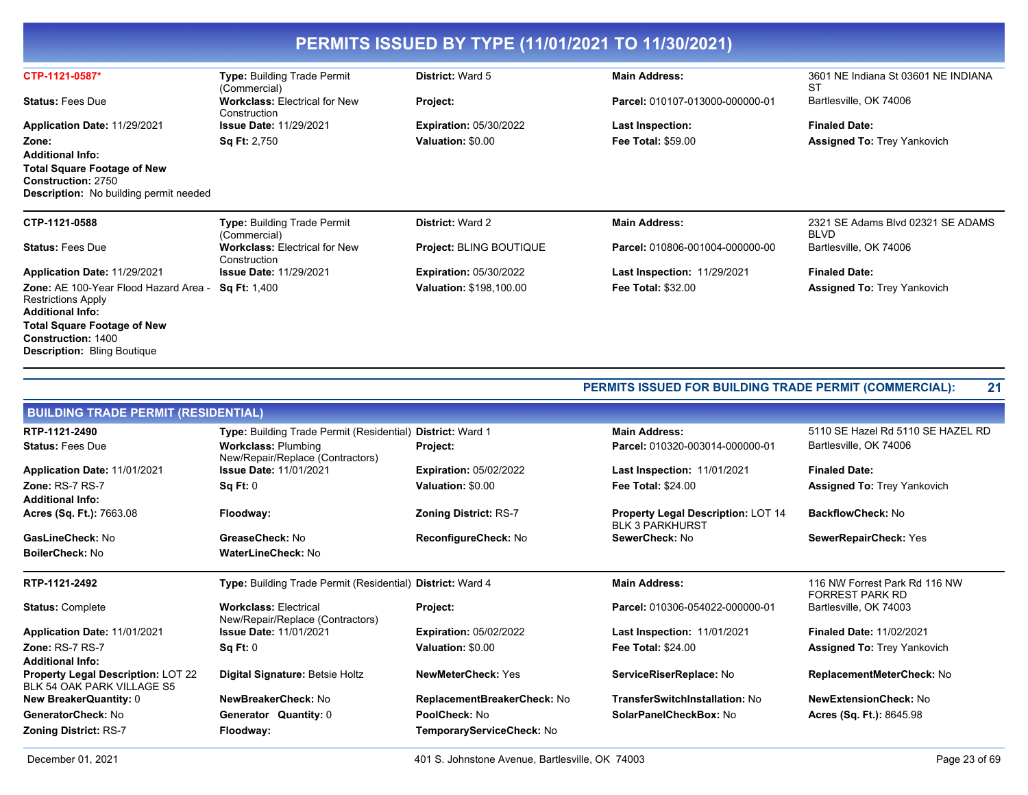# PERMITS ISSUED BY TYPE (11/01/2021 TO 11/30/2021)

| | | | | |
|---|---|---|---|---|
| **CTP-1121-0587*** | **Type:** Building Trade Permit (Commercial) | **District:** Ward 5 | **Main Address:** | 3601 NE Indiana St 03601 NE INDIANA ST |
| **Status:** Fees Due | **Workclass:** Electrical for New Construction | **Project:** | **Parcel:** 010107-013000-000000-01 | Bartlesville, OK 74006 |
| **Application Date:** 11/29/2021 | **Issue Date:** 11/29/2021 | **Expiration:** 05/30/2022 | **Last Inspection:** | **Finaled Date:** |
| **Zone:** | **Sq Ft:** 2,750 | **Valuation:** $0.00 | **Fee Total:** $59.00 | **Assigned To:** Trey Yankovich |

**Additional Info:**
**Total Square Footage of New Construction:** 2750
**Description:** No building permit needed

| | | | | |
|---|---|---|---|---|
| **CTP-1121-0588** | **Type:** Building Trade Permit (Commercial) | **District:** Ward 2 | **Main Address:** | 2321 SE Adams Blvd 02321 SE ADAMS BLVD |
| **Status:** Fees Due | **Workclass:** Electrical for New Construction | **Project:** BLING BOUTIQUE | **Parcel:** 010806-001004-000000-00 | Bartlesville, OK 74006 |
| **Application Date:** 11/29/2021 | **Issue Date:** 11/29/2021 | **Expiration:** 05/30/2022 | **Last Inspection:** 11/29/2021 | **Finaled Date:** |
| **Zone:** AE 100-Year Flood Hazard Area - Restrictions Apply | **Sq Ft:** 1,400 | **Valuation:** $198,100.00 | **Fee Total:** $32.00 | **Assigned To:** Trey Yankovich |

**Additional Info:**
**Total Square Footage of New Construction:** 1400
**Description:** Bling Boutique

**PERMITS ISSUED FOR BUILDING TRADE PERMIT (COMMERCIAL): 21**

## BUILDING TRADE PERMIT (RESIDENTIAL)

| | | | | |
|---|---|---|---|---|
| **RTP-1121-2490** | **Type:** Building Trade Permit (Residential) | **District:** Ward 1 | **Main Address:** | 5110 SE Hazel Rd 5110 SE HAZEL RD |
| **Status:** Fees Due | **Workclass:** Plumbing New/Repair/Replace (Contractors) | **Project:** | **Parcel:** 010320-003014-000000-01 | Bartlesville, OK 74006 |
| **Application Date:** 11/01/2021 | **Issue Date:** 11/01/2021 | **Expiration:** 05/02/2022 | **Last Inspection:** 11/01/2021 | **Finaled Date:** |
| **Zone:** RS-7 RS-7 | **Sq Ft:** 0 | **Valuation:** $0.00 | **Fee Total:** $24.00 | **Assigned To:** Trey Yankovich |

**Additional Info:**

| | | | | |
|---|---|---|---|---|
| **Acres (Sq. Ft.):** 7663.08 | **Floodway:** | **Zoning District:** RS-7 | **Property Legal Description:** LOT 14 BLK 3 PARKHURST | **BackflowCheck:** No |
| **GasLineCheck:** No | **GreaseCheck:** No | **ReconfigureCheck:** No | **SewerCheck:** No | **SewerRepairCheck:** Yes |
| **BoilerCheck:** No | **WaterLineCheck:** No | | | |

| | | | | |
|---|---|---|---|---|
| **RTP-1121-2492** | **Type:** Building Trade Permit (Residential) | **District:** Ward 4 | **Main Address:** | 116 NW Forrest Park Rd 116 NW FORREST PARK RD |
| **Status:** Complete | **Workclass:** Electrical New/Repair/Replace (Contractors) | **Project:** | **Parcel:** 010306-054022-000000-01 | Bartlesville, OK 74003 |
| **Application Date:** 11/01/2021 | **Issue Date:** 11/01/2021 | **Expiration:** 05/02/2022 | **Last Inspection:** 11/01/2021 | **Finaled Date:** 11/02/2021 |
| **Zone:** RS-7 RS-7 | **Sq Ft:** 0 | **Valuation:** $0.00 | **Fee Total:** $24.00 | **Assigned To:** Trey Yankovich |

**Additional Info:**

| | | | | |
|---|---|---|---|---|
| **Property Legal Description:** LOT 22 BLK 54 OAK PARK VILLAGE S5 | **Digital Signature:** Betsie Holtz | **NewMeterCheck:** Yes | **ServiceRiserReplace:** No | **ReplacementMeterCheck:** No |
| **New BreakerQuantity:** 0 | **NewBreakerCheck:** No | **ReplacementBreakerCheck:** No | **TransferSwitchInstallation:** No | **NewExtensionCheck:** No |
| **GeneratorCheck:** No | **Generator Quantity:** 0 | **PoolCheck:** No | **SolarPanelCheckBox:** No | **Acres (Sq. Ft.):** 8645.98 |
| **Zoning District:** RS-7 | **Floodway:** | **TemporaryServiceCheck:** No | | |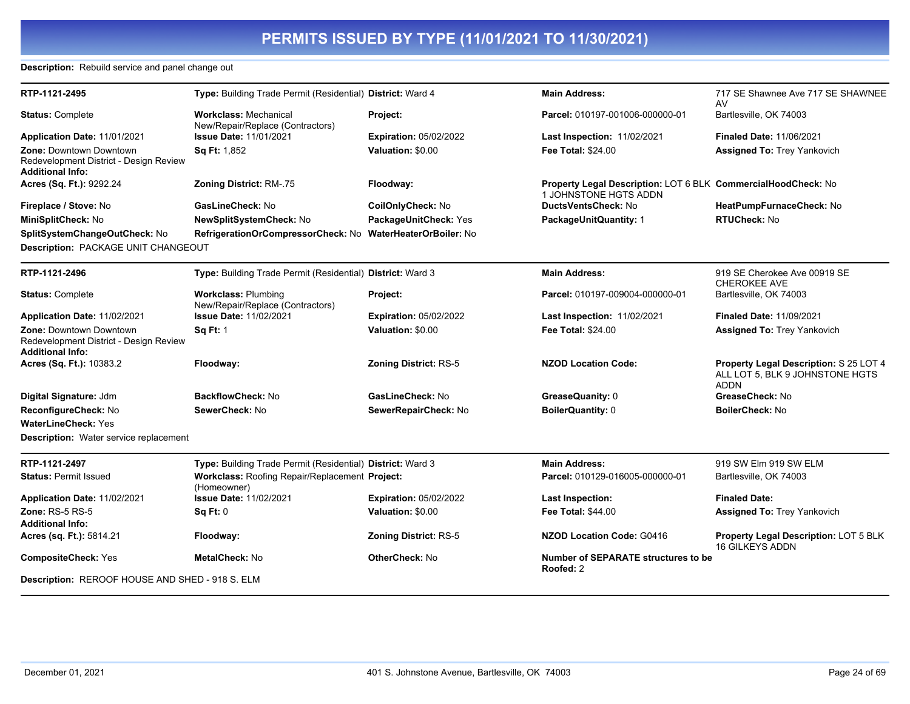# PERMITS ISSUED BY TYPE (11/01/2021 TO 11/30/2021)

**Description:** Rebuild service and panel change out

| RTP-1121-2495 | **Type:** Building Trade Permit (Residential) | **District:** Ward 4 | **Main Address:** | 717 SE Shawnee Ave 717 SE SHAWNEE AV |
|---|---|---|---|---|
| **Status:** Complete | **Workclass:** Mechanical New/Repair/Replace (Contractors) | **Project:** | **Parcel:** 010197-001006-000000-01 | Bartlesville, OK 74003 |
| **Application Date:** 11/01/2021 | **Issue Date:** 11/01/2021 | **Expiration:** 05/02/2022 | **Last Inspection:** 11/02/2021 | **Finaled Date:** 11/06/2021 |
| **Zone:** Downtown Downtown Redevelopment District - Design Review | **Sq Ft:** 1,852 | **Valuation:** $0.00 | **Fee Total:** $24.00 | **Assigned To:** Trey Yankovich |
| **Additional Info:** | | | | |
| **Acres (Sq. Ft.):** 9292.24 | **Zoning District:** RM-.75 | **Floodway:** | **Property Legal Description:** LOT 6 BLK 1 JOHNSTONE HGTS ADDN | **CommercialHoodCheck:** No |
| **Fireplace / Stove:** No | **GasLineCheck:** No | **CoilOnlyCheck:** No | **DuctsVentsCheck:** No | **HeatPumpFurnaceCheck:** No |
| **MiniSplitCheck:** No | **NewSplitSystemCheck:** No | **PackageUnitCheck:** Yes | **PackageUnitQuantity:** 1 | **RTUCheck:** No |
| **SplitSystemChangeOutCheck:** No | **RefrigerationOrCompressorCheck:** No | **WaterHeaterOrBoiler:** No | | |

**Description:** PACKAGE UNIT CHANGEOUT

| RTP-1121-2496 | **Type:** Building Trade Permit (Residential) | **District:** Ward 3 | **Main Address:** | 919 SE Cherokee Ave 00919 SE CHEROKEE AVE |
|---|---|---|---|---|
| **Status:** Complete | **Workclass:** Plumbing New/Repair/Replace (Contractors) | **Project:** | **Parcel:** 010197-009004-000000-01 | Bartlesville, OK 74003 |
| **Application Date:** 11/02/2021 | **Issue Date:** 11/02/2021 | **Expiration:** 05/02/2022 | **Last Inspection:** 11/02/2021 | **Finaled Date:** 11/09/2021 |
| **Zone:** Downtown Downtown Redevelopment District - Design Review | **Sq Ft:** 1 | **Valuation:** $0.00 | **Fee Total:** $24.00 | **Assigned To:** Trey Yankovich |
| **Additional Info:** | | | | |
| **Acres (Sq. Ft.):** 10383.2 | **Floodway:** | **Zoning District:** RS-5 | **NZOD Location Code:** | **Property Legal Description:** S 25 LOT 4 ALL LOT 5, BLK 9 JOHNSTONE HGTS ADDN |
| **Digital Signature:** Jdm | **BackflowCheck:** No | **GasLineCheck:** No | **GreaseQuanity:** 0 | **GreaseCheck:** No |
| **ReconfigureCheck:** No | **SewerCheck:** No | **SewerRepairCheck:** No | **BoilerQuantity:** 0 | **BoilerCheck:** No |
| **WaterLineCheck:** Yes | | | | |

**Description:** Water service replacement

| RTP-1121-2497 | **Type:** Building Trade Permit (Residential) | **District:** Ward 3 | **Main Address:** | 919 SW Elm 919 SW ELM |
|---|---|---|---|---|
| **Status:** Permit Issued | **Workclass:** Roofing Repair/Replacement (Homeowner) | **Project:** | **Parcel:** 010129-016005-000000-01 | Bartlesville, OK 74003 |
| **Application Date:** 11/02/2021 | **Issue Date:** 11/02/2021 | **Expiration:** 05/02/2022 | **Last Inspection:** | **Finaled Date:** |
| **Zone:** RS-5 RS-5 | **Sq Ft:** 0 | **Valuation:** $0.00 | **Fee Total:** $44.00 | **Assigned To:** Trey Yankovich |
| **Additional Info:** | | | | |
| **Acres (sq. Ft.):** 5814.21 | **Floodway:** | **Zoning District:** RS-5 | **NZOD Location Code:** G0416 | **Property Legal Description:** LOT 5 BLK 16 GILKEYS ADDN |
| **CompositeCheck:** Yes | **MetalCheck:** No | **OtherCheck:** No | **Number of SEPARATE structures to be Roofed:** 2 | |

**Description:** REROOF HOUSE AND SHED - 918 S. ELM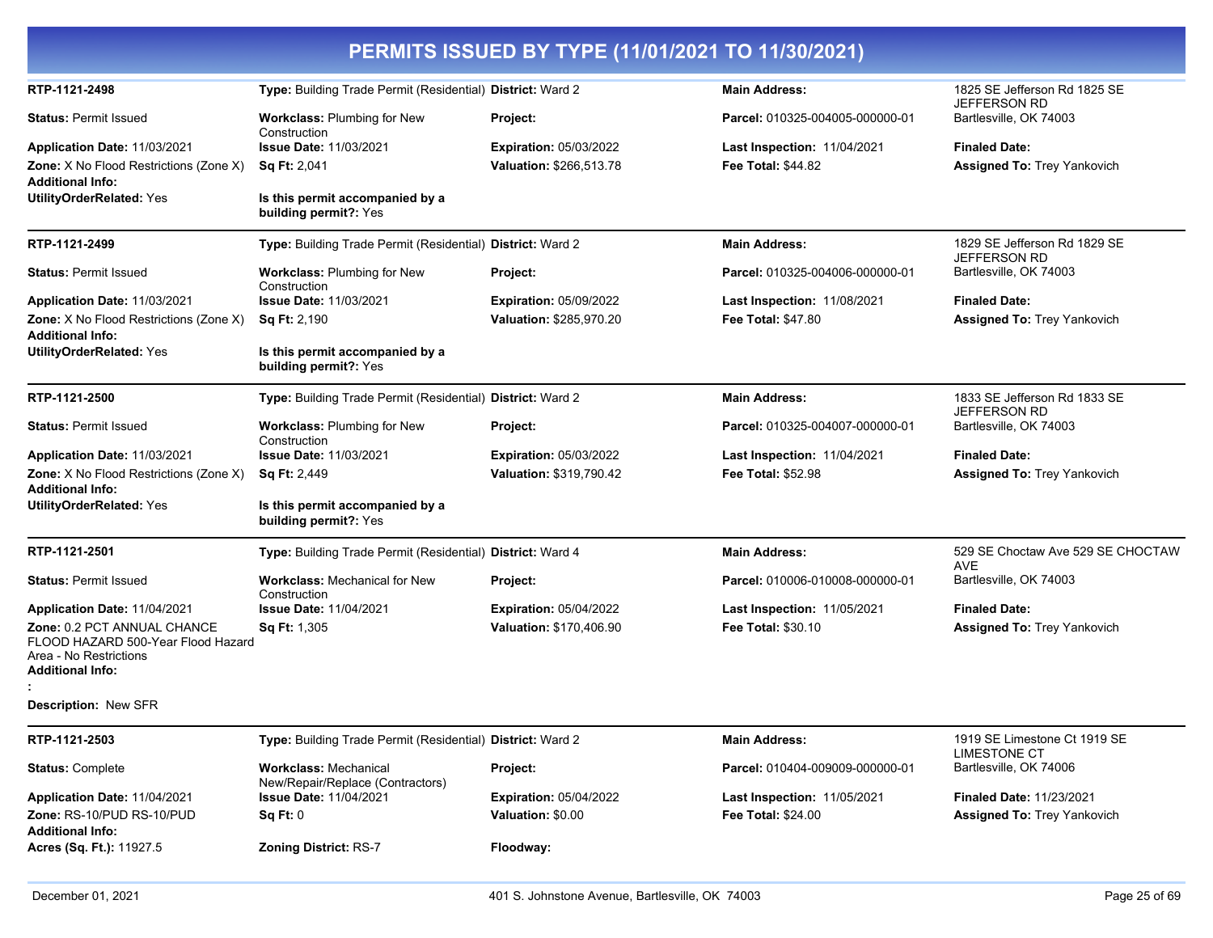# PERMITS ISSUED BY TYPE (11/01/2021 TO 11/30/2021)

---

**RTP-1121-2498** | **Type:** Building Trade Permit (Residential) | **District:** Ward 2 | **Main Address:** 1825 SE Jefferson Rd 1825 SE JEFFERSON RD Bartlesville, OK 74003

**Status:** Permit Issued | **Workclass:** Plumbing for New Construction | **Project:** | **Parcel:** 010325-004005-000000-01

**Application Date:** 11/03/2021 | **Issue Date:** 11/03/2021 | **Expiration:** 05/03/2022 | **Last Inspection:** 11/04/2021 | **Finaled Date:**

**Zone:** X No Flood Restrictions (Zone X) | **Sq Ft:** 2,041 | **Valuation:** $266,513.78 | **Fee Total:** $44.82 | **Assigned To:** Trey Yankovich

**Additional Info:**

**UtilityOrderRelated:** Yes | **Is this permit accompanied by a building permit?:** Yes

---

**RTP-1121-2499** | **Type:** Building Trade Permit (Residential) | **District:** Ward 2 | **Main Address:** 1829 SE Jefferson Rd 1829 SE JEFFERSON RD Bartlesville, OK 74003

**Status:** Permit Issued | **Workclass:** Plumbing for New Construction | **Project:** | **Parcel:** 010325-004006-000000-01

**Application Date:** 11/03/2021 | **Issue Date:** 11/03/2021 | **Expiration:** 05/09/2022 | **Last Inspection:** 11/08/2021 | **Finaled Date:**

**Zone:** X No Flood Restrictions (Zone X) | **Sq Ft:** 2,190 | **Valuation:** $285,970.20 | **Fee Total:** $47.80 | **Assigned To:** Trey Yankovich

**Additional Info:**

**UtilityOrderRelated:** Yes | **Is this permit accompanied by a building permit?:** Yes

---

**RTP-1121-2500** | **Type:** Building Trade Permit (Residential) | **District:** Ward 2 | **Main Address:** 1833 SE Jefferson Rd 1833 SE JEFFERSON RD Bartlesville, OK 74003

**Status:** Permit Issued | **Workclass:** Plumbing for New Construction | **Project:** | **Parcel:** 010325-004007-000000-01

**Application Date:** 11/03/2021 | **Issue Date:** 11/03/2021 | **Expiration:** 05/03/2022 | **Last Inspection:** 11/04/2021 | **Finaled Date:**

**Zone:** X No Flood Restrictions (Zone X) | **Sq Ft:** 2,449 | **Valuation:** $319,790.42 | **Fee Total:** $52.98 | **Assigned To:** Trey Yankovich

**Additional Info:**

**UtilityOrderRelated:** Yes | **Is this permit accompanied by a building permit?:** Yes

---

**RTP-1121-2501** | **Type:** Building Trade Permit (Residential) | **District:** Ward 4 | **Main Address:** 529 SE Choctaw Ave 529 SE CHOCTAW AVE Bartlesville, OK 74003

**Status:** Permit Issued | **Workclass:** Mechanical for New Construction | **Project:** | **Parcel:** 010006-010008-000000-01

**Application Date:** 11/04/2021 | **Issue Date:** 11/04/2021 | **Expiration:** 05/04/2022 | **Last Inspection:** 11/05/2021 | **Finaled Date:**

**Zone:** 0.2 PCT ANNUAL CHANCE FLOOD HAZARD 500-Year Flood Hazard Area - No Restrictions | **Sq Ft:** 1,305 | **Valuation:** $170,406.90 | **Fee Total:** $30.10 | **Assigned To:** Trey Yankovich

**Additional Info:**

**:**

**Description:** New SFR

---

**RTP-1121-2503** | **Type:** Building Trade Permit (Residential) | **District:** Ward 2 | **Main Address:** 1919 SE Limestone Ct 1919 SE LIMESTONE CT Bartlesville, OK 74006

**Status:** Complete | **Workclass:** Mechanical New/Repair/Replace (Contractors) | **Project:** | **Parcel:** 010404-009009-000000-01

**Application Date:** 11/04/2021 | **Issue Date:** 11/04/2021 | **Expiration:** 05/04/2022 | **Last Inspection:** 11/05/2021 | **Finaled Date:** 11/23/2021

**Zone:** RS-10/PUD RS-10/PUD | **Sq Ft:** 0 | **Valuation:** $0.00 | **Fee Total:** $24.00 | **Assigned To:** Trey Yankovich

**Additional Info:**

**Acres (Sq. Ft.):** 11927.5 | **Zoning District:** RS-7 | **Floodway:**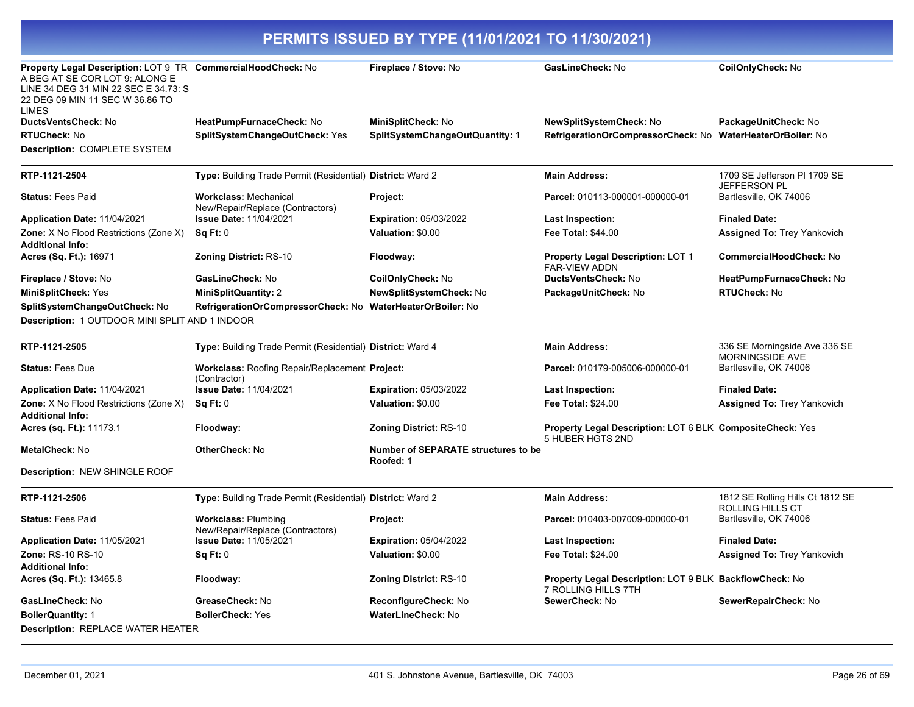# PERMITS ISSUED BY TYPE (11/01/2021 TO 11/30/2021)

**Property Legal Description:** LOT 9 TR A BEG AT SE COR LOT 9: ALONG E LINE 34 DEG 31 MIN 22 SEC E 34.73: S 22 DEG 09 MIN 11 SEC W 36.86 TO LIMES | **CommercialHoodCheck:** No | **Fireplace / Stove:** No | **GasLineCheck:** No | **CoilOnlyCheck:** No

**DuctsVentsCheck:** No | **HeatPumpFurnaceCheck:** No | **MiniSplitCheck:** No | **NewSplitSystemCheck:** No | **PackageUnitCheck:** No

**RTUCheck:** No | **SplitSystemChangeOutCheck:** Yes | **SplitSystemChangeOutQuantity:** 1 | **RefrigerationOrCompressorCheck:** No | **WaterHeaterOrBoiler:** No

**Description:** COMPLETE SYSTEM

---

**RTP-1121-2504** | **Type:** Building Trade Permit (Residential) | **District:** Ward 2 | **Main Address:** 1709 SE Jefferson Pl 1709 SE JEFFERSON PL Bartlesville, OK 74006

**Status:** Fees Paid | **Workclass:** Mechanical New/Repair/Replace (Contractors) | **Project:** | **Parcel:** 010113-000001-000000-01

**Application Date:** 11/04/2021 | **Issue Date:** 11/04/2021 | **Expiration:** 05/03/2022 | **Last Inspection:** | **Finaled Date:**

**Zone:** X No Flood Restrictions (Zone X) | **Sq Ft:** 0 | **Valuation:** $0.00 | **Fee Total:** $44.00 | **Assigned To:** Trey Yankovich

**Additional Info:**

**Acres (Sq. Ft.):** 16971 | **Zoning District:** RS-10 | **Floodway:** | **Property Legal Description:** LOT 1 FAR-VIEW ADDN | **CommercialHoodCheck:** No

**Fireplace / Stove:** No | **GasLineCheck:** No | **CoilOnlyCheck:** No | **DuctsVentsCheck:** No | **HeatPumpFurnaceCheck:** No

**MiniSplitCheck:** Yes | **MiniSplitQuantity:** 2 | **NewSplitSystemCheck:** No | **PackageUnitCheck:** No | **RTUCheck:** No

**SplitSystemChangeOutCheck:** No | **RefrigerationOrCompressorCheck:** No | **WaterHeaterOrBoiler:** No

**Description:** 1 OUTDOOR MINI SPLIT AND 1 INDOOR

---

**RTP-1121-2505** | **Type:** Building Trade Permit (Residential) | **District:** Ward 4 | **Main Address:** 336 SE Morningside Ave 336 SE MORNINGSIDE AVE Bartlesville, OK 74006

**Status:** Fees Due | **Workclass:** Roofing Repair/Replacement (Contractor) | **Project:** | **Parcel:** 010179-005006-000000-01

**Application Date:** 11/04/2021 | **Issue Date:** 11/04/2021 | **Expiration:** 05/03/2022 | **Last Inspection:** | **Finaled Date:**

**Zone:** X No Flood Restrictions (Zone X) | **Sq Ft:** 0 | **Valuation:** $0.00 | **Fee Total:** $24.00 | **Assigned To:** Trey Yankovich

**Additional Info:**

**Acres (sq. Ft.):** 11173.1 | **Floodway:** | **Zoning District:** RS-10 | **Property Legal Description:** LOT 6 BLK 5 HUBER HGTS 2ND | **CompositeCheck:** Yes

**MetalCheck:** No | **OtherCheck:** No | **Number of SEPARATE structures to be Roofed:** 1

**Description:** NEW SHINGLE ROOF

---

**RTP-1121-2506** | **Type:** Building Trade Permit (Residential) | **District:** Ward 2 | **Main Address:** 1812 SE Rolling Hills Ct 1812 SE ROLLING HILLS CT Bartlesville, OK 74006

**Status:** Fees Paid | **Workclass:** Plumbing New/Repair/Replace (Contractors) | **Project:** | **Parcel:** 010403-007009-000000-01

**Application Date:** 11/05/2021 | **Issue Date:** 11/05/2021 | **Expiration:** 05/04/2022 | **Last Inspection:** | **Finaled Date:**

**Zone:** RS-10 RS-10 | **Sq Ft:** 0 | **Valuation:** $0.00 | **Fee Total:** $24.00 | **Assigned To:** Trey Yankovich

**Additional Info:**

**Acres (Sq. Ft.):** 13465.8 | **Floodway:** | **Zoning District:** RS-10 | **Property Legal Description:** LOT 9 BLK 7 ROLLING HILLS 7TH | **BackflowCheck:** No

**GasLineCheck:** No | **GreaseCheck:** No | **ReconfigureCheck:** No | **SewerCheck:** No | **SewerRepairCheck:** No

**BoilerQuantity:** 1 | **BoilerCheck:** Yes | **WaterLineCheck:** No

**Description:** REPLACE WATER HEATER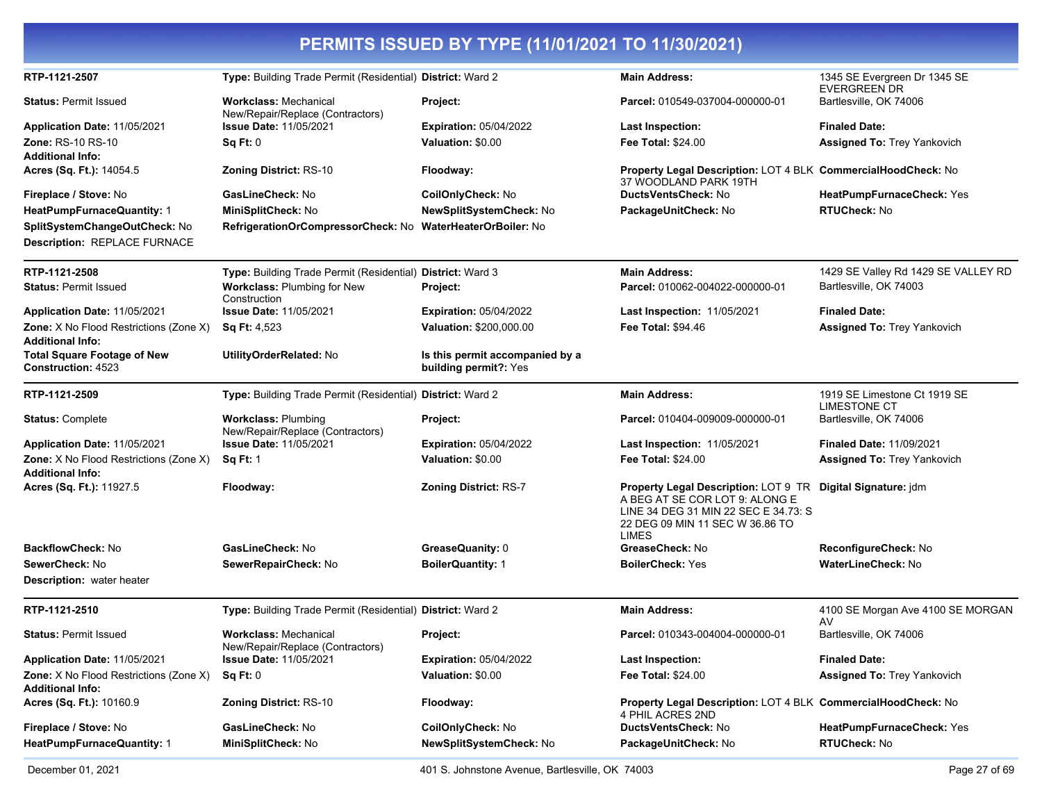# PERMITS ISSUED BY TYPE (11/01/2021 TO 11/30/2021)

| | | | | |
|---|---|---|---|---|
| **RTP-1121-2507** | **Type:** Building Trade Permit (Residential) | **District:** Ward 2 | **Main Address:** | 1345 SE Evergreen Dr 1345 SE EVERGREEN DR |
| **Status:** Permit Issued | **Workclass:** Mechanical New/Repair/Replace (Contractors) | **Project:** | **Parcel:** 010549-037004-000000-01 | Bartlesville, OK 74006 |
| **Application Date:** 11/05/2021 | **Issue Date:** 11/05/2021 | **Expiration:** 05/04/2022 | **Last Inspection:** | **Finaled Date:** |
| **Zone:** RS-10 RS-10 | **Sq Ft:** 0 | **Valuation:** $0.00 | **Fee Total:** $24.00 | **Assigned To:** Trey Yankovich |
| **Additional Info:** | | | | |
| **Acres (Sq. Ft.):** 14054.5 | **Zoning District:** RS-10 | **Floodway:** | **Property Legal Description:** LOT 4 BLK 37 WOODLAND PARK 19TH | **CommercialHoodCheck:** No |
| **Fireplace / Stove:** No | **GasLineCheck:** No | **CoilOnlyCheck:** No | **DuctsVentsCheck:** No | **HeatPumpFurnaceCheck:** Yes |
| **HeatPumpFurnaceQuantity:** 1 | **MiniSplitCheck:** No | **NewSplitSystemCheck:** No | **PackageUnitCheck:** No | **RTUCheck:** No |
| **SplitSystemChangeOutCheck:** No | **RefrigerationOrCompressorCheck:** No | **WaterHeaterOrBoiler:** No | | |
| **Description:** REPLACE FURNACE | | | | |

| | | | | |
|---|---|---|---|---|
| **RTP-1121-2508** | **Type:** Building Trade Permit (Residential) | **District:** Ward 3 | **Main Address:** | 1429 SE Valley Rd 1429 SE VALLEY RD |
| **Status:** Permit Issued | **Workclass:** Plumbing for New Construction | **Project:** | **Parcel:** 010062-004022-000000-01 | Bartlesville, OK 74003 |
| **Application Date:** 11/05/2021 | **Issue Date:** 11/05/2021 | **Expiration:** 05/04/2022 | **Last Inspection:** 11/05/2021 | **Finaled Date:** |
| **Zone:** X No Flood Restrictions (Zone X) | **Sq Ft:** 4,523 | **Valuation:** $200,000.00 | **Fee Total:** $94.46 | **Assigned To:** Trey Yankovich |
| **Additional Info:** | | | | |
| **Total Square Footage of New Construction:** 4523 | **UtilityOrderRelated:** No | **Is this permit accompanied by a building permit?:** Yes | | |

| | | | | |
|---|---|---|---|---|
| **RTP-1121-2509** | **Type:** Building Trade Permit (Residential) | **District:** Ward 2 | **Main Address:** | 1919 SE Limestone Ct 1919 SE LIMESTONE CT |
| **Status:** Complete | **Workclass:** Plumbing New/Repair/Replace (Contractors) | **Project:** | **Parcel:** 010404-009009-000000-01 | Bartlesville, OK 74006 |
| **Application Date:** 11/05/2021 | **Issue Date:** 11/05/2021 | **Expiration:** 05/04/2022 | **Last Inspection:** 11/05/2021 | **Finaled Date:** 11/09/2021 |
| **Zone:** X No Flood Restrictions (Zone X) | **Sq Ft:** 1 | **Valuation:** $0.00 | **Fee Total:** $24.00 | **Assigned To:** Trey Yankovich |
| **Additional Info:** | | | | |
| **Acres (Sq. Ft.):** 11927.5 | **Floodway:** | **Zoning District:** RS-7 | **Property Legal Description:** LOT 9 TR A BEG AT SE COR LOT 9: ALONG E LINE 34 DEG 31 MIN 22 SEC E 34.73: S 22 DEG 09 MIN 11 SEC W 36.86 TO LIMES | **Digital Signature:** jdm |
| **BackflowCheck:** No | **GasLineCheck:** No | **GreaseQuanity:** 0 | **GreaseCheck:** No | **ReconfigureCheck:** No |
| **SewerCheck:** No | **SewerRepairCheck:** No | **BoilerQuantity:** 1 | **BoilerCheck:** Yes | **WaterLineCheck:** No |
| **Description:** water heater | | | | |

| | | | | |
|---|---|---|---|---|
| **RTP-1121-2510** | **Type:** Building Trade Permit (Residential) | **District:** Ward 2 | **Main Address:** | 4100 SE Morgan Ave 4100 SE MORGAN AV |
| **Status:** Permit Issued | **Workclass:** Mechanical New/Repair/Replace (Contractors) | **Project:** | **Parcel:** 010343-004004-000000-01 | Bartlesville, OK 74006 |
| **Application Date:** 11/05/2021 | **Issue Date:** 11/05/2021 | **Expiration:** 05/04/2022 | **Last Inspection:** | **Finaled Date:** |
| **Zone:** X No Flood Restrictions (Zone X) | **Sq Ft:** 0 | **Valuation:** $0.00 | **Fee Total:** $24.00 | **Assigned To:** Trey Yankovich |
| **Additional Info:** | | | | |
| **Acres (Sq. Ft.):** 10160.9 | **Zoning District:** RS-10 | **Floodway:** | **Property Legal Description:** LOT 4 BLK 4 PHIL ACRES 2ND | **CommercialHoodCheck:** No |
| **Fireplace / Stove:** No | **GasLineCheck:** No | **CoilOnlyCheck:** No | **DuctsVentsCheck:** No | **HeatPumpFurnaceCheck:** Yes |
| **HeatPumpFurnaceQuantity:** 1 | **MiniSplitCheck:** No | **NewSplitSystemCheck:** No | **PackageUnitCheck:** No | **RTUCheck:** No |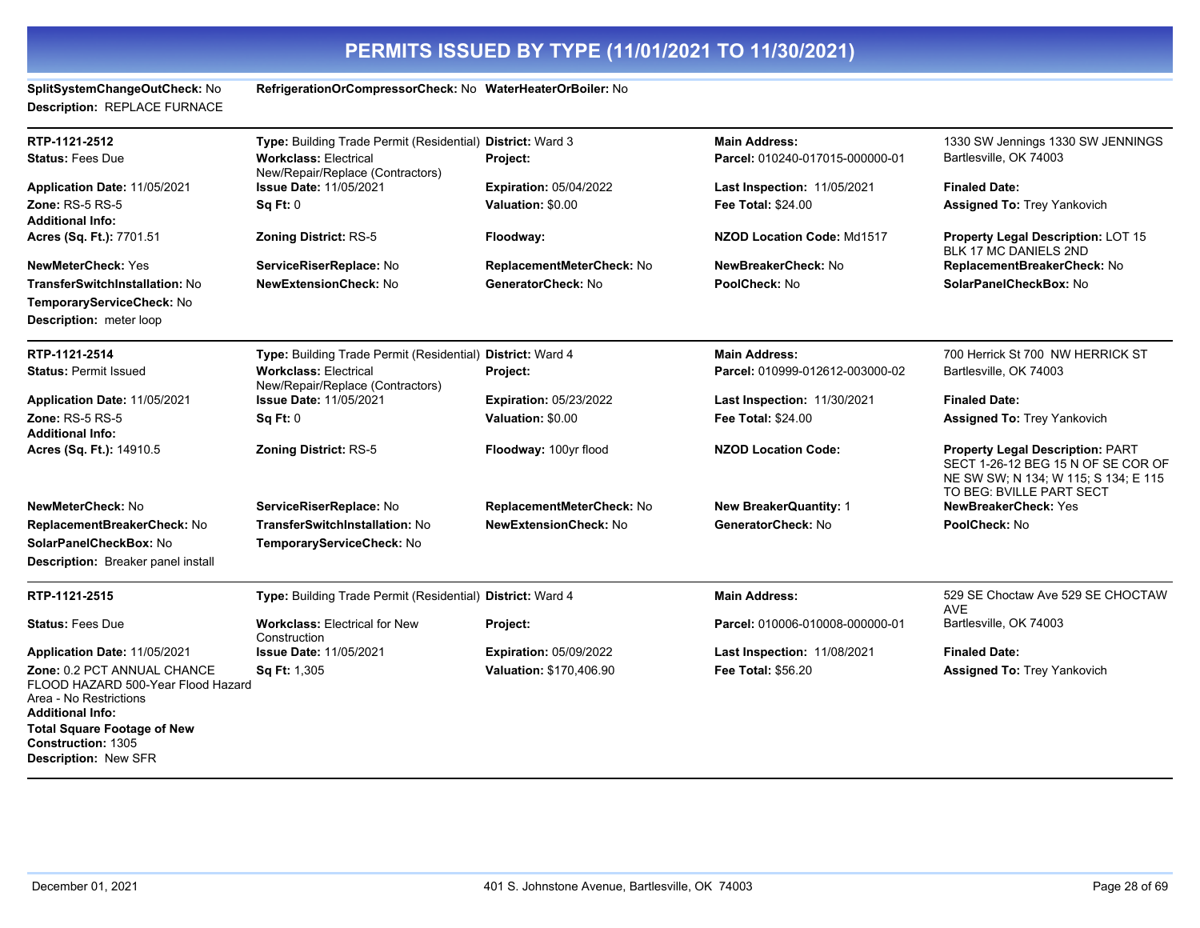# PERMITS ISSUED BY TYPE (11/01/2021 TO 11/30/2021)

**SplitSystemChangeOutCheck:** No **RefrigerationOrCompressorCheck:** No **WaterHeaterOrBoiler:** No
**Description:** REPLACE FURNACE

---

**RTP-1121-2512** | **Type:** Building Trade Permit (Residential) | **District:** Ward 3 | **Main Address:** 1330 SW Jennings 1330 SW JENNINGS Bartlesville, OK 74003

**Status:** Fees Due
**Workclass:** Electrical New/Repair/Replace (Contractors)
**Project:**
**Parcel:** 010240-017015-000000-01
**Application Date:** 11/05/2021
**Issue Date:** 11/05/2021
**Expiration:** 05/04/2022
**Last Inspection:** 11/05/2021
**Finaled Date:**
**Zone:** RS-5 RS-5
**Sq Ft:** 0
**Valuation:** $0.00
**Fee Total:** $24.00
**Assigned To:** Trey Yankovich
**Additional Info:**
**Acres (Sq. Ft.):** 7701.51
**Zoning District:** RS-5
**Floodway:**
**NZOD Location Code:** Md1517
**Property Legal Description:** LOT 15 BLK 17 MC DANIELS 2ND
**NewMeterCheck:** Yes
**ServiceRiserReplace:** No
**ReplacementMeterCheck:** No
**NewBreakerCheck:** No
**ReplacementBreakerCheck:** No
**TransferSwitchInstallation:** No
**NewExtensionCheck:** No
**GeneratorCheck:** No
**PoolCheck:** No
**SolarPanelCheckBox:** No
**TemporaryServiceCheck:** No
**Description:** meter loop

---

**RTP-1121-2514** | **Type:** Building Trade Permit (Residential) | **District:** Ward 4 | **Main Address:** 700 Herrick St 700 NW HERRICK ST Bartlesville, OK 74003

**Status:** Permit Issued
**Workclass:** Electrical New/Repair/Replace (Contractors)
**Project:**
**Parcel:** 010999-012612-003000-02
**Application Date:** 11/05/2021
**Issue Date:** 11/05/2021
**Expiration:** 05/23/2022
**Last Inspection:** 11/30/2021
**Finaled Date:**
**Zone:** RS-5 RS-5
**Sq Ft:** 0
**Valuation:** $0.00
**Fee Total:** $24.00
**Assigned To:** Trey Yankovich
**Additional Info:**
**Acres (Sq. Ft.):** 14910.5
**Zoning District:** RS-5
**Floodway:** 100yr flood
**NZOD Location Code:**
**Property Legal Description:** PART SECT 1-26-12 BEG 15 N OF SE COR OF NE SW SW; N 134; W 115; S 134; E 115 TO BEG: BVILLE PART SECT
**NewMeterCheck:** No
**ServiceRiserReplace:** No
**ReplacementMeterCheck:** No
**New BreakerQuantity:** 1
**NewBreakerCheck:** Yes
**ReplacementBreakerCheck:** No
**TransferSwitchInstallation:** No
**NewExtensionCheck:** No
**GeneratorCheck:** No
**PoolCheck:** No
**SolarPanelCheckBox:** No
**TemporaryServiceCheck:** No
**Description:** Breaker panel install

---

**RTP-1121-2515** | **Type:** Building Trade Permit (Residential) | **District:** Ward 4 | **Main Address:** 529 SE Choctaw Ave 529 SE CHOCTAW AVE Bartlesville, OK 74003

**Status:** Fees Due
**Workclass:** Electrical for New Construction
**Project:**
**Parcel:** 010006-010008-000000-01
**Application Date:** 11/05/2021
**Issue Date:** 11/05/2021
**Expiration:** 05/09/2022
**Last Inspection:** 11/08/2021
**Finaled Date:**
**Zone:** 0.2 PCT ANNUAL CHANCE FLOOD HAZARD 500-Year Flood Hazard Area - No Restrictions
**Sq Ft:** 1,305
**Valuation:** $170,406.90
**Fee Total:** $56.20
**Assigned To:** Trey Yankovich
**Additional Info:**
**Total Square Footage of New Construction:** 1305
**Description:** New SFR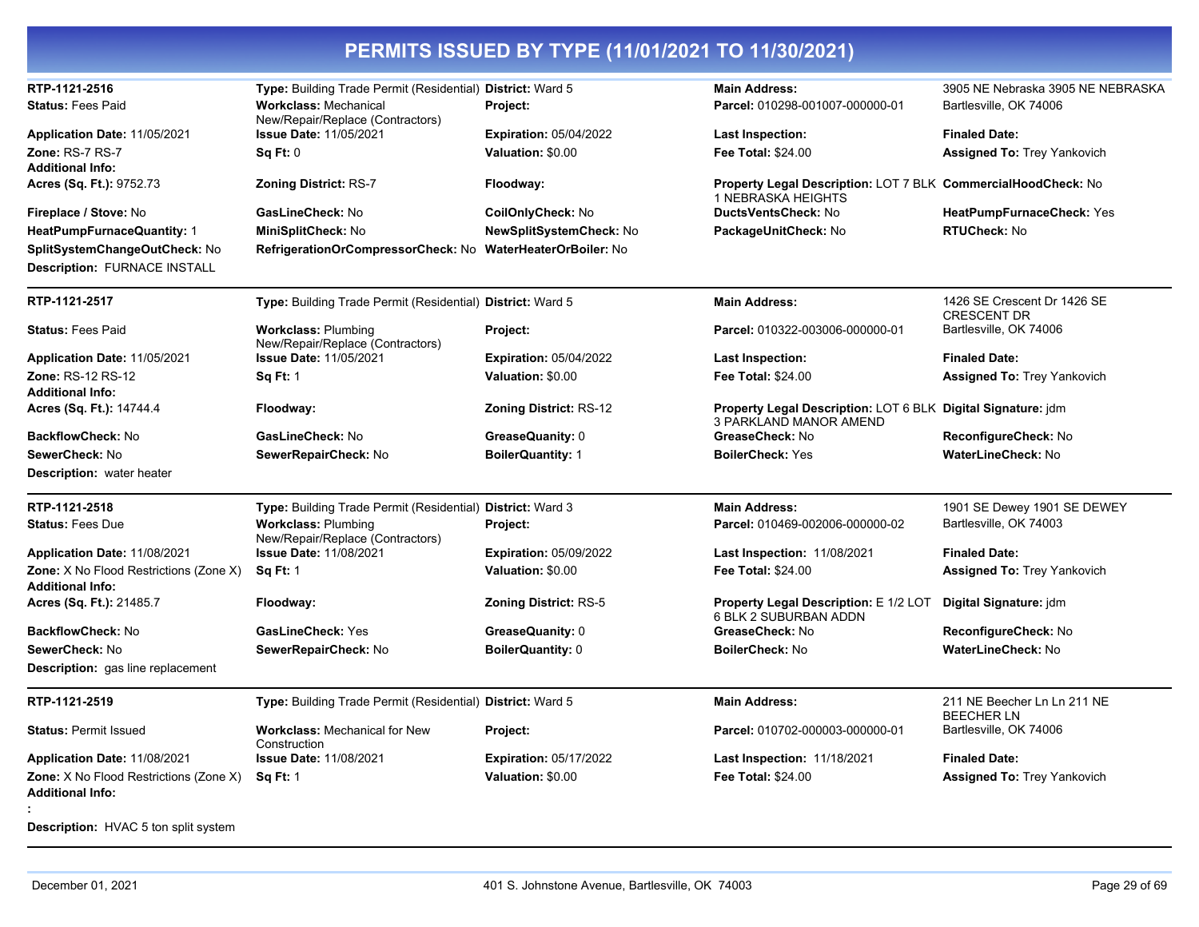# PERMITS ISSUED BY TYPE (11/01/2021 TO 11/30/2021)

**RTP-1121-2516** | **Type:** Building Trade Permit (Residential) | **District:** Ward 5 | **Main Address:** 3905 NE Nebraska 3905 NE NEBRASKA Bartlesville, OK 74006

**Status:** Fees Paid
**Workclass:** Mechanical New/Repair/Replace (Contractors)
**Project:**
**Parcel:** 010298-001007-000000-01
**Application Date:** 11/05/2021
**Issue Date:** 11/05/2021
**Expiration:** 05/04/2022
**Last Inspection:**
**Finaled Date:**
**Zone:** RS-7 RS-7
**Sq Ft:** 0
**Valuation:** $0.00
**Fee Total:** $24.00
**Assigned To:** Trey Yankovich
**Additional Info:**
**Acres (Sq. Ft.):** 9752.73
**Zoning District:** RS-7
**Floodway:**
**Property Legal Description:** LOT 7 BLK 1 NEBRASKA HEIGHTS
**CommercialHoodCheck:** No
**Fireplace / Stove:** No
**GasLineCheck:** No
**CoilOnlyCheck:** No
**DuctsVentsCheck:** No
**HeatPumpFurnaceCheck:** Yes
**HeatPumpFurnaceQuantity:** 1
**MiniSplitCheck:** No
**NewSplitSystemCheck:** No
**PackageUnitCheck:** No
**RTUCheck:** No
**SplitSystemChangeOutCheck:** No
**RefrigerationOrCompressorCheck:** No
**WaterHeaterOrBoiler:** No
**Description:** FURNACE INSTALL

---

**RTP-1121-2517** | **Type:** Building Trade Permit (Residential) | **District:** Ward 5 | **Main Address:** 1426 SE Crescent Dr 1426 SE CRESCENT DR Bartlesville, OK 74006

**Status:** Fees Paid
**Workclass:** Plumbing New/Repair/Replace (Contractors)
**Project:**
**Parcel:** 010322-003006-000000-01
**Application Date:** 11/05/2021
**Issue Date:** 11/05/2021
**Expiration:** 05/04/2022
**Last Inspection:**
**Finaled Date:**
**Zone:** RS-12 RS-12
**Sq Ft:** 1
**Valuation:** $0.00
**Fee Total:** $24.00
**Assigned To:** Trey Yankovich
**Additional Info:**
**Acres (Sq. Ft.):** 14744.4
**Floodway:**
**Zoning District:** RS-12
**Property Legal Description:** LOT 6 BLK 3 PARKLAND MANOR AMEND
**Digital Signature:** jdm
**BackflowCheck:** No
**GasLineCheck:** No
**GreaseQuanity:** 0
**GreaseCheck:** No
**ReconfigureCheck:** No
**SewerCheck:** No
**SewerRepairCheck:** No
**BoilerQuantity:** 1
**BoilerCheck:** Yes
**WaterLineCheck:** No
**Description:** water heater

---

**RTP-1121-2518** | **Type:** Building Trade Permit (Residential) | **District:** Ward 3 | **Main Address:** 1901 SE Dewey 1901 SE DEWEY Bartlesville, OK 74003

**Status:** Fees Due
**Workclass:** Plumbing New/Repair/Replace (Contractors)
**Project:**
**Parcel:** 010469-002006-000000-02
**Application Date:** 11/08/2021
**Issue Date:** 11/08/2021
**Expiration:** 05/09/2022
**Last Inspection:** 11/08/2021
**Finaled Date:**
**Zone:** X No Flood Restrictions (Zone X)
**Sq Ft:** 1
**Valuation:** $0.00
**Fee Total:** $24.00
**Assigned To:** Trey Yankovich
**Additional Info:**
**Acres (Sq. Ft.):** 21485.7
**Floodway:**
**Zoning District:** RS-5
**Property Legal Description:** E 1/2 LOT 6 BLK 2 SUBURBAN ADDN
**Digital Signature:** jdm
**BackflowCheck:** No
**GasLineCheck:** Yes
**GreaseQuanity:** 0
**GreaseCheck:** No
**ReconfigureCheck:** No
**SewerCheck:** No
**SewerRepairCheck:** No
**BoilerQuantity:** 0
**BoilerCheck:** No
**WaterLineCheck:** No
**Description:** gas line replacement

---

**RTP-1121-2519** | **Type:** Building Trade Permit (Residential) | **District:** Ward 5 | **Main Address:** 211 NE Beecher Ln Ln 211 NE BEECHER LN Bartlesville, OK 74006

**Status:** Permit Issued
**Workclass:** Mechanical for New Construction
**Project:**
**Parcel:** 010702-000003-000000-01
**Application Date:** 11/08/2021
**Issue Date:** 11/08/2021
**Expiration:** 05/17/2022
**Last Inspection:** 11/18/2021
**Finaled Date:**
**Zone:** X No Flood Restrictions (Zone X)
**Sq Ft:** 1
**Valuation:** $0.00
**Fee Total:** $24.00
**Assigned To:** Trey Yankovich
**Additional Info:**
**:**
**Description:** HVAC 5 ton split system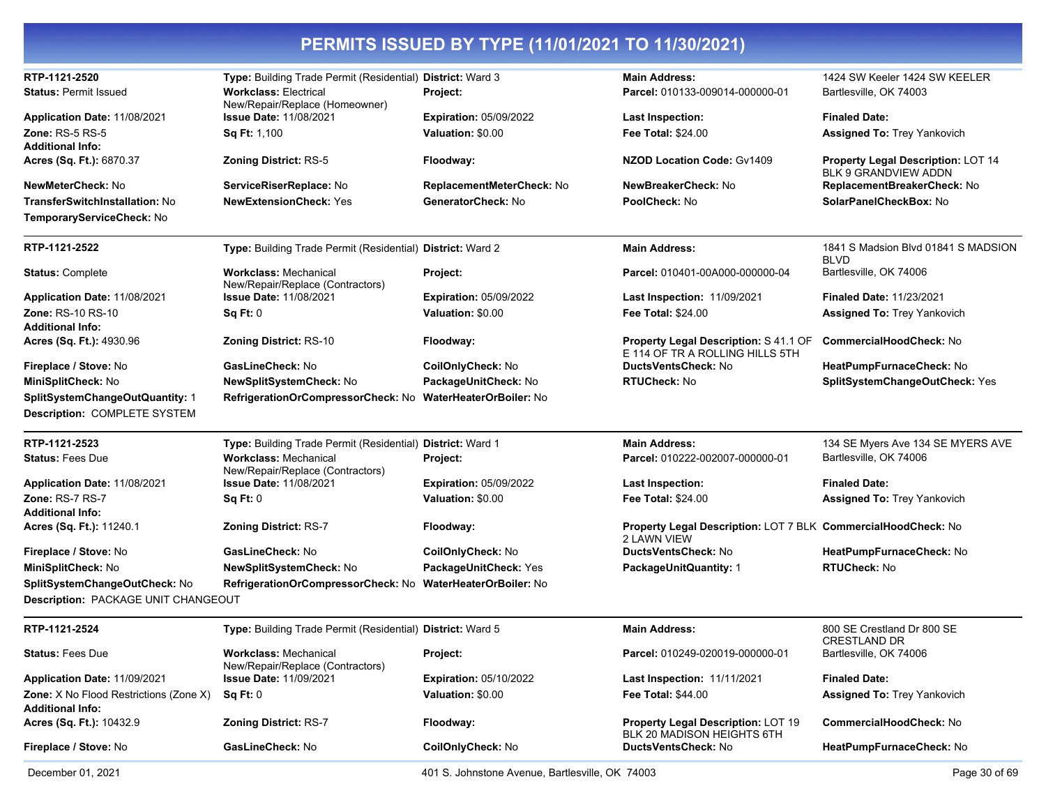# PERMITS ISSUED BY TYPE (11/01/2021 TO 11/30/2021)

**RTP-1121-2520**
**Type:** Building Trade Permit (Residential)
**District:** Ward 3
**Main Address:** 1424 SW Keeler 1424 SW KEELER Bartlesville, OK 74003
**Status:** Permit Issued
**Workclass:** Electrical New/Repair/Replace (Homeowner)
**Project:**
**Parcel:** 010133-009014-000000-01
**Application Date:** 11/08/2021
**Issue Date:** 11/08/2021
**Expiration:** 05/09/2022
**Last Inspection:**
**Finaled Date:**
**Zone:** RS-5 RS-5
**Sq Ft:** 1,100
**Valuation:** $0.00
**Fee Total:** $24.00
**Assigned To:** Trey Yankovich
**Additional Info:**
**Acres (Sq. Ft.):** 6870.37
**Zoning District:** RS-5
**Floodway:**
**NZOD Location Code:** Gv1409
**Property Legal Description:** LOT 14 BLK 9 GRANDVIEW ADDN
**NewMeterCheck:** No
**ServiceRiserReplace:** No
**ReplacementMeterCheck:** No
**NewBreakerCheck:** No
**ReplacementBreakerCheck:** No
**TransferSwitchInstallation:** No
**NewExtensionCheck:** Yes
**GeneratorCheck:** No
**PoolCheck:** No
**SolarPanelCheckBox:** No
**TemporaryServiceCheck:** No

---

**RTP-1121-2522**
**Type:** Building Trade Permit (Residential)
**District:** Ward 2
**Main Address:** 1841 S Madsion Blvd 01841 S MADSION BLVD Bartlesville, OK 74006
**Status:** Complete
**Workclass:** Mechanical New/Repair/Replace (Contractors)
**Project:**
**Parcel:** 010401-00A000-000000-04
**Application Date:** 11/08/2021
**Issue Date:** 11/08/2021
**Expiration:** 05/09/2022
**Last Inspection:** 11/09/2021
**Finaled Date:** 11/23/2021
**Zone:** RS-10 RS-10
**Sq Ft:** 0
**Valuation:** $0.00
**Fee Total:** $24.00
**Assigned To:** Trey Yankovich
**Additional Info:**
**Acres (Sq. Ft.):** 4930.96
**Zoning District:** RS-10
**Floodway:**
**Property Legal Description:** S 41.1 OF E 114 OF TR A ROLLING HILLS 5TH
**CommercialHoodCheck:** No
**Fireplace / Stove:** No
**GasLineCheck:** No
**CoilOnlyCheck:** No
**DuctsVentsCheck:** No
**HeatPumpFurnaceCheck:** No
**MiniSplitCheck:** No
**NewSplitSystemCheck:** No
**PackageUnitCheck:** No
**RTUCheck:** No
**SplitSystemChangeOutCheck:** Yes
**SplitSystemChangeOutQuantity:** 1
**RefrigerationOrCompressorCheck:** No
**WaterHeaterOrBoiler:** No
**Description:** COMPLETE SYSTEM

---

**RTP-1121-2523**
**Type:** Building Trade Permit (Residential)
**District:** Ward 1
**Main Address:** 134 SE Myers Ave 134 SE MYERS AVE Bartlesville, OK 74006
**Status:** Fees Due
**Workclass:** Mechanical New/Repair/Replace (Contractors)
**Project:**
**Parcel:** 010222-002007-000000-01
**Application Date:** 11/08/2021
**Issue Date:** 11/08/2021
**Expiration:** 05/09/2022
**Last Inspection:**
**Finaled Date:**
**Zone:** RS-7 RS-7
**Sq Ft:** 0
**Valuation:** $0.00
**Fee Total:** $24.00
**Assigned To:** Trey Yankovich
**Additional Info:**
**Acres (Sq. Ft.):** 11240.1
**Zoning District:** RS-7
**Floodway:**
**Property Legal Description:** LOT 7 BLK 2 LAWN VIEW
**CommercialHoodCheck:** No
**Fireplace / Stove:** No
**GasLineCheck:** No
**CoilOnlyCheck:** No
**DuctsVentsCheck:** No
**HeatPumpFurnaceCheck:** No
**MiniSplitCheck:** No
**NewSplitSystemCheck:** No
**PackageUnitCheck:** Yes
**PackageUnitQuantity:** 1
**RTUCheck:** No
**SplitSystemChangeOutCheck:** No
**RefrigerationOrCompressorCheck:** No
**WaterHeaterOrBoiler:** No
**Description:** PACKAGE UNIT CHANGEOUT

---

**RTP-1121-2524**
**Type:** Building Trade Permit (Residential)
**District:** Ward 5
**Main Address:** 800 SE Crestland Dr 800 SE CRESTLAND DR Bartlesville, OK 74006
**Status:** Fees Due
**Workclass:** Mechanical New/Repair/Replace (Contractors)
**Project:**
**Parcel:** 010249-020019-000000-01
**Application Date:** 11/09/2021
**Issue Date:** 11/09/2021
**Expiration:** 05/10/2022
**Last Inspection:** 11/11/2021
**Finaled Date:**
**Zone:** X No Flood Restrictions (Zone X)
**Sq Ft:** 0
**Valuation:** $0.00
**Fee Total:** $44.00
**Assigned To:** Trey Yankovich
**Additional Info:**
**Acres (Sq. Ft.):** 10432.9
**Zoning District:** RS-7
**Floodway:**
**Property Legal Description:** LOT 19 BLK 20 MADISON HEIGHTS 6TH
**CommercialHoodCheck:** No
**Fireplace / Stove:** No
**GasLineCheck:** No
**CoilOnlyCheck:** No
**DuctsVentsCheck:** No
**HeatPumpFurnaceCheck:** No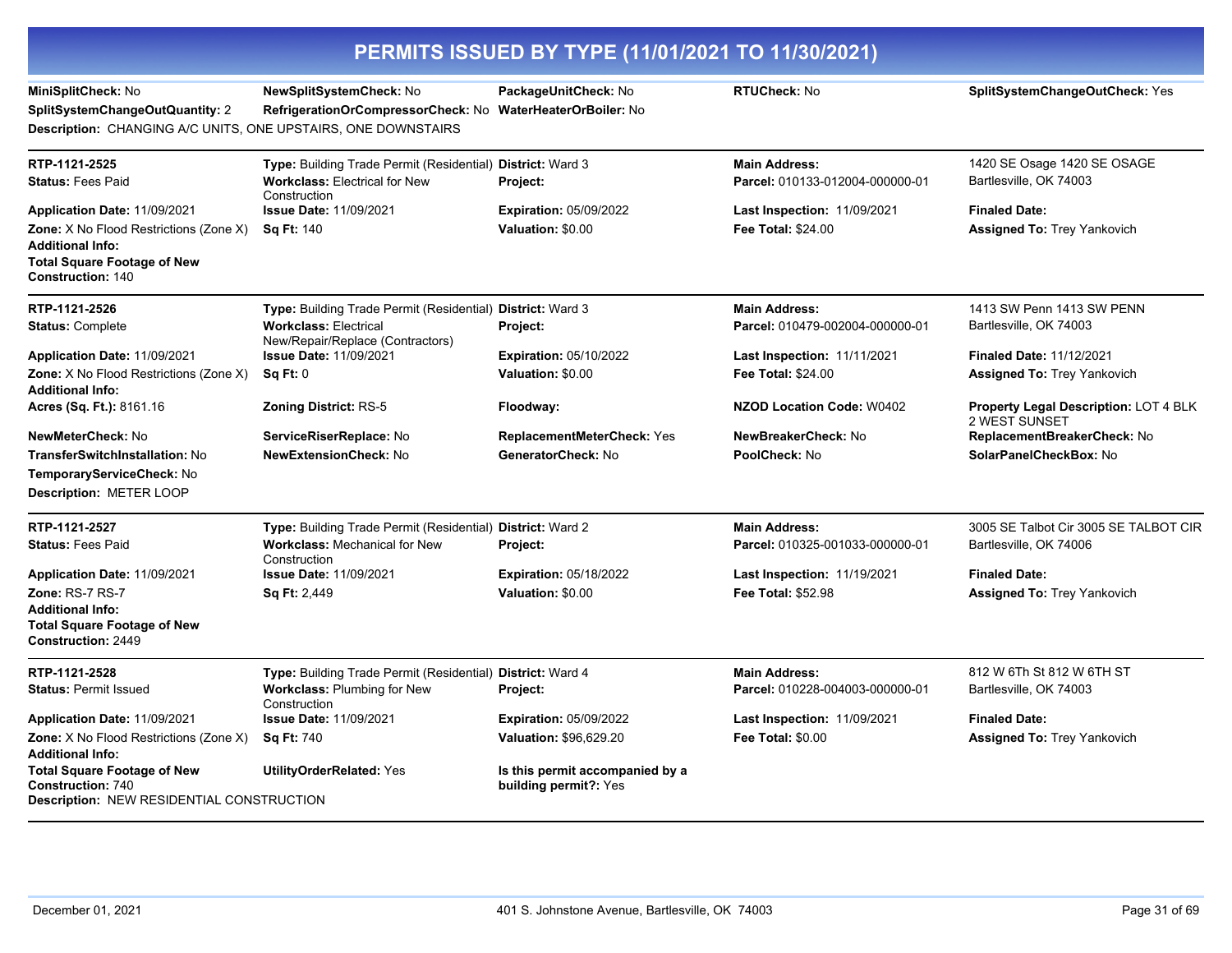# PERMITS ISSUED BY TYPE (11/01/2021 TO 11/30/2021)

**MiniSplitCheck:** No
**NewSplitSystemCheck:** No
**PackageUnitCheck:** No
**RTUCheck:** No
**SplitSystemChangeOutCheck:** Yes
**SplitSystemChangeOutQuantity:** 2
**RefrigerationOrCompressorCheck:** No
**WaterHeaterOrBoiler:** No
**Description:** CHANGING A/C UNITS, ONE UPSTAIRS, ONE DOWNSTAIRS

---

**RTP-1121-2525**
**Type:** Building Trade Permit (Residential)
**District:** Ward 3
**Main Address:** 1420 SE Osage 1420 SE OSAGE Bartlesville, OK 74003
**Status:** Fees Paid
**Workclass:** Electrical for New Construction
**Project:**
**Parcel:** 010133-012004-000000-01
**Application Date:** 11/09/2021
**Issue Date:** 11/09/2021
**Expiration:** 05/09/2022
**Last Inspection:** 11/09/2021
**Finaled Date:**
**Zone:** X No Flood Restrictions (Zone X)
**Sq Ft:** 140
**Valuation:** $0.00
**Fee Total:** $24.00
**Assigned To:** Trey Yankovich
**Additional Info:**
**Total Square Footage of New Construction:** 140

---

**RTP-1121-2526**
**Type:** Building Trade Permit (Residential)
**District:** Ward 3
**Main Address:** 1413 SW Penn 1413 SW PENN Bartlesville, OK 74003
**Status:** Complete
**Workclass:** Electrical New/Repair/Replace (Contractors)
**Project:**
**Parcel:** 010479-002004-000000-01
**Application Date:** 11/09/2021
**Issue Date:** 11/09/2021
**Expiration:** 05/10/2022
**Last Inspection:** 11/11/2021
**Finaled Date:** 11/12/2021
**Zone:** X No Flood Restrictions (Zone X)
**Sq Ft:** 0
**Valuation:** $0.00
**Fee Total:** $24.00
**Assigned To:** Trey Yankovich
**Additional Info:**
**Acres (Sq. Ft.):** 8161.16
**Zoning District:** RS-5
**Floodway:**
**NZOD Location Code:** W0402
**Property Legal Description:** LOT 4 BLK 2 WEST SUNSET
**NewMeterCheck:** No
**ServiceRiserReplace:** No
**ReplacementMeterCheck:** Yes
**NewBreakerCheck:** No
**ReplacementBreakerCheck:** No
**TransferSwitchInstallation:** No
**NewExtensionCheck:** No
**GeneratorCheck:** No
**PoolCheck:** No
**SolarPanelCheckBox:** No
**TemporaryServiceCheck:** No
**Description:** METER LOOP

---

**RTP-1121-2527**
**Type:** Building Trade Permit (Residential)
**District:** Ward 2
**Main Address:** 3005 SE Talbot Cir 3005 SE TALBOT CIR Bartlesville, OK 74006
**Status:** Fees Paid
**Workclass:** Mechanical for New Construction
**Project:**
**Parcel:** 010325-001033-000000-01
**Application Date:** 11/09/2021
**Issue Date:** 11/09/2021
**Expiration:** 05/18/2022
**Last Inspection:** 11/19/2021
**Finaled Date:**
**Zone:** RS-7 RS-7
**Sq Ft:** 2,449
**Valuation:** $0.00
**Fee Total:** $52.98
**Assigned To:** Trey Yankovich
**Additional Info:**
**Total Square Footage of New Construction:** 2449

---

**RTP-1121-2528**
**Type:** Building Trade Permit (Residential)
**District:** Ward 4
**Main Address:** 812 W 6Th St 812 W 6TH ST Bartlesville, OK 74003
**Status:** Permit Issued
**Workclass:** Plumbing for New Construction
**Project:**
**Parcel:** 010228-004003-000000-01
**Application Date:** 11/09/2021
**Issue Date:** 11/09/2021
**Expiration:** 05/09/2022
**Last Inspection:** 11/09/2021
**Finaled Date:**
**Zone:** X No Flood Restrictions (Zone X)
**Sq Ft:** 740
**Valuation:** $96,629.20
**Fee Total:** $0.00
**Assigned To:** Trey Yankovich
**Additional Info:**
**Total Square Footage of New Construction:** 740
**UtilityOrderRelated:** Yes
**Is this permit accompanied by a building permit?:** Yes
**Description:** NEW RESIDENTIAL CONSTRUCTION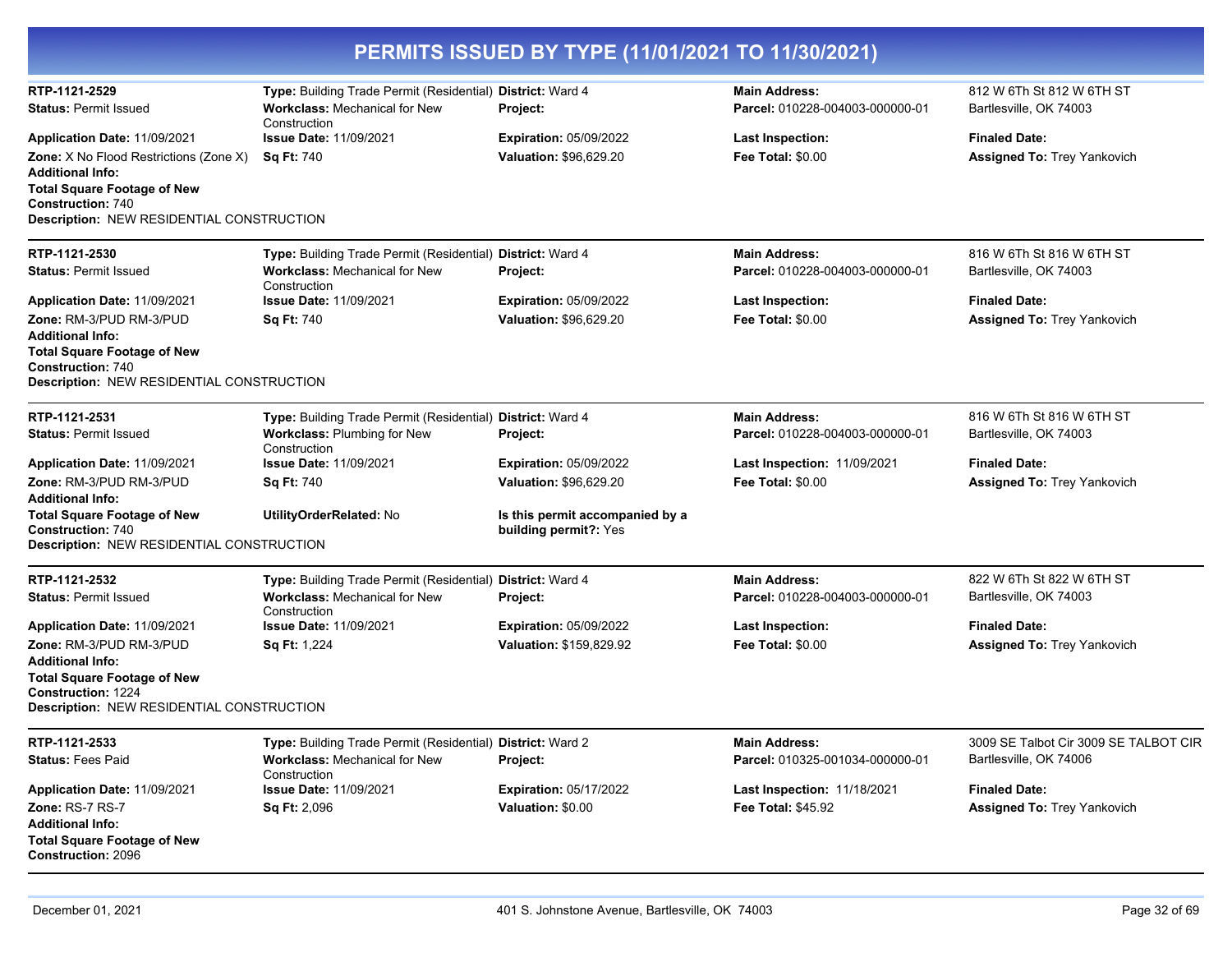# PERMITS ISSUED BY TYPE (11/01/2021 TO 11/30/2021)

**RTP-1121-2529**
**Type:** Building Trade Permit (Residential) **District:** Ward 4 **Main Address:** 812 W 6Th St 812 W 6TH ST Bartlesville, OK 74003
**Status:** Permit Issued
**Workclass:** Mechanical for New Construction
**Project:**
**Parcel:** 010228-004003-000000-01
**Application Date:** 11/09/2021
**Issue Date:** 11/09/2021
**Expiration:** 05/09/2022
**Last Inspection:**
**Finaled Date:**
**Zone:** X No Flood Restrictions (Zone X)
**Sq Ft:** 740
**Valuation:** $96,629.20
**Fee Total:** $0.00
**Assigned To:** Trey Yankovich
**Additional Info:**
**Total Square Footage of New Construction:** 740
**Description:** NEW RESIDENTIAL CONSTRUCTION

---

**RTP-1121-2530**
**Type:** Building Trade Permit (Residential) **District:** Ward 4 **Main Address:** 816 W 6Th St 816 W 6TH ST Bartlesville, OK 74003
**Status:** Permit Issued
**Workclass:** Mechanical for New Construction
**Project:**
**Parcel:** 010228-004003-000000-01
**Application Date:** 11/09/2021
**Issue Date:** 11/09/2021
**Expiration:** 05/09/2022
**Last Inspection:**
**Finaled Date:**
**Zone:** RM-3/PUD RM-3/PUD
**Sq Ft:** 740
**Valuation:** $96,629.20
**Fee Total:** $0.00
**Assigned To:** Trey Yankovich
**Additional Info:**
**Total Square Footage of New Construction:** 740
**Description:** NEW RESIDENTIAL CONSTRUCTION

---

**RTP-1121-2531**
**Type:** Building Trade Permit (Residential) **District:** Ward 4 **Main Address:** 816 W 6Th St 816 W 6TH ST Bartlesville, OK 74003
**Status:** Permit Issued
**Workclass:** Plumbing for New Construction
**Project:**
**Parcel:** 010228-004003-000000-01
**Application Date:** 11/09/2021
**Issue Date:** 11/09/2021
**Expiration:** 05/09/2022
**Last Inspection:** 11/09/2021
**Finaled Date:**
**Zone:** RM-3/PUD RM-3/PUD
**Sq Ft:** 740
**Valuation:** $96,629.20
**Fee Total:** $0.00
**Assigned To:** Trey Yankovich
**Additional Info:**
**Total Square Footage of New Construction:** 740
**UtilityOrderRelated:** No
**Is this permit accompanied by a building permit?:** Yes
**Description:** NEW RESIDENTIAL CONSTRUCTION

---

**RTP-1121-2532**
**Type:** Building Trade Permit (Residential) **District:** Ward 4 **Main Address:** 822 W 6Th St 822 W 6TH ST Bartlesville, OK 74003
**Status:** Permit Issued
**Workclass:** Mechanical for New Construction
**Project:**
**Parcel:** 010228-004003-000000-01
**Application Date:** 11/09/2021
**Issue Date:** 11/09/2021
**Expiration:** 05/09/2022
**Last Inspection:**
**Finaled Date:**
**Zone:** RM-3/PUD RM-3/PUD
**Sq Ft:** 1,224
**Valuation:** $159,829.92
**Fee Total:** $0.00
**Assigned To:** Trey Yankovich
**Additional Info:**
**Total Square Footage of New Construction:** 1224
**Description:** NEW RESIDENTIAL CONSTRUCTION

---

**RTP-1121-2533**
**Type:** Building Trade Permit (Residential) **District:** Ward 2 **Main Address:** 3009 SE Talbot Cir 3009 SE TALBOT CIR Bartlesville, OK 74006
**Status:** Fees Paid
**Workclass:** Mechanical for New Construction
**Project:**
**Parcel:** 010325-001034-000000-01
**Application Date:** 11/09/2021
**Issue Date:** 11/09/2021
**Expiration:** 05/17/2022
**Last Inspection:** 11/18/2021
**Finaled Date:**
**Zone:** RS-7 RS-7
**Sq Ft:** 2,096
**Valuation:** $0.00
**Fee Total:** $45.92
**Assigned To:** Trey Yankovich
**Additional Info:**
**Total Square Footage of New Construction:** 2096

---

December 01, 2021 401 S. Johnstone Avenue, Bartlesville, OK 74003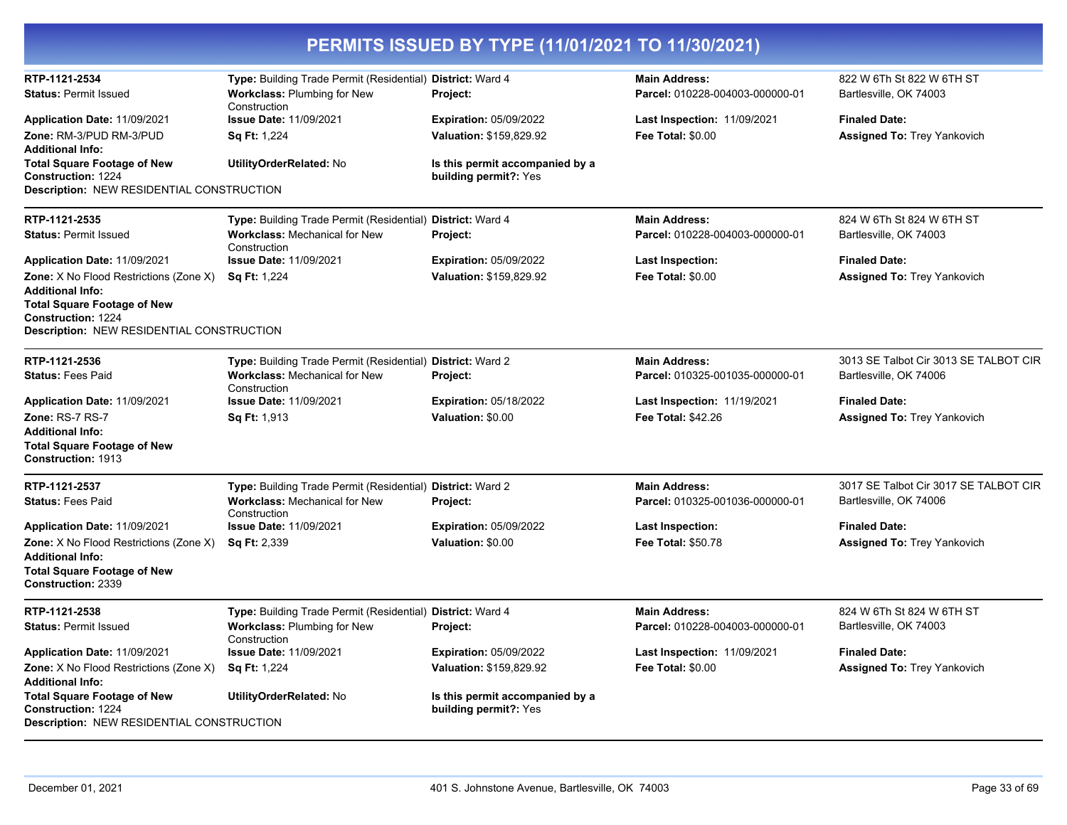# PERMITS ISSUED BY TYPE (11/01/2021 TO 11/30/2021)

**RTP-1121-2534**
**Type:** Building Trade Permit (Residential)
**District:** Ward 4
**Main Address:** 822 W 6Th St 822 W 6TH ST Bartlesville, OK 74003
**Status:** Permit Issued
**Workclass:** Plumbing for New Construction
**Project:**
**Parcel:** 010228-004003-000000-01
**Application Date:** 11/09/2021
**Issue Date:** 11/09/2021
**Expiration:** 05/09/2022
**Last Inspection:** 11/09/2021
**Finaled Date:**
**Zone:** RM-3/PUD RM-3/PUD
**Sq Ft:** 1,224
**Valuation:** $159,829.92
**Fee Total:** $0.00
**Assigned To:** Trey Yankovich
**Additional Info:**
**Total Square Footage of New Construction:** 1224
**UtilityOrderRelated:** No
**Is this permit accompanied by a building permit?:** Yes
**Description:** NEW RESIDENTIAL CONSTRUCTION

---

**RTP-1121-2535**
**Type:** Building Trade Permit (Residential)
**District:** Ward 4
**Main Address:** 824 W 6Th St 824 W 6TH ST Bartlesville, OK 74003
**Status:** Permit Issued
**Workclass:** Mechanical for New Construction
**Project:**
**Parcel:** 010228-004003-000000-01
**Application Date:** 11/09/2021
**Issue Date:** 11/09/2021
**Expiration:** 05/09/2022
**Last Inspection:**
**Finaled Date:**
**Zone:** X No Flood Restrictions (Zone X)
**Sq Ft:** 1,224
**Valuation:** $159,829.92
**Fee Total:** $0.00
**Assigned To:** Trey Yankovich
**Additional Info:**
**Total Square Footage of New Construction:** 1224
**Description:** NEW RESIDENTIAL CONSTRUCTION

---

**RTP-1121-2536**
**Type:** Building Trade Permit (Residential)
**District:** Ward 2
**Main Address:** 3013 SE Talbot Cir 3013 SE TALBOT CIR Bartlesville, OK 74006
**Status:** Fees Paid
**Workclass:** Mechanical for New Construction
**Project:**
**Parcel:** 010325-001035-000000-01
**Application Date:** 11/09/2021
**Issue Date:** 11/09/2021
**Expiration:** 05/18/2022
**Last Inspection:** 11/19/2021
**Finaled Date:**
**Zone:** RS-7 RS-7
**Sq Ft:** 1,913
**Valuation:** $0.00
**Fee Total:** $42.26
**Assigned To:** Trey Yankovich
**Additional Info:**
**Total Square Footage of New Construction:** 1913

---

**RTP-1121-2537**
**Type:** Building Trade Permit (Residential)
**District:** Ward 2
**Main Address:** 3017 SE Talbot Cir 3017 SE TALBOT CIR Bartlesville, OK 74006
**Status:** Fees Paid
**Workclass:** Mechanical for New Construction
**Project:**
**Parcel:** 010325-001036-000000-01
**Application Date:** 11/09/2021
**Issue Date:** 11/09/2021
**Expiration:** 05/09/2022
**Last Inspection:**
**Finaled Date:**
**Zone:** X No Flood Restrictions (Zone X)
**Sq Ft:** 2,339
**Valuation:** $0.00
**Fee Total:** $50.78
**Assigned To:** Trey Yankovich
**Additional Info:**
**Total Square Footage of New Construction:** 2339

---

**RTP-1121-2538**
**Type:** Building Trade Permit (Residential)
**District:** Ward 4
**Main Address:** 824 W 6Th St 824 W 6TH ST Bartlesville, OK 74003
**Status:** Permit Issued
**Workclass:** Plumbing for New Construction
**Project:**
**Parcel:** 010228-004003-000000-01
**Application Date:** 11/09/2021
**Issue Date:** 11/09/2021
**Expiration:** 05/09/2022
**Last Inspection:** 11/09/2021
**Finaled Date:**
**Zone:** X No Flood Restrictions (Zone X)
**Sq Ft:** 1,224
**Valuation:** $159,829.92
**Fee Total:** $0.00
**Assigned To:** Trey Yankovich
**Additional Info:**
**Total Square Footage of New Construction:** 1224
**UtilityOrderRelated:** No
**Is this permit accompanied by a building permit?:** Yes
**Description:** NEW RESIDENTIAL CONSTRUCTION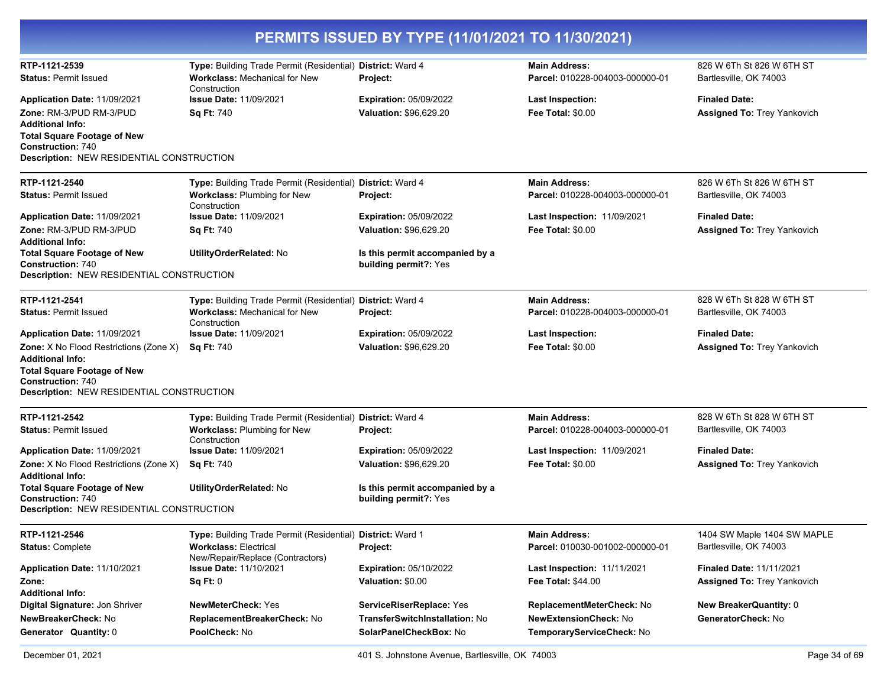# PERMITS ISSUED BY TYPE (11/01/2021 TO 11/30/2021)

**RTP-1121-2539**
**Type:** Building Trade Permit (Residential)
**District:** Ward 4
**Main Address:** 826 W 6Th St 826 W 6TH ST Bartlesville, OK 74003
**Status:** Permit Issued
**Workclass:** Mechanical for New Construction
**Project:**
**Parcel:** 010228-004003-000000-01
**Application Date:** 11/09/2021
**Issue Date:** 11/09/2021
**Expiration:** 05/09/2022
**Last Inspection:**
**Finaled Date:**
**Zone:** RM-3/PUD RM-3/PUD
**Sq Ft:** 740
**Valuation:** $96,629.20
**Fee Total:** $0.00
**Assigned To:** Trey Yankovich
**Additional Info:**
**Total Square Footage of New Construction:** 740
**Description:** NEW RESIDENTIAL CONSTRUCTION

---

**RTP-1121-2540**
**Type:** Building Trade Permit (Residential)
**District:** Ward 4
**Main Address:** 826 W 6Th St 826 W 6TH ST Bartlesville, OK 74003
**Status:** Permit Issued
**Workclass:** Plumbing for New Construction
**Project:**
**Parcel:** 010228-004003-000000-01
**Application Date:** 11/09/2021
**Issue Date:** 11/09/2021
**Expiration:** 05/09/2022
**Last Inspection:** 11/09/2021
**Finaled Date:**
**Zone:** RM-3/PUD RM-3/PUD
**Sq Ft:** 740
**Valuation:** $96,629.20
**Fee Total:** $0.00
**Assigned To:** Trey Yankovich
**Additional Info:**
**Total Square Footage of New Construction:** 740
**UtilityOrderRelated:** No
**Is this permit accompanied by a building permit?:** Yes
**Description:** NEW RESIDENTIAL CONSTRUCTION

---

**RTP-1121-2541**
**Type:** Building Trade Permit (Residential)
**District:** Ward 4
**Main Address:** 828 W 6Th St 828 W 6TH ST Bartlesville, OK 74003
**Status:** Permit Issued
**Workclass:** Mechanical for New Construction
**Project:**
**Parcel:** 010228-004003-000000-01
**Application Date:** 11/09/2021
**Issue Date:** 11/09/2021
**Expiration:** 05/09/2022
**Last Inspection:**
**Finaled Date:**
**Zone:** X No Flood Restrictions (Zone X)
**Sq Ft:** 740
**Valuation:** $96,629.20
**Fee Total:** $0.00
**Assigned To:** Trey Yankovich
**Additional Info:**
**Total Square Footage of New Construction:** 740
**Description:** NEW RESIDENTIAL CONSTRUCTION

---

**RTP-1121-2542**
**Type:** Building Trade Permit (Residential)
**District:** Ward 4
**Main Address:** 828 W 6Th St 828 W 6TH ST Bartlesville, OK 74003
**Status:** Permit Issued
**Workclass:** Plumbing for New Construction
**Project:**
**Parcel:** 010228-004003-000000-01
**Application Date:** 11/09/2021
**Issue Date:** 11/09/2021
**Expiration:** 05/09/2022
**Last Inspection:** 11/09/2021
**Finaled Date:**
**Zone:** X No Flood Restrictions (Zone X)
**Sq Ft:** 740
**Valuation:** $96,629.20
**Fee Total:** $0.00
**Assigned To:** Trey Yankovich
**Additional Info:**
**Total Square Footage of New Construction:** 740
**UtilityOrderRelated:** No
**Is this permit accompanied by a building permit?:** Yes
**Description:** NEW RESIDENTIAL CONSTRUCTION

---

**RTP-1121-2546**
**Type:** Building Trade Permit (Residential)
**District:** Ward 1
**Main Address:** 1404 SW Maple 1404 SW MAPLE Bartlesville, OK 74003
**Status:** Complete
**Workclass:** Electrical New/Repair/Replace (Contractors)
**Project:**
**Parcel:** 010030-001002-000000-01
**Application Date:** 11/10/2021
**Issue Date:** 11/10/2021
**Expiration:** 05/10/2022
**Last Inspection:** 11/11/2021
**Finaled Date:** 11/11/2021
**Zone:**
**Sq Ft:** 0
**Valuation:** $0.00
**Fee Total:** $44.00
**Assigned To:** Trey Yankovich
**Additional Info:**
**Digital Signature:** Jon Shriver
**NewMeterCheck:** Yes
**ServiceRiserReplace:** Yes
**ReplacementMeterCheck:** No
**New BreakerQuantity:** 0
**NewBreakerCheck:** No
**ReplacementBreakerCheck:** No
**TransferSwitchInstallation:** No
**NewExtensionCheck:** No
**GeneratorCheck:** No
**Generator Quantity:** 0
**PoolCheck:** No
**SolarPanelCheckBox:** No
**TemporaryServiceCheck:** No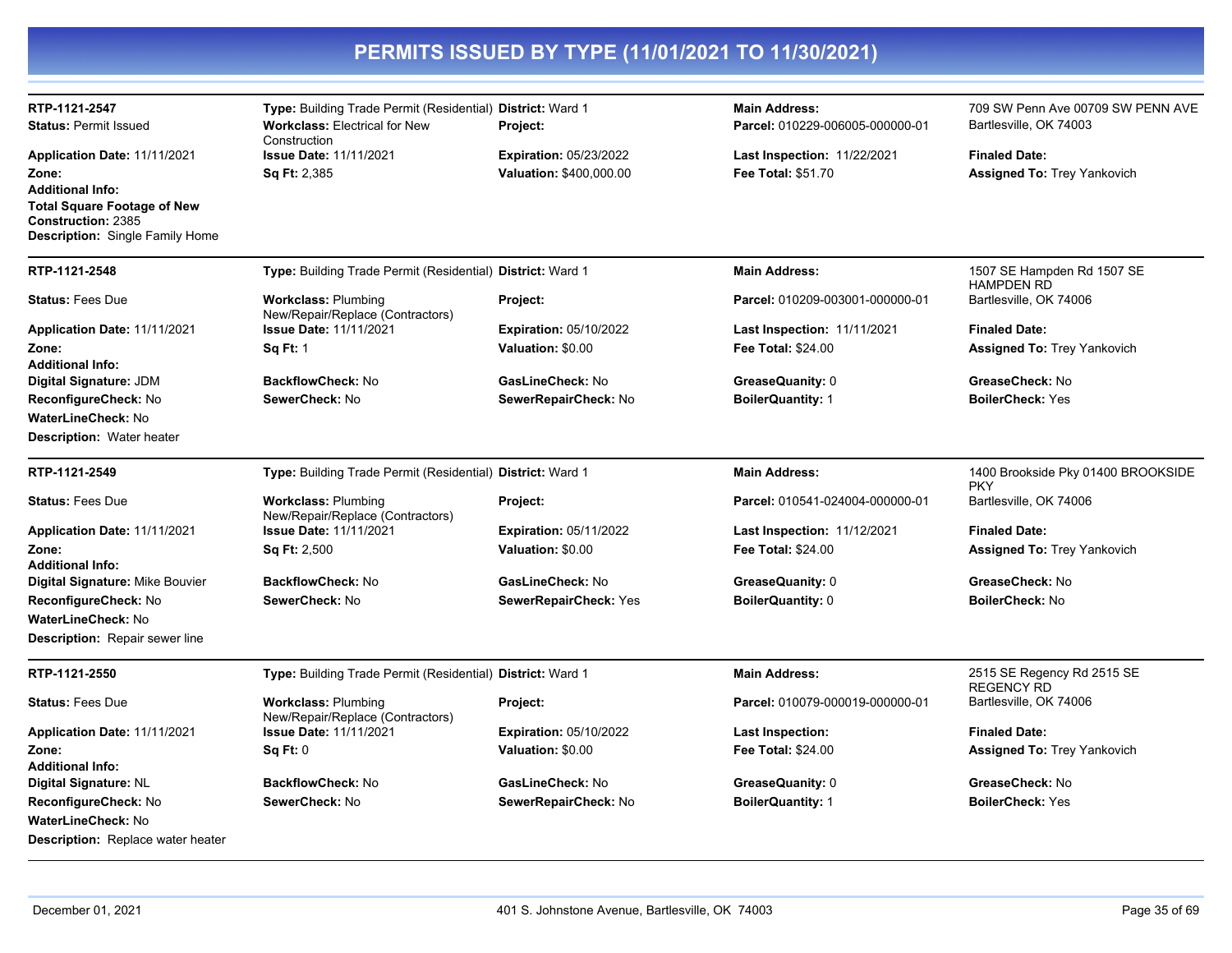# PERMITS ISSUED BY TYPE (11/01/2021 TO 11/30/2021)

**RTP-1121-2547**
**Type:** Building Trade Permit (Residential)
**District:** Ward 1
**Main Address:** 709 SW Penn Ave 00709 SW PENN AVE Bartlesville, OK 74003
**Status:** Permit Issued
**Workclass:** Electrical for New Construction
**Project:**
**Parcel:** 010229-006005-000000-01
**Application Date:** 11/11/2021
**Issue Date:** 11/11/2021
**Expiration:** 05/23/2022
**Last Inspection:** 11/22/2021
**Finaled Date:**
**Zone:**
**Sq Ft:** 2,385
**Valuation:** $400,000.00
**Fee Total:** $51.70
**Assigned To:** Trey Yankovich
**Additional Info:**
**Total Square Footage of New Construction:** 2385
**Description:** Single Family Home

---

**RTP-1121-2548**
**Type:** Building Trade Permit (Residential)
**District:** Ward 1
**Main Address:** 1507 SE Hampden Rd 1507 SE HAMPDEN RD Bartlesville, OK 74006
**Status:** Fees Due
**Workclass:** Plumbing New/Repair/Replace (Contractors)
**Project:**
**Parcel:** 010209-003001-000000-01
**Application Date:** 11/11/2021
**Issue Date:** 11/11/2021
**Expiration:** 05/10/2022
**Last Inspection:** 11/11/2021
**Finaled Date:**
**Zone:**
**Sq Ft:** 1
**Valuation:** $0.00
**Fee Total:** $24.00
**Assigned To:** Trey Yankovich
**Additional Info:**
**Digital Signature:** JDM
**BackflowCheck:** No
**GasLineCheck:** No
**GreaseQuanity:** 0
**GreaseCheck:** No
**ReconfigureCheck:** No
**SewerCheck:** No
**SewerRepairCheck:** No
**BoilerQuantity:** 1
**BoilerCheck:** Yes
**WaterLineCheck:** No
**Description:** Water heater

---

**RTP-1121-2549**
**Type:** Building Trade Permit (Residential)
**District:** Ward 1
**Main Address:** 1400 Brookside Pky 01400 BROOKSIDE PKY Bartlesville, OK 74006
**Status:** Fees Due
**Workclass:** Plumbing New/Repair/Replace (Contractors)
**Project:**
**Parcel:** 010541-024004-000000-01
**Application Date:** 11/11/2021
**Issue Date:** 11/11/2021
**Expiration:** 05/11/2022
**Last Inspection:** 11/12/2021
**Finaled Date:**
**Zone:**
**Sq Ft:** 2,500
**Valuation:** $0.00
**Fee Total:** $24.00
**Assigned To:** Trey Yankovich
**Additional Info:**
**Digital Signature:** Mike Bouvier
**BackflowCheck:** No
**GasLineCheck:** No
**GreaseQuanity:** 0
**GreaseCheck:** No
**ReconfigureCheck:** No
**SewerCheck:** No
**SewerRepairCheck:** Yes
**BoilerQuantity:** 0
**BoilerCheck:** No
**WaterLineCheck:** No
**Description:** Repair sewer line

---

**RTP-1121-2550**
**Type:** Building Trade Permit (Residential)
**District:** Ward 1
**Main Address:** 2515 SE Regency Rd 2515 SE REGENCY RD Bartlesville, OK 74006
**Status:** Fees Due
**Workclass:** Plumbing New/Repair/Replace (Contractors)
**Project:**
**Parcel:** 010079-000019-000000-01
**Application Date:** 11/11/2021
**Issue Date:** 11/11/2021
**Expiration:** 05/10/2022
**Last Inspection:**
**Finaled Date:**
**Zone:**
**Sq Ft:** 0
**Valuation:** $0.00
**Fee Total:** $24.00
**Assigned To:** Trey Yankovich
**Additional Info:**
**Digital Signature:** NL
**BackflowCheck:** No
**GasLineCheck:** No
**GreaseQuanity:** 0
**GreaseCheck:** No
**ReconfigureCheck:** No
**SewerCheck:** No
**SewerRepairCheck:** No
**BoilerQuantity:** 1
**BoilerCheck:** Yes
**WaterLineCheck:** No
**Description:** Replace water heater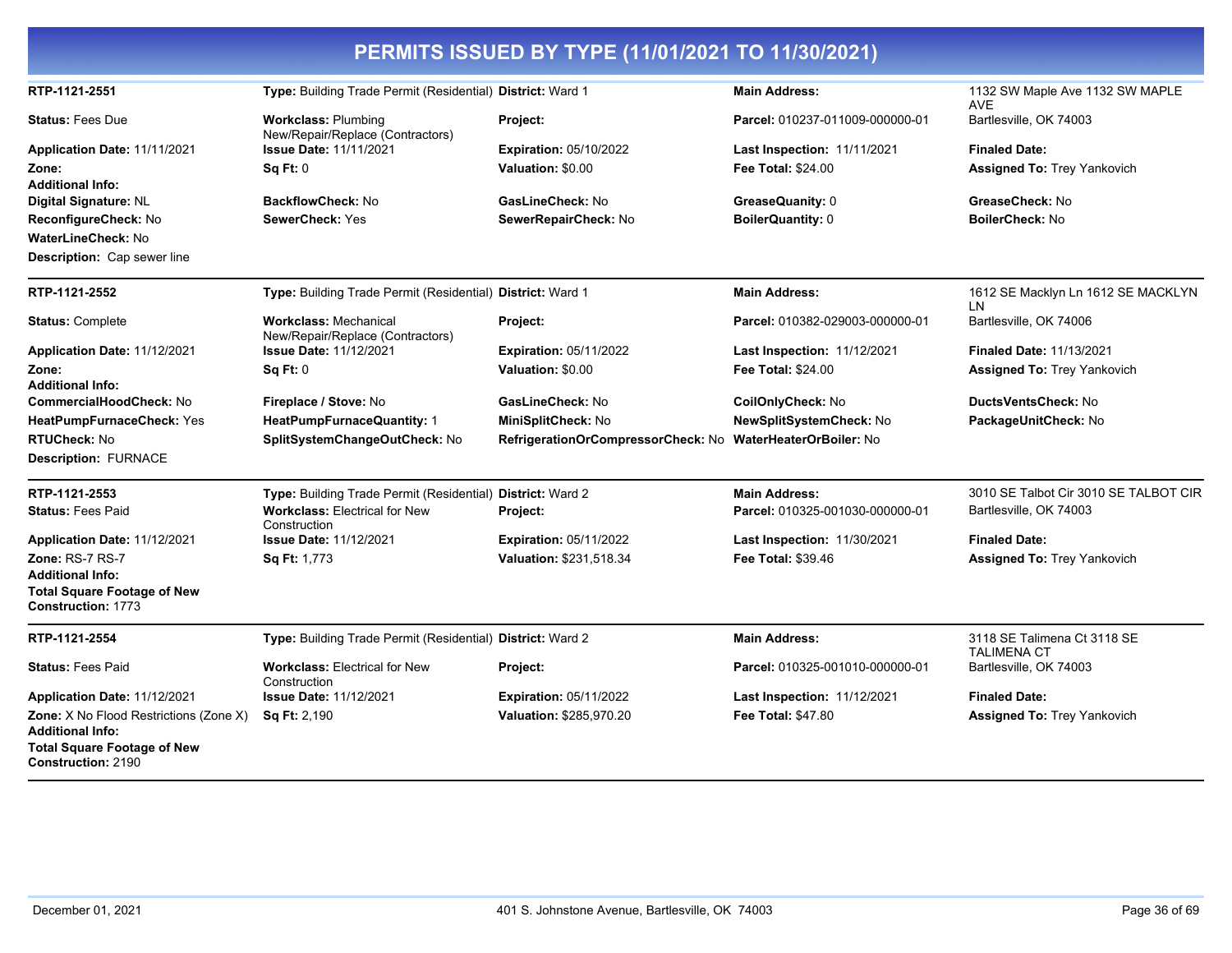# PERMITS ISSUED BY TYPE (11/01/2021 TO 11/30/2021)

| | | | | |
|---|---|---|---|---|
| **RTP-1121-2551** | **Type:** Building Trade Permit (Residential) | **District:** Ward 1 | **Main Address:** | 1132 SW Maple Ave 1132 SW MAPLE AVE |
| **Status:** Fees Due | **Workclass:** Plumbing New/Repair/Replace (Contractors) | **Project:** | **Parcel:** 010237-011009-000000-01 | Bartlesville, OK 74003 |
| **Application Date:** 11/11/2021 | **Issue Date:** 11/11/2021 | **Expiration:** 05/10/2022 | **Last Inspection:** 11/11/2021 | **Finaled Date:** |
| **Zone:** | **Sq Ft:** 0 | **Valuation:** $0.00 | **Fee Total:** $24.00 | **Assigned To:** Trey Yankovich |
| **Additional Info:** | | | | |
| **Digital Signature:** NL | **BackflowCheck:** No | **GasLineCheck:** No | **GreaseQuanity:** 0 | **GreaseCheck:** No |
| **ReconfigureCheck:** No | **SewerCheck:** Yes | **SewerRepairCheck:** No | **BoilerQuantity:** 0 | **BoilerCheck:** No |
| **WaterLineCheck:** No | | | | |
| **Description:** Cap sewer line | | | | |

| | | | | |
|---|---|---|---|---|
| **RTP-1121-2552** | **Type:** Building Trade Permit (Residential) | **District:** Ward 1 | **Main Address:** | 1612 SE Macklyn Ln 1612 SE MACKLYN LN |
| **Status:** Complete | **Workclass:** Mechanical New/Repair/Replace (Contractors) | **Project:** | **Parcel:** 010382-029003-000000-01 | Bartlesville, OK 74006 |
| **Application Date:** 11/12/2021 | **Issue Date:** 11/12/2021 | **Expiration:** 05/11/2022 | **Last Inspection:** 11/12/2021 | **Finaled Date:** 11/13/2021 |
| **Zone:** | **Sq Ft:** 0 | **Valuation:** $0.00 | **Fee Total:** $24.00 | **Assigned To:** Trey Yankovich |
| **Additional Info:** | | | | |
| **CommercialHoodCheck:** No | **Fireplace / Stove:** No | **GasLineCheck:** No | **CoilOnlyCheck:** No | **DuctsVentsCheck:** No |
| **HeatPumpFurnaceCheck:** Yes | **HeatPumpFurnaceQuantity:** 1 | **MiniSplitCheck:** No | **NewSplitSystemCheck:** No | **PackageUnitCheck:** No |
| **RTUCheck:** No | **SplitSystemChangeOutCheck:** No | **RefrigerationOrCompressorCheck:** No | **WaterHeaterOrBoiler:** No | |
| **Description:** FURNACE | | | | |

| | | | | |
|---|---|---|---|---|
| **RTP-1121-2553** | **Type:** Building Trade Permit (Residential) | **District:** Ward 2 | **Main Address:** | 3010 SE Talbot Cir 3010 SE TALBOT CIR |
| **Status:** Fees Paid | **Workclass:** Electrical for New Construction | **Project:** | **Parcel:** 010325-001030-000000-01 | Bartlesville, OK 74003 |
| **Application Date:** 11/12/2021 | **Issue Date:** 11/12/2021 | **Expiration:** 05/11/2022 | **Last Inspection:** 11/30/2021 | **Finaled Date:** |
| **Zone:** RS-7 RS-7 | **Sq Ft:** 1,773 | **Valuation:** $231,518.34 | **Fee Total:** $39.46 | **Assigned To:** Trey Yankovich |
| **Additional Info:** | | | | |
| **Total Square Footage of New Construction:** 1773 | | | | |

| | | | | |
|---|---|---|---|---|
| **RTP-1121-2554** | **Type:** Building Trade Permit (Residential) | **District:** Ward 2 | **Main Address:** | 3118 SE Talimena Ct 3118 SE TALIMENA CT |
| **Status:** Fees Paid | **Workclass:** Electrical for New Construction | **Project:** | **Parcel:** 010325-001010-000000-01 | Bartlesville, OK 74003 |
| **Application Date:** 11/12/2021 | **Issue Date:** 11/12/2021 | **Expiration:** 05/11/2022 | **Last Inspection:** 11/12/2021 | **Finaled Date:** |
| **Zone:** X No Flood Restrictions (Zone X) | **Sq Ft:** 2,190 | **Valuation:** $285,970.20 | **Fee Total:** $47.80 | **Assigned To:** Trey Yankovich |
| **Additional Info:** | | | | |
| **Total Square Footage of New Construction:** 2190 | | | | |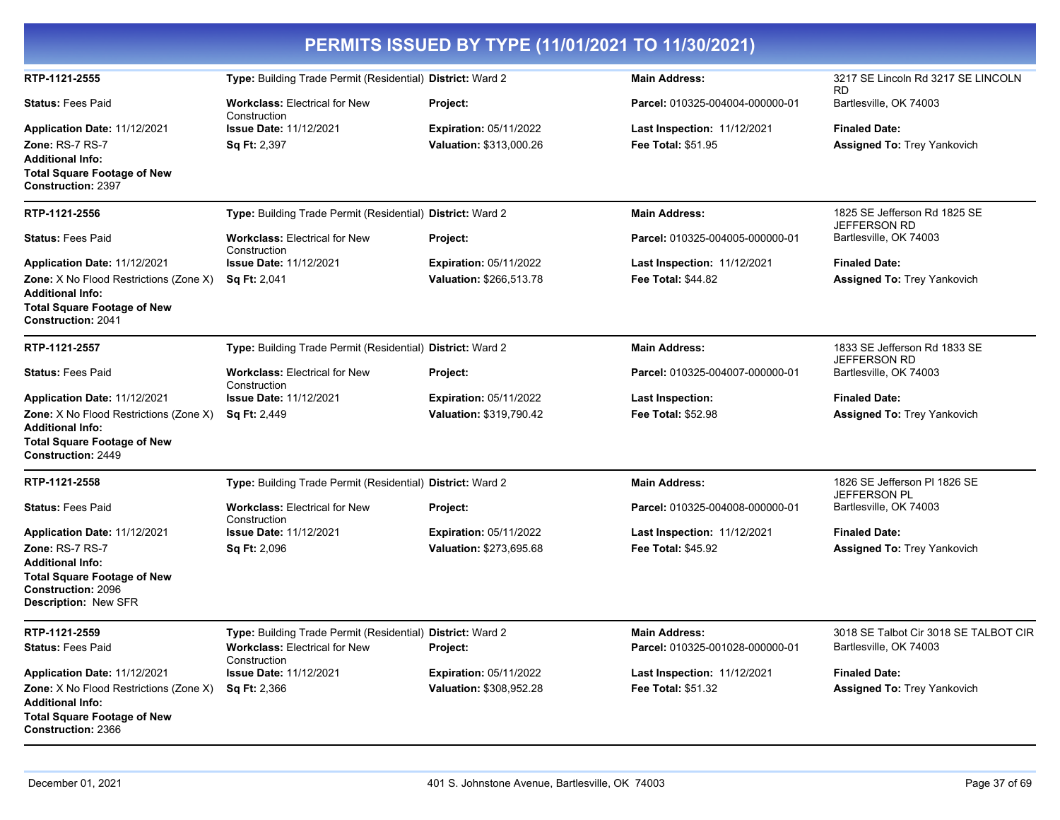# PERMITS ISSUED BY TYPE (11/01/2021 TO 11/30/2021)

---

**RTP-1121-2555** | **Type:** Building Trade Permit (Residential) | **District:** Ward 2 | **Main Address:** 3217 SE Lincoln Rd 3217 SE LINCOLN RD Bartlesville, OK 74003

**Status:** Fees Paid | **Workclass:** Electrical for New Construction | **Project:** | **Parcel:** 010325-004004-000000-01

**Application Date:** 11/12/2021 | **Issue Date:** 11/12/2021 | **Expiration:** 05/11/2022 | **Last Inspection:** 11/12/2021 | **Finaled Date:**

**Zone:** RS-7 RS-7 | **Sq Ft:** 2,397 | **Valuation:** $313,000.26 | **Fee Total:** $51.95 | **Assigned To:** Trey Yankovich

**Additional Info:**

**Total Square Footage of New Construction:** 2397

---

**RTP-1121-2556** | **Type:** Building Trade Permit (Residential) | **District:** Ward 2 | **Main Address:** 1825 SE Jefferson Rd 1825 SE JEFFERSON RD Bartlesville, OK 74003

**Status:** Fees Paid | **Workclass:** Electrical for New Construction | **Project:** | **Parcel:** 010325-004005-000000-01

**Application Date:** 11/12/2021 | **Issue Date:** 11/12/2021 | **Expiration:** 05/11/2022 | **Last Inspection:** 11/12/2021 | **Finaled Date:**

**Zone:** X No Flood Restrictions (Zone X) | **Sq Ft:** 2,041 | **Valuation:** $266,513.78 | **Fee Total:** $44.82 | **Assigned To:** Trey Yankovich

**Additional Info:**

**Total Square Footage of New Construction:** 2041

---

**RTP-1121-2557** | **Type:** Building Trade Permit (Residential) | **District:** Ward 2 | **Main Address:** 1833 SE Jefferson Rd 1833 SE JEFFERSON RD Bartlesville, OK 74003

**Status:** Fees Paid | **Workclass:** Electrical for New Construction | **Project:** | **Parcel:** 010325-004007-000000-01

**Application Date:** 11/12/2021 | **Issue Date:** 11/12/2021 | **Expiration:** 05/11/2022 | **Last Inspection:** | **Finaled Date:**

**Zone:** X No Flood Restrictions (Zone X) | **Sq Ft:** 2,449 | **Valuation:** $319,790.42 | **Fee Total:** $52.98 | **Assigned To:** Trey Yankovich

**Additional Info:**

**Total Square Footage of New Construction:** 2449

---

**RTP-1121-2558** | **Type:** Building Trade Permit (Residential) | **District:** Ward 2 | **Main Address:** 1826 SE Jefferson Pl 1826 SE JEFFERSON PL Bartlesville, OK 74003

**Status:** Fees Paid | **Workclass:** Electrical for New Construction | **Project:** | **Parcel:** 010325-004008-000000-01

**Application Date:** 11/12/2021 | **Issue Date:** 11/12/2021 | **Expiration:** 05/11/2022 | **Last Inspection:** 11/12/2021 | **Finaled Date:**

**Zone:** RS-7 RS-7 | **Sq Ft:** 2,096 | **Valuation:** $273,695.68 | **Fee Total:** $45.92 | **Assigned To:** Trey Yankovich

**Additional Info:**

**Total Square Footage of New Construction:** 2096

**Description:** New SFR

---

**RTP-1121-2559** | **Type:** Building Trade Permit (Residential) | **District:** Ward 2 | **Main Address:** 3018 SE Talbot Cir 3018 SE TALBOT CIR Bartlesville, OK 74003

**Status:** Fees Paid | **Workclass:** Electrical for New Construction | **Project:** | **Parcel:** 010325-001028-000000-01

**Application Date:** 11/12/2021 | **Issue Date:** 11/12/2021 | **Expiration:** 05/11/2022 | **Last Inspection:** 11/12/2021 | **Finaled Date:**

**Zone:** X No Flood Restrictions (Zone X) | **Sq Ft:** 2,366 | **Valuation:** $308,952.28 | **Fee Total:** $51.32 | **Assigned To:** Trey Yankovich

**Additional Info:**

**Total Square Footage of New Construction:** 2366

---

December 01, 2021 | 401 S. Johnstone Avenue, Bartlesville, OK 74003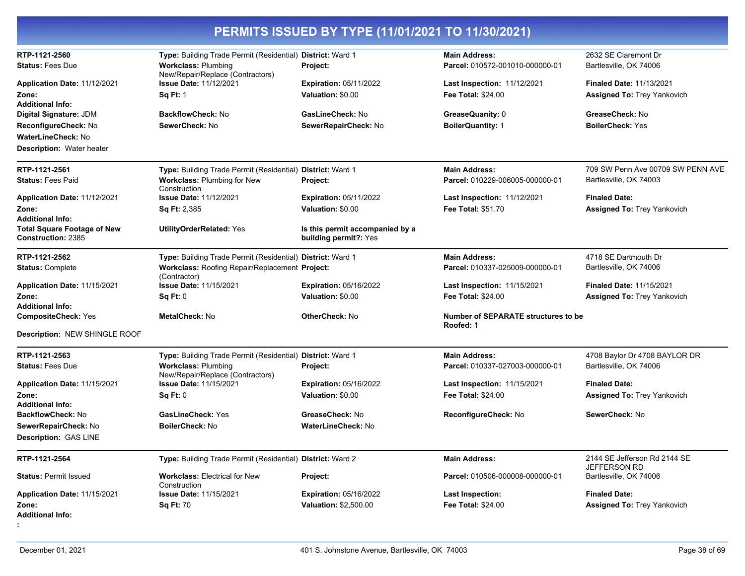# PERMITS ISSUED BY TYPE (11/01/2021 TO 11/30/2021)

**RTP-1121-2560**
**Status:** Fees Due
**Type:** Building Trade Permit (Residential)
**Workclass:** Plumbing New/Repair/Replace (Contractors)
**District:** Ward 1
**Project:**
**Main Address:** 2632 SE Claremont Dr Bartlesville, OK 74006
**Parcel:** 010572-001010-000000-01
**Application Date:** 11/12/2021
**Issue Date:** 11/12/2021
**Expiration:** 05/11/2022
**Last Inspection:** 11/12/2021
**Finaled Date:** 11/13/2021
**Zone:**
**Sq Ft:** 1
**Valuation:** $0.00
**Fee Total:** $24.00
**Assigned To:** Trey Yankovich
**Additional Info:**
**Digital Signature:** JDM
**BackflowCheck:** No
**GasLineCheck:** No
**GreaseQuanity:** 0
**GreaseCheck:** No
**ReconfigureCheck:** No
**SewerCheck:** No
**SewerRepairCheck:** No
**BoilerQuantity:** 1
**BoilerCheck:** Yes
**WaterLineCheck:** No
**Description:** Water heater

---

**RTP-1121-2561**
**Status:** Fees Paid
**Type:** Building Trade Permit (Residential)
**Workclass:** Plumbing for New Construction
**District:** Ward 1
**Project:**
**Main Address:** 709 SW Penn Ave 00709 SW PENN AVE Bartlesville, OK 74003
**Parcel:** 010229-006005-000000-01
**Application Date:** 11/12/2021
**Issue Date:** 11/12/2021
**Expiration:** 05/11/2022
**Last Inspection:** 11/12/2021
**Finaled Date:**
**Zone:**
**Sq Ft:** 2,385
**Valuation:** $0.00
**Fee Total:** $51.70
**Assigned To:** Trey Yankovich
**Additional Info:**
**Total Square Footage of New Construction:** 2385
**UtilityOrderRelated:** Yes
**Is this permit accompanied by a building permit?:** Yes

---

**RTP-1121-2562**
**Status:** Complete
**Type:** Building Trade Permit (Residential)
**Workclass:** Roofing Repair/Replacement (Contractor)
**District:** Ward 1
**Project:**
**Main Address:** 4718 SE Dartmouth Dr Bartlesville, OK 74006
**Parcel:** 010337-025009-000000-01
**Application Date:** 11/15/2021
**Issue Date:** 11/15/2021
**Expiration:** 05/16/2022
**Last Inspection:** 11/15/2021
**Finaled Date:** 11/15/2021
**Zone:**
**Sq Ft:** 0
**Valuation:** $0.00
**Fee Total:** $24.00
**Assigned To:** Trey Yankovich
**Additional Info:**
**CompositeCheck:** Yes
**MetalCheck:** No
**OtherCheck:** No
**Number of SEPARATE structures to be Roofed:** 1
**Description:** NEW SHINGLE ROOF

---

**RTP-1121-2563**
**Status:** Fees Due
**Type:** Building Trade Permit (Residential)
**Workclass:** Plumbing New/Repair/Replace (Contractors)
**District:** Ward 1
**Project:**
**Main Address:** 4708 Baylor Dr 4708 BAYLOR DR Bartlesville, OK 74006
**Parcel:** 010337-027003-000000-01
**Application Date:** 11/15/2021
**Issue Date:** 11/15/2021
**Expiration:** 05/16/2022
**Last Inspection:** 11/15/2021
**Finaled Date:**
**Zone:**
**Sq Ft:** 0
**Valuation:** $0.00
**Fee Total:** $24.00
**Assigned To:** Trey Yankovich
**Additional Info:**
**BackflowCheck:** No
**GasLineCheck:** Yes
**GreaseCheck:** No
**ReconfigureCheck:** No
**SewerCheck:** No
**SewerRepairCheck:** No
**BoilerCheck:** No
**WaterLineCheck:** No
**Description:** GAS LINE

---

**RTP-1121-2564**
**Status:** Permit Issued
**Type:** Building Trade Permit (Residential)
**Workclass:** Electrical for New Construction
**District:** Ward 2
**Project:**
**Main Address:** 2144 SE Jefferson Rd 2144 SE JEFFERSON RD Bartlesville, OK 74006
**Parcel:** 010506-000008-000000-01
**Application Date:** 11/15/2021
**Issue Date:** 11/15/2021
**Expiration:** 05/16/2022
**Last Inspection:**
**Finaled Date:**
**Zone:**
**Sq Ft:** 70
**Valuation:** $2,500.00
**Fee Total:** $24.00
**Assigned To:** Trey Yankovich
**Additional Info:**
**:**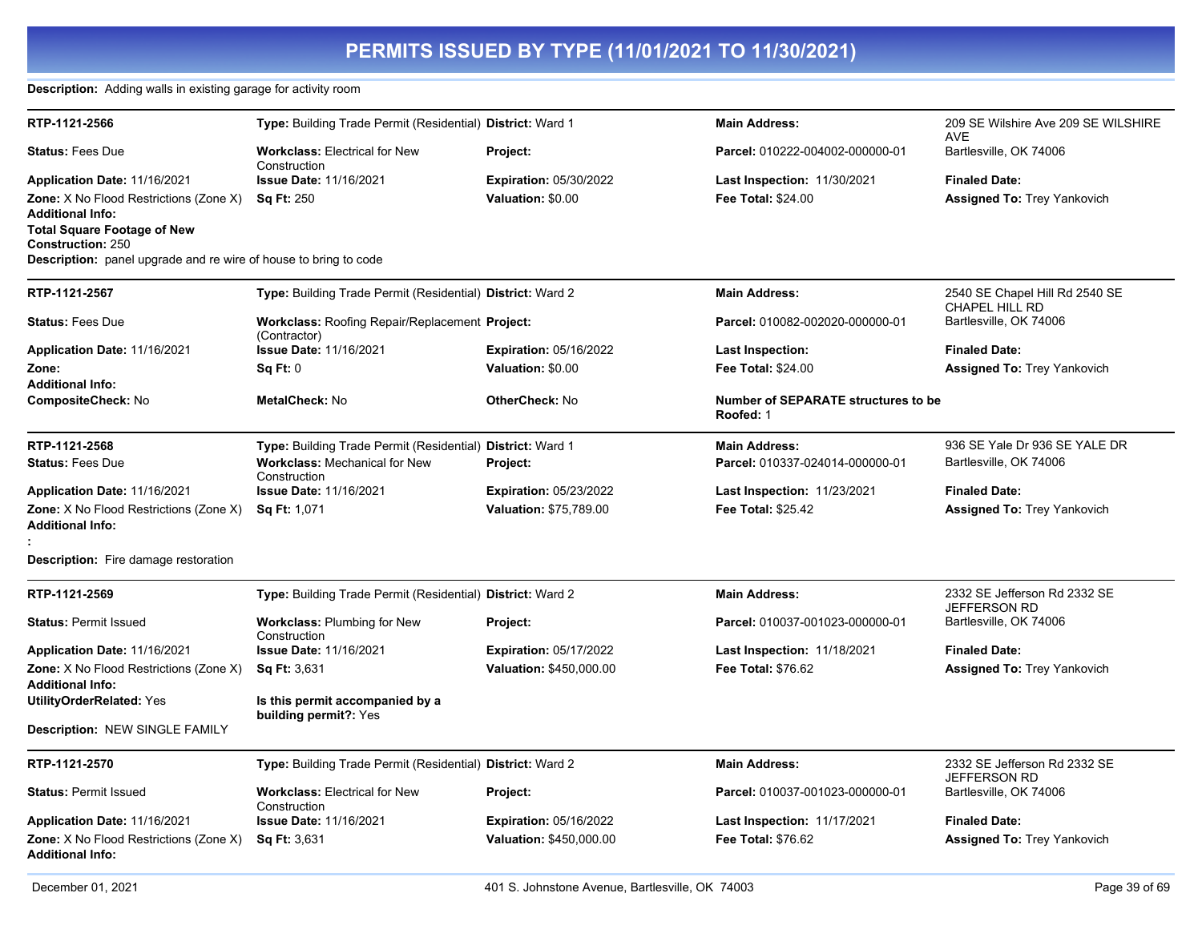# PERMITS ISSUED BY TYPE (11/01/2021 TO 11/30/2021)

**Description:** Adding walls in existing garage for activity room

---

**RTP-1121-2566** | **Type:** Building Trade Permit (Residential) | **District:** Ward 1 | **Main Address:** 209 SE Wilshire Ave 209 SE WILSHIRE AVE Bartlesville, OK 74006

**Status:** Fees Due | **Workclass:** Electrical for New Construction | **Project:** | **Parcel:** 010222-004002-000000-01

**Application Date:** 11/16/2021 | **Issue Date:** 11/16/2021 | **Expiration:** 05/30/2022 | **Last Inspection:** 11/30/2021 | **Finaled Date:**

**Zone:** X No Flood Restrictions (Zone X) | **Sq Ft:** 250 | **Valuation:** $0.00 | **Fee Total:** $24.00 | **Assigned To:** Trey Yankovich

**Additional Info:**

**Total Square Footage of New Construction:** 250

**Description:** panel upgrade and re wire of house to bring to code

---

**RTP-1121-2567** | **Type:** Building Trade Permit (Residential) | **District:** Ward 2 | **Main Address:** 2540 SE Chapel Hill Rd 2540 SE CHAPEL HILL RD Bartlesville, OK 74006

**Status:** Fees Due | **Workclass:** Roofing Repair/Replacement (Contractor) | **Project:** | **Parcel:** 010082-002020-000000-01

**Application Date:** 11/16/2021 | **Issue Date:** 11/16/2021 | **Expiration:** 05/16/2022 | **Last Inspection:** | **Finaled Date:**

**Zone:** | **Sq Ft:** 0 | **Valuation:** $0.00 | **Fee Total:** $24.00 | **Assigned To:** Trey Yankovich

**Additional Info:**

**CompositeCheck:** No | **MetalCheck:** No | **OtherCheck:** No | **Number of SEPARATE structures to be Roofed:** 1

---

**RTP-1121-2568** | **Type:** Building Trade Permit (Residential) | **District:** Ward 1 | **Main Address:** 936 SE Yale Dr 936 SE YALE DR Bartlesville, OK 74006

**Status:** Fees Due | **Workclass:** Mechanical for New Construction | **Project:** | **Parcel:** 010337-024014-000000-01

**Application Date:** 11/16/2021 | **Issue Date:** 11/16/2021 | **Expiration:** 05/23/2022 | **Last Inspection:** 11/23/2021 | **Finaled Date:**

**Zone:** X No Flood Restrictions (Zone X) | **Sq Ft:** 1,071 | **Valuation:** $75,789.00 | **Fee Total:** $25.42 | **Assigned To:** Trey Yankovich

**Additional Info:**

**:**

**Description:** Fire damage restoration

---

**RTP-1121-2569** | **Type:** Building Trade Permit (Residential) | **District:** Ward 2 | **Main Address:** 2332 SE Jefferson Rd 2332 SE JEFFERSON RD Bartlesville, OK 74006

**Status:** Permit Issued | **Workclass:** Plumbing for New Construction | **Project:** | **Parcel:** 010037-001023-000000-01

**Application Date:** 11/16/2021 | **Issue Date:** 11/16/2021 | **Expiration:** 05/17/2022 | **Last Inspection:** 11/18/2021 | **Finaled Date:**

**Zone:** X No Flood Restrictions (Zone X) | **Sq Ft:** 3,631 | **Valuation:** $450,000.00 | **Fee Total:** $76.62 | **Assigned To:** Trey Yankovich

**Additional Info:**

**UtilityOrderRelated:** Yes | **Is this permit accompanied by a building permit?:** Yes

**Description:** NEW SINGLE FAMILY

---

**RTP-1121-2570** | **Type:** Building Trade Permit (Residential) | **District:** Ward 2 | **Main Address:** 2332 SE Jefferson Rd 2332 SE JEFFERSON RD Bartlesville, OK 74006

**Status:** Permit Issued | **Workclass:** Electrical for New Construction | **Project:** | **Parcel:** 010037-001023-000000-01

**Application Date:** 11/16/2021 | **Issue Date:** 11/16/2021 | **Expiration:** 05/16/2022 | **Last Inspection:** 11/17/2021 | **Finaled Date:**

**Zone:** X No Flood Restrictions (Zone X) | **Sq Ft:** 3,631 | **Valuation:** $450,000.00 | **Fee Total:** $76.62 | **Assigned To:** Trey Yankovich

**Additional Info:**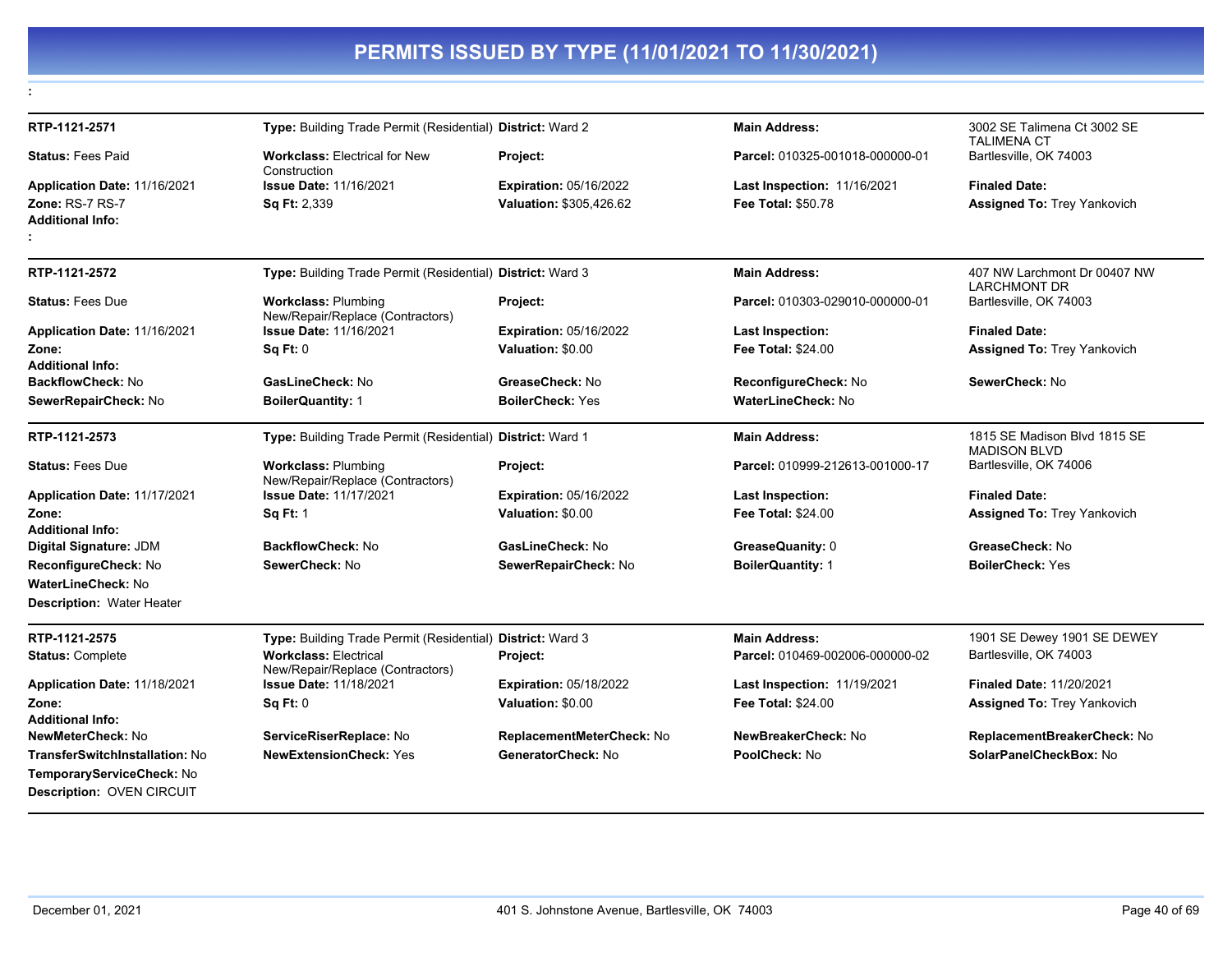# PERMITS ISSUED BY TYPE (11/01/2021 TO 11/30/2021)

:

**RTP-1121-2571** | **Type:** Building Trade Permit (Residential) | **District:** Ward 2 | **Main Address:** 3002 SE Talimena Ct 3002 SE TALIMENA CT Bartlesville, OK 74003

**Status:** Fees Paid | **Workclass:** Electrical for New Construction | **Project:** | **Parcel:** 010325-001018-000000-01

**Application Date:** 11/16/2021 | **Issue Date:** 11/16/2021 | **Expiration:** 05/16/2022 | **Last Inspection:** 11/16/2021 | **Finaled Date:**

**Zone:** RS-7 RS-7 | **Sq Ft:** 2,339 | **Valuation:** $305,426.62 | **Fee Total:** $50.78 | **Assigned To:** Trey Yankovich

**Additional Info:**

:

---

**RTP-1121-2572** | **Type:** Building Trade Permit (Residential) | **District:** Ward 3 | **Main Address:** 407 NW Larchmont Dr 00407 NW LARCHMONT DR Bartlesville, OK 74003

**Status:** Fees Due | **Workclass:** Plumbing New/Repair/Replace (Contractors) | **Project:** | **Parcel:** 010303-029010-000000-01

**Application Date:** 11/16/2021 | **Issue Date:** 11/16/2021 | **Expiration:** 05/16/2022 | **Last Inspection:** | **Finaled Date:**

**Zone:** | **Sq Ft:** 0 | **Valuation:** $0.00 | **Fee Total:** $24.00 | **Assigned To:** Trey Yankovich

**Additional Info:**

**BackflowCheck:** No | **GasLineCheck:** No | **GreaseCheck:** No | **ReconfigureCheck:** No | **SewerCheck:** No

**SewerRepairCheck:** No | **BoilerQuantity:** 1 | **BoilerCheck:** Yes | **WaterLineCheck:** No

---

**RTP-1121-2573** | **Type:** Building Trade Permit (Residential) | **District:** Ward 1 | **Main Address:** 1815 SE Madison Blvd 1815 SE MADISON BLVD Bartlesville, OK 74006

**Status:** Fees Due | **Workclass:** Plumbing New/Repair/Replace (Contractors) | **Project:** | **Parcel:** 010999-212613-001000-17

**Application Date:** 11/17/2021 | **Issue Date:** 11/17/2021 | **Expiration:** 05/16/2022 | **Last Inspection:** | **Finaled Date:**

**Zone:** | **Sq Ft:** 1 | **Valuation:** $0.00 | **Fee Total:** $24.00 | **Assigned To:** Trey Yankovich

**Additional Info:**

**Digital Signature:** JDM | **BackflowCheck:** No | **GasLineCheck:** No | **GreaseQuanity:** 0 | **GreaseCheck:** No

**ReconfigureCheck:** No | **SewerCheck:** No | **SewerRepairCheck:** No | **BoilerQuantity:** 1 | **BoilerCheck:** Yes

**WaterLineCheck:** No

**Description:** Water Heater

---

**RTP-1121-2575** | **Type:** Building Trade Permit (Residential) | **District:** Ward 3 | **Main Address:** 1901 SE Dewey 1901 SE DEWEY Bartlesville, OK 74003

**Status:** Complete | **Workclass:** Electrical New/Repair/Replace (Contractors) | **Project:** | **Parcel:** 010469-002006-000000-02

**Application Date:** 11/18/2021 | **Issue Date:** 11/18/2021 | **Expiration:** 05/18/2022 | **Last Inspection:** 11/19/2021 | **Finaled Date:** 11/20/2021

**Zone:** | **Sq Ft:** 0 | **Valuation:** $0.00 | **Fee Total:** $24.00 | **Assigned To:** Trey Yankovich

**Additional Info:**

**NewMeterCheck:** No | **ServiceRiserReplace:** No | **ReplacementMeterCheck:** No | **NewBreakerCheck:** No | **ReplacementBreakerCheck:** No

**TransferSwitchInstallation:** No | **NewExtensionCheck:** Yes | **GeneratorCheck:** No | **PoolCheck:** No | **SolarPanelCheckBox:** No

**TemporaryServiceCheck:** No

**Description:** OVEN CIRCUIT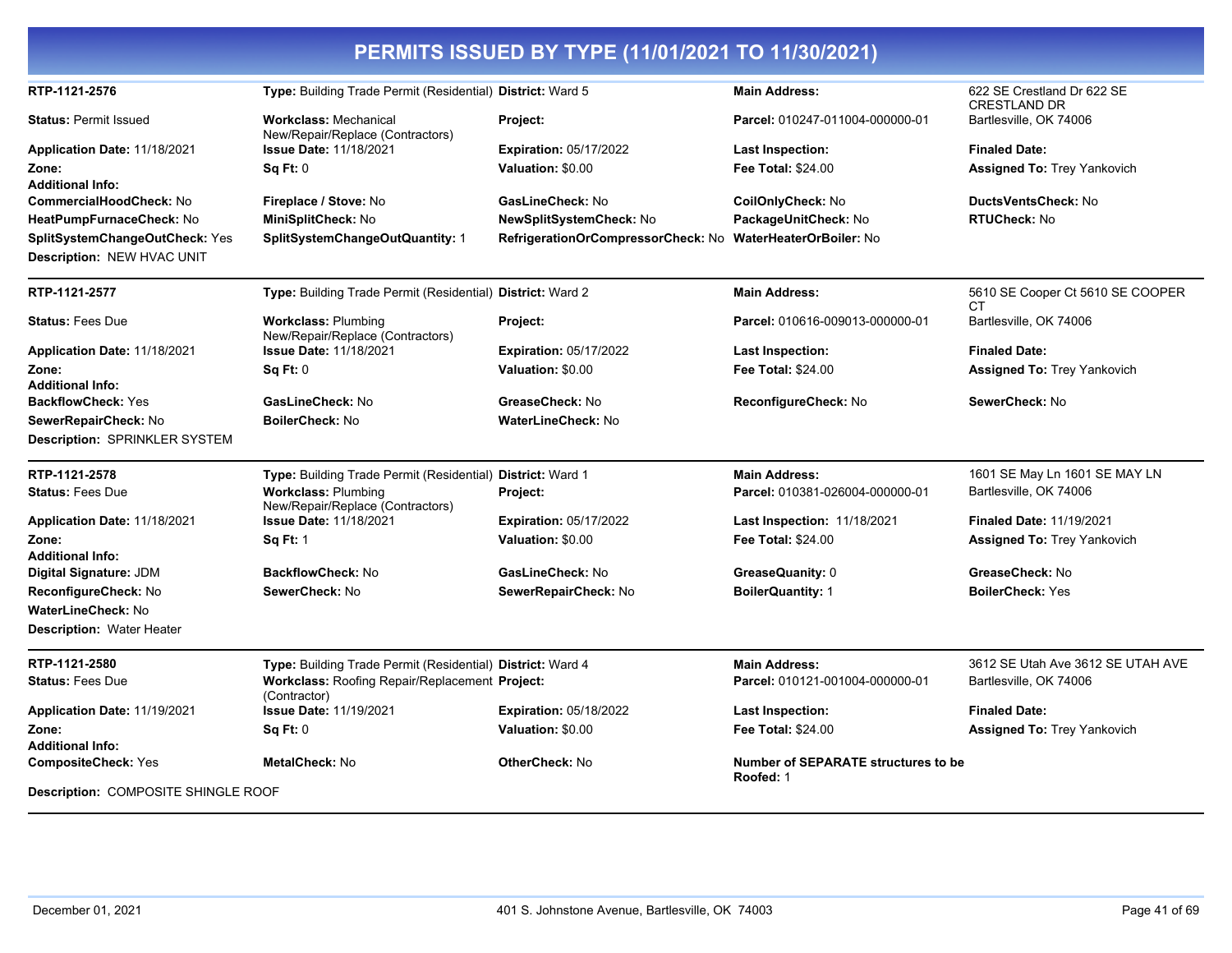# PERMITS ISSUED BY TYPE (11/01/2021 TO 11/30/2021)

| | | | | |
|---|---|---|---|---|
| **RTP-1121-2576** | **Type:** Building Trade Permit (Residential) | **District:** Ward 5 | **Main Address:** | 622 SE Crestland Dr 622 SE CRESTLAND DR |
| **Status:** Permit Issued | **Workclass:** Mechanical New/Repair/Replace (Contractors) | **Project:** | **Parcel:** 010247-011004-000000-01 | Bartlesville, OK 74006 |
| **Application Date:** 11/18/2021 | **Issue Date:** 11/18/2021 | **Expiration:** 05/17/2022 | **Last Inspection:** | **Finaled Date:** |
| **Zone:** | **Sq Ft:** 0 | **Valuation:** $0.00 | **Fee Total:** $24.00 | **Assigned To:** Trey Yankovich |
| **Additional Info:** | | | | |
| **CommercialHoodCheck:** No | **Fireplace / Stove:** No | **GasLineCheck:** No | **CoilOnlyCheck:** No | **DuctsVentsCheck:** No |
| **HeatPumpFurnaceCheck:** No | **MiniSplitCheck:** No | **NewSplitSystemCheck:** No | **PackageUnitCheck:** No | **RTUCheck:** No |
| **SplitSystemChangeOutCheck:** Yes | **SplitSystemChangeOutQuantity:** 1 | **RefrigerationOrCompressorCheck:** No | **WaterHeaterOrBoiler:** No | |
| **Description:** NEW HVAC UNIT | | | | |

| | | | | |
|---|---|---|---|---|
| **RTP-1121-2577** | **Type:** Building Trade Permit (Residential) | **District:** Ward 2 | **Main Address:** | 5610 SE Cooper Ct 5610 SE COOPER CT |
| **Status:** Fees Due | **Workclass:** Plumbing New/Repair/Replace (Contractors) | **Project:** | **Parcel:** 010616-009013-000000-01 | Bartlesville, OK 74006 |
| **Application Date:** 11/18/2021 | **Issue Date:** 11/18/2021 | **Expiration:** 05/17/2022 | **Last Inspection:** | **Finaled Date:** |
| **Zone:** | **Sq Ft:** 0 | **Valuation:** $0.00 | **Fee Total:** $24.00 | **Assigned To:** Trey Yankovich |
| **Additional Info:** | | | | |
| **BackflowCheck:** Yes | **GasLineCheck:** No | **GreaseCheck:** No | **ReconfigureCheck:** No | **SewerCheck:** No |
| **SewerRepairCheck:** No | **BoilerCheck:** No | **WaterLineCheck:** No | | |
| **Description:** SPRINKLER SYSTEM | | | | |

| | | | | |
|---|---|---|---|---|
| **RTP-1121-2578** | **Type:** Building Trade Permit (Residential) | **District:** Ward 1 | **Main Address:** | 1601 SE May Ln 1601 SE MAY LN |
| **Status:** Fees Due | **Workclass:** Plumbing New/Repair/Replace (Contractors) | **Project:** | **Parcel:** 010381-026004-000000-01 | Bartlesville, OK 74006 |
| **Application Date:** 11/18/2021 | **Issue Date:** 11/18/2021 | **Expiration:** 05/17/2022 | **Last Inspection:** 11/18/2021 | **Finaled Date:** 11/19/2021 |
| **Zone:** | **Sq Ft:** 1 | **Valuation:** $0.00 | **Fee Total:** $24.00 | **Assigned To:** Trey Yankovich |
| **Additional Info:** | | | | |
| **Digital Signature:** JDM | **BackflowCheck:** No | **GasLineCheck:** No | **GreaseQuanity:** 0 | **GreaseCheck:** No |
| **ReconfigureCheck:** No | **SewerCheck:** No | **SewerRepairCheck:** No | **BoilerQuantity:** 1 | **BoilerCheck:** Yes |
| **WaterLineCheck:** No | | | | |
| **Description:** Water Heater | | | | |

| | | | | |
|---|---|---|---|---|
| **RTP-1121-2580** | **Type:** Building Trade Permit (Residential) | **District:** Ward 4 | **Main Address:** | 3612 SE Utah Ave 3612 SE UTAH AVE |
| **Status:** Fees Due | **Workclass:** Roofing Repair/Replacement (Contractor) | **Project:** | **Parcel:** 010121-001004-000000-01 | Bartlesville, OK 74006 |
| **Application Date:** 11/19/2021 | **Issue Date:** 11/19/2021 | **Expiration:** 05/18/2022 | **Last Inspection:** | **Finaled Date:** |
| **Zone:** | **Sq Ft:** 0 | **Valuation:** $0.00 | **Fee Total:** $24.00 | **Assigned To:** Trey Yankovich |
| **Additional Info:** | | | | |
| **CompositeCheck:** Yes | **MetalCheck:** No | **OtherCheck:** No | **Number of SEPARATE structures to be Roofed:** 1 | |
| **Description:** COMPOSITE SHINGLE ROOF | | | | |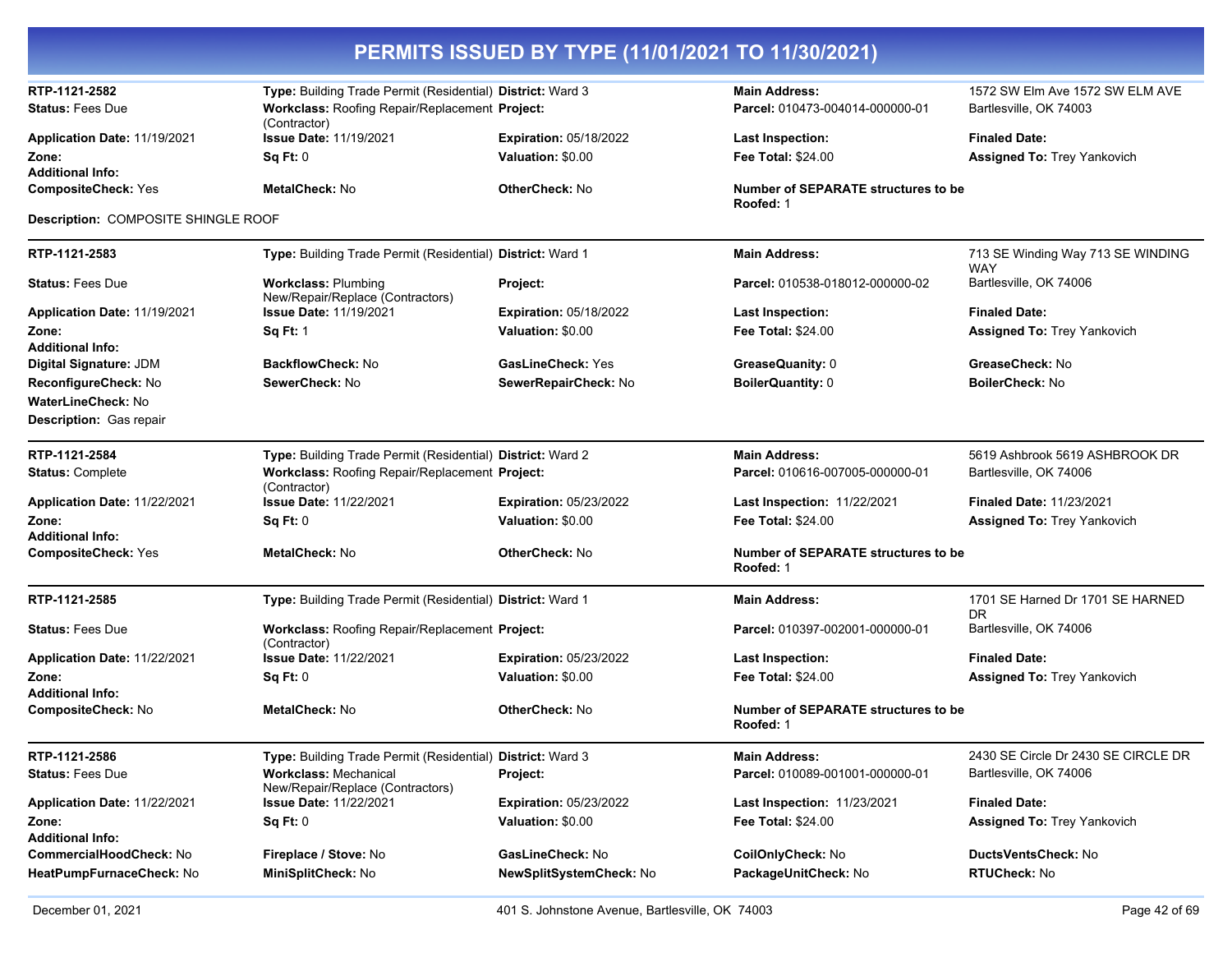# PERMITS ISSUED BY TYPE (11/01/2021 TO 11/30/2021)

**RTP-1121-2582** | **Type:** Building Trade Permit (Residential) | **District:** Ward 3 | **Main Address:** 1572 SW Elm Ave 1572 SW ELM AVE
**Status:** Fees Due | **Workclass:** Roofing Repair/Replacement (Contractor) | **Project:** | **Parcel:** 010473-004014-000000-01 | Bartlesville, OK 74003
**Application Date:** 11/19/2021 | **Issue Date:** 11/19/2021 | **Expiration:** 05/18/2022 | **Last Inspection:** | **Finaled Date:**
**Zone:** | **Sq Ft:** 0 | **Valuation:** $0.00 | **Fee Total:** $24.00 | **Assigned To:** Trey Yankovich
**Additional Info:**
**CompositeCheck:** Yes | **MetalCheck:** No | **OtherCheck:** No | **Number of SEPARATE structures to be Roofed:** 1

**Description:** COMPOSITE SHINGLE ROOF

---

**RTP-1121-2583** | **Type:** Building Trade Permit (Residential) | **District:** Ward 1 | **Main Address:** 713 SE Winding Way 713 SE WINDING WAY
**Status:** Fees Due | **Workclass:** Plumbing New/Repair/Replace (Contractors) | **Project:** | **Parcel:** 010538-018012-000000-02 | Bartlesville, OK 74006
**Application Date:** 11/19/2021 | **Issue Date:** 11/19/2021 | **Expiration:** 05/18/2022 | **Last Inspection:** | **Finaled Date:**
**Zone:** | **Sq Ft:** 1 | **Valuation:** $0.00 | **Fee Total:** $24.00 | **Assigned To:** Trey Yankovich
**Additional Info:**
**Digital Signature:** JDM | **BackflowCheck:** No | **GasLineCheck:** Yes | **GreaseQuanity:** 0 | **GreaseCheck:** No
**ReconfigureCheck:** No | **SewerCheck:** No | **SewerRepairCheck:** No | **BoilerQuantity:** 0 | **BoilerCheck:** No
**WaterLineCheck:** No

**Description:** Gas repair

---

**RTP-1121-2584** | **Type:** Building Trade Permit (Residential) | **District:** Ward 2 | **Main Address:** 5619 Ashbrook 5619 ASHBROOK DR
**Status:** Complete | **Workclass:** Roofing Repair/Replacement (Contractor) | **Project:** | **Parcel:** 010616-007005-000000-01 | Bartlesville, OK 74006
**Application Date:** 11/22/2021 | **Issue Date:** 11/22/2021 | **Expiration:** 05/23/2022 | **Last Inspection:** 11/22/2021 | **Finaled Date:** 11/23/2021
**Zone:** | **Sq Ft:** 0 | **Valuation:** $0.00 | **Fee Total:** $24.00 | **Assigned To:** Trey Yankovich
**Additional Info:**
**CompositeCheck:** Yes | **MetalCheck:** No | **OtherCheck:** No | **Number of SEPARATE structures to be Roofed:** 1

---

**RTP-1121-2585** | **Type:** Building Trade Permit (Residential) | **District:** Ward 1 | **Main Address:** 1701 SE Harned Dr 1701 SE HARNED DR
**Status:** Fees Due | **Workclass:** Roofing Repair/Replacement (Contractor) | **Project:** | **Parcel:** 010397-002001-000000-01 | Bartlesville, OK 74006
**Application Date:** 11/22/2021 | **Issue Date:** 11/22/2021 | **Expiration:** 05/23/2022 | **Last Inspection:** | **Finaled Date:**
**Zone:** | **Sq Ft:** 0 | **Valuation:** $0.00 | **Fee Total:** $24.00 | **Assigned To:** Trey Yankovich
**Additional Info:**
**CompositeCheck:** No | **MetalCheck:** No | **OtherCheck:** No | **Number of SEPARATE structures to be Roofed:** 1

---

**RTP-1121-2586** | **Type:** Building Trade Permit (Residential) | **District:** Ward 3 | **Main Address:** 2430 SE Circle Dr 2430 SE CIRCLE DR
**Status:** Fees Due | **Workclass:** Mechanical New/Repair/Replace (Contractors) | **Project:** | **Parcel:** 010089-001001-000000-01 | Bartlesville, OK 74006
**Application Date:** 11/22/2021 | **Issue Date:** 11/22/2021 | **Expiration:** 05/23/2022 | **Last Inspection:** 11/23/2021 | **Finaled Date:**
**Zone:** | **Sq Ft:** 0 | **Valuation:** $0.00 | **Fee Total:** $24.00 | **Assigned To:** Trey Yankovich
**Additional Info:**
**CommercialHoodCheck:** No | **Fireplace / Stove:** No | **GasLineCheck:** No | **CoilOnlyCheck:** No | **DuctsVentsCheck:** No
**HeatPumpFurnaceCheck:** No | **MiniSplitCheck:** No | **NewSplitSystemCheck:** No | **PackageUnitCheck:** No | **RTUCheck:** No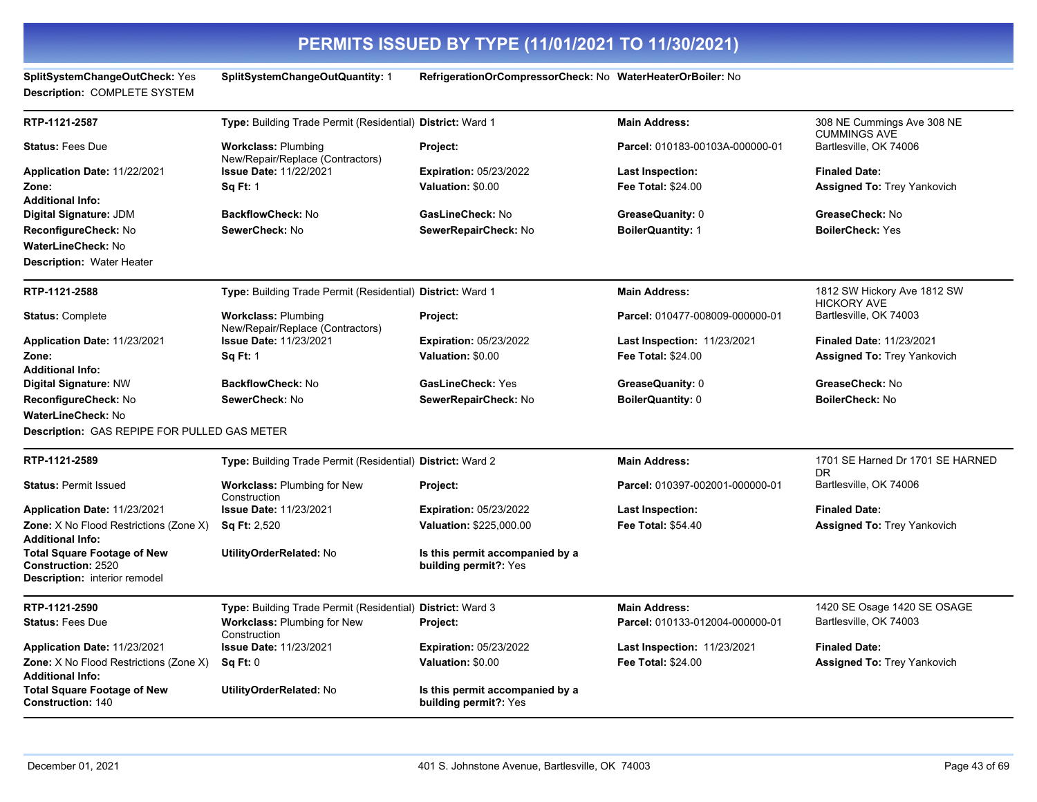# PERMITS ISSUED BY TYPE (11/01/2021 TO 11/30/2021)

**SplitSystemChangeOutCheck:** Yes **SplitSystemChangeOutQuantity:** 1 **RefrigerationOrCompressorCheck:** No **WaterHeaterOrBoiler:** No
**Description:** COMPLETE SYSTEM

---

| **RTP-1121-2587** | **Type:** Building Trade Permit (Residential) | **District:** Ward 1 | **Main Address:** | 308 NE Cummings Ave 308 NE CUMMINGS AVE |
|---|---|---|---|---|
| **Status:** Fees Due | **Workclass:** Plumbing New/Repair/Replace (Contractors) | **Project:** | **Parcel:** 010183-00103A-000000-01 | Bartlesville, OK 74006 |
| **Application Date:** 11/22/2021 | **Issue Date:** 11/22/2021 | **Expiration:** 05/23/2022 | **Last Inspection:** | **Finaled Date:** |
| **Zone:** | **Sq Ft:** 1 | **Valuation:** $0.00 | **Fee Total:** $24.00 | **Assigned To:** Trey Yankovich |
| **Additional Info:** | | | | |
| **Digital Signature:** JDM | **BackflowCheck:** No | **GasLineCheck:** No | **GreaseQuanity:** 0 | **GreaseCheck:** No |
| **ReconfigureCheck:** No | **SewerCheck:** No | **SewerRepairCheck:** No | **BoilerQuantity:** 1 | **BoilerCheck:** Yes |
| **WaterLineCheck:** No | | | | |

**Description:** Water Heater

---

| **RTP-1121-2588** | **Type:** Building Trade Permit (Residential) | **District:** Ward 1 | **Main Address:** | 1812 SW Hickory Ave 1812 SW HICKORY AVE |
|---|---|---|---|---|
| **Status:** Complete | **Workclass:** Plumbing New/Repair/Replace (Contractors) | **Project:** | **Parcel:** 010477-008009-000000-01 | Bartlesville, OK 74003 |
| **Application Date:** 11/23/2021 | **Issue Date:** 11/23/2021 | **Expiration:** 05/23/2022 | **Last Inspection:** 11/23/2021 | **Finaled Date:** 11/23/2021 |
| **Zone:** | **Sq Ft:** 1 | **Valuation:** $0.00 | **Fee Total:** $24.00 | **Assigned To:** Trey Yankovich |
| **Additional Info:** | | | | |
| **Digital Signature:** NW | **BackflowCheck:** No | **GasLineCheck:** Yes | **GreaseQuanity:** 0 | **GreaseCheck:** No |
| **ReconfigureCheck:** No | **SewerCheck:** No | **SewerRepairCheck:** No | **BoilerQuantity:** 0 | **BoilerCheck:** No |
| **WaterLineCheck:** No | | | | |

**Description:** GAS REPIPE FOR PULLED GAS METER

---

| **RTP-1121-2589** | **Type:** Building Trade Permit (Residential) | **District:** Ward 2 | **Main Address:** | 1701 SE Harned Dr 1701 SE HARNED DR |
|---|---|---|---|---|
| **Status:** Permit Issued | **Workclass:** Plumbing for New Construction | **Project:** | **Parcel:** 010397-002001-000000-01 | Bartlesville, OK 74006 |
| **Application Date:** 11/23/2021 | **Issue Date:** 11/23/2021 | **Expiration:** 05/23/2022 | **Last Inspection:** | **Finaled Date:** |
| **Zone:** X No Flood Restrictions (Zone X) | **Sq Ft:** 2,520 | **Valuation:** $225,000.00 | **Fee Total:** $54.40 | **Assigned To:** Trey Yankovich |
| **Additional Info:** | | | | |
| **Total Square Footage of New Construction:** 2520 | **UtilityOrderRelated:** No | **Is this permit accompanied by a building permit?:** Yes | | |

**Description:** interior remodel

---

| **RTP-1121-2590** | **Type:** Building Trade Permit (Residential) | **District:** Ward 3 | **Main Address:** | 1420 SE Osage 1420 SE OSAGE |
|---|---|---|---|---|
| **Status:** Fees Due | **Workclass:** Plumbing for New Construction | **Project:** | **Parcel:** 010133-012004-000000-01 | Bartlesville, OK 74003 |
| **Application Date:** 11/23/2021 | **Issue Date:** 11/23/2021 | **Expiration:** 05/23/2022 | **Last Inspection:** 11/23/2021 | **Finaled Date:** |
| **Zone:** X No Flood Restrictions (Zone X) | **Sq Ft:** 0 | **Valuation:** $0.00 | **Fee Total:** $24.00 | **Assigned To:** Trey Yankovich |
| **Additional Info:** | | | | |
| **Total Square Footage of New Construction:** 140 | **UtilityOrderRelated:** No | **Is this permit accompanied by a building permit?:** Yes | | |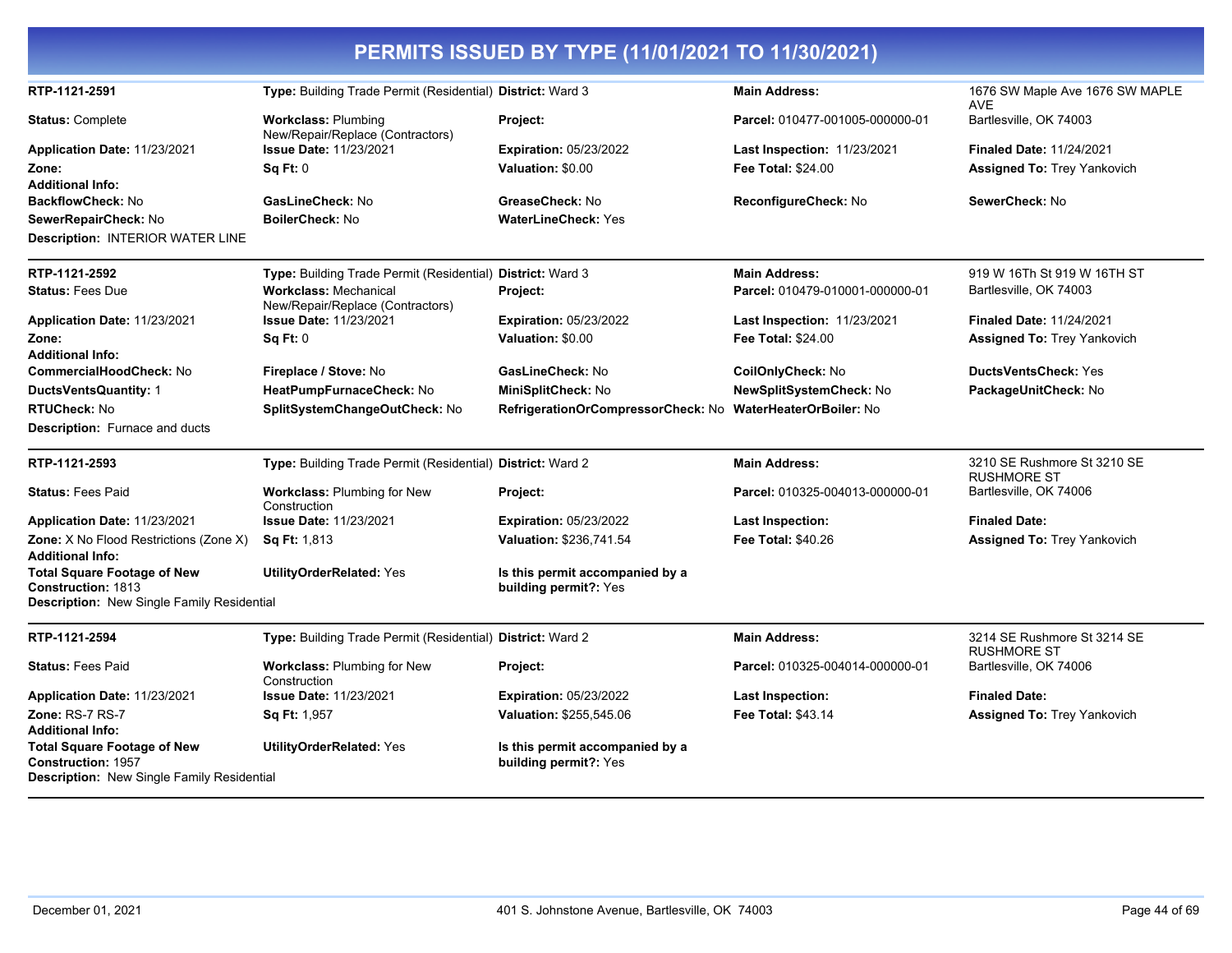# PERMITS ISSUED BY TYPE (11/01/2021 TO 11/30/2021)

**RTP-1121-2591** | **Type:** Building Trade Permit (Residential) | **District:** Ward 3 | **Main Address:** 1676 SW Maple Ave 1676 SW MAPLE AVE Bartlesville, OK 74003

**Status:** Complete | **Workclass:** Plumbing New/Repair/Replace (Contractors) | **Project:** | **Parcel:** 010477-001005-000000-01

**Application Date:** 11/23/2021 | **Issue Date:** 11/23/2021 | **Expiration:** 05/23/2022 | **Last Inspection:** 11/23/2021 | **Finaled Date:** 11/24/2021

**Zone:** | **Sq Ft:** 0 | **Valuation:** $0.00 | **Fee Total:** $24.00 | **Assigned To:** Trey Yankovich

**Additional Info:**

**BackflowCheck:** No | **GasLineCheck:** No | **GreaseCheck:** No | **ReconfigureCheck:** No | **SewerCheck:** No

**SewerRepairCheck:** No | **BoilerCheck:** No | **WaterLineCheck:** Yes

**Description:** INTERIOR WATER LINE

---

**RTP-1121-2592** | **Type:** Building Trade Permit (Residential) | **District:** Ward 3 | **Main Address:** 919 W 16Th St 919 W 16TH ST Bartlesville, OK 74003

**Status:** Fees Due | **Workclass:** Mechanical New/Repair/Replace (Contractors) | **Project:** | **Parcel:** 010479-010001-000000-01

**Application Date:** 11/23/2021 | **Issue Date:** 11/23/2021 | **Expiration:** 05/23/2022 | **Last Inspection:** 11/23/2021 | **Finaled Date:** 11/24/2021

**Zone:** | **Sq Ft:** 0 | **Valuation:** $0.00 | **Fee Total:** $24.00 | **Assigned To:** Trey Yankovich

**Additional Info:**

**CommercialHoodCheck:** No | **Fireplace / Stove:** No | **GasLineCheck:** No | **CoilOnlyCheck:** No | **DuctsVentsCheck:** Yes

**DuctsVentsQuantity:** 1 | **HeatPumpFurnaceCheck:** No | **MiniSplitCheck:** No | **NewSplitSystemCheck:** No | **PackageUnitCheck:** No

**RTUCheck:** No | **SplitSystemChangeOutCheck:** No | **RefrigerationOrCompressorCheck:** No | **WaterHeaterOrBoiler:** No

**Description:** Furnace and ducts

---

**RTP-1121-2593** | **Type:** Building Trade Permit (Residential) | **District:** Ward 2 | **Main Address:** 3210 SE Rushmore St 3210 SE RUSHMORE ST Bartlesville, OK 74006

**Status:** Fees Paid | **Workclass:** Plumbing for New Construction | **Project:** | **Parcel:** 010325-004013-000000-01

**Application Date:** 11/23/2021 | **Issue Date:** 11/23/2021 | **Expiration:** 05/23/2022 | **Last Inspection:** | **Finaled Date:**

**Zone:** X No Flood Restrictions (Zone X) | **Sq Ft:** 1,813 | **Valuation:** $236,741.54 | **Fee Total:** $40.26 | **Assigned To:** Trey Yankovich

**Additional Info:**

**Total Square Footage of New Construction:** 1813 | **UtilityOrderRelated:** Yes | **Is this permit accompanied by a building permit?:** Yes

**Description:** New Single Family Residential

---

**RTP-1121-2594** | **Type:** Building Trade Permit (Residential) | **District:** Ward 2 | **Main Address:** 3214 SE Rushmore St 3214 SE RUSHMORE ST Bartlesville, OK 74006

**Status:** Fees Paid | **Workclass:** Plumbing for New Construction | **Project:** | **Parcel:** 010325-004014-000000-01

**Application Date:** 11/23/2021 | **Issue Date:** 11/23/2021 | **Expiration:** 05/23/2022 | **Last Inspection:** | **Finaled Date:**

**Zone:** RS-7 RS-7 | **Sq Ft:** 1,957 | **Valuation:** $255,545.06 | **Fee Total:** $43.14 | **Assigned To:** Trey Yankovich

**Additional Info:**

**Total Square Footage of New Construction:** 1957 | **UtilityOrderRelated:** Yes | **Is this permit accompanied by a building permit?:** Yes

**Description:** New Single Family Residential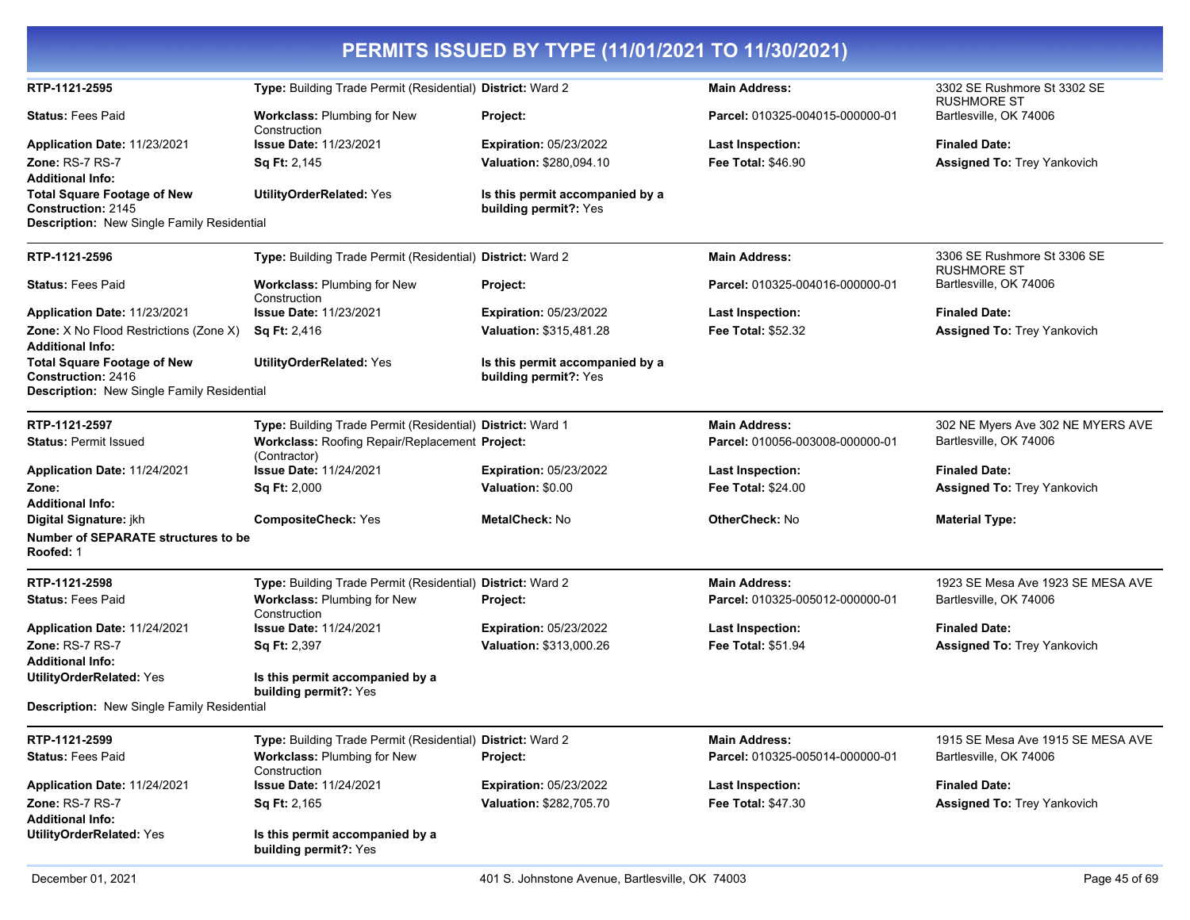# PERMITS ISSUED BY TYPE (11/01/2021 TO 11/30/2021)

**RTP-1121-2595** | **Type:** Building Trade Permit (Residential) | **District:** Ward 2 | **Main Address:** 3302 SE Rushmore St 3302 SE RUSHMORE ST Bartlesville, OK 74006

**Status:** Fees Paid | **Workclass:** Plumbing for New Construction | **Project:** | **Parcel:** 010325-004015-000000-01

**Application Date:** 11/23/2021 | **Issue Date:** 11/23/2021 | **Expiration:** 05/23/2022 | **Last Inspection:** | **Finaled Date:**

**Zone:** RS-7 RS-7 | **Sq Ft:** 2,145 | **Valuation:** $280,094.10 | **Fee Total:** $46.90 | **Assigned To:** Trey Yankovich

**Additional Info:**

**Total Square Footage of New Construction:** 2145 | **UtilityOrderRelated:** Yes | **Is this permit accompanied by a building permit?:** Yes

**Description:** New Single Family Residential

---

**RTP-1121-2596** | **Type:** Building Trade Permit (Residential) | **District:** Ward 2 | **Main Address:** 3306 SE Rushmore St 3306 SE RUSHMORE ST Bartlesville, OK 74006

**Status:** Fees Paid | **Workclass:** Plumbing for New Construction | **Project:** | **Parcel:** 010325-004016-000000-01

**Application Date:** 11/23/2021 | **Issue Date:** 11/23/2021 | **Expiration:** 05/23/2022 | **Last Inspection:** | **Finaled Date:**

**Zone:** X No Flood Restrictions (Zone X) | **Sq Ft:** 2,416 | **Valuation:** $315,481.28 | **Fee Total:** $52.32 | **Assigned To:** Trey Yankovich

**Additional Info:**

**Total Square Footage of New Construction:** 2416 | **UtilityOrderRelated:** Yes | **Is this permit accompanied by a building permit?:** Yes

**Description:** New Single Family Residential

---

**RTP-1121-2597** | **Type:** Building Trade Permit (Residential) | **District:** Ward 1 | **Main Address:** 302 NE Myers Ave 302 NE MYERS AVE Bartlesville, OK 74006

**Status:** Permit Issued | **Workclass:** Roofing Repair/Replacement (Contractor) | **Project:** | **Parcel:** 010056-003008-000000-01

**Application Date:** 11/24/2021 | **Issue Date:** 11/24/2021 | **Expiration:** 05/23/2022 | **Last Inspection:** | **Finaled Date:**

**Zone:** | **Sq Ft:** 2,000 | **Valuation:** $0.00 | **Fee Total:** $24.00 | **Assigned To:** Trey Yankovich

**Additional Info:**

**Digital Signature:** jkh | **CompositeCheck:** Yes | **MetalCheck:** No | **OtherCheck:** No | **Material Type:**

**Number of SEPARATE structures to be Roofed:** 1

---

**RTP-1121-2598** | **Type:** Building Trade Permit (Residential) | **District:** Ward 2 | **Main Address:** 1923 SE Mesa Ave 1923 SE MESA AVE Bartlesville, OK 74006

**Status:** Fees Paid | **Workclass:** Plumbing for New Construction | **Project:** | **Parcel:** 010325-005012-000000-01

**Application Date:** 11/24/2021 | **Issue Date:** 11/24/2021 | **Expiration:** 05/23/2022 | **Last Inspection:** | **Finaled Date:**

**Zone:** RS-7 RS-7 | **Sq Ft:** 2,397 | **Valuation:** $313,000.26 | **Fee Total:** $51.94 | **Assigned To:** Trey Yankovich

**Additional Info:**

**UtilityOrderRelated:** Yes | **Is this permit accompanied by a building permit?:** Yes

**Description:** New Single Family Residential

---

**RTP-1121-2599** | **Type:** Building Trade Permit (Residential) | **District:** Ward 2 | **Main Address:** 1915 SE Mesa Ave 1915 SE MESA AVE Bartlesville, OK 74006

**Status:** Fees Paid | **Workclass:** Plumbing for New Construction | **Project:** | **Parcel:** 010325-005014-000000-01

**Application Date:** 11/24/2021 | **Issue Date:** 11/24/2021 | **Expiration:** 05/23/2022 | **Last Inspection:** | **Finaled Date:**

**Zone:** RS-7 RS-7 | **Sq Ft:** 2,165 | **Valuation:** $282,705.70 | **Fee Total:** $47.30 | **Assigned To:** Trey Yankovich

**Additional Info:**

**UtilityOrderRelated:** Yes | **Is this permit accompanied by a building permit?:** Yes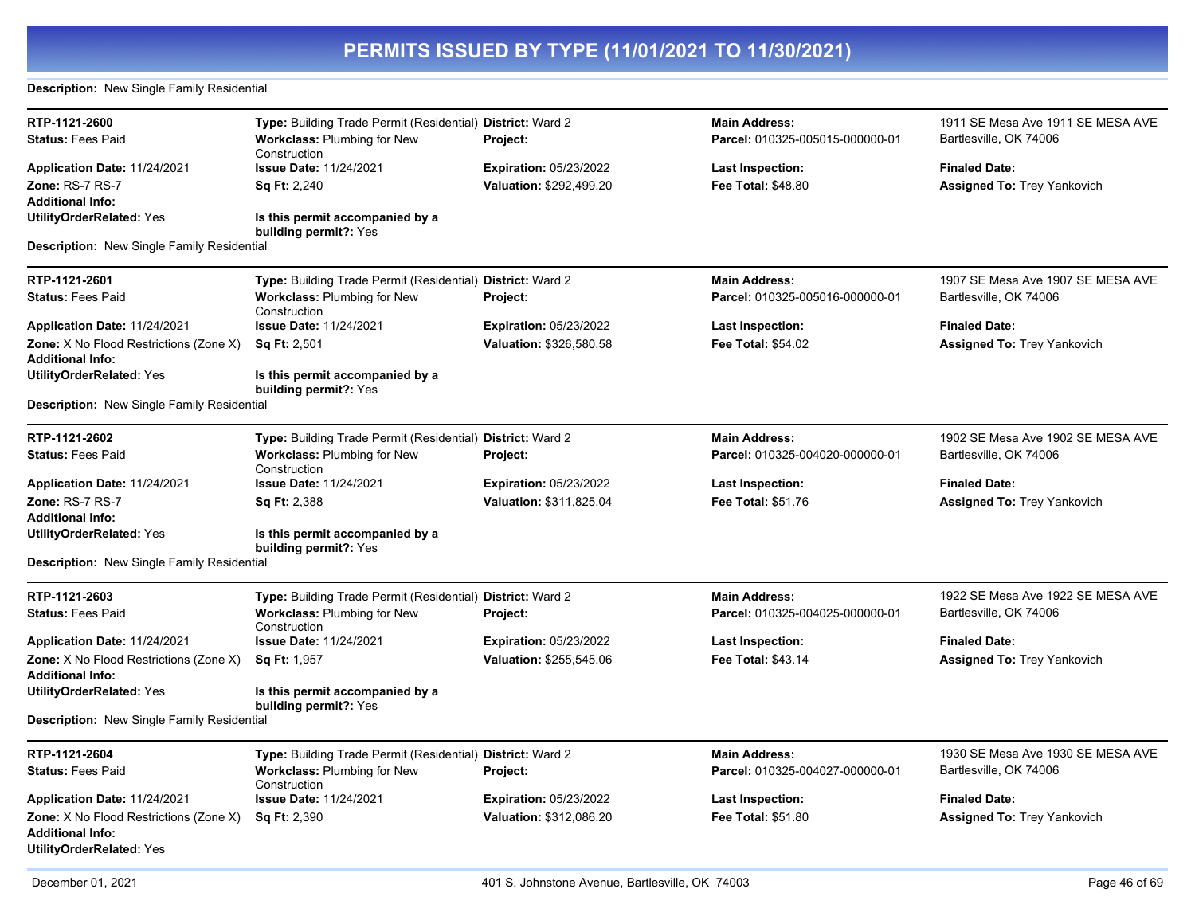# PERMITS ISSUED BY TYPE (11/01/2021 TO 11/30/2021)

**Description:** New Single Family Residential

---

**RTP-1121-2600**
**Type:** Building Trade Permit (Residential)
**District:** Ward 2
**Main Address:** 1911 SE Mesa Ave 1911 SE MESA AVE Bartlesville, OK 74006
**Status:** Fees Paid
**Workclass:** Plumbing for New Construction
**Project:**
**Parcel:** 010325-005015-000000-01
**Application Date:** 11/24/2021
**Issue Date:** 11/24/2021
**Expiration:** 05/23/2022
**Last Inspection:**
**Finaled Date:**
**Zone:** RS-7 RS-7
**Sq Ft:** 2,240
**Valuation:** $292,499.20
**Fee Total:** $48.80
**Assigned To:** Trey Yankovich
**Additional Info:**
**UtilityOrderRelated:** Yes
**Is this permit accompanied by a building permit?:** Yes

**Description:** New Single Family Residential

---

**RTP-1121-2601**
**Type:** Building Trade Permit (Residential)
**District:** Ward 2
**Main Address:** 1907 SE Mesa Ave 1907 SE MESA AVE Bartlesville, OK 74006
**Status:** Fees Paid
**Workclass:** Plumbing for New Construction
**Project:**
**Parcel:** 010325-005016-000000-01
**Application Date:** 11/24/2021
**Issue Date:** 11/24/2021
**Expiration:** 05/23/2022
**Last Inspection:**
**Finaled Date:**
**Zone:** X No Flood Restrictions (Zone X)
**Sq Ft:** 2,501
**Valuation:** $326,580.58
**Fee Total:** $54.02
**Assigned To:** Trey Yankovich
**Additional Info:**
**UtilityOrderRelated:** Yes
**Is this permit accompanied by a building permit?:** Yes

**Description:** New Single Family Residential

---

**RTP-1121-2602**
**Type:** Building Trade Permit (Residential)
**District:** Ward 2
**Main Address:** 1902 SE Mesa Ave 1902 SE MESA AVE Bartlesville, OK 74006
**Status:** Fees Paid
**Workclass:** Plumbing for New Construction
**Project:**
**Parcel:** 010325-004020-000000-01
**Application Date:** 11/24/2021
**Issue Date:** 11/24/2021
**Expiration:** 05/23/2022
**Last Inspection:**
**Finaled Date:**
**Zone:** RS-7 RS-7
**Sq Ft:** 2,388
**Valuation:** $311,825.04
**Fee Total:** $51.76
**Assigned To:** Trey Yankovich
**Additional Info:**
**UtilityOrderRelated:** Yes
**Is this permit accompanied by a building permit?:** Yes

**Description:** New Single Family Residential

---

**RTP-1121-2603**
**Type:** Building Trade Permit (Residential)
**District:** Ward 2
**Main Address:** 1922 SE Mesa Ave 1922 SE MESA AVE Bartlesville, OK 74006
**Status:** Fees Paid
**Workclass:** Plumbing for New Construction
**Project:**
**Parcel:** 010325-004025-000000-01
**Application Date:** 11/24/2021
**Issue Date:** 11/24/2021
**Expiration:** 05/23/2022
**Last Inspection:**
**Finaled Date:**
**Zone:** X No Flood Restrictions (Zone X)
**Sq Ft:** 1,957
**Valuation:** $255,545.06
**Fee Total:** $43.14
**Assigned To:** Trey Yankovich
**Additional Info:**
**UtilityOrderRelated:** Yes
**Is this permit accompanied by a building permit?:** Yes

**Description:** New Single Family Residential

---

**RTP-1121-2604**
**Type:** Building Trade Permit (Residential)
**District:** Ward 2
**Main Address:** 1930 SE Mesa Ave 1930 SE MESA AVE Bartlesville, OK 74006
**Status:** Fees Paid
**Workclass:** Plumbing for New Construction
**Project:**
**Parcel:** 010325-004027-000000-01
**Application Date:** 11/24/2021
**Issue Date:** 11/24/2021
**Expiration:** 05/23/2022
**Last Inspection:**
**Finaled Date:**
**Zone:** X No Flood Restrictions (Zone X)
**Sq Ft:** 2,390
**Valuation:** $312,086.20
**Fee Total:** $51.80
**Assigned To:** Trey Yankovich
**Additional Info:**
**UtilityOrderRelated:** Yes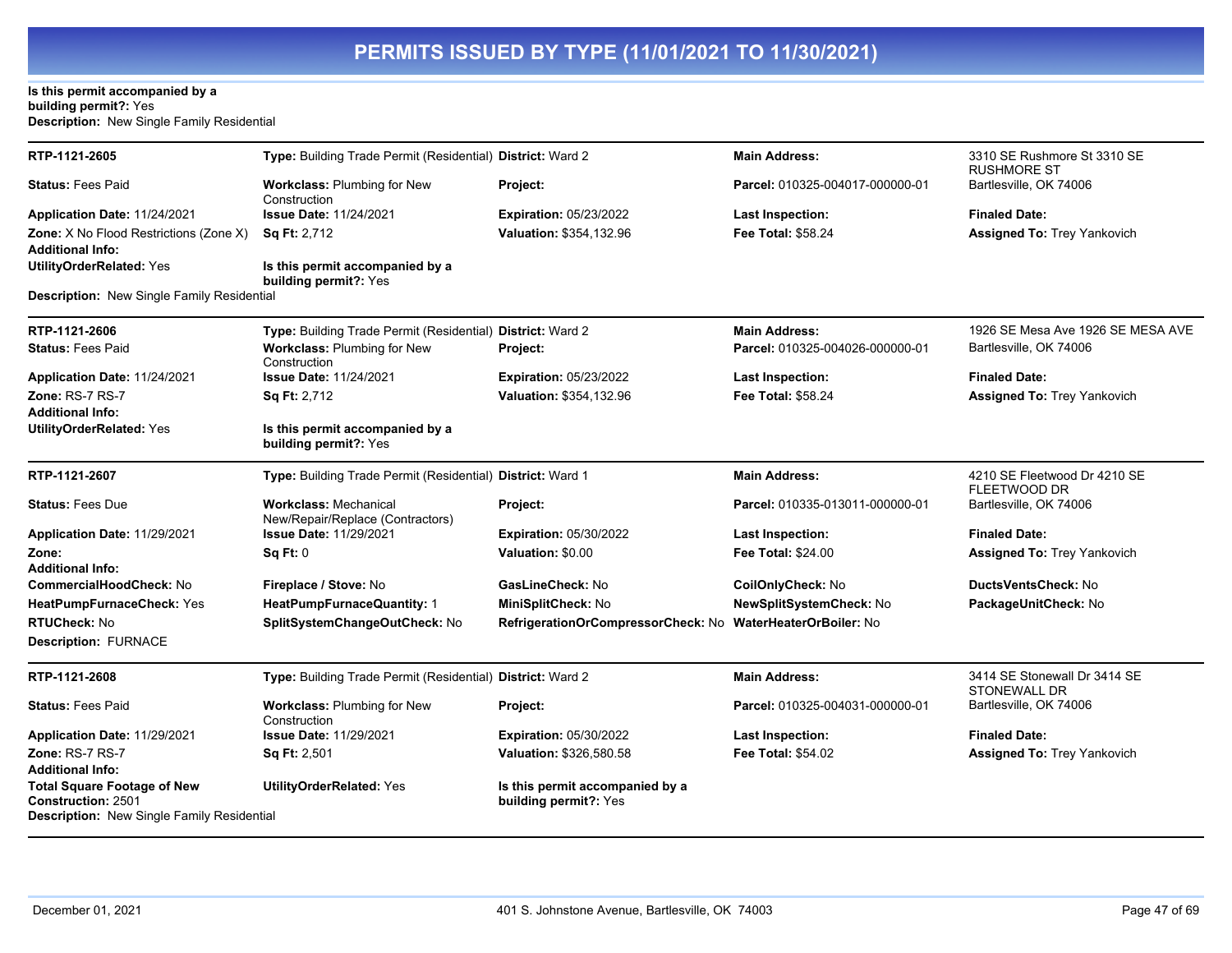# PERMITS ISSUED BY TYPE (11/01/2021 TO 11/30/2021)

**Is this permit accompanied by a building permit?:** Yes
**Description:** New Single Family Residential

---

| | | | | |
|---|---|---|---|---|
| **RTP-1121-2605** | **Type:** Building Trade Permit (Residential) | **District:** Ward 2 | **Main Address:** | 3310 SE Rushmore St 3310 SE RUSHMORE ST |
| **Status:** Fees Paid | **Workclass:** Plumbing for New Construction | **Project:** | **Parcel:** 010325-004017-000000-01 | Bartlesville, OK 74006 |
| **Application Date:** 11/24/2021 | **Issue Date:** 11/24/2021 | **Expiration:** 05/23/2022 | **Last Inspection:** | **Finaled Date:** |
| **Zone:** X No Flood Restrictions (Zone X) | **Sq Ft:** 2,712 | **Valuation:** $354,132.96 | **Fee Total:** $58.24 | **Assigned To:** Trey Yankovich |
| **Additional Info:** | | | | |
| **UtilityOrderRelated:** Yes | **Is this permit accompanied by a building permit?:** Yes | | | |

**Description:** New Single Family Residential

---

| | | | | |
|---|---|---|---|---|
| **RTP-1121-2606** | **Type:** Building Trade Permit (Residential) | **District:** Ward 2 | **Main Address:** | 1926 SE Mesa Ave 1926 SE MESA AVE |
| **Status:** Fees Paid | **Workclass:** Plumbing for New Construction | **Project:** | **Parcel:** 010325-004026-000000-01 | Bartlesville, OK 74006 |
| **Application Date:** 11/24/2021 | **Issue Date:** 11/24/2021 | **Expiration:** 05/23/2022 | **Last Inspection:** | **Finaled Date:** |
| **Zone:** RS-7 RS-7 | **Sq Ft:** 2,712 | **Valuation:** $354,132.96 | **Fee Total:** $58.24 | **Assigned To:** Trey Yankovich |
| **Additional Info:** | | | | |
| **UtilityOrderRelated:** Yes | **Is this permit accompanied by a building permit?:** Yes | | | |

---

| | | | | |
|---|---|---|---|---|
| **RTP-1121-2607** | **Type:** Building Trade Permit (Residential) | **District:** Ward 1 | **Main Address:** | 4210 SE Fleetwood Dr 4210 SE FLEETWOOD DR |
| **Status:** Fees Due | **Workclass:** Mechanical New/Repair/Replace (Contractors) | **Project:** | **Parcel:** 010335-013011-000000-01 | Bartlesville, OK 74006 |
| **Application Date:** 11/29/2021 | **Issue Date:** 11/29/2021 | **Expiration:** 05/30/2022 | **Last Inspection:** | **Finaled Date:** |
| **Zone:** | **Sq Ft:** 0 | **Valuation:** $0.00 | **Fee Total:** $24.00 | **Assigned To:** Trey Yankovich |
| **Additional Info:** | | | | |
| **CommercialHoodCheck:** No | **Fireplace / Stove:** No | **GasLineCheck:** No | **CoilOnlyCheck:** No | **DuctsVentsCheck:** No |
| **HeatPumpFurnaceCheck:** Yes | **HeatPumpFurnaceQuantity:** 1 | **MiniSplitCheck:** No | **NewSplitSystemCheck:** No | **PackageUnitCheck:** No |
| **RTUCheck:** No | **SplitSystemChangeOutCheck:** No | **RefrigerationOrCompressorCheck:** No | **WaterHeaterOrBoiler:** No | |

**Description:** FURNACE

---

| | | | | |
|---|---|---|---|---|
| **RTP-1121-2608** | **Type:** Building Trade Permit (Residential) | **District:** Ward 2 | **Main Address:** | 3414 SE Stonewall Dr 3414 SE STONEWALL DR |
| **Status:** Fees Paid | **Workclass:** Plumbing for New Construction | **Project:** | **Parcel:** 010325-004031-000000-01 | Bartlesville, OK 74006 |
| **Application Date:** 11/29/2021 | **Issue Date:** 11/29/2021 | **Expiration:** 05/30/2022 | **Last Inspection:** | **Finaled Date:** |
| **Zone:** RS-7 RS-7 | **Sq Ft:** 2,501 | **Valuation:** $326,580.58 | **Fee Total:** $54.02 | **Assigned To:** Trey Yankovich |
| **Additional Info:** | | | | |
| **Total Square Footage of New Construction:** 2501 | **UtilityOrderRelated:** Yes | **Is this permit accompanied by a building permit?:** Yes | | |

**Description:** New Single Family Residential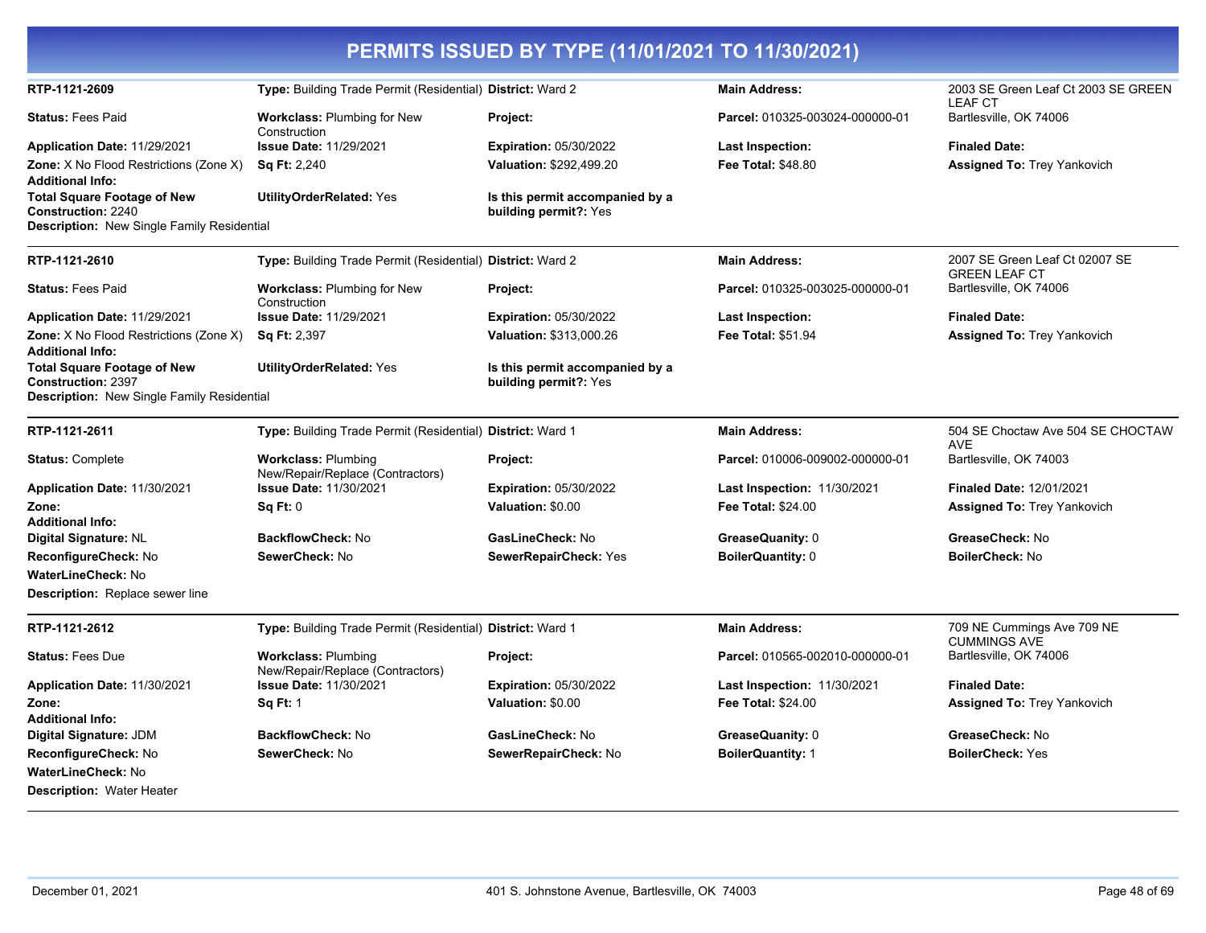# PERMITS ISSUED BY TYPE (11/01/2021 TO 11/30/2021)

**RTP-1121-2609** | **Type:** Building Trade Permit (Residential) | **District:** Ward 2 | **Main Address:** 2003 SE Green Leaf Ct 2003 SE GREEN LEAF CT Bartlesville, OK 74006

**Status:** Fees Paid
**Workclass:** Plumbing for New Construction
**Project:**
**Parcel:** 010325-003024-000000-01
**Application Date:** 11/29/2021
**Issue Date:** 11/29/2021
**Expiration:** 05/30/2022
**Last Inspection:**
**Finaled Date:**
**Zone:** X No Flood Restrictions (Zone X)
**Sq Ft:** 2,240
**Valuation:** $292,499.20
**Fee Total:** $48.80
**Assigned To:** Trey Yankovich
**Additional Info:**
**Total Square Footage of New Construction:** 2240
**UtilityOrderRelated:** Yes
**Is this permit accompanied by a building permit?:** Yes
**Description:** New Single Family Residential

---

**RTP-1121-2610** | **Type:** Building Trade Permit (Residential) | **District:** Ward 2 | **Main Address:** 2007 SE Green Leaf Ct 02007 SE GREEN LEAF CT Bartlesville, OK 74006

**Status:** Fees Paid
**Workclass:** Plumbing for New Construction
**Project:**
**Parcel:** 010325-003025-000000-01
**Application Date:** 11/29/2021
**Issue Date:** 11/29/2021
**Expiration:** 05/30/2022
**Last Inspection:**
**Finaled Date:**
**Zone:** X No Flood Restrictions (Zone X)
**Sq Ft:** 2,397
**Valuation:** $313,000.26
**Fee Total:** $51.94
**Assigned To:** Trey Yankovich
**Additional Info:**
**Total Square Footage of New Construction:** 2397
**UtilityOrderRelated:** Yes
**Is this permit accompanied by a building permit?:** Yes
**Description:** New Single Family Residential

---

**RTP-1121-2611** | **Type:** Building Trade Permit (Residential) | **District:** Ward 1 | **Main Address:** 504 SE Choctaw Ave 504 SE CHOCTAW AVE Bartlesville, OK 74003

**Status:** Complete
**Workclass:** Plumbing New/Repair/Replace (Contractors)
**Project:**
**Parcel:** 010006-009002-000000-01
**Application Date:** 11/30/2021
**Issue Date:** 11/30/2021
**Expiration:** 05/30/2022
**Last Inspection:** 11/30/2021
**Finaled Date:** 12/01/2021
**Zone:**
**Sq Ft:** 0
**Valuation:** $0.00
**Fee Total:** $24.00
**Assigned To:** Trey Yankovich
**Additional Info:**
**Digital Signature:** NL
**BackflowCheck:** No
**GasLineCheck:** No
**GreaseQuanity:** 0
**GreaseCheck:** No
**ReconfigureCheck:** No
**SewerCheck:** No
**SewerRepairCheck:** Yes
**BoilerQuantity:** 0
**BoilerCheck:** No
**WaterLineCheck:** No
**Description:** Replace sewer line

---

**RTP-1121-2612** | **Type:** Building Trade Permit (Residential) | **District:** Ward 1 | **Main Address:** 709 NE Cummings Ave 709 NE CUMMINGS AVE Bartlesville, OK 74006

**Status:** Fees Due
**Workclass:** Plumbing New/Repair/Replace (Contractors)
**Project:**
**Parcel:** 010565-002010-000000-01
**Application Date:** 11/30/2021
**Issue Date:** 11/30/2021
**Expiration:** 05/30/2022
**Last Inspection:** 11/30/2021
**Finaled Date:**
**Zone:**
**Sq Ft:** 1
**Valuation:** $0.00
**Fee Total:** $24.00
**Assigned To:** Trey Yankovich
**Additional Info:**
**Digital Signature:** JDM
**BackflowCheck:** No
**GasLineCheck:** No
**GreaseQuanity:** 0
**GreaseCheck:** No
**ReconfigureCheck:** No
**SewerCheck:** No
**SewerRepairCheck:** No
**BoilerQuantity:** 1
**BoilerCheck:** Yes
**WaterLineCheck:** No
**Description:** Water Heater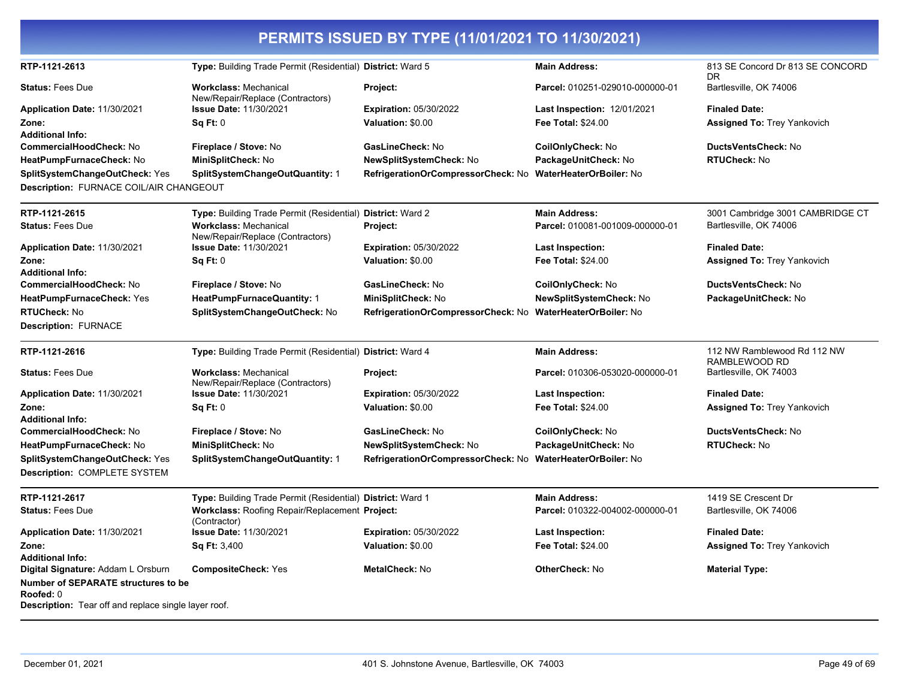# PERMITS ISSUED BY TYPE (11/01/2021 TO 11/30/2021)

| | | | | |
|---|---|---|---|---|
| **RTP-1121-2613** | **Type:** Building Trade Permit (Residential) | **District:** Ward 5 | **Main Address:** | 813 SE Concord Dr 813 SE CONCORD DR |
| **Status:** Fees Due | **Workclass:** Mechanical New/Repair/Replace (Contractors) | **Project:** | **Parcel:** 010251-029010-000000-01 | Bartlesville, OK 74006 |
| **Application Date:** 11/30/2021 | **Issue Date:** 11/30/2021 | **Expiration:** 05/30/2022 | **Last Inspection:** 12/01/2021 | **Finaled Date:** |
| **Zone:** | **Sq Ft:** 0 | **Valuation:** $0.00 | **Fee Total:** $24.00 | **Assigned To:** Trey Yankovich |
| **Additional Info:** | | | | |
| **CommercialHoodCheck:** No | **Fireplace / Stove:** No | **GasLineCheck:** No | **CoilOnlyCheck:** No | **DuctsVentsCheck:** No |
| **HeatPumpFurnaceCheck:** No | **MiniSplitCheck:** No | **NewSplitSystemCheck:** No | **PackageUnitCheck:** No | **RTUCheck:** No |
| **SplitSystemChangeOutCheck:** Yes | **SplitSystemChangeOutQuantity:** 1 | **RefrigerationOrCompressorCheck:** No | **WaterHeaterOrBoiler:** No | |
| **Description:** FURNACE COIL/AIR CHANGEOUT | | | | |

| | | | | |
|---|---|---|---|---|
| **RTP-1121-2615** | **Type:** Building Trade Permit (Residential) | **District:** Ward 2 | **Main Address:** | 3001 Cambridge 3001 CAMBRIDGE CT |
| **Status:** Fees Due | **Workclass:** Mechanical New/Repair/Replace (Contractors) | **Project:** | **Parcel:** 010081-001009-000000-01 | Bartlesville, OK 74006 |
| **Application Date:** 11/30/2021 | **Issue Date:** 11/30/2021 | **Expiration:** 05/30/2022 | **Last Inspection:** | **Finaled Date:** |
| **Zone:** | **Sq Ft:** 0 | **Valuation:** $0.00 | **Fee Total:** $24.00 | **Assigned To:** Trey Yankovich |
| **Additional Info:** | | | | |
| **CommercialHoodCheck:** No | **Fireplace / Stove:** No | **GasLineCheck:** No | **CoilOnlyCheck:** No | **DuctsVentsCheck:** No |
| **HeatPumpFurnaceCheck:** Yes | **HeatPumpFurnaceQuantity:** 1 | **MiniSplitCheck:** No | **NewSplitSystemCheck:** No | **PackageUnitCheck:** No |
| **RTUCheck:** No | **SplitSystemChangeOutCheck:** No | **RefrigerationOrCompressorCheck:** No | **WaterHeaterOrBoiler:** No | |
| **Description:** FURNACE | | | | |

| | | | | |
|---|---|---|---|---|
| **RTP-1121-2616** | **Type:** Building Trade Permit (Residential) | **District:** Ward 4 | **Main Address:** | 112 NW Ramblewood Rd 112 NW RAMBLEWOOD RD |
| **Status:** Fees Due | **Workclass:** Mechanical New/Repair/Replace (Contractors) | **Project:** | **Parcel:** 010306-053020-000000-01 | Bartlesville, OK 74003 |
| **Application Date:** 11/30/2021 | **Issue Date:** 11/30/2021 | **Expiration:** 05/30/2022 | **Last Inspection:** | **Finaled Date:** |
| **Zone:** | **Sq Ft:** 0 | **Valuation:** $0.00 | **Fee Total:** $24.00 | **Assigned To:** Trey Yankovich |
| **Additional Info:** | | | | |
| **CommercialHoodCheck:** No | **Fireplace / Stove:** No | **GasLineCheck:** No | **CoilOnlyCheck:** No | **DuctsVentsCheck:** No |
| **HeatPumpFurnaceCheck:** No | **MiniSplitCheck:** No | **NewSplitSystemCheck:** No | **PackageUnitCheck:** No | **RTUCheck:** No |
| **SplitSystemChangeOutCheck:** Yes | **SplitSystemChangeOutQuantity:** 1 | **RefrigerationOrCompressorCheck:** No | **WaterHeaterOrBoiler:** No | |
| **Description:** COMPLETE SYSTEM | | | | |

| | | | | |
|---|---|---|---|---|
| **RTP-1121-2617** | **Type:** Building Trade Permit (Residential) | **District:** Ward 1 | **Main Address:** | 1419 SE Crescent Dr |
| **Status:** Fees Due | **Workclass:** Roofing Repair/Replacement (Contractor) | **Project:** | **Parcel:** 010322-004002-000000-01 | Bartlesville, OK 74006 |
| **Application Date:** 11/30/2021 | **Issue Date:** 11/30/2021 | **Expiration:** 05/30/2022 | **Last Inspection:** | **Finaled Date:** |
| **Zone:** | **Sq Ft:** 3,400 | **Valuation:** $0.00 | **Fee Total:** $24.00 | **Assigned To:** Trey Yankovich |
| **Additional Info:** | | | | |
| **Digital Signature:** Addam L Orsburn | **CompositeCheck:** Yes | **MetalCheck:** No | **OtherCheck:** No | **Material Type:** |
| **Number of SEPARATE structures to be Roofed:** 0 | | | | |
| **Description:** Tear off and replace single layer roof. | | | | |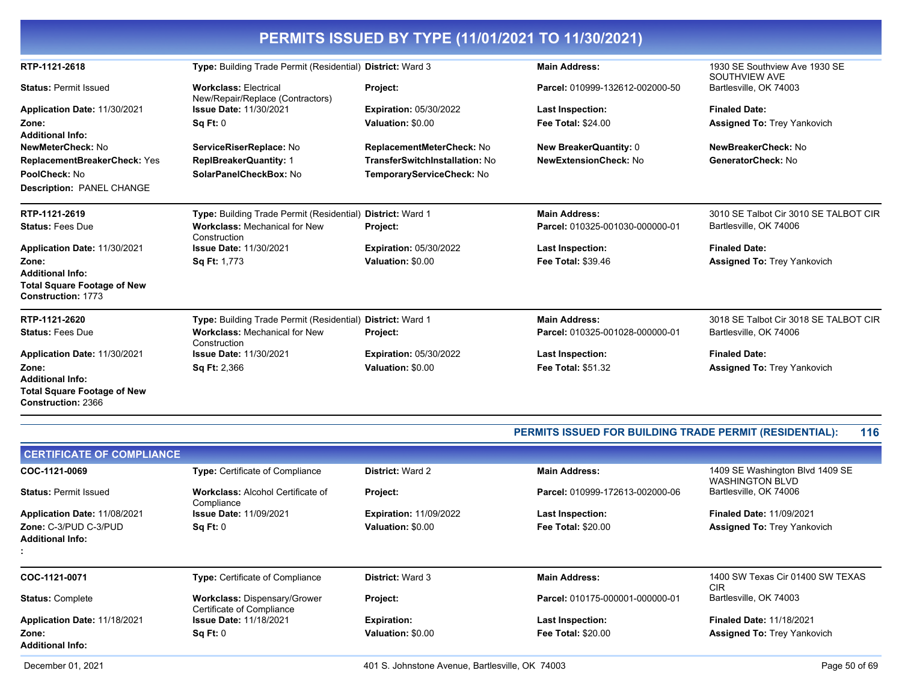# PERMITS ISSUED BY TYPE (11/01/2021 TO 11/30/2021)

**RTP-1121-2618** | **Type:** Building Trade Permit (Residential) | **District:** Ward 3 | **Main Address:** 1930 SE Southview Ave 1930 SE SOUTHVIEW AVE Bartlesville, OK 74003

**Status:** Permit Issued
**Workclass:** Electrical New/Repair/Replace (Contractors)
**Project:**
**Parcel:** 010999-132612-002000-50
**Application Date:** 11/30/2021
**Issue Date:** 11/30/2021
**Expiration:** 05/30/2022
**Last Inspection:**
**Finaled Date:**
**Zone:**
**Sq Ft:** 0
**Valuation:** $0.00
**Fee Total:** $24.00
**Assigned To:** Trey Yankovich
**Additional Info:**
**NewMeterCheck:** No
**ServiceRiserReplace:** No
**ReplacementMeterCheck:** No
**New BreakerQuantity:** 0
**NewBreakerCheck:** No
**ReplacementBreakerCheck:** Yes
**ReplBreakerQuantity:** 1
**TransferSwitchInstallation:** No
**NewExtensionCheck:** No
**GeneratorCheck:** No
**PoolCheck:** No
**SolarPanelCheckBox:** No
**TemporaryServiceCheck:** No
**Description:** PANEL CHANGE

---

**RTP-1121-2619** | **Type:** Building Trade Permit (Residential) | **District:** Ward 1 | **Main Address:** 3010 SE Talbot Cir 3010 SE TALBOT CIR Bartlesville, OK 74006

**Status:** Fees Due
**Workclass:** Mechanical for New Construction
**Project:**
**Parcel:** 010325-001030-000000-01
**Application Date:** 11/30/2021
**Issue Date:** 11/30/2021
**Expiration:** 05/30/2022
**Last Inspection:**
**Finaled Date:**
**Zone:**
**Sq Ft:** 1,773
**Valuation:** $0.00
**Fee Total:** $39.46
**Assigned To:** Trey Yankovich
**Additional Info:**
**Total Square Footage of New Construction:** 1773

---

**RTP-1121-2620** | **Type:** Building Trade Permit (Residential) | **District:** Ward 1 | **Main Address:** 3018 SE Talbot Cir 3018 SE TALBOT CIR Bartlesville, OK 74006

**Status:** Fees Due
**Workclass:** Mechanical for New Construction
**Project:**
**Parcel:** 010325-001028-000000-01
**Application Date:** 11/30/2021
**Issue Date:** 11/30/2021
**Expiration:** 05/30/2022
**Last Inspection:**
**Finaled Date:**
**Zone:**
**Sq Ft:** 2,366
**Valuation:** $0.00
**Fee Total:** $51.32
**Assigned To:** Trey Yankovich
**Additional Info:**
**Total Square Footage of New Construction:** 2366

---

**PERMITS ISSUED FOR BUILDING TRADE PERMIT (RESIDENTIAL): 116**

## CERTIFICATE OF COMPLIANCE

**COC-1121-0069** | **Type:** Certificate of Compliance | **District:** Ward 2 | **Main Address:** 1409 SE Washington Blvd 1409 SE WASHINGTON BLVD Bartlesville, OK 74006

**Status:** Permit Issued
**Workclass:** Alcohol Certificate of Compliance
**Project:**
**Parcel:** 010999-172613-002000-06
**Application Date:** 11/08/2021
**Issue Date:** 11/09/2021
**Expiration:** 11/09/2022
**Last Inspection:**
**Finaled Date:** 11/09/2021
**Zone:** C-3/PUD C-3/PUD
**Sq Ft:** 0
**Valuation:** $0.00
**Fee Total:** $20.00
**Assigned To:** Trey Yankovich
**Additional Info:**
:

---

**COC-1121-0071** | **Type:** Certificate of Compliance | **District:** Ward 3 | **Main Address:** 1400 SW Texas Cir 01400 SW TEXAS CIR Bartlesville, OK 74003

**Status:** Complete
**Workclass:** Dispensary/Grower Certificate of Compliance
**Project:**
**Parcel:** 010175-000001-000000-01
**Application Date:** 11/18/2021
**Issue Date:** 11/18/2021
**Expiration:**
**Last Inspection:**
**Finaled Date:** 11/18/2021
**Zone:**
**Sq Ft:** 0
**Valuation:** $0.00
**Fee Total:** $20.00
**Assigned To:** Trey Yankovich
**Additional Info:**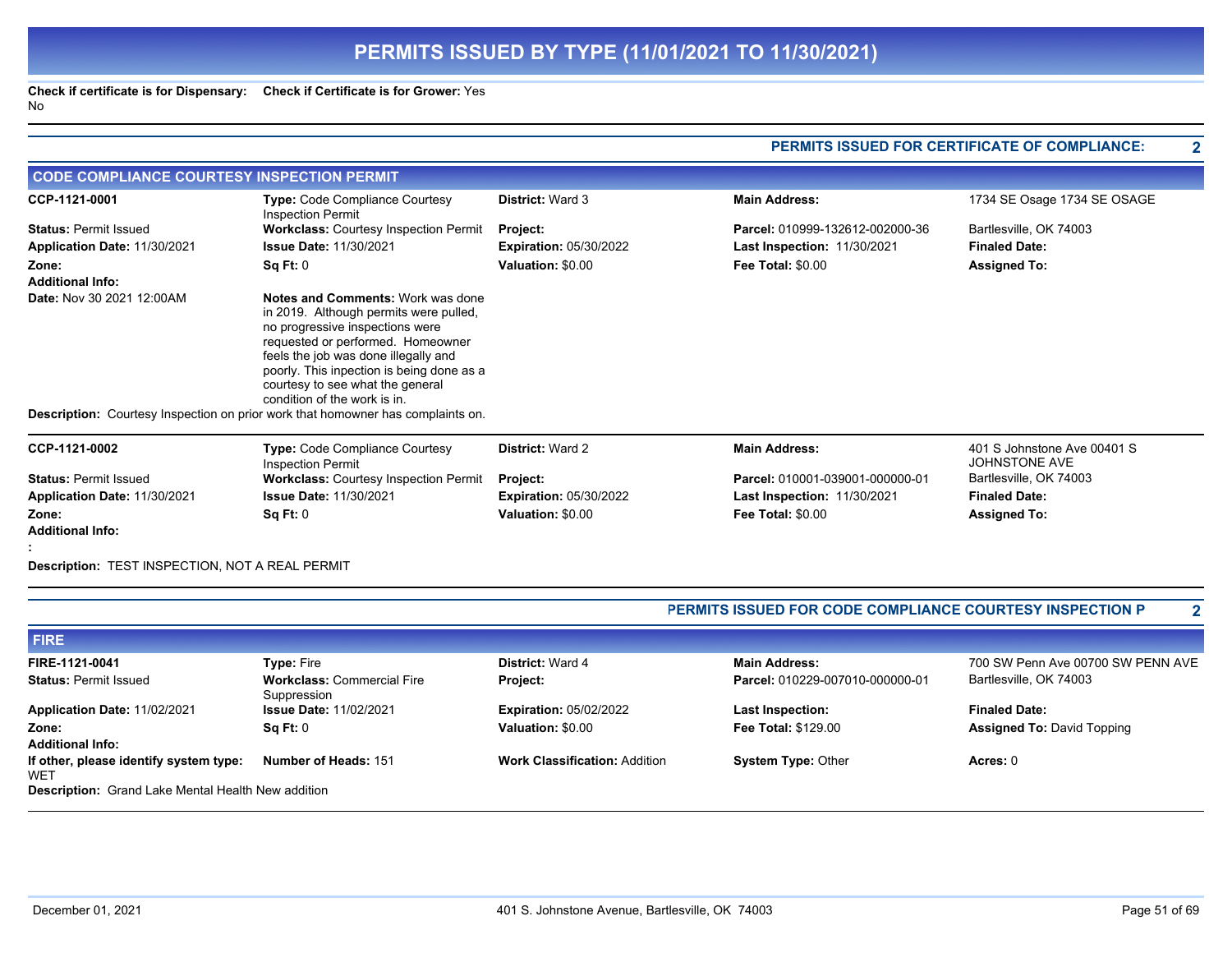# PERMITS ISSUED BY TYPE (11/01/2021 TO 11/30/2021)

**Check if certificate is for Dispensary:** No **Check if Certificate is for Grower:** Yes

**PERMITS ISSUED FOR CERTIFICATE OF COMPLIANCE: 2**

## CODE COMPLIANCE COURTESY INSPECTION PERMIT

| | | | | |
|---|---|---|---|---|
| **CCP-1121-0001** | **Type:** Code Compliance Courtesy Inspection Permit | **District:** Ward 3 | **Main Address:** | 1734 SE Osage 1734 SE OSAGE |
| **Status:** Permit Issued | **Workclass:** Courtesy Inspection Permit | **Project:** | **Parcel:** 010999-132612-002000-36 | Bartlesville, OK 74003 |
| **Application Date:** 11/30/2021 | **Issue Date:** 11/30/2021 | **Expiration:** 05/30/2022 | **Last Inspection:** 11/30/2021 | **Finaled Date:** |
| **Zone:** | **Sq Ft:** 0 | **Valuation:** $0.00 | **Fee Total:** $0.00 | **Assigned To:** |
| **Additional Info:** | | | | |
| **Date:** Nov 30 2021 12:00AM | **Notes and Comments:** Work was done in 2019. Although permits were pulled, no progressive inspections were requested or performed. Homeowner feels the job was done illegally and poorly. This inspection is being done as a courtesy to see what the general condition of the work is in. | | | |

**Description:** Courtesy Inspection on prior work that homowner has complaints on.

| | | | | |
|---|---|---|---|---|
| **CCP-1121-0002** | **Type:** Code Compliance Courtesy Inspection Permit | **District:** Ward 2 | **Main Address:** | 401 S Johnstone Ave 00401 S JOHNSTONE AVE |
| **Status:** Permit Issued | **Workclass:** Courtesy Inspection Permit | **Project:** | **Parcel:** 010001-039001-000000-01 | Bartlesville, OK 74003 |
| **Application Date:** 11/30/2021 | **Issue Date:** 11/30/2021 | **Expiration:** 05/30/2022 | **Last Inspection:** 11/30/2021 | **Finaled Date:** |
| **Zone:** | **Sq Ft:** 0 | **Valuation:** $0.00 | **Fee Total:** $0.00 | **Assigned To:** |
| **Additional Info:** | | | | |
| **:** | | | | |

**Description:** TEST INSPECTION, NOT A REAL PERMIT

**PERMITS ISSUED FOR CODE COMPLIANCE COURTESY INSPECTION P 2**

## FIRE

| | | | | |
|---|---|---|---|---|
| **FIRE-1121-0041** | **Type:** Fire | **District:** Ward 4 | **Main Address:** | 700 SW Penn Ave 00700 SW PENN AVE |
| **Status:** Permit Issued | **Workclass:** Commercial Fire Suppression | **Project:** | **Parcel:** 010229-007010-000000-01 | Bartlesville, OK 74003 |
| **Application Date:** 11/02/2021 | **Issue Date:** 11/02/2021 | **Expiration:** 05/02/2022 | **Last Inspection:** | **Finaled Date:** |
| **Zone:** | **Sq Ft:** 0 | **Valuation:** $0.00 | **Fee Total:** $129.00 | **Assigned To:** David Topping |
| **Additional Info:** | | | | |
| **If other, please identify system type:** WET | **Number of Heads:** 151 | **Work Classification:** Addition | **System Type:** Other | **Acres:** 0 |

**Description:** Grand Lake Mental Health New addition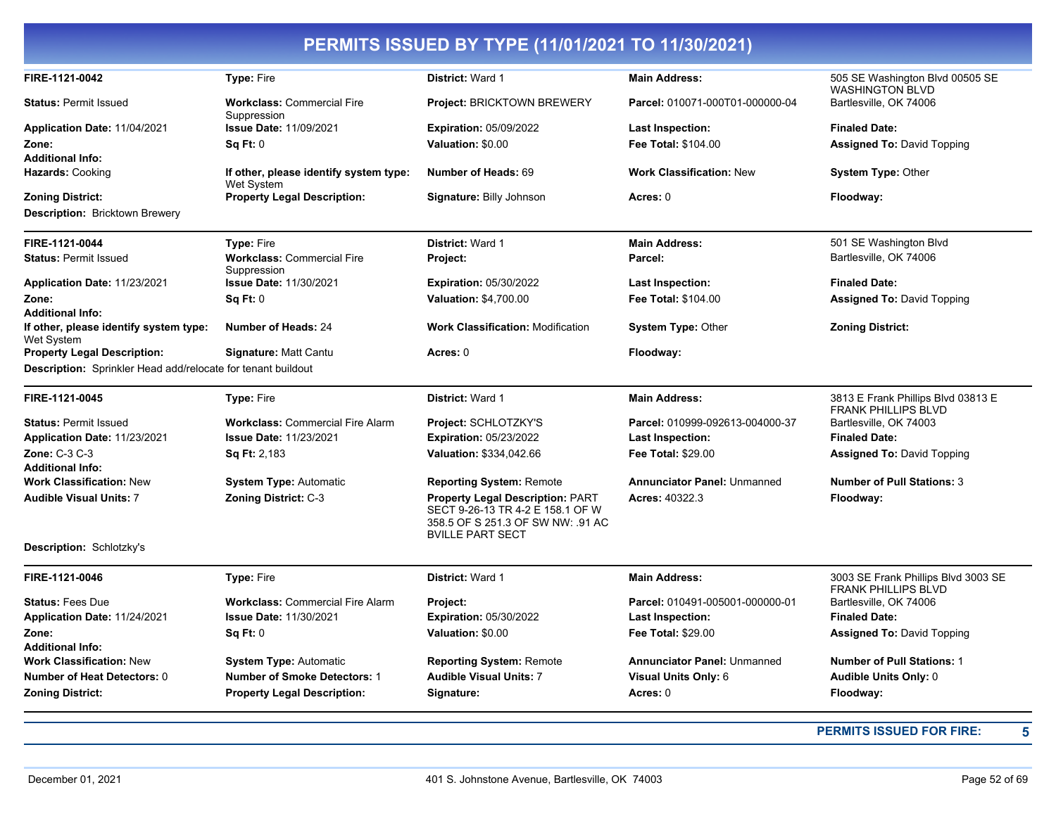# PERMITS ISSUED BY TYPE (11/01/2021 TO 11/30/2021)

| | | | | |
|---|---|---|---|---|
| **FIRE-1121-0042** | **Type:** Fire | **District:** Ward 1 | **Main Address:** | 505 SE Washington Blvd 00505 SE WASHINGTON BLVD |
| **Status:** Permit Issued | **Workclass:** Commercial Fire Suppression | **Project:** BRICKTOWN BREWERY | **Parcel:** 010071-000T01-000000-04 | Bartlesville, OK 74006 |
| **Application Date:** 11/04/2021 | **Issue Date:** 11/09/2021 | **Expiration:** 05/09/2022 | **Last Inspection:** | **Finaled Date:** |
| **Zone:** | **Sq Ft:** 0 | **Valuation:** $0.00 | **Fee Total:** $104.00 | **Assigned To:** David Topping |
| **Additional Info:** | | | | |
| **Hazards:** Cooking | **If other, please identify system type:** Wet System | **Number of Heads:** 69 | **Work Classification:** New | **System Type:** Other |
| **Zoning District:** | **Property Legal Description:** | **Signature:** Billy Johnson | **Acres:** 0 | **Floodway:** |

**Description:** Bricktown Brewery

| | | | | |
|---|---|---|---|---|
| **FIRE-1121-0044** | **Type:** Fire | **District:** Ward 1 | **Main Address:** | 501 SE Washington Blvd |
| **Status:** Permit Issued | **Workclass:** Commercial Fire Suppression | **Project:** | **Parcel:** | Bartlesville, OK 74006 |
| **Application Date:** 11/23/2021 | **Issue Date:** 11/30/2021 | **Expiration:** 05/30/2022 | **Last Inspection:** | **Finaled Date:** |
| **Zone:** | **Sq Ft:** 0 | **Valuation:** $4,700.00 | **Fee Total:** $104.00 | **Assigned To:** David Topping |
| **Additional Info:** | | | | |
| **If other, please identify system type:** Wet System | **Number of Heads:** 24 | **Work Classification:** Modification | **System Type:** Other | **Zoning District:** |
| **Property Legal Description:** | **Signature:** Matt Cantu | **Acres:** 0 | **Floodway:** | |

**Description:** Sprinkler Head add/relocate for tenant buildout

| | | | | |
|---|---|---|---|---|
| **FIRE-1121-0045** | **Type:** Fire | **District:** Ward 1 | **Main Address:** | 3813 E Frank Phillips Blvd 03813 E FRANK PHILLIPS BLVD |
| **Status:** Permit Issued | **Workclass:** Commercial Fire Alarm | **Project:** SCHLOTZKY'S | **Parcel:** 010999-092613-004000-37 | Bartlesville, OK 74003 |
| **Application Date:** 11/23/2021 | **Issue Date:** 11/23/2021 | **Expiration:** 05/23/2022 | **Last Inspection:** | **Finaled Date:** |
| **Zone:** C-3 C-3 | **Sq Ft:** 2,183 | **Valuation:** $334,042.66 | **Fee Total:** $29.00 | **Assigned To:** David Topping |
| **Additional Info:** | | | | |
| **Work Classification:** New | **System Type:** Automatic | **Reporting System:** Remote | **Annunciator Panel:** Unmanned | **Number of Pull Stations:** 3 |
| **Audible Visual Units:** 7 | **Zoning District:** C-3 | **Property Legal Description:** PART SECT 9-26-13 TR 4-2 E 158.1 OF W 358.5 OF S 251.3 OF SW NW: .91 AC BVILLE PART SECT | **Acres:** 40322.3 | **Floodway:** |

**Description:** Schlotzky's

| | | | | |
|---|---|---|---|---|
| **FIRE-1121-0046** | **Type:** Fire | **District:** Ward 1 | **Main Address:** | 3003 SE Frank Phillips Blvd 3003 SE FRANK PHILLIPS BLVD |
| **Status:** Fees Due | **Workclass:** Commercial Fire Alarm | **Project:** | **Parcel:** 010491-005001-000000-01 | Bartlesville, OK 74006 |
| **Application Date:** 11/24/2021 | **Issue Date:** 11/30/2021 | **Expiration:** 05/30/2022 | **Last Inspection:** | **Finaled Date:** |
| **Zone:** | **Sq Ft:** 0 | **Valuation:** $0.00 | **Fee Total:** $29.00 | **Assigned To:** David Topping |
| **Additional Info:** | | | | |
| **Work Classification:** New | **System Type:** Automatic | **Reporting System:** Remote | **Annunciator Panel:** Unmanned | **Number of Pull Stations:** 1 |
| **Number of Heat Detectors:** 0 | **Number of Smoke Detectors:** 1 | **Audible Visual Units:** 7 | **Visual Units Only:** 6 | **Audible Units Only:** 0 |
| **Zoning District:** | **Property Legal Description:** | **Signature:** | **Acres:** 0 | **Floodway:** |

**PERMITS ISSUED FOR FIRE: 5**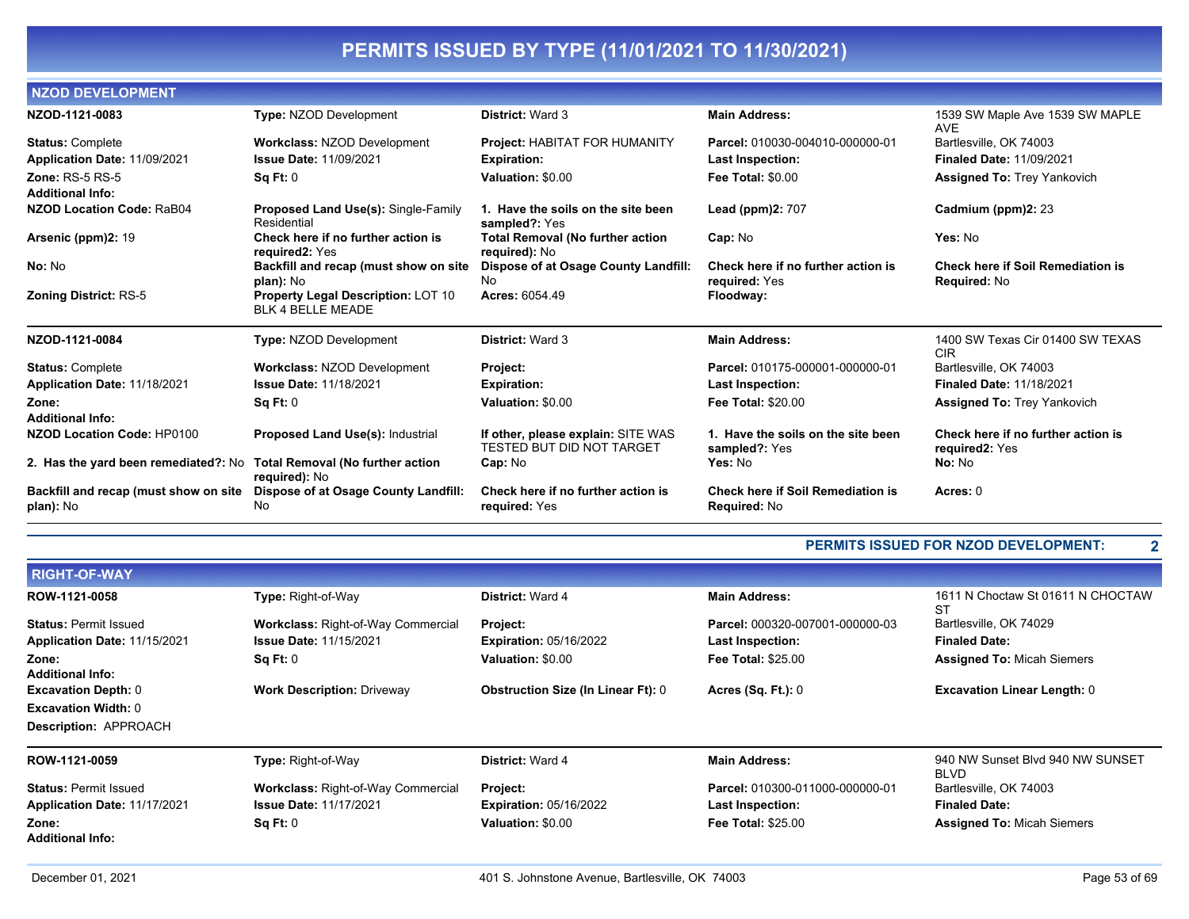# PERMITS ISSUED BY TYPE (11/01/2021 TO 11/30/2021)

## NZOD DEVELOPMENT

| | | | | |
|---|---|---|---|---|
| **NZOD-1121-0083** | **Type:** NZOD Development | **District:** Ward 3 | **Main Address:** | 1539 SW Maple Ave 1539 SW MAPLE AVE |
| **Status:** Complete | **Workclass:** NZOD Development | **Project:** HABITAT FOR HUMANITY | **Parcel:** 010030-004010-000000-01 | Bartlesville, OK 74003 |
| **Application Date:** 11/09/2021 | **Issue Date:** 11/09/2021 | **Expiration:** | **Last Inspection:** | **Finaled Date:** 11/09/2021 |
| **Zone:** RS-5 RS-5 | **Sq Ft:** 0 | **Valuation:** $0.00 | **Fee Total:** $0.00 | **Assigned To:** Trey Yankovich |
| **Additional Info:** | | | | |
| **NZOD Location Code:** RaB04 | **Proposed Land Use(s):** Single-Family Residential | **1. Have the soils on the site been sampled?:** Yes | **Lead (ppm)2:** 707 | **Cadmium (ppm)2:** 23 |
| **Arsenic (ppm)2:** 19 | **Check here if no further action is required2:** Yes | **Total Removal (No further action required):** No | **Cap:** No | **Yes:** No |
| **No:** No | **Backfill and recap (must show on site plan):** No | **Dispose of at Osage County Landfill:** No | **Check here if no further action is required:** Yes | **Check here if Soil Remediation is Required:** No |
| **Zoning District:** RS-5 | **Property Legal Description:** LOT 10 BLK 4 BELLE MEADE | **Acres:** 6054.49 | **Floodway:** | |

| | | | | |
|---|---|---|---|---|
| **NZOD-1121-0084** | **Type:** NZOD Development | **District:** Ward 3 | **Main Address:** | 1400 SW Texas Cir 01400 SW TEXAS CIR |
| **Status:** Complete | **Workclass:** NZOD Development | **Project:** | **Parcel:** 010175-000001-000000-01 | Bartlesville, OK 74003 |
| **Application Date:** 11/18/2021 | **Issue Date:** 11/18/2021 | **Expiration:** | **Last Inspection:** | **Finaled Date:** 11/18/2021 |
| **Zone:** | **Sq Ft:** 0 | **Valuation:** $0.00 | **Fee Total:** $20.00 | **Assigned To:** Trey Yankovich |
| **Additional Info:** | | | | |
| **NZOD Location Code:** HP0100 | **Proposed Land Use(s):** Industrial | **If other, please explain:** SITE WAS TESTED BUT DID NOT TARGET | **1. Have the soils on the site been sampled?:** Yes | **Check here if no further action is required2:** Yes |
| **2. Has the yard been remediated?:** No | **Total Removal (No further action required):** No | **Cap:** No | **Yes:** No | **No:** No |
| **Backfill and recap (must show on site plan):** No | **Dispose of at Osage County Landfill:** No | **Check here if no further action is required:** Yes | **Check here if Soil Remediation is Required:** No | **Acres:** 0 |

**PERMITS ISSUED FOR NZOD DEVELOPMENT: 2**

## RIGHT-OF-WAY

| | | | | |
|---|---|---|---|---|
| **ROW-1121-0058** | **Type:** Right-of-Way | **District:** Ward 4 | **Main Address:** | 1611 N Choctaw St 01611 N CHOCTAW ST |
| **Status:** Permit Issued | **Workclass:** Right-of-Way Commercial | **Project:** | **Parcel:** 000320-007001-000000-03 | Bartlesville, OK 74029 |
| **Application Date:** 11/15/2021 | **Issue Date:** 11/15/2021 | **Expiration:** 05/16/2022 | **Last Inspection:** | **Finaled Date:** |
| **Zone:** | **Sq Ft:** 0 | **Valuation:** $0.00 | **Fee Total:** $25.00 | **Assigned To:** Micah Siemers |
| **Additional Info:** | | | | |
| **Excavation Depth:** 0 | **Work Description:** Driveway | **Obstruction Size (In Linear Ft):** 0 | **Acres (Sq. Ft.):** 0 | **Excavation Linear Length:** 0 |
| **Excavation Width:** 0 | | | | |
| **Description:** APPROACH | | | | |

| | | | | |
|---|---|---|---|---|
| **ROW-1121-0059** | **Type:** Right-of-Way | **District:** Ward 4 | **Main Address:** | 940 NW Sunset Blvd 940 NW SUNSET BLVD |
| **Status:** Permit Issued | **Workclass:** Right-of-Way Commercial | **Project:** | **Parcel:** 010300-011000-000000-01 | Bartlesville, OK 74003 |
| **Application Date:** 11/17/2021 | **Issue Date:** 11/17/2021 | **Expiration:** 05/16/2022 | **Last Inspection:** | **Finaled Date:** |
| **Zone:** | **Sq Ft:** 0 | **Valuation:** $0.00 | **Fee Total:** $25.00 | **Assigned To:** Micah Siemers |
| **Additional Info:** | | | | |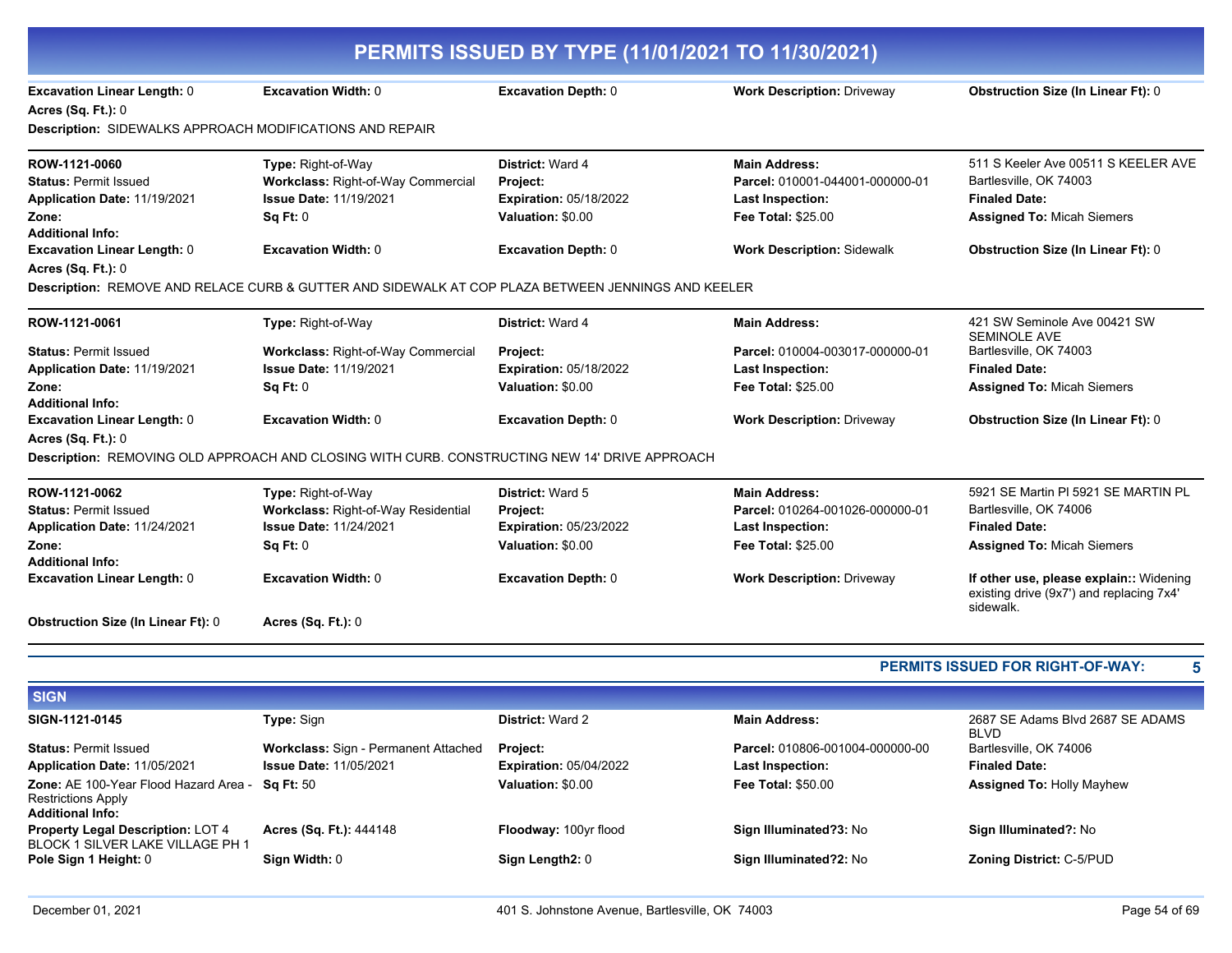# PERMITS ISSUED BY TYPE (11/01/2021 TO 11/30/2021)

**Excavation Linear Length:** 0 | **Excavation Width:** 0 | **Excavation Depth:** 0 | **Work Description:** Driveway | **Obstruction Size (In Linear Ft):** 0
**Acres (Sq. Ft.):** 0
**Description:** SIDEWALKS APPROACH MODIFICATIONS AND REPAIR

---

**ROW-1121-0060** | **Type:** Right-of-Way | **District:** Ward 4 | **Main Address:** 511 S Keeler Ave 00511 S KEELER AVE Bartlesville, OK 74003
**Status:** Permit Issued | **Workclass:** Right-of-Way Commercial | **Project:** | **Parcel:** 010001-044001-000000-01
**Application Date:** 11/19/2021 | **Issue Date:** 11/19/2021 | **Expiration:** 05/18/2022 | **Last Inspection:** | **Finaled Date:**
**Zone:** | **Sq Ft:** 0 | **Valuation:** $0.00 | **Fee Total:** $25.00 | **Assigned To:** Micah Siemers
**Additional Info:**
**Excavation Linear Length:** 0 | **Excavation Width:** 0 | **Excavation Depth:** 0 | **Work Description:** Sidewalk | **Obstruction Size (In Linear Ft):** 0
**Acres (Sq. Ft.):** 0
**Description:** REMOVE AND RELACE CURB & GUTTER AND SIDEWALK AT COP PLAZA BETWEEN JENNINGS AND KEELER

---

**ROW-1121-0061** | **Type:** Right-of-Way | **District:** Ward 4 | **Main Address:** 421 SW Seminole Ave 00421 SW SEMINOLE AVE Bartlesville, OK 74003
**Status:** Permit Issued | **Workclass:** Right-of-Way Commercial | **Project:** | **Parcel:** 010004-003017-000000-01
**Application Date:** 11/19/2021 | **Issue Date:** 11/19/2021 | **Expiration:** 05/18/2022 | **Last Inspection:** | **Finaled Date:**
**Zone:** | **Sq Ft:** 0 | **Valuation:** $0.00 | **Fee Total:** $25.00 | **Assigned To:** Micah Siemers
**Additional Info:**
**Excavation Linear Length:** 0 | **Excavation Width:** 0 | **Excavation Depth:** 0 | **Work Description:** Driveway | **Obstruction Size (In Linear Ft):** 0
**Acres (Sq. Ft.):** 0
**Description:** REMOVING OLD APPROACH AND CLOSING WITH CURB. CONSTRUCTING NEW 14' DRIVE APPROACH

---

**ROW-1121-0062** | **Type:** Right-of-Way | **District:** Ward 5 | **Main Address:** 5921 SE Martin Pl 5921 SE MARTIN PL Bartlesville, OK 74006
**Status:** Permit Issued | **Workclass:** Right-of-Way Residential | **Project:** | **Parcel:** 010264-001026-000000-01
**Application Date:** 11/24/2021 | **Issue Date:** 11/24/2021 | **Expiration:** 05/23/2022 | **Last Inspection:** | **Finaled Date:**
**Zone:** | **Sq Ft:** 0 | **Valuation:** $0.00 | **Fee Total:** $25.00 | **Assigned To:** Micah Siemers
**Additional Info:**
**Excavation Linear Length:** 0 | **Excavation Width:** 0 | **Excavation Depth:** 0 | **Work Description:** Driveway | **If other use, please explain::** Widening existing drive (9x7') and replacing 7x4' sidewalk.
**Obstruction Size (In Linear Ft):** 0 | **Acres (Sq. Ft.):** 0

---

**PERMITS ISSUED FOR RIGHT-OF-WAY: 5**

## SIGN

**SIGN-1121-0145** | **Type:** Sign | **District:** Ward 2 | **Main Address:** 2687 SE Adams Blvd 2687 SE ADAMS BLVD Bartlesville, OK 74006
**Status:** Permit Issued | **Workclass:** Sign - Permanent Attached | **Project:** | **Parcel:** 010806-001004-000000-00
**Application Date:** 11/05/2021 | **Issue Date:** 11/05/2021 | **Expiration:** 05/04/2022 | **Last Inspection:** | **Finaled Date:**
**Zone:** AE 100-Year Flood Hazard Area - Restrictions Apply | **Sq Ft:** 50 | **Valuation:** $0.00 | **Fee Total:** $50.00 | **Assigned To:** Holly Mayhew
**Additional Info:**
**Property Legal Description:** LOT 4 BLOCK 1 SILVER LAKE VILLAGE PH 1 | **Acres (Sq. Ft.):** 444148 | **Floodway:** 100yr flood | **Sign Illuminated?3:** No | **Sign Illuminated?:** No
**Pole Sign 1 Height:** 0 | **Sign Width:** 0 | **Sign Length2:** 0 | **Sign Illuminated?2:** No | **Zoning District:** C-5/PUD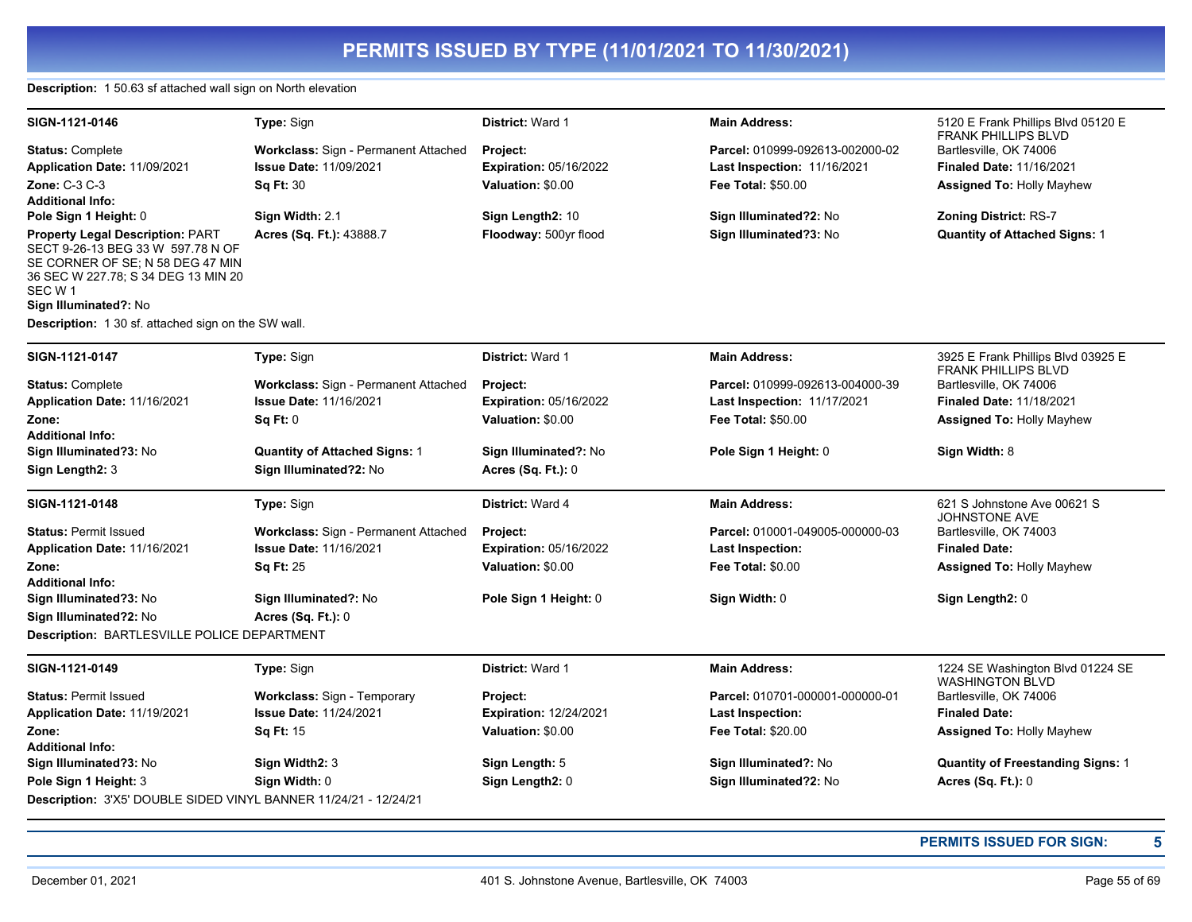# PERMITS ISSUED BY TYPE (11/01/2021 TO 11/30/2021)

**Description:** 1 50.63 sf attached wall sign on North elevation

---

| | | | | |
|---|---|---|---|---|
| **SIGN-1121-0146** | **Type:** Sign | **District:** Ward 1 | **Main Address:** | 5120 E Frank Phillips Blvd 05120 E FRANK PHILLIPS BLVD |
| **Status:** Complete | **Workclass:** Sign - Permanent Attached | **Project:** | **Parcel:** 010999-092613-002000-02 | Bartlesville, OK 74006 |
| **Application Date:** 11/09/2021 | **Issue Date:** 11/09/2021 | **Expiration:** 05/16/2022 | **Last Inspection:** 11/16/2021 | **Finaled Date:** 11/16/2021 |
| **Zone:** C-3 C-3 | **Sq Ft:** 30 | **Valuation:** $0.00 | **Fee Total:** $50.00 | **Assigned To:** Holly Mayhew |
| **Additional Info:** | | | | |
| **Pole Sign 1 Height:** 0 | **Sign Width:** 2.1 | **Sign Length2:** 10 | **Sign Illuminated?2:** No | **Zoning District:** RS-7 |
| **Property Legal Description:** PART SECT 9-26-13 BEG 33 W 597.78 N OF SE CORNER OF SE; N 58 DEG 47 MIN 36 SEC W 227.78; S 34 DEG 13 MIN 20 SEC W 1 | **Acres (Sq. Ft.):** 43888.7 | **Floodway:** 500yr flood | **Sign Illuminated?3:** No | **Quantity of Attached Signs:** 1 |
| **Sign Illuminated?:** No | | | | |

**Description:** 1 30 sf. attached sign on the SW wall.

---

| | | | | |
|---|---|---|---|---|
| **SIGN-1121-0147** | **Type:** Sign | **District:** Ward 1 | **Main Address:** | 3925 E Frank Phillips Blvd 03925 E FRANK PHILLIPS BLVD |
| **Status:** Complete | **Workclass:** Sign - Permanent Attached | **Project:** | **Parcel:** 010999-092613-004000-39 | Bartlesville, OK 74006 |
| **Application Date:** 11/16/2021 | **Issue Date:** 11/16/2021 | **Expiration:** 05/16/2022 | **Last Inspection:** 11/17/2021 | **Finaled Date:** 11/18/2021 |
| **Zone:** | **Sq Ft:** 0 | **Valuation:** $0.00 | **Fee Total:** $50.00 | **Assigned To:** Holly Mayhew |
| **Additional Info:** | | | | |
| **Sign Illuminated?3:** No | **Quantity of Attached Signs:** 1 | **Sign Illuminated?:** No | **Pole Sign 1 Height:** 0 | **Sign Width:** 8 |
| **Sign Length2:** 3 | **Sign Illuminated?2:** No | **Acres (Sq. Ft.):** 0 | | |

---

| | | | | |
|---|---|---|---|---|
| **SIGN-1121-0148** | **Type:** Sign | **District:** Ward 4 | **Main Address:** | 621 S Johnstone Ave 00621 S JOHNSTONE AVE |
| **Status:** Permit Issued | **Workclass:** Sign - Permanent Attached | **Project:** | **Parcel:** 010001-049005-000000-03 | Bartlesville, OK 74003 |
| **Application Date:** 11/16/2021 | **Issue Date:** 11/16/2021 | **Expiration:** 05/16/2022 | **Last Inspection:** | **Finaled Date:** |
| **Zone:** | **Sq Ft:** 25 | **Valuation:** $0.00 | **Fee Total:** $0.00 | **Assigned To:** Holly Mayhew |
| **Additional Info:** | | | | |
| **Sign Illuminated?3:** No | **Sign Illuminated?:** No | **Pole Sign 1 Height:** 0 | **Sign Width:** 0 | **Sign Length2:** 0 |
| **Sign Illuminated?2:** No | **Acres (Sq. Ft.):** 0 | | | |

**Description:** BARTLESVILLE POLICE DEPARTMENT

---

| | | | | |
|---|---|---|---|---|
| **SIGN-1121-0149** | **Type:** Sign | **District:** Ward 1 | **Main Address:** | 1224 SE Washington Blvd 01224 SE WASHINGTON BLVD |
| **Status:** Permit Issued | **Workclass:** Sign - Temporary | **Project:** | **Parcel:** 010701-000001-000000-01 | Bartlesville, OK 74006 |
| **Application Date:** 11/19/2021 | **Issue Date:** 11/24/2021 | **Expiration:** 12/24/2021 | **Last Inspection:** | **Finaled Date:** |
| **Zone:** | **Sq Ft:** 15 | **Valuation:** $0.00 | **Fee Total:** $20.00 | **Assigned To:** Holly Mayhew |
| **Additional Info:** | | | | |
| **Sign Illuminated?3:** No | **Sign Width2:** 3 | **Sign Length:** 5 | **Sign Illuminated?:** No | **Quantity of Freestanding Signs:** 1 |
| **Pole Sign 1 Height:** 3 | **Sign Width:** 0 | **Sign Length2:** 0 | **Sign Illuminated?2:** No | **Acres (Sq. Ft.):** 0 |

**Description:** 3'X5' DOUBLE SIDED VINYL BANNER 11/24/21 - 12/24/21

---

**PERMITS ISSUED FOR SIGN: 5**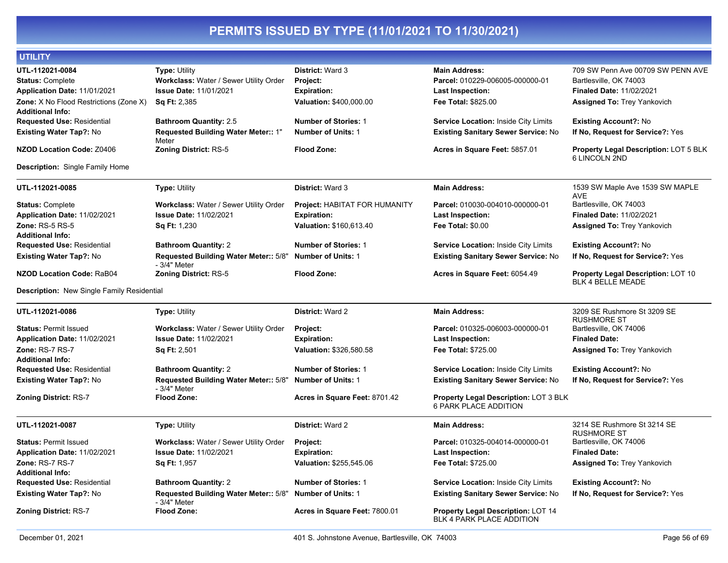# PERMITS ISSUED BY TYPE (11/01/2021 TO 11/30/2021)

## UTILITY

**UTL-112021-0084**
**Type:** Utility
**District:** Ward 3
**Main Address:** 709 SW Penn Ave 00709 SW PENN AVE Bartlesville, OK 74003
**Status:** Complete
**Workclass:** Water / Sewer Utility Order
**Project:**
**Parcel:** 010229-006005-000000-01
**Application Date:** 11/01/2021
**Issue Date:** 11/01/2021
**Expiration:**
**Last Inspection:**
**Finaled Date:** 11/02/2021
**Zone:** X No Flood Restrictions (Zone X)
**Sq Ft:** 2,385
**Valuation:** $400,000.00
**Fee Total:** $825.00
**Assigned To:** Trey Yankovich
**Additional Info:**
**Requested Use:** Residential
**Bathroom Quantity:** 2.5
**Number of Stories:** 1
**Service Location:** Inside City Limits
**Existing Account?:** No
**Existing Water Tap?:** No
**Requested Building Water Meter::** 1" Meter
**Number of Units:** 1
**Existing Sanitary Sewer Service:** No
**If No, Request for Service?:** Yes
**NZOD Location Code:** Z0406
**Zoning District:** RS-5
**Flood Zone:**
**Acres in Square Feet:** 5857.01
**Property Legal Description:** LOT 5 BLK 6 LINCOLN 2ND

**Description:** Single Family Home

---

**UTL-112021-0085**
**Type:** Utility
**District:** Ward 3
**Main Address:** 1539 SW Maple Ave 1539 SW MAPLE AVE Bartlesville, OK 74003
**Status:** Complete
**Workclass:** Water / Sewer Utility Order
**Project:** HABITAT FOR HUMANITY
**Parcel:** 010030-004010-000000-01
**Application Date:** 11/02/2021
**Issue Date:** 11/02/2021
**Expiration:**
**Last Inspection:**
**Finaled Date:** 11/02/2021
**Zone:** RS-5 RS-5
**Sq Ft:** 1,230
**Valuation:** $160,613.40
**Fee Total:** $0.00
**Assigned To:** Trey Yankovich
**Additional Info:**
**Requested Use:** Residential
**Bathroom Quantity:** 2
**Number of Stories:** 1
**Service Location:** Inside City Limits
**Existing Account?:** No
**Existing Water Tap?:** No
**Requested Building Water Meter::** 5/8" - 3/4" Meter
**Number of Units:** 1
**Existing Sanitary Sewer Service:** No
**If No, Request for Service?:** Yes
**NZOD Location Code:** RaB04
**Zoning District:** RS-5
**Flood Zone:**
**Acres in Square Feet:** 6054.49
**Property Legal Description:** LOT 10 BLK 4 BELLE MEADE

**Description:** New Single Family Residential

---

**UTL-112021-0086**
**Type:** Utility
**District:** Ward 2
**Main Address:** 3209 SE Rushmore St 3209 SE RUSHMORE ST Bartlesville, OK 74006
**Status:** Permit Issued
**Workclass:** Water / Sewer Utility Order
**Project:**
**Parcel:** 010325-006003-000000-01
**Application Date:** 11/02/2021
**Issue Date:** 11/02/2021
**Expiration:**
**Last Inspection:**
**Finaled Date:**
**Zone:** RS-7 RS-7
**Sq Ft:** 2,501
**Valuation:** $326,580.58
**Fee Total:** $725.00
**Assigned To:** Trey Yankovich
**Additional Info:**
**Requested Use:** Residential
**Bathroom Quantity:** 2
**Number of Stories:** 1
**Service Location:** Inside City Limits
**Existing Account?:** No
**Existing Water Tap?:** No
**Requested Building Water Meter::** 5/8" - 3/4" Meter
**Number of Units:** 1
**Existing Sanitary Sewer Service:** No
**If No, Request for Service?:** Yes
**Zoning District:** RS-7
**Flood Zone:**
**Acres in Square Feet:** 8701.42
**Property Legal Description:** LOT 3 BLK 6 PARK PLACE ADDITION

---

**UTL-112021-0087**
**Type:** Utility
**District:** Ward 2
**Main Address:** 3214 SE Rushmore St 3214 SE RUSHMORE ST Bartlesville, OK 74006
**Status:** Permit Issued
**Workclass:** Water / Sewer Utility Order
**Project:**
**Parcel:** 010325-004014-000000-01
**Application Date:** 11/02/2021
**Issue Date:** 11/02/2021
**Expiration:**
**Last Inspection:**
**Finaled Date:**
**Zone:** RS-7 RS-7
**Sq Ft:** 1,957
**Valuation:** $255,545.06
**Fee Total:** $725.00
**Assigned To:** Trey Yankovich
**Additional Info:**
**Requested Use:** Residential
**Bathroom Quantity:** 2
**Number of Stories:** 1
**Service Location:** Inside City Limits
**Existing Account?:** No
**Existing Water Tap?:** No
**Requested Building Water Meter::** 5/8" - 3/4" Meter
**Number of Units:** 1
**Existing Sanitary Sewer Service:** No
**If No, Request for Service?:** Yes
**Zoning District:** RS-7
**Flood Zone:**
**Acres in Square Feet:** 7800.01
**Property Legal Description:** LOT 14 BLK 4 PARK PLACE ADDITION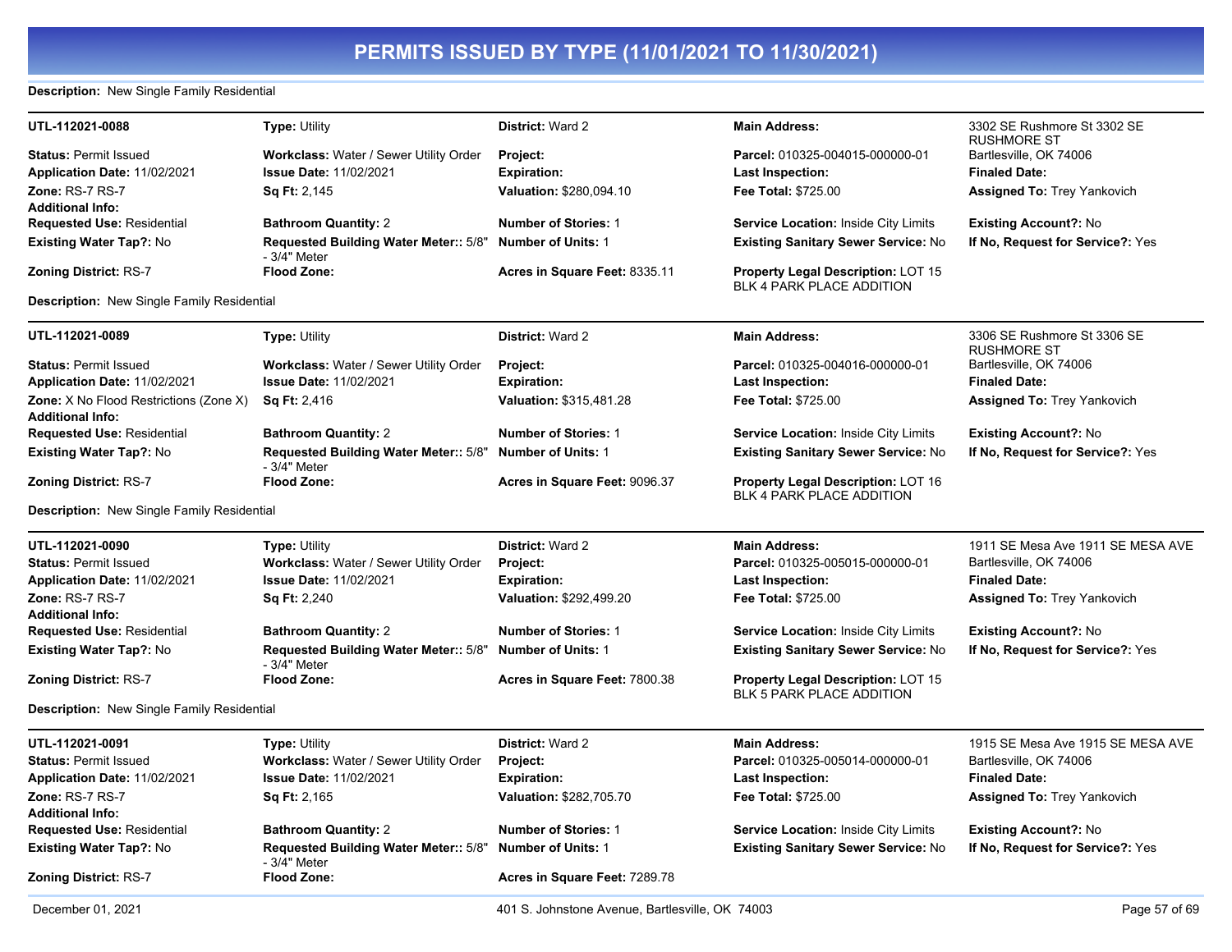# PERMITS ISSUED BY TYPE (11/01/2021 TO 11/30/2021)

**Description:** New Single Family Residential

| **UTL-112021-0088** | **Type:** Utility | **District:** Ward 2 | **Main Address:** | 3302 SE Rushmore St 3302 SE RUSHMORE ST |
|---|---|---|---|---|
| **Status:** Permit Issued | **Workclass:** Water / Sewer Utility Order | **Project:** | **Parcel:** 010325-004015-000000-01 | Bartlesville, OK 74006 |
| **Application Date:** 11/02/2021 | **Issue Date:** 11/02/2021 | **Expiration:** | **Last Inspection:** | **Finaled Date:** |
| **Zone:** RS-7 RS-7 | **Sq Ft:** 2,145 | **Valuation:** $280,094.10 | **Fee Total:** $725.00 | **Assigned To:** Trey Yankovich |
| **Additional Info:** | | | | |
| **Requested Use:** Residential | **Bathroom Quantity:** 2 | **Number of Stories:** 1 | **Service Location:** Inside City Limits | **Existing Account?:** No |
| **Existing Water Tap?:** No | **Requested Building Water Meter::** 5/8" - 3/4" Meter | **Number of Units:** 1 | **Existing Sanitary Sewer Service:** No | **If No, Request for Service?:** Yes |
| **Zoning District:** RS-7 | **Flood Zone:** | **Acres in Square Feet:** 8335.11 | **Property Legal Description:** LOT 15 BLK 4 PARK PLACE ADDITION | |

**Description:** New Single Family Residential

| **UTL-112021-0089** | **Type:** Utility | **District:** Ward 2 | **Main Address:** | 3306 SE Rushmore St 3306 SE RUSHMORE ST |
|---|---|---|---|---|
| **Status:** Permit Issued | **Workclass:** Water / Sewer Utility Order | **Project:** | **Parcel:** 010325-004016-000000-01 | Bartlesville, OK 74006 |
| **Application Date:** 11/02/2021 | **Issue Date:** 11/02/2021 | **Expiration:** | **Last Inspection:** | **Finaled Date:** |
| **Zone:** X No Flood Restrictions (Zone X) | **Sq Ft:** 2,416 | **Valuation:** $315,481.28 | **Fee Total:** $725.00 | **Assigned To:** Trey Yankovich |
| **Additional Info:** | | | | |
| **Requested Use:** Residential | **Bathroom Quantity:** 2 | **Number of Stories:** 1 | **Service Location:** Inside City Limits | **Existing Account?:** No |
| **Existing Water Tap?:** No | **Requested Building Water Meter::** 5/8" - 3/4" Meter | **Number of Units:** 1 | **Existing Sanitary Sewer Service:** No | **If No, Request for Service?:** Yes |
| **Zoning District:** RS-7 | **Flood Zone:** | **Acres in Square Feet:** 9096.37 | **Property Legal Description:** LOT 16 BLK 4 PARK PLACE ADDITION | |

**Description:** New Single Family Residential

| **UTL-112021-0090** | **Type:** Utility | **District:** Ward 2 | **Main Address:** | 1911 SE Mesa Ave 1911 SE MESA AVE |
|---|---|---|---|---|
| **Status:** Permit Issued | **Workclass:** Water / Sewer Utility Order | **Project:** | **Parcel:** 010325-005015-000000-01 | Bartlesville, OK 74006 |
| **Application Date:** 11/02/2021 | **Issue Date:** 11/02/2021 | **Expiration:** | **Last Inspection:** | **Finaled Date:** |
| **Zone:** RS-7 RS-7 | **Sq Ft:** 2,240 | **Valuation:** $292,499.20 | **Fee Total:** $725.00 | **Assigned To:** Trey Yankovich |
| **Additional Info:** | | | | |
| **Requested Use:** Residential | **Bathroom Quantity:** 2 | **Number of Stories:** 1 | **Service Location:** Inside City Limits | **Existing Account?:** No |
| **Existing Water Tap?:** No | **Requested Building Water Meter::** 5/8" - 3/4" Meter | **Number of Units:** 1 | **Existing Sanitary Sewer Service:** No | **If No, Request for Service?:** Yes |
| **Zoning District:** RS-7 | **Flood Zone:** | **Acres in Square Feet:** 7800.38 | **Property Legal Description:** LOT 15 BLK 5 PARK PLACE ADDITION | |

**Description:** New Single Family Residential

| **UTL-112021-0091** | **Type:** Utility | **District:** Ward 2 | **Main Address:** | 1915 SE Mesa Ave 1915 SE MESA AVE |
|---|---|---|---|---|
| **Status:** Permit Issued | **Workclass:** Water / Sewer Utility Order | **Project:** | **Parcel:** 010325-005014-000000-01 | Bartlesville, OK 74006 |
| **Application Date:** 11/02/2021 | **Issue Date:** 11/02/2021 | **Expiration:** | **Last Inspection:** | **Finaled Date:** |
| **Zone:** RS-7 RS-7 | **Sq Ft:** 2,165 | **Valuation:** $282,705.70 | **Fee Total:** $725.00 | **Assigned To:** Trey Yankovich |
| **Additional Info:** | | | | |
| **Requested Use:** Residential | **Bathroom Quantity:** 2 | **Number of Stories:** 1 | **Service Location:** Inside City Limits | **Existing Account?:** No |
| **Existing Water Tap?:** No | **Requested Building Water Meter::** 5/8" - 3/4" Meter | **Number of Units:** 1 | **Existing Sanitary Sewer Service:** No | **If No, Request for Service?:** Yes |
| **Zoning District:** RS-7 | **Flood Zone:** | **Acres in Square Feet:** 7289.78 | | |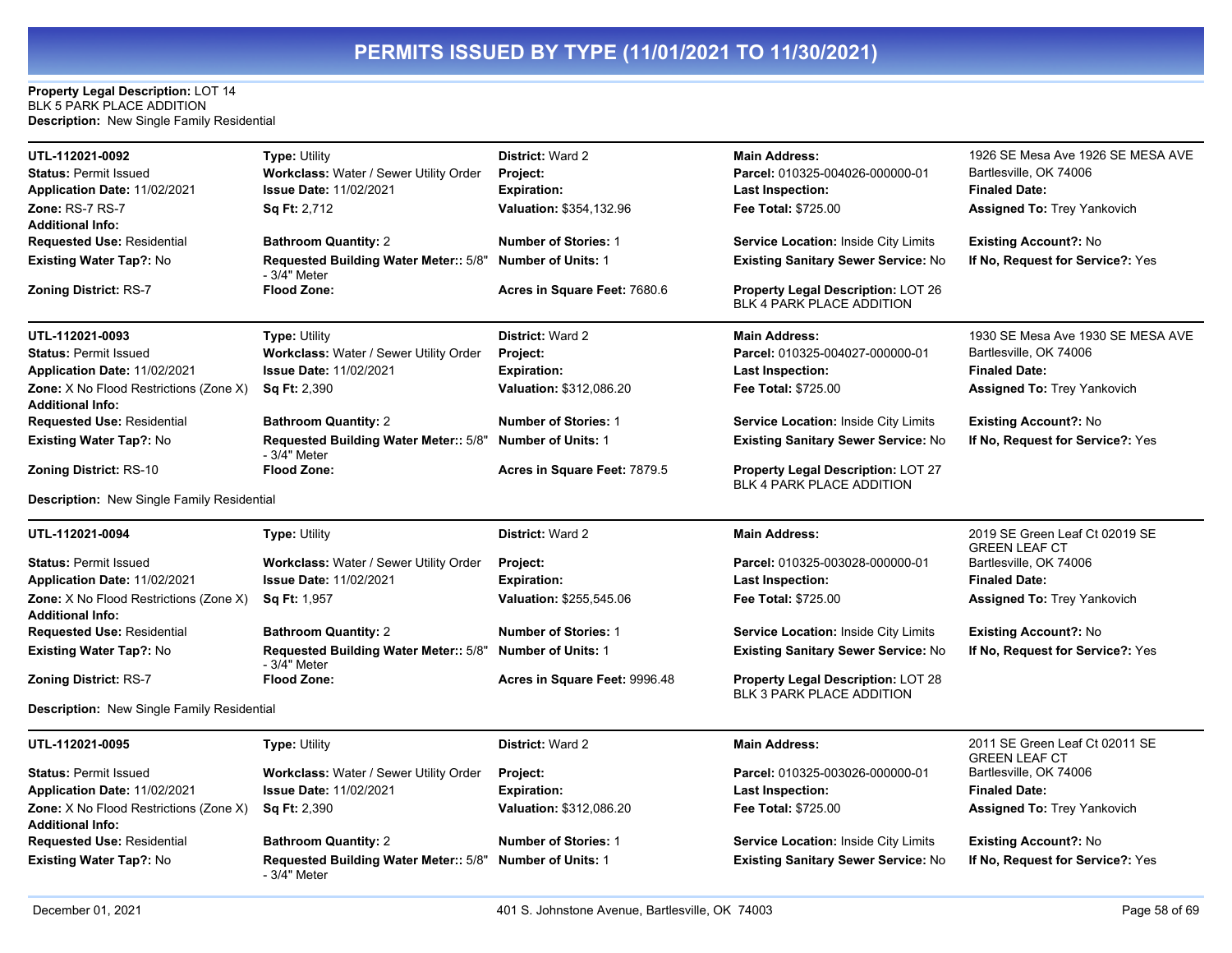**Property Legal Description:** LOT 14
BLK 5 PARK PLACE ADDITION
**Description:** New Single Family Residential

| | | | | |
|---|---|---|---|---|
| **UTL-112021-0092** | **Type:** Utility | **District:** Ward 2 | **Main Address:** | 1926 SE Mesa Ave 1926 SE MESA AVE |
| **Status:** Permit Issued | **Workclass:** Water / Sewer Utility Order | **Project:** | **Parcel:** 010325-004026-000000-01 | Bartlesville, OK 74006 |
| **Application Date:** 11/02/2021 | **Issue Date:** 11/02/2021 | **Expiration:** | **Last Inspection:** | **Finaled Date:** |
| **Zone:** RS-7 RS-7 | **Sq Ft:** 2,712 | **Valuation:** $354,132.96 | **Fee Total:** $725.00 | **Assigned To:** Trey Yankovich |
| **Additional Info:** | | | | |
| **Requested Use:** Residential | **Bathroom Quantity:** 2 | **Number of Stories:** 1 | **Service Location:** Inside City Limits | **Existing Account?:** No |
| **Existing Water Tap?:** No | **Requested Building Water Meter::** 5/8" - 3/4" Meter | **Number of Units:** 1 | **Existing Sanitary Sewer Service:** No | **If No, Request for Service?:** Yes |
| **Zoning District:** RS-7 | **Flood Zone:** | **Acres in Square Feet:** 7680.6 | **Property Legal Description:** LOT 26 BLK 4 PARK PLACE ADDITION | |

| | | | | |
|---|---|---|---|---|
| **UTL-112021-0093** | **Type:** Utility | **District:** Ward 2 | **Main Address:** | 1930 SE Mesa Ave 1930 SE MESA AVE |
| **Status:** Permit Issued | **Workclass:** Water / Sewer Utility Order | **Project:** | **Parcel:** 010325-004027-000000-01 | Bartlesville, OK 74006 |
| **Application Date:** 11/02/2021 | **Issue Date:** 11/02/2021 | **Expiration:** | **Last Inspection:** | **Finaled Date:** |
| **Zone:** X No Flood Restrictions (Zone X) | **Sq Ft:** 2,390 | **Valuation:** $312,086.20 | **Fee Total:** $725.00 | **Assigned To:** Trey Yankovich |
| **Additional Info:** | | | | |
| **Requested Use:** Residential | **Bathroom Quantity:** 2 | **Number of Stories:** 1 | **Service Location:** Inside City Limits | **Existing Account?:** No |
| **Existing Water Tap?:** No | **Requested Building Water Meter::** 5/8" - 3/4" Meter | **Number of Units:** 1 | **Existing Sanitary Sewer Service:** No | **If No, Request for Service?:** Yes |
| **Zoning District:** RS-10 | **Flood Zone:** | **Acres in Square Feet:** 7879.5 | **Property Legal Description:** LOT 27 BLK 4 PARK PLACE ADDITION | |

**Description:** New Single Family Residential

| | | | | |
|---|---|---|---|---|
| **UTL-112021-0094** | **Type:** Utility | **District:** Ward 2 | **Main Address:** | 2019 SE Green Leaf Ct 02019 SE GREEN LEAF CT |
| **Status:** Permit Issued | **Workclass:** Water / Sewer Utility Order | **Project:** | **Parcel:** 010325-003028-000000-01 | Bartlesville, OK 74006 |
| **Application Date:** 11/02/2021 | **Issue Date:** 11/02/2021 | **Expiration:** | **Last Inspection:** | **Finaled Date:** |
| **Zone:** X No Flood Restrictions (Zone X) | **Sq Ft:** 1,957 | **Valuation:** $255,545.06 | **Fee Total:** $725.00 | **Assigned To:** Trey Yankovich |
| **Additional Info:** | | | | |
| **Requested Use:** Residential | **Bathroom Quantity:** 2 | **Number of Stories:** 1 | **Service Location:** Inside City Limits | **Existing Account?:** No |
| **Existing Water Tap?:** No | **Requested Building Water Meter::** 5/8" - 3/4" Meter | **Number of Units:** 1 | **Existing Sanitary Sewer Service:** No | **If No, Request for Service?:** Yes |
| **Zoning District:** RS-7 | **Flood Zone:** | **Acres in Square Feet:** 9996.48 | **Property Legal Description:** LOT 28 BLK 3 PARK PLACE ADDITION | |

**Description:** New Single Family Residential

| | | | | |
|---|---|---|---|---|
| **UTL-112021-0095** | **Type:** Utility | **District:** Ward 2 | **Main Address:** | 2011 SE Green Leaf Ct 02011 SE GREEN LEAF CT |
| **Status:** Permit Issued | **Workclass:** Water / Sewer Utility Order | **Project:** | **Parcel:** 010325-003026-000000-01 | Bartlesville, OK 74006 |
| **Application Date:** 11/02/2021 | **Issue Date:** 11/02/2021 | **Expiration:** | **Last Inspection:** | **Finaled Date:** |
| **Zone:** X No Flood Restrictions (Zone X) | **Sq Ft:** 2,390 | **Valuation:** $312,086.20 | **Fee Total:** $725.00 | **Assigned To:** Trey Yankovich |
| **Additional Info:** | | | | |
| **Requested Use:** Residential | **Bathroom Quantity:** 2 | **Number of Stories:** 1 | **Service Location:** Inside City Limits | **Existing Account?:** No |
| **Existing Water Tap?:** No | **Requested Building Water Meter::** 5/8" - 3/4" Meter | **Number of Units:** 1 | **Existing Sanitary Sewer Service:** No | **If No, Request for Service?:** Yes |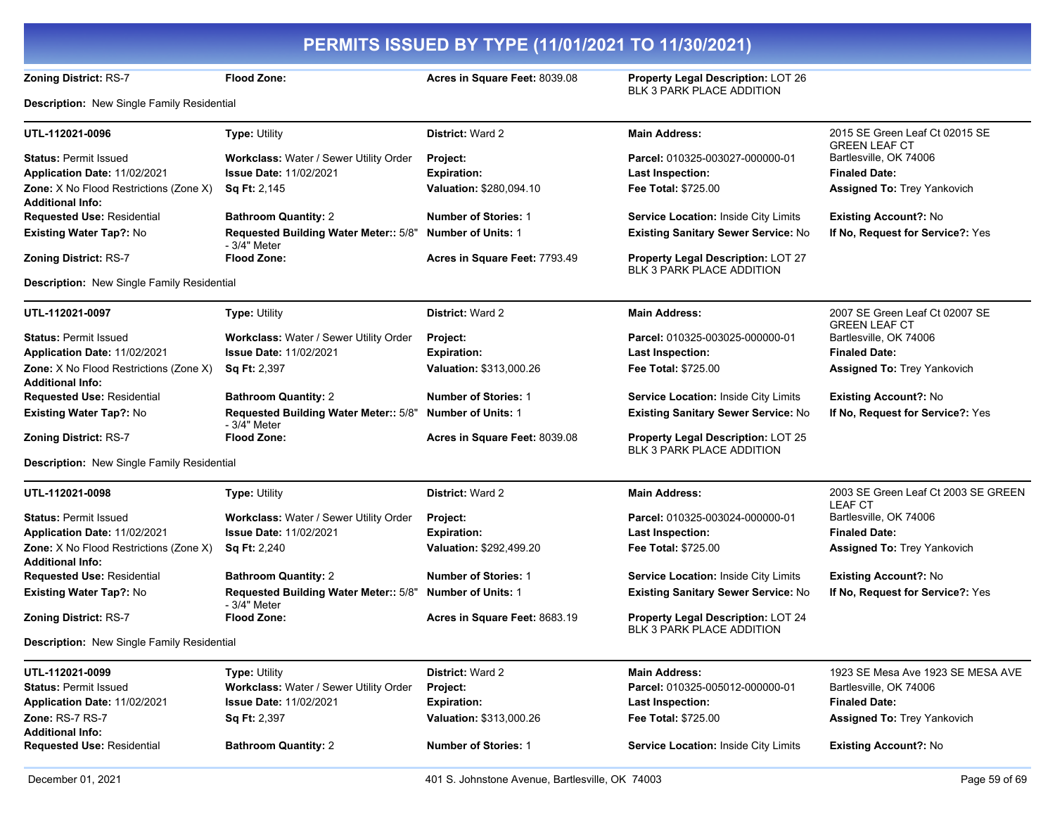# PERMITS ISSUED BY TYPE (11/01/2021 TO 11/30/2021)

| | | | | |
|---|---|---|---|---|
| **Zoning District:** RS-7 | **Flood Zone:** | **Acres in Square Feet:** 8039.08 | **Property Legal Description:** LOT 26 BLK 3 PARK PLACE ADDITION | |

**Description:** New Single Family Residential

---

| | | | | |
|---|---|---|---|---|
| **UTL-112021-0096** | **Type:** Utility | **District:** Ward 2 | **Main Address:** | 2015 SE Green Leaf Ct 02015 SE GREEN LEAF CT |
| **Status:** Permit Issued | **Workclass:** Water / Sewer Utility Order | **Project:** | **Parcel:** 010325-003027-000000-01 | Bartlesville, OK 74006 |
| **Application Date:** 11/02/2021 | **Issue Date:** 11/02/2021 | **Expiration:** | **Last Inspection:** | **Finaled Date:** |
| **Zone:** X No Flood Restrictions (Zone X) | **Sq Ft:** 2,145 | **Valuation:** $280,094.10 | **Fee Total:** $725.00 | **Assigned To:** Trey Yankovich |
| **Additional Info:** | | | | |
| **Requested Use:** Residential | **Bathroom Quantity:** 2 | **Number of Stories:** 1 | **Service Location:** Inside City Limits | **Existing Account?:** No |
| **Existing Water Tap?:** No | **Requested Building Water Meter::** 5/8" - 3/4" Meter | **Number of Units:** 1 | **Existing Sanitary Sewer Service:** No | **If No, Request for Service?:** Yes |
| **Zoning District:** RS-7 | **Flood Zone:** | **Acres in Square Feet:** 7793.49 | **Property Legal Description:** LOT 27 BLK 3 PARK PLACE ADDITION | |

**Description:** New Single Family Residential

---

| | | | | |
|---|---|---|---|---|
| **UTL-112021-0097** | **Type:** Utility | **District:** Ward 2 | **Main Address:** | 2007 SE Green Leaf Ct 02007 SE GREEN LEAF CT |
| **Status:** Permit Issued | **Workclass:** Water / Sewer Utility Order | **Project:** | **Parcel:** 010325-003025-000000-01 | Bartlesville, OK 74006 |
| **Application Date:** 11/02/2021 | **Issue Date:** 11/02/2021 | **Expiration:** | **Last Inspection:** | **Finaled Date:** |
| **Zone:** X No Flood Restrictions (Zone X) | **Sq Ft:** 2,397 | **Valuation:** $313,000.26 | **Fee Total:** $725.00 | **Assigned To:** Trey Yankovich |
| **Additional Info:** | | | | |
| **Requested Use:** Residential | **Bathroom Quantity:** 2 | **Number of Stories:** 1 | **Service Location:** Inside City Limits | **Existing Account?:** No |
| **Existing Water Tap?:** No | **Requested Building Water Meter::** 5/8" - 3/4" Meter | **Number of Units:** 1 | **Existing Sanitary Sewer Service:** No | **If No, Request for Service?:** Yes |
| **Zoning District:** RS-7 | **Flood Zone:** | **Acres in Square Feet:** 8039.08 | **Property Legal Description:** LOT 25 BLK 3 PARK PLACE ADDITION | |

**Description:** New Single Family Residential

---

| | | | | |
|---|---|---|---|---|
| **UTL-112021-0098** | **Type:** Utility | **District:** Ward 2 | **Main Address:** | 2003 SE Green Leaf Ct 2003 SE GREEN LEAF CT |
| **Status:** Permit Issued | **Workclass:** Water / Sewer Utility Order | **Project:** | **Parcel:** 010325-003024-000000-01 | Bartlesville, OK 74006 |
| **Application Date:** 11/02/2021 | **Issue Date:** 11/02/2021 | **Expiration:** | **Last Inspection:** | **Finaled Date:** |
| **Zone:** X No Flood Restrictions (Zone X) | **Sq Ft:** 2,240 | **Valuation:** $292,499.20 | **Fee Total:** $725.00 | **Assigned To:** Trey Yankovich |
| **Additional Info:** | | | | |
| **Requested Use:** Residential | **Bathroom Quantity:** 2 | **Number of Stories:** 1 | **Service Location:** Inside City Limits | **Existing Account?:** No |
| **Existing Water Tap?:** No | **Requested Building Water Meter::** 5/8" - 3/4" Meter | **Number of Units:** 1 | **Existing Sanitary Sewer Service:** No | **If No, Request for Service?:** Yes |
| **Zoning District:** RS-7 | **Flood Zone:** | **Acres in Square Feet:** 8683.19 | **Property Legal Description:** LOT 24 BLK 3 PARK PLACE ADDITION | |

**Description:** New Single Family Residential

---

| | | | | |
|---|---|---|---|---|
| **UTL-112021-0099** | **Type:** Utility | **District:** Ward 2 | **Main Address:** | 1923 SE Mesa Ave 1923 SE MESA AVE |
| **Status:** Permit Issued | **Workclass:** Water / Sewer Utility Order | **Project:** | **Parcel:** 010325-005012-000000-01 | Bartlesville, OK 74006 |
| **Application Date:** 11/02/2021 | **Issue Date:** 11/02/2021 | **Expiration:** | **Last Inspection:** | **Finaled Date:** |
| **Zone:** RS-7 RS-7 | **Sq Ft:** 2,397 | **Valuation:** $313,000.26 | **Fee Total:** $725.00 | **Assigned To:** Trey Yankovich |
| **Additional Info:** | | | | |
| **Requested Use:** Residential | **Bathroom Quantity:** 2 | **Number of Stories:** 1 | **Service Location:** Inside City Limits | **Existing Account?:** No |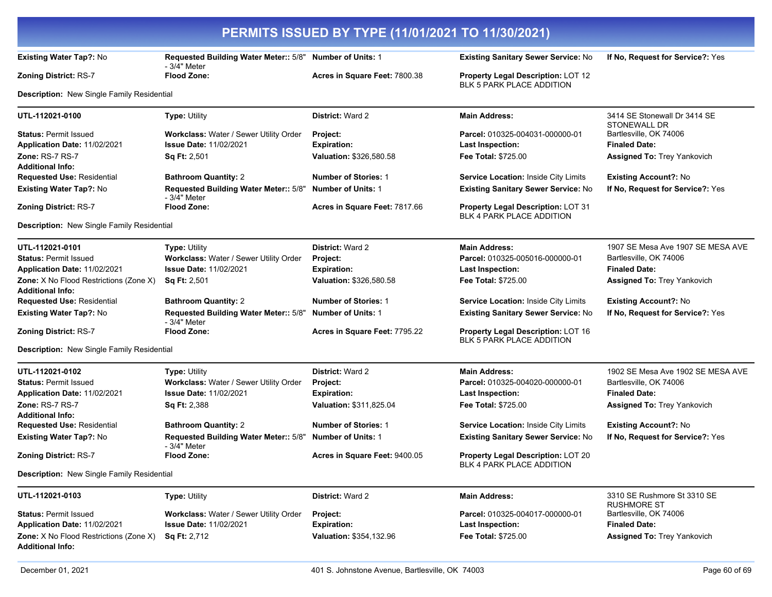# PERMITS ISSUED BY TYPE (11/01/2021 TO 11/30/2021)

| | | | | |
|---|---|---|---|---|
| **Existing Water Tap?:** No | **Requested Building Water Meter::** 5/8" - 3/4" Meter | **Number of Units:** 1 | **Existing Sanitary Sewer Service:** No | **If No, Request for Service?:** Yes |
| **Zoning District:** RS-7 | **Flood Zone:** | **Acres in Square Feet:** 7800.38 | **Property Legal Description:** LOT 12 BLK 5 PARK PLACE ADDITION | |

**Description:** New Single Family Residential

---

| | | | | |
|---|---|---|---|---|
| **UTL-112021-0100** | **Type:** Utility | **District:** Ward 2 | **Main Address:** | 3414 SE Stonewall Dr 3414 SE STONEWALL DR |
| **Status:** Permit Issued | **Workclass:** Water / Sewer Utility Order | **Project:** | **Parcel:** 010325-004031-000000-01 | Bartlesville, OK 74006 |
| **Application Date:** 11/02/2021 | **Issue Date:** 11/02/2021 | **Expiration:** | **Last Inspection:** | **Finaled Date:** |
| **Zone:** RS-7 RS-7 | **Sq Ft:** 2,501 | **Valuation:** $326,580.58 | **Fee Total:** $725.00 | **Assigned To:** Trey Yankovich |
| **Additional Info:** | | | | |
| **Requested Use:** Residential | **Bathroom Quantity:** 2 | **Number of Stories:** 1 | **Service Location:** Inside City Limits | **Existing Account?:** No |
| **Existing Water Tap?:** No | **Requested Building Water Meter::** 5/8" - 3/4" Meter | **Number of Units:** 1 | **Existing Sanitary Sewer Service:** No | **If No, Request for Service?:** Yes |
| **Zoning District:** RS-7 | **Flood Zone:** | **Acres in Square Feet:** 7817.66 | **Property Legal Description:** LOT 31 BLK 4 PARK PLACE ADDITION | |

**Description:** New Single Family Residential

---

| | | | | |
|---|---|---|---|---|
| **UTL-112021-0101** | **Type:** Utility | **District:** Ward 2 | **Main Address:** | 1907 SE Mesa Ave 1907 SE MESA AVE |
| **Status:** Permit Issued | **Workclass:** Water / Sewer Utility Order | **Project:** | **Parcel:** 010325-005016-000000-01 | Bartlesville, OK 74006 |
| **Application Date:** 11/02/2021 | **Issue Date:** 11/02/2021 | **Expiration:** | **Last Inspection:** | **Finaled Date:** |
| **Zone:** X No Flood Restrictions (Zone X) | **Sq Ft:** 2,501 | **Valuation:** $326,580.58 | **Fee Total:** $725.00 | **Assigned To:** Trey Yankovich |
| **Additional Info:** | | | | |
| **Requested Use:** Residential | **Bathroom Quantity:** 2 | **Number of Stories:** 1 | **Service Location:** Inside City Limits | **Existing Account?:** No |
| **Existing Water Tap?:** No | **Requested Building Water Meter::** 5/8" - 3/4" Meter | **Number of Units:** 1 | **Existing Sanitary Sewer Service:** No | **If No, Request for Service?:** Yes |
| **Zoning District:** RS-7 | **Flood Zone:** | **Acres in Square Feet:** 7795.22 | **Property Legal Description:** LOT 16 BLK 5 PARK PLACE ADDITION | |

**Description:** New Single Family Residential

---

| | | | | |
|---|---|---|---|---|
| **UTL-112021-0102** | **Type:** Utility | **District:** Ward 2 | **Main Address:** | 1902 SE Mesa Ave 1902 SE MESA AVE |
| **Status:** Permit Issued | **Workclass:** Water / Sewer Utility Order | **Project:** | **Parcel:** 010325-004020-000000-01 | Bartlesville, OK 74006 |
| **Application Date:** 11/02/2021 | **Issue Date:** 11/02/2021 | **Expiration:** | **Last Inspection:** | **Finaled Date:** |
| **Zone:** RS-7 RS-7 | **Sq Ft:** 2,388 | **Valuation:** $311,825.04 | **Fee Total:** $725.00 | **Assigned To:** Trey Yankovich |
| **Additional Info:** | | | | |
| **Requested Use:** Residential | **Bathroom Quantity:** 2 | **Number of Stories:** 1 | **Service Location:** Inside City Limits | **Existing Account?:** No |
| **Existing Water Tap?:** No | **Requested Building Water Meter::** 5/8" - 3/4" Meter | **Number of Units:** 1 | **Existing Sanitary Sewer Service:** No | **If No, Request for Service?:** Yes |
| **Zoning District:** RS-7 | **Flood Zone:** | **Acres in Square Feet:** 9400.05 | **Property Legal Description:** LOT 20 BLK 4 PARK PLACE ADDITION | |

**Description:** New Single Family Residential

---

| | | | | |
|---|---|---|---|---|
| **UTL-112021-0103** | **Type:** Utility | **District:** Ward 2 | **Main Address:** | 3310 SE Rushmore St 3310 SE RUSHMORE ST |
| **Status:** Permit Issued | **Workclass:** Water / Sewer Utility Order | **Project:** | **Parcel:** 010325-004017-000000-01 | Bartlesville, OK 74006 |
| **Application Date:** 11/02/2021 | **Issue Date:** 11/02/2021 | **Expiration:** | **Last Inspection:** | **Finaled Date:** |
| **Zone:** X No Flood Restrictions (Zone X) | **Sq Ft:** 2,712 | **Valuation:** $354,132.96 | **Fee Total:** $725.00 | **Assigned To:** Trey Yankovich |
| **Additional Info:** | | | | |

December 01, 2021 401 S. Johnstone Avenue, Bartlesville, OK 74003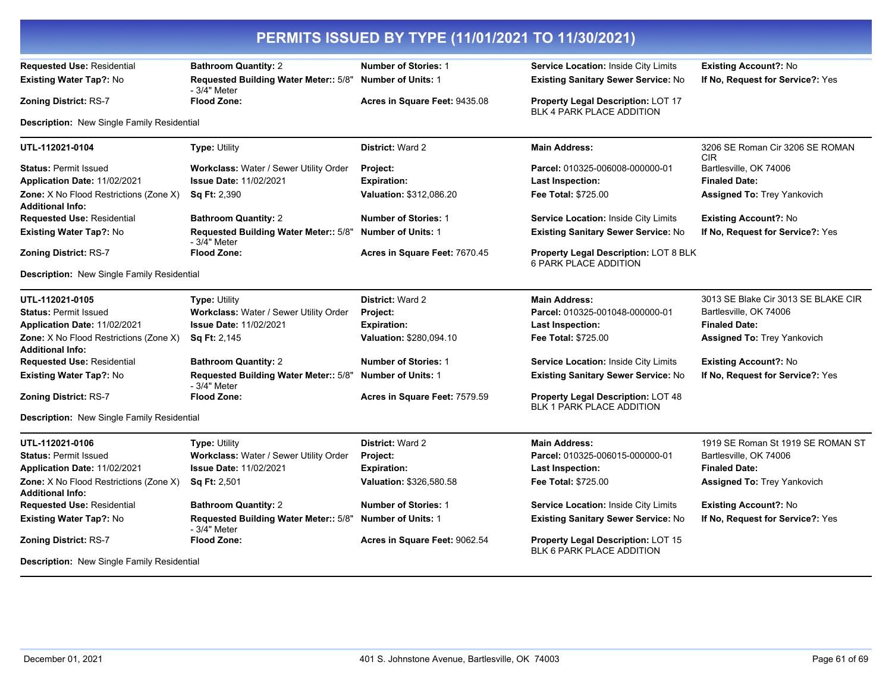# PERMITS ISSUED BY TYPE (11/01/2021 TO 11/30/2021)

| | | | | |
|---|---|---|---|---|
| **Requested Use:** Residential | **Bathroom Quantity:** 2 | **Number of Stories:** 1 | **Service Location:** Inside City Limits | **Existing Account?:** No |
| **Existing Water Tap?:** No | **Requested Building Water Meter::** 5/8" - 3/4" Meter | **Number of Units:** 1 | **Existing Sanitary Sewer Service:** No | **If No, Request for Service?:** Yes |
| **Zoning District:** RS-7 | **Flood Zone:** | **Acres in Square Feet:** 9435.08 | **Property Legal Description:** LOT 17 BLK 4 PARK PLACE ADDITION | |

**Description:** New Single Family Residential

---

| | | | | |
|---|---|---|---|---|
| **UTL-112021-0104** | **Type:** Utility | **District:** Ward 2 | **Main Address:** | 3206 SE Roman Cir 3206 SE ROMAN CIR |
| **Status:** Permit Issued | **Workclass:** Water / Sewer Utility Order | **Project:** | **Parcel:** 010325-006008-000000-01 | Bartlesville, OK 74006 |
| **Application Date:** 11/02/2021 | **Issue Date:** 11/02/2021 | **Expiration:** | **Last Inspection:** | **Finaled Date:** |
| **Zone:** X No Flood Restrictions (Zone X) | **Sq Ft:** 2,390 | **Valuation:** $312,086.20 | **Fee Total:** $725.00 | **Assigned To:** Trey Yankovich |
| **Additional Info:** | | | | |
| **Requested Use:** Residential | **Bathroom Quantity:** 2 | **Number of Stories:** 1 | **Service Location:** Inside City Limits | **Existing Account?:** No |
| **Existing Water Tap?:** No | **Requested Building Water Meter::** 5/8" - 3/4" Meter | **Number of Units:** 1 | **Existing Sanitary Sewer Service:** No | **If No, Request for Service?:** Yes |
| **Zoning District:** RS-7 | **Flood Zone:** | **Acres in Square Feet:** 7670.45 | **Property Legal Description:** LOT 8 BLK 6 PARK PLACE ADDITION | |

**Description:** New Single Family Residential

---

| | | | | |
|---|---|---|---|---|
| **UTL-112021-0105** | **Type:** Utility | **District:** Ward 2 | **Main Address:** | 3013 SE Blake Cir 3013 SE BLAKE CIR |
| **Status:** Permit Issued | **Workclass:** Water / Sewer Utility Order | **Project:** | **Parcel:** 010325-001048-000000-01 | Bartlesville, OK 74006 |
| **Application Date:** 11/02/2021 | **Issue Date:** 11/02/2021 | **Expiration:** | **Last Inspection:** | **Finaled Date:** |
| **Zone:** X No Flood Restrictions (Zone X) | **Sq Ft:** 2,145 | **Valuation:** $280,094.10 | **Fee Total:** $725.00 | **Assigned To:** Trey Yankovich |
| **Additional Info:** | | | | |
| **Requested Use:** Residential | **Bathroom Quantity:** 2 | **Number of Stories:** 1 | **Service Location:** Inside City Limits | **Existing Account?:** No |
| **Existing Water Tap?:** No | **Requested Building Water Meter::** 5/8" - 3/4" Meter | **Number of Units:** 1 | **Existing Sanitary Sewer Service:** No | **If No, Request for Service?:** Yes |
| **Zoning District:** RS-7 | **Flood Zone:** | **Acres in Square Feet:** 7579.59 | **Property Legal Description:** LOT 48 BLK 1 PARK PLACE ADDITION | |

**Description:** New Single Family Residential

---

| | | | | |
|---|---|---|---|---|
| **UTL-112021-0106** | **Type:** Utility | **District:** Ward 2 | **Main Address:** | 1919 SE Roman St 1919 SE ROMAN ST |
| **Status:** Permit Issued | **Workclass:** Water / Sewer Utility Order | **Project:** | **Parcel:** 010325-006015-000000-01 | Bartlesville, OK 74006 |
| **Application Date:** 11/02/2021 | **Issue Date:** 11/02/2021 | **Expiration:** | **Last Inspection:** | **Finaled Date:** |
| **Zone:** X No Flood Restrictions (Zone X) | **Sq Ft:** 2,501 | **Valuation:** $326,580.58 | **Fee Total:** $725.00 | **Assigned To:** Trey Yankovich |
| **Additional Info:** | | | | |
| **Requested Use:** Residential | **Bathroom Quantity:** 2 | **Number of Stories:** 1 | **Service Location:** Inside City Limits | **Existing Account?:** No |
| **Existing Water Tap?:** No | **Requested Building Water Meter::** 5/8" - 3/4" Meter | **Number of Units:** 1 | **Existing Sanitary Sewer Service:** No | **If No, Request for Service?:** Yes |
| **Zoning District:** RS-7 | **Flood Zone:** | **Acres in Square Feet:** 9062.54 | **Property Legal Description:** LOT 15 BLK 6 PARK PLACE ADDITION | |

**Description:** New Single Family Residential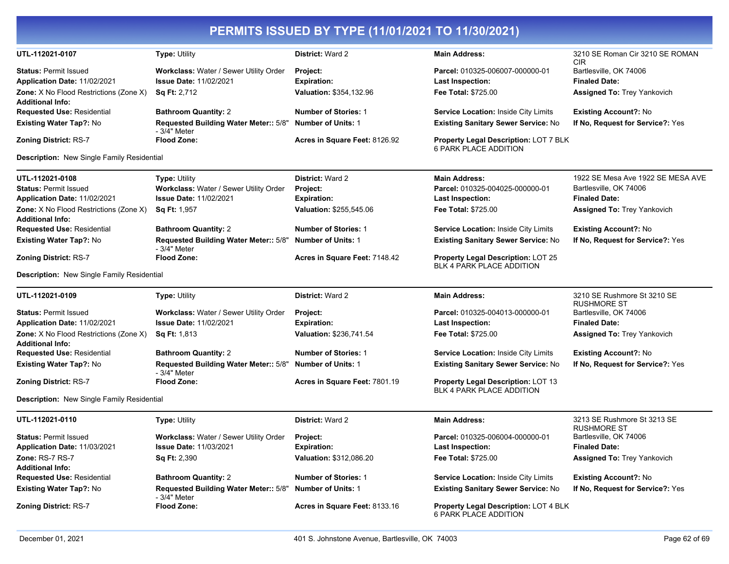# PERMITS ISSUED BY TYPE (11/01/2021 TO 11/30/2021)

| UTL-112021-0107 | Type: Utility | District: Ward 2 | Main Address: | 3210 SE Roman Cir 3210 SE ROMAN CIR |
|---|---|---|---|---|
| Status: Permit Issued | Workclass: Water / Sewer Utility Order | Project: | Parcel: 010325-006007-000000-01 | Bartlesville, OK 74006 |
| Application Date: 11/02/2021 | Issue Date: 11/02/2021 | Expiration: | Last Inspection: | Finaled Date: |
| Zone: X No Flood Restrictions (Zone X) | Sq Ft: 2,712 | Valuation: $354,132.96 | Fee Total: $725.00 | Assigned To: Trey Yankovich |
| Additional Info: | | | | |
| Requested Use: Residential | Bathroom Quantity: 2 | Number of Stories: 1 | Service Location: Inside City Limits | Existing Account?: No |
| Existing Water Tap?: No | Requested Building Water Meter:: 5/8" - 3/4" Meter | Number of Units: 1 | Existing Sanitary Sewer Service: No | If No, Request for Service?: Yes |
| Zoning District: RS-7 | Flood Zone: | Acres in Square Feet: 8126.92 | Property Legal Description: LOT 7 BLK 6 PARK PLACE ADDITION | |

**Description:** New Single Family Residential

| UTL-112021-0108 | Type: Utility | District: Ward 2 | Main Address: | 1922 SE Mesa Ave 1922 SE MESA AVE |
|---|---|---|---|---|
| Status: Permit Issued | Workclass: Water / Sewer Utility Order | Project: | Parcel: 010325-004025-000000-01 | Bartlesville, OK 74006 |
| Application Date: 11/02/2021 | Issue Date: 11/02/2021 | Expiration: | Last Inspection: | Finaled Date: |
| Zone: X No Flood Restrictions (Zone X) | Sq Ft: 1,957 | Valuation: $255,545.06 | Fee Total: $725.00 | Assigned To: Trey Yankovich |
| Additional Info: | | | | |
| Requested Use: Residential | Bathroom Quantity: 2 | Number of Stories: 1 | Service Location: Inside City Limits | Existing Account?: No |
| Existing Water Tap?: No | Requested Building Water Meter:: 5/8" - 3/4" Meter | Number of Units: 1 | Existing Sanitary Sewer Service: No | If No, Request for Service?: Yes |
| Zoning District: RS-7 | Flood Zone: | Acres in Square Feet: 7148.42 | Property Legal Description: LOT 25 BLK 4 PARK PLACE ADDITION | |

**Description:** New Single Family Residential

| UTL-112021-0109 | Type: Utility | District: Ward 2 | Main Address: | 3210 SE Rushmore St 3210 SE RUSHMORE ST |
|---|---|---|---|---|
| Status: Permit Issued | Workclass: Water / Sewer Utility Order | Project: | Parcel: 010325-004013-000000-01 | Bartlesville, OK 74006 |
| Application Date: 11/02/2021 | Issue Date: 11/02/2021 | Expiration: | Last Inspection: | Finaled Date: |
| Zone: X No Flood Restrictions (Zone X) | Sq Ft: 1,813 | Valuation: $236,741.54 | Fee Total: $725.00 | Assigned To: Trey Yankovich |
| Additional Info: | | | | |
| Requested Use: Residential | Bathroom Quantity: 2 | Number of Stories: 1 | Service Location: Inside City Limits | Existing Account?: No |
| Existing Water Tap?: No | Requested Building Water Meter:: 5/8" - 3/4" Meter | Number of Units: 1 | Existing Sanitary Sewer Service: No | If No, Request for Service?: Yes |
| Zoning District: RS-7 | Flood Zone: | Acres in Square Feet: 7801.19 | Property Legal Description: LOT 13 BLK 4 PARK PLACE ADDITION | |

**Description:** New Single Family Residential

| UTL-112021-0110 | Type: Utility | District: Ward 2 | Main Address: | 3213 SE Rushmore St 3213 SE RUSHMORE ST |
|---|---|---|---|---|
| Status: Permit Issued | Workclass: Water / Sewer Utility Order | Project: | Parcel: 010325-006004-000000-01 | Bartlesville, OK 74006 |
| Application Date: 11/03/2021 | Issue Date: 11/03/2021 | Expiration: | Last Inspection: | Finaled Date: |
| Zone: RS-7 RS-7 | Sq Ft: 2,390 | Valuation: $312,086.20 | Fee Total: $725.00 | Assigned To: Trey Yankovich |
| Additional Info: | | | | |
| Requested Use: Residential | Bathroom Quantity: 2 | Number of Stories: 1 | Service Location: Inside City Limits | Existing Account?: No |
| Existing Water Tap?: No | Requested Building Water Meter:: 5/8" - 3/4" Meter | Number of Units: 1 | Existing Sanitary Sewer Service: No | If No, Request for Service?: Yes |
| Zoning District: RS-7 | Flood Zone: | Acres in Square Feet: 8133.16 | Property Legal Description: LOT 4 BLK 6 PARK PLACE ADDITION | |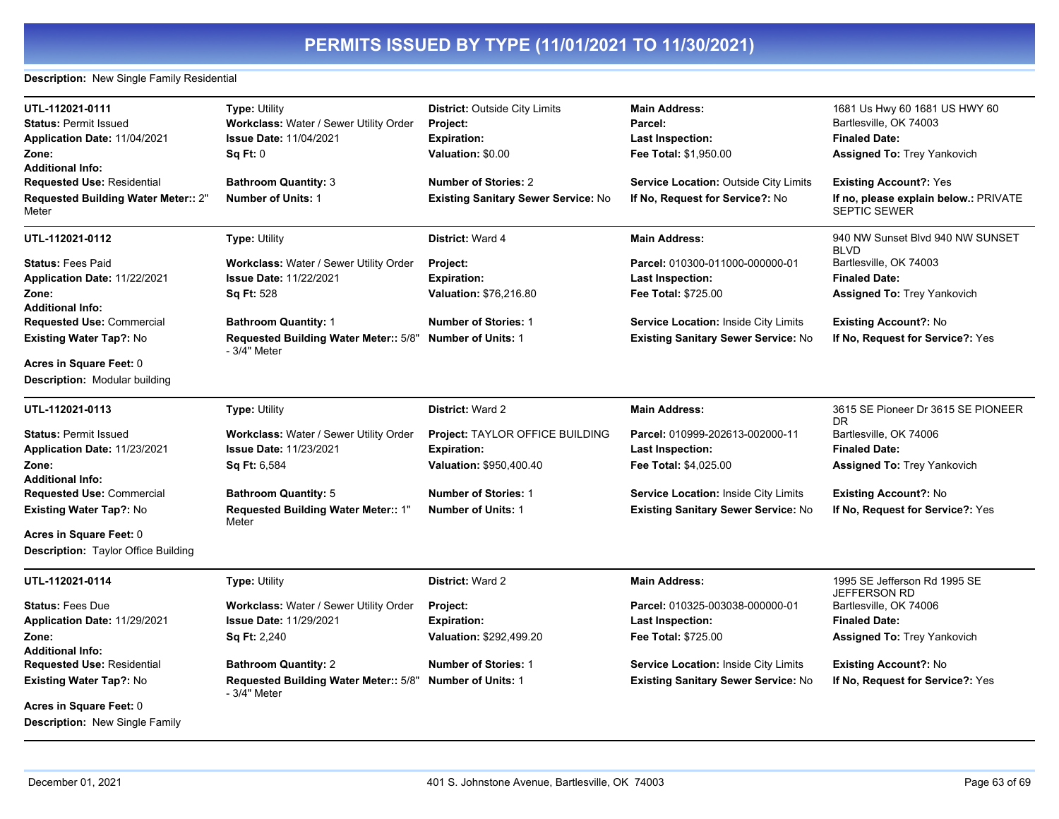## PERMITS ISSUED BY TYPE (11/01/2021 TO 11/30/2021)

**Description:** New Single Family Residential

| | | | | |
|---|---|---|---|---|
| **UTL-112021-0111** | **Type:** Utility | **District:** Outside City Limits | **Main Address:** | 1681 Us Hwy 60 1681 US HWY 60 |
| **Status:** Permit Issued | **Workclass:** Water / Sewer Utility Order | **Project:** | **Parcel:** | Bartlesville, OK 74003 |
| **Application Date:** 11/04/2021 | **Issue Date:** 11/04/2021 | **Expiration:** | **Last Inspection:** | **Finaled Date:** |
| **Zone:** | **Sq Ft:** 0 | **Valuation:** $0.00 | **Fee Total:** $1,950.00 | **Assigned To:** Trey Yankovich |
| **Additional Info:** | | | | |
| **Requested Use:** Residential | **Bathroom Quantity:** 3 | **Number of Stories:** 2 | **Service Location:** Outside City Limits | **Existing Account?:** Yes |
| **Requested Building Water Meter::** 2" Meter | **Number of Units:** 1 | **Existing Sanitary Sewer Service:** No | **If No, Request for Service?:** No | **If no, please explain below.:** PRIVATE SEPTIC SEWER |

| | | | | |
|---|---|---|---|---|
| **UTL-112021-0112** | **Type:** Utility | **District:** Ward 4 | **Main Address:** | 940 NW Sunset Blvd 940 NW SUNSET BLVD |
| **Status:** Fees Paid | **Workclass:** Water / Sewer Utility Order | **Project:** | **Parcel:** 010300-011000-000000-01 | Bartlesville, OK 74003 |
| **Application Date:** 11/22/2021 | **Issue Date:** 11/22/2021 | **Expiration:** | **Last Inspection:** | **Finaled Date:** |
| **Zone:** | **Sq Ft:** 528 | **Valuation:** $76,216.80 | **Fee Total:** $725.00 | **Assigned To:** Trey Yankovich |
| **Additional Info:** | | | | |
| **Requested Use:** Commercial | **Bathroom Quantity:** 1 | **Number of Stories:** 1 | **Service Location:** Inside City Limits | **Existing Account?:** No |
| **Existing Water Tap?:** No | **Requested Building Water Meter::** 5/8" - 3/4" Meter | **Number of Units:** 1 | **Existing Sanitary Sewer Service:** No | **If No, Request for Service?:** Yes |
| **Acres in Square Feet:** 0 | | | | |
| **Description:** Modular building | | | | |

| | | | | |
|---|---|---|---|---|
| **UTL-112021-0113** | **Type:** Utility | **District:** Ward 2 | **Main Address:** | 3615 SE Pioneer Dr 3615 SE PIONEER DR |
| **Status:** Permit Issued | **Workclass:** Water / Sewer Utility Order | **Project:** TAYLOR OFFICE BUILDING | **Parcel:** 010999-202613-002000-11 | Bartlesville, OK 74006 |
| **Application Date:** 11/23/2021 | **Issue Date:** 11/23/2021 | **Expiration:** | **Last Inspection:** | **Finaled Date:** |
| **Zone:** | **Sq Ft:** 6,584 | **Valuation:** $950,400.40 | **Fee Total:** $4,025.00 | **Assigned To:** Trey Yankovich |
| **Additional Info:** | | | | |
| **Requested Use:** Commercial | **Bathroom Quantity:** 5 | **Number of Stories:** 1 | **Service Location:** Inside City Limits | **Existing Account?:** No |
| **Existing Water Tap?:** No | **Requested Building Water Meter::** 1" Meter | **Number of Units:** 1 | **Existing Sanitary Sewer Service:** No | **If No, Request for Service?:** Yes |
| **Acres in Square Feet:** 0 | | | | |
| **Description:** Taylor Office Building | | | | |

| | | | | |
|---|---|---|---|---|
| **UTL-112021-0114** | **Type:** Utility | **District:** Ward 2 | **Main Address:** | 1995 SE Jefferson Rd 1995 SE JEFFERSON RD |
| **Status:** Fees Due | **Workclass:** Water / Sewer Utility Order | **Project:** | **Parcel:** 010325-003038-000000-01 | Bartlesville, OK 74006 |
| **Application Date:** 11/29/2021 | **Issue Date:** 11/29/2021 | **Expiration:** | **Last Inspection:** | **Finaled Date:** |
| **Zone:** | **Sq Ft:** 2,240 | **Valuation:** $292,499.20 | **Fee Total:** $725.00 | **Assigned To:** Trey Yankovich |
| **Additional Info:** | | | | |
| **Requested Use:** Residential | **Bathroom Quantity:** 2 | **Number of Stories:** 1 | **Service Location:** Inside City Limits | **Existing Account?:** No |
| **Existing Water Tap?:** No | **Requested Building Water Meter::** 5/8" - 3/4" Meter | **Number of Units:** 1 | **Existing Sanitary Sewer Service:** No | **If No, Request for Service?:** Yes |
| **Acres in Square Feet:** 0 | | | | |
| **Description:** New Single Family | | | | |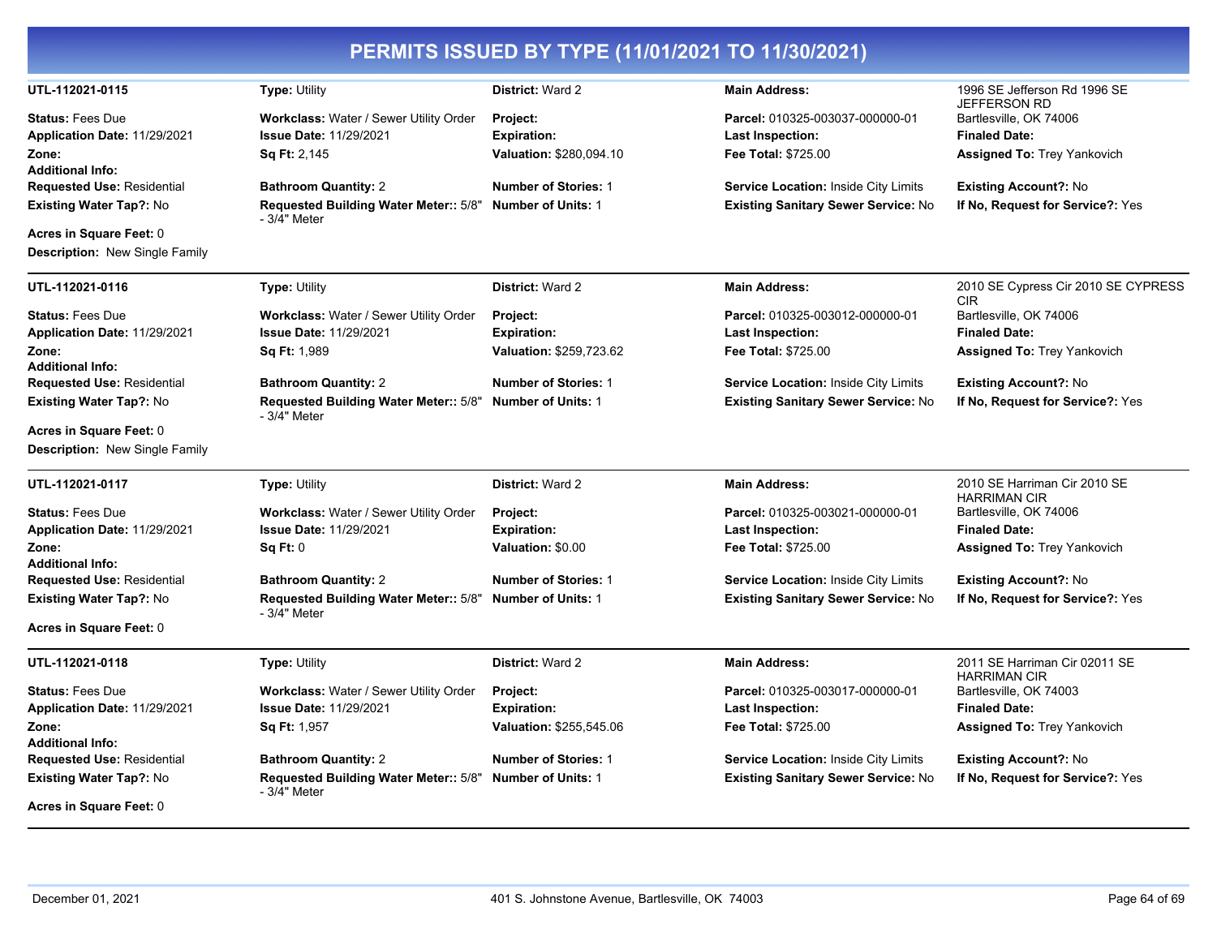# PERMITS ISSUED BY TYPE (11/01/2021 TO 11/30/2021)

| | | | | |
|---|---|---|---|---|
| **UTL-112021-0115** | **Type:** Utility | **District:** Ward 2 | **Main Address:** | 1996 SE Jefferson Rd 1996 SE JEFFERSON RD |
| **Status:** Fees Due | **Workclass:** Water / Sewer Utility Order | **Project:** | **Parcel:** 010325-003037-000000-01 | Bartlesville, OK 74006 |
| **Application Date:** 11/29/2021 | **Issue Date:** 11/29/2021 | **Expiration:** | **Last Inspection:** | **Finaled Date:** |
| **Zone:** | **Sq Ft:** 2,145 | **Valuation:** $280,094.10 | **Fee Total:** $725.00 | **Assigned To:** Trey Yankovich |
| **Additional Info:** | | | | |
| **Requested Use:** Residential | **Bathroom Quantity:** 2 | **Number of Stories:** 1 | **Service Location:** Inside City Limits | **Existing Account?:** No |
| **Existing Water Tap?:** No | **Requested Building Water Meter::** 5/8" - 3/4" Meter | **Number of Units:** 1 | **Existing Sanitary Sewer Service:** No | **If No, Request for Service?:** Yes |
| **Acres in Square Feet:** 0 | | | | |
| **Description:** New Single Family | | | | |

| | | | | |
|---|---|---|---|---|
| **UTL-112021-0116** | **Type:** Utility | **District:** Ward 2 | **Main Address:** | 2010 SE Cypress Cir 2010 SE CYPRESS CIR |
| **Status:** Fees Due | **Workclass:** Water / Sewer Utility Order | **Project:** | **Parcel:** 010325-003012-000000-01 | Bartlesville, OK 74006 |
| **Application Date:** 11/29/2021 | **Issue Date:** 11/29/2021 | **Expiration:** | **Last Inspection:** | **Finaled Date:** |
| **Zone:** | **Sq Ft:** 1,989 | **Valuation:** $259,723.62 | **Fee Total:** $725.00 | **Assigned To:** Trey Yankovich |
| **Additional Info:** | | | | |
| **Requested Use:** Residential | **Bathroom Quantity:** 2 | **Number of Stories:** 1 | **Service Location:** Inside City Limits | **Existing Account?:** No |
| **Existing Water Tap?:** No | **Requested Building Water Meter::** 5/8" - 3/4" Meter | **Number of Units:** 1 | **Existing Sanitary Sewer Service:** No | **If No, Request for Service?:** Yes |
| **Acres in Square Feet:** 0 | | | | |
| **Description:** New Single Family | | | | |

| | | | | |
|---|---|---|---|---|
| **UTL-112021-0117** | **Type:** Utility | **District:** Ward 2 | **Main Address:** | 2010 SE Harriman Cir 2010 SE HARRIMAN CIR |
| **Status:** Fees Due | **Workclass:** Water / Sewer Utility Order | **Project:** | **Parcel:** 010325-003021-000000-01 | Bartlesville, OK 74006 |
| **Application Date:** 11/29/2021 | **Issue Date:** 11/29/2021 | **Expiration:** | **Last Inspection:** | **Finaled Date:** |
| **Zone:** | **Sq Ft:** 0 | **Valuation:** $0.00 | **Fee Total:** $725.00 | **Assigned To:** Trey Yankovich |
| **Additional Info:** | | | | |
| **Requested Use:** Residential | **Bathroom Quantity:** 2 | **Number of Stories:** 1 | **Service Location:** Inside City Limits | **Existing Account?:** No |
| **Existing Water Tap?:** No | **Requested Building Water Meter::** 5/8" - 3/4" Meter | **Number of Units:** 1 | **Existing Sanitary Sewer Service:** No | **If No, Request for Service?:** Yes |
| **Acres in Square Feet:** 0 | | | | |

| | | | | |
|---|---|---|---|---|
| **UTL-112021-0118** | **Type:** Utility | **District:** Ward 2 | **Main Address:** | 2011 SE Harriman Cir 02011 SE HARRIMAN CIR |
| **Status:** Fees Due | **Workclass:** Water / Sewer Utility Order | **Project:** | **Parcel:** 010325-003017-000000-01 | Bartlesville, OK 74003 |
| **Application Date:** 11/29/2021 | **Issue Date:** 11/29/2021 | **Expiration:** | **Last Inspection:** | **Finaled Date:** |
| **Zone:** | **Sq Ft:** 1,957 | **Valuation:** $255,545.06 | **Fee Total:** $725.00 | **Assigned To:** Trey Yankovich |
| **Additional Info:** | | | | |
| **Requested Use:** Residential | **Bathroom Quantity:** 2 | **Number of Stories:** 1 | **Service Location:** Inside City Limits | **Existing Account?:** No |
| **Existing Water Tap?:** No | **Requested Building Water Meter::** 5/8" - 3/4" Meter | **Number of Units:** 1 | **Existing Sanitary Sewer Service:** No | **If No, Request for Service?:** Yes |
| **Acres in Square Feet:** 0 | | | | |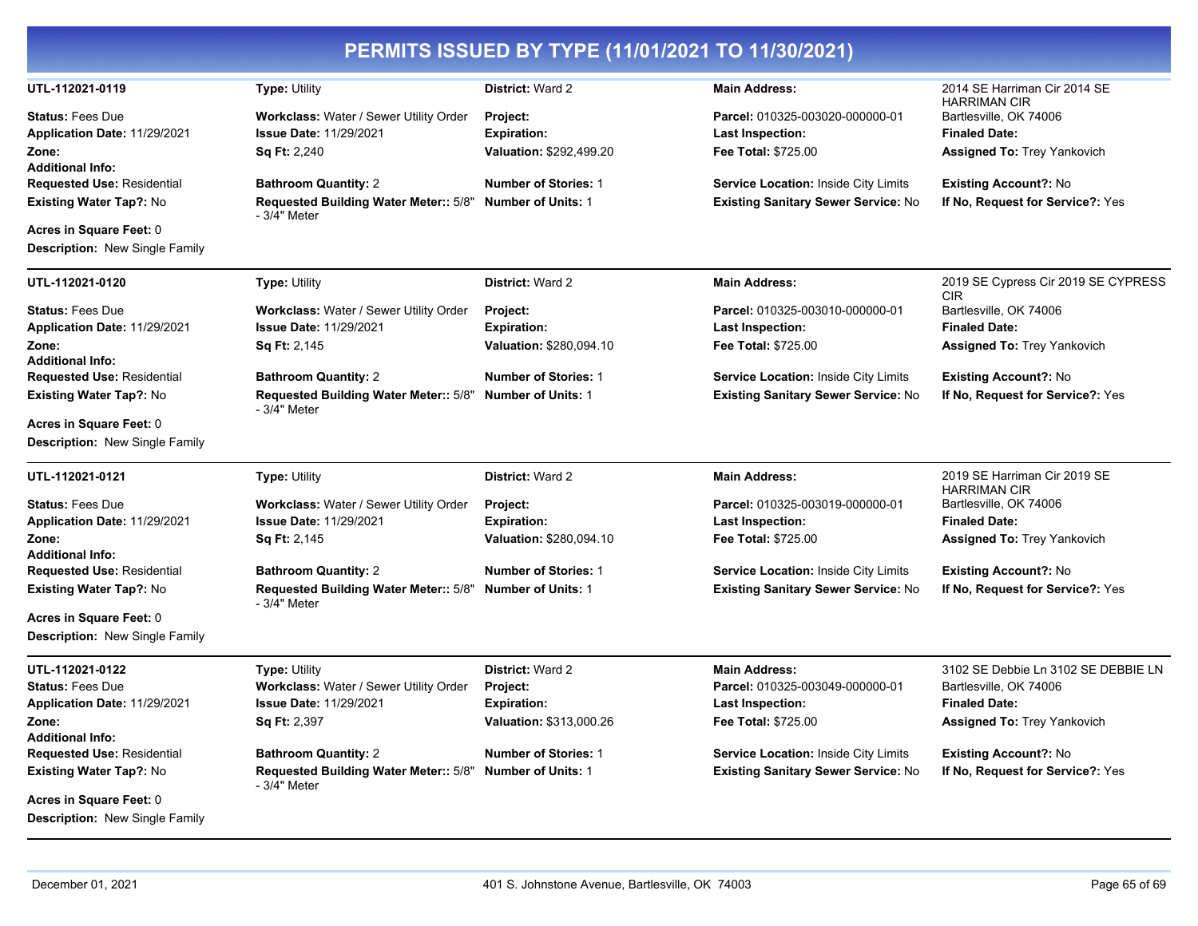# PERMITS ISSUED BY TYPE (11/01/2021 TO 11/30/2021)

| UTL-112021-0119 | Type: Utility | District: Ward 2 | Main Address: | 2014 SE Harriman Cir 2014 SE HARRIMAN CIR |
|---|---|---|---|---|
| Status: Fees Due | Workclass: Water / Sewer Utility Order | Project: | Parcel: 010325-003020-000000-01 | Bartlesville, OK 74006 |
| Application Date: 11/29/2021 | Issue Date: 11/29/2021 | Expiration: | Last Inspection: | Finaled Date: |
| Zone: | Sq Ft: 2,240 | Valuation: $292,499.20 | Fee Total: $725.00 | Assigned To: Trey Yankovich |
| Additional Info: | | | | |
| Requested Use: Residential | Bathroom Quantity: 2 | Number of Stories: 1 | Service Location: Inside City Limits | Existing Account?: No |
| Existing Water Tap?: No | Requested Building Water Meter:: 5/8" - 3/4" Meter | Number of Units: 1 | Existing Sanitary Sewer Service: No | If No, Request for Service?: Yes |
| Acres in Square Feet: 0 | | | | |
| Description: New Single Family | | | | |

| UTL-112021-0120 | Type: Utility | District: Ward 2 | Main Address: | 2019 SE Cypress Cir 2019 SE CYPRESS CIR |
|---|---|---|---|---|
| Status: Fees Due | Workclass: Water / Sewer Utility Order | Project: | Parcel: 010325-003010-000000-01 | Bartlesville, OK 74006 |
| Application Date: 11/29/2021 | Issue Date: 11/29/2021 | Expiration: | Last Inspection: | Finaled Date: |
| Zone: | Sq Ft: 2,145 | Valuation: $280,094.10 | Fee Total: $725.00 | Assigned To: Trey Yankovich |
| Additional Info: | | | | |
| Requested Use: Residential | Bathroom Quantity: 2 | Number of Stories: 1 | Service Location: Inside City Limits | Existing Account?: No |
| Existing Water Tap?: No | Requested Building Water Meter:: 5/8" - 3/4" Meter | Number of Units: 1 | Existing Sanitary Sewer Service: No | If No, Request for Service?: Yes |
| Acres in Square Feet: 0 | | | | |
| Description: New Single Family | | | | |

| UTL-112021-0121 | Type: Utility | District: Ward 2 | Main Address: | 2019 SE Harriman Cir 2019 SE HARRIMAN CIR |
|---|---|---|---|---|
| Status: Fees Due | Workclass: Water / Sewer Utility Order | Project: | Parcel: 010325-003019-000000-01 | Bartlesville, OK 74006 |
| Application Date: 11/29/2021 | Issue Date: 11/29/2021 | Expiration: | Last Inspection: | Finaled Date: |
| Zone: | Sq Ft: 2,145 | Valuation: $280,094.10 | Fee Total: $725.00 | Assigned To: Trey Yankovich |
| Additional Info: | | | | |
| Requested Use: Residential | Bathroom Quantity: 2 | Number of Stories: 1 | Service Location: Inside City Limits | Existing Account?: No |
| Existing Water Tap?: No | Requested Building Water Meter:: 5/8" - 3/4" Meter | Number of Units: 1 | Existing Sanitary Sewer Service: No | If No, Request for Service?: Yes |
| Acres in Square Feet: 0 | | | | |
| Description: New Single Family | | | | |

| UTL-112021-0122 | Type: Utility | District: Ward 2 | Main Address: | 3102 SE Debbie Ln 3102 SE DEBBIE LN |
|---|---|---|---|---|
| Status: Fees Due | Workclass: Water / Sewer Utility Order | Project: | Parcel: 010325-003049-000000-01 | Bartlesville, OK 74006 |
| Application Date: 11/29/2021 | Issue Date: 11/29/2021 | Expiration: | Last Inspection: | Finaled Date: |
| Zone: | Sq Ft: 2,397 | Valuation: $313,000.26 | Fee Total: $725.00 | Assigned To: Trey Yankovich |
| Additional Info: | | | | |
| Requested Use: Residential | Bathroom Quantity: 2 | Number of Stories: 1 | Service Location: Inside City Limits | Existing Account?: No |
| Existing Water Tap?: No | Requested Building Water Meter:: 5/8" - 3/4" Meter | Number of Units: 1 | Existing Sanitary Sewer Service: No | If No, Request for Service?: Yes |
| Acres in Square Feet: 0 | | | | |
| Description: New Single Family | | | | |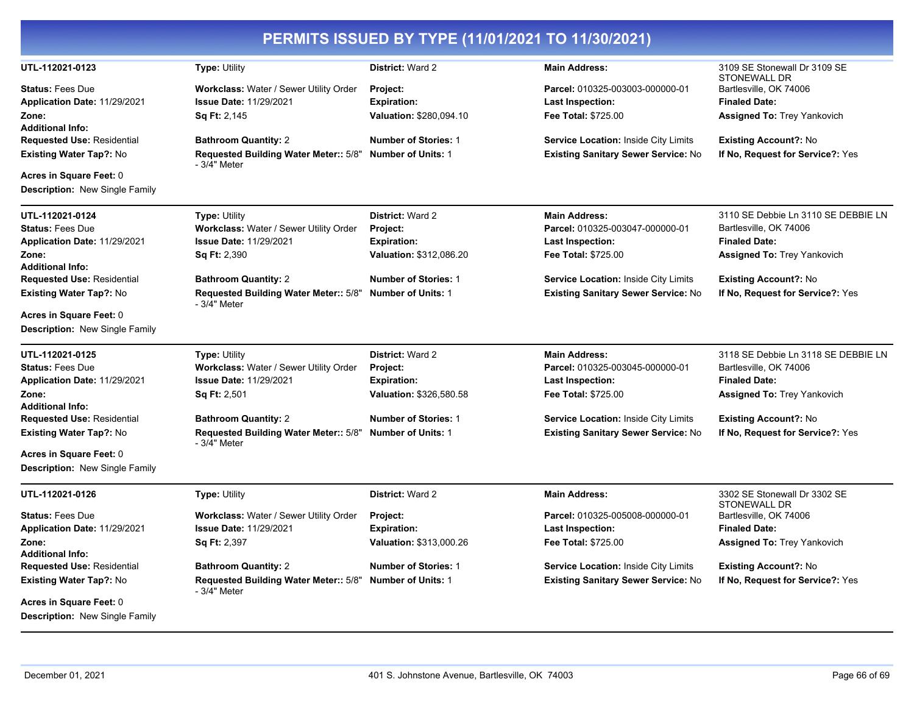# PERMITS ISSUED BY TYPE (11/01/2021 TO 11/30/2021)

| | | | | |
|---|---|---|---|---|
| **UTL-112021-0123** | **Type:** Utility | **District:** Ward 2 | **Main Address:** | 3109 SE Stonewall Dr 3109 SE STONEWALL DR |
| **Status:** Fees Due | **Workclass:** Water / Sewer Utility Order | **Project:** | **Parcel:** 010325-003003-000000-01 | Bartlesville, OK 74006 |
| **Application Date:** 11/29/2021 | **Issue Date:** 11/29/2021 | **Expiration:** | **Last Inspection:** | **Finaled Date:** |
| **Zone:** | **Sq Ft:** 2,145 | **Valuation:** $280,094.10 | **Fee Total:** $725.00 | **Assigned To:** Trey Yankovich |
| **Additional Info:** | | | | |
| **Requested Use:** Residential | **Bathroom Quantity:** 2 | **Number of Stories:** 1 | **Service Location:** Inside City Limits | **Existing Account?:** No |
| **Existing Water Tap?:** No | **Requested Building Water Meter::** 5/8" - 3/4" Meter | **Number of Units:** 1 | **Existing Sanitary Sewer Service:** No | **If No, Request for Service?:** Yes |
| **Acres in Square Feet:** 0 | | | | |
| **Description:** New Single Family | | | | |

| | | | | |
|---|---|---|---|---|
| **UTL-112021-0124** | **Type:** Utility | **District:** Ward 2 | **Main Address:** | 3110 SE Debbie Ln 3110 SE DEBBIE LN |
| **Status:** Fees Due | **Workclass:** Water / Sewer Utility Order | **Project:** | **Parcel:** 010325-003047-000000-01 | Bartlesville, OK 74006 |
| **Application Date:** 11/29/2021 | **Issue Date:** 11/29/2021 | **Expiration:** | **Last Inspection:** | **Finaled Date:** |
| **Zone:** | **Sq Ft:** 2,390 | **Valuation:** $312,086.20 | **Fee Total:** $725.00 | **Assigned To:** Trey Yankovich |
| **Additional Info:** | | | | |
| **Requested Use:** Residential | **Bathroom Quantity:** 2 | **Number of Stories:** 1 | **Service Location:** Inside City Limits | **Existing Account?:** No |
| **Existing Water Tap?:** No | **Requested Building Water Meter::** 5/8" - 3/4" Meter | **Number of Units:** 1 | **Existing Sanitary Sewer Service:** No | **If No, Request for Service?:** Yes |
| **Acres in Square Feet:** 0 | | | | |
| **Description:** New Single Family | | | | |

| | | | | |
|---|---|---|---|---|
| **UTL-112021-0125** | **Type:** Utility | **District:** Ward 2 | **Main Address:** | 3118 SE Debbie Ln 3118 SE DEBBIE LN |
| **Status:** Fees Due | **Workclass:** Water / Sewer Utility Order | **Project:** | **Parcel:** 010325-003045-000000-01 | Bartlesville, OK 74006 |
| **Application Date:** 11/29/2021 | **Issue Date:** 11/29/2021 | **Expiration:** | **Last Inspection:** | **Finaled Date:** |
| **Zone:** | **Sq Ft:** 2,501 | **Valuation:** $326,580.58 | **Fee Total:** $725.00 | **Assigned To:** Trey Yankovich |
| **Additional Info:** | | | | |
| **Requested Use:** Residential | **Bathroom Quantity:** 2 | **Number of Stories:** 1 | **Service Location:** Inside City Limits | **Existing Account?:** No |
| **Existing Water Tap?:** No | **Requested Building Water Meter::** 5/8" - 3/4" Meter | **Number of Units:** 1 | **Existing Sanitary Sewer Service:** No | **If No, Request for Service?:** Yes |
| **Acres in Square Feet:** 0 | | | | |
| **Description:** New Single Family | | | | |

| | | | | |
|---|---|---|---|---|
| **UTL-112021-0126** | **Type:** Utility | **District:** Ward 2 | **Main Address:** | 3302 SE Stonewall Dr 3302 SE STONEWALL DR |
| **Status:** Fees Due | **Workclass:** Water / Sewer Utility Order | **Project:** | **Parcel:** 010325-005008-000000-01 | Bartlesville, OK 74006 |
| **Application Date:** 11/29/2021 | **Issue Date:** 11/29/2021 | **Expiration:** | **Last Inspection:** | **Finaled Date:** |
| **Zone:** | **Sq Ft:** 2,397 | **Valuation:** $313,000.26 | **Fee Total:** $725.00 | **Assigned To:** Trey Yankovich |
| **Additional Info:** | | | | |
| **Requested Use:** Residential | **Bathroom Quantity:** 2 | **Number of Stories:** 1 | **Service Location:** Inside City Limits | **Existing Account?:** No |
| **Existing Water Tap?:** No | **Requested Building Water Meter::** 5/8" - 3/4" Meter | **Number of Units:** 1 | **Existing Sanitary Sewer Service:** No | **If No, Request for Service?:** Yes |
| **Acres in Square Feet:** 0 | | | | |
| **Description:** New Single Family | | | | |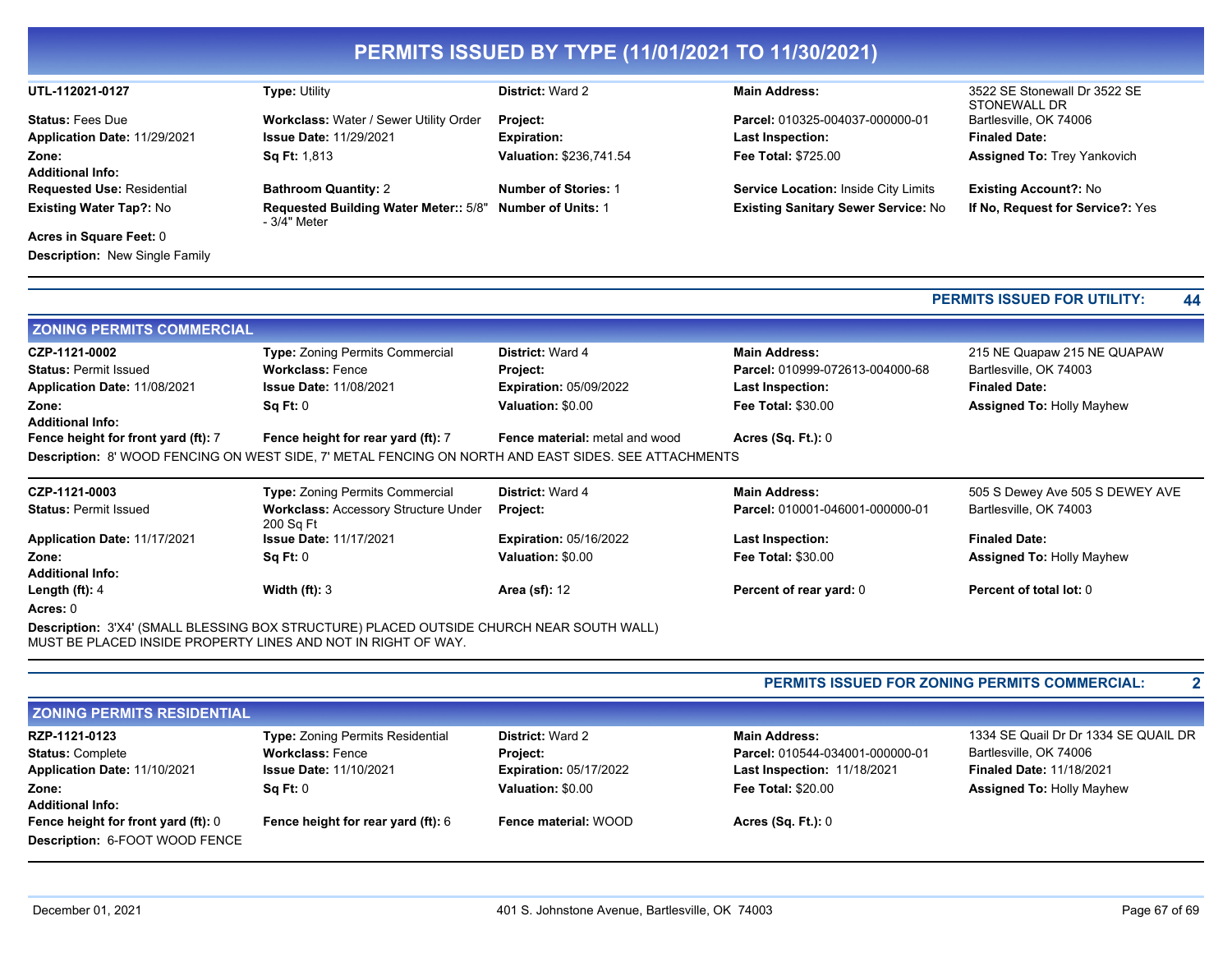# PERMITS ISSUED BY TYPE (11/01/2021 TO 11/30/2021)

| | | | | |
|---|---|---|---|---|
| **UTL-112021-0127** | **Type:** Utility | **District:** Ward 2 | **Main Address:** | 3522 SE Stonewall Dr 3522 SE STONEWALL DR |
| **Status:** Fees Due | **Workclass:** Water / Sewer Utility Order | **Project:** | **Parcel:** 010325-004037-000000-01 | Bartlesville, OK 74006 |
| **Application Date:** 11/29/2021 | **Issue Date:** 11/29/2021 | **Expiration:** | **Last Inspection:** | **Finaled Date:** |
| **Zone:** | **Sq Ft:** 1,813 | **Valuation:** $236,741.54 | **Fee Total:** $725.00 | **Assigned To:** Trey Yankovich |
| **Additional Info:** | | | | |
| **Requested Use:** Residential | **Bathroom Quantity:** 2 | **Number of Stories:** 1 | **Service Location:** Inside City Limits | **Existing Account?:** No |
| **Existing Water Tap?:** No | **Requested Building Water Meter::** 5/8" - 3/4" Meter | **Number of Units:** 1 | **Existing Sanitary Sewer Service:** No | **If No, Request for Service?:** Yes |
| **Acres in Square Feet:** 0 | | | | |

**Description:** New Single Family

**PERMITS ISSUED FOR UTILITY: 44**

## ZONING PERMITS COMMERCIAL

| | | | | |
|---|---|---|---|---|
| **CZP-1121-0002** | **Type:** Zoning Permits Commercial | **District:** Ward 4 | **Main Address:** | 215 NE Quapaw 215 NE QUAPAW |
| **Status:** Permit Issued | **Workclass:** Fence | **Project:** | **Parcel:** 010999-072613-004000-68 | Bartlesville, OK 74003 |
| **Application Date:** 11/08/2021 | **Issue Date:** 11/08/2021 | **Expiration:** 05/09/2022 | **Last Inspection:** | **Finaled Date:** |
| **Zone:** | **Sq Ft:** 0 | **Valuation:** $0.00 | **Fee Total:** $30.00 | **Assigned To:** Holly Mayhew |
| **Additional Info:** | | | | |
| **Fence height for front yard (ft):** 7 | **Fence height for rear yard (ft):** 7 | **Fence material:** metal and wood | **Acres (Sq. Ft.):** 0 | |

**Description:** 8' WOOD FENCING ON WEST SIDE, 7' METAL FENCING ON NORTH AND EAST SIDES. SEE ATTACHMENTS

| | | | | |
|---|---|---|---|---|
| **CZP-1121-0003** | **Type:** Zoning Permits Commercial | **District:** Ward 4 | **Main Address:** | 505 S Dewey Ave 505 S DEWEY AVE |
| **Status:** Permit Issued | **Workclass:** Accessory Structure Under 200 Sq Ft | **Project:** | **Parcel:** 010001-046001-000000-01 | Bartlesville, OK 74003 |
| **Application Date:** 11/17/2021 | **Issue Date:** 11/17/2021 | **Expiration:** 05/16/2022 | **Last Inspection:** | **Finaled Date:** |
| **Zone:** | **Sq Ft:** 0 | **Valuation:** $0.00 | **Fee Total:** $30.00 | **Assigned To:** Holly Mayhew |
| **Additional Info:** | | | | |
| **Length (ft):** 4 | **Width (ft):** 3 | **Area (sf):** 12 | **Percent of rear yard:** 0 | **Percent of total lot:** 0 |
| **Acres:** 0 | | | | |

**Description:** 3'X4' (SMALL BLESSING BOX STRUCTURE) PLACED OUTSIDE CHURCH NEAR SOUTH WALL) MUST BE PLACED INSIDE PROPERTY LINES AND NOT IN RIGHT OF WAY.

**PERMITS ISSUED FOR ZONING PERMITS COMMERCIAL: 2**

## ZONING PERMITS RESIDENTIAL

| | | | | |
|---|---|---|---|---|
| **RZP-1121-0123** | **Type:** Zoning Permits Residential | **District:** Ward 2 | **Main Address:** | 1334 SE Quail Dr Dr 1334 SE QUAIL DR |
| **Status:** Complete | **Workclass:** Fence | **Project:** | **Parcel:** 010544-034001-000000-01 | Bartlesville, OK 74006 |
| **Application Date:** 11/10/2021 | **Issue Date:** 11/10/2021 | **Expiration:** 05/17/2022 | **Last Inspection:** 11/18/2021 | **Finaled Date:** 11/18/2021 |
| **Zone:** | **Sq Ft:** 0 | **Valuation:** $0.00 | **Fee Total:** $20.00 | **Assigned To:** Holly Mayhew |
| **Additional Info:** | | | | |
| **Fence height for front yard (ft):** 0 | **Fence height for rear yard (ft):** 6 | **Fence material:** WOOD | **Acres (Sq. Ft.):** 0 | |

**Description:** 6-FOOT WOOD FENCE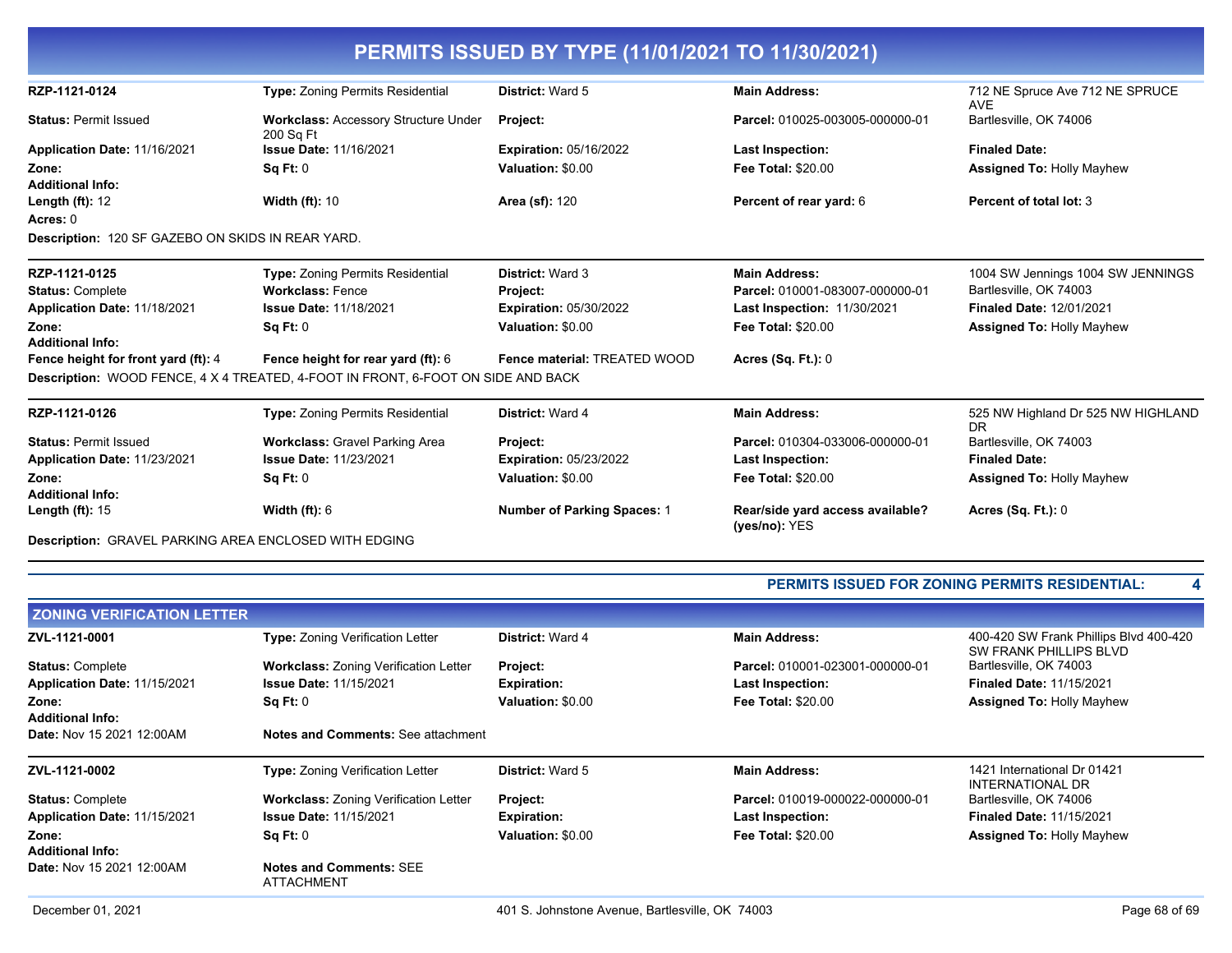# PERMITS ISSUED BY TYPE (11/01/2021 TO 11/30/2021)

| | | | | |
|---|---|---|---|---|
| **RZP-1121-0124** | **Type:** Zoning Permits Residential | **District:** Ward 5 | **Main Address:** | 712 NE Spruce Ave 712 NE SPRUCE AVE |
| **Status:** Permit Issued | **Workclass:** Accessory Structure Under 200 Sq Ft | **Project:** | **Parcel:** 010025-003005-000000-01 | Bartlesville, OK 74006 |
| **Application Date:** 11/16/2021 | **Issue Date:** 11/16/2021 | **Expiration:** 05/16/2022 | **Last Inspection:** | **Finaled Date:** |
| **Zone:** | **Sq Ft:** 0 | **Valuation:** $0.00 | **Fee Total:** $20.00 | **Assigned To:** Holly Mayhew |
| **Additional Info:** | | | | |
| **Length (ft):** 12 | **Width (ft):** 10 | **Area (sf):** 120 | **Percent of rear yard:** 6 | **Percent of total lot:** 3 |
| **Acres:** 0 | | | | |

**Description:** 120 SF GAZEBO ON SKIDS IN REAR YARD.

| | | | | |
|---|---|---|---|---|
| **RZP-1121-0125** | **Type:** Zoning Permits Residential | **District:** Ward 3 | **Main Address:** | 1004 SW Jennings 1004 SW JENNINGS |
| **Status:** Complete | **Workclass:** Fence | **Project:** | **Parcel:** 010001-083007-000000-01 | Bartlesville, OK 74003 |
| **Application Date:** 11/18/2021 | **Issue Date:** 11/18/2021 | **Expiration:** 05/30/2022 | **Last Inspection:** 11/30/2021 | **Finaled Date:** 12/01/2021 |
| **Zone:** | **Sq Ft:** 0 | **Valuation:** $0.00 | **Fee Total:** $20.00 | **Assigned To:** Holly Mayhew |
| **Additional Info:** | | | | |
| **Fence height for front yard (ft):** 4 | **Fence height for rear yard (ft):** 6 | **Fence material:** TREATED WOOD | **Acres (Sq. Ft.):** 0 | |

**Description:** WOOD FENCE, 4 X 4 TREATED, 4-FOOT IN FRONT, 6-FOOT ON SIDE AND BACK

| | | | | |
|---|---|---|---|---|
| **RZP-1121-0126** | **Type:** Zoning Permits Residential | **District:** Ward 4 | **Main Address:** | 525 NW Highland Dr 525 NW HIGHLAND DR |
| **Status:** Permit Issued | **Workclass:** Gravel Parking Area | **Project:** | **Parcel:** 010304-033006-000000-01 | Bartlesville, OK 74003 |
| **Application Date:** 11/23/2021 | **Issue Date:** 11/23/2021 | **Expiration:** 05/23/2022 | **Last Inspection:** | **Finaled Date:** |
| **Zone:** | **Sq Ft:** 0 | **Valuation:** $0.00 | **Fee Total:** $20.00 | **Assigned To:** Holly Mayhew |
| **Additional Info:** | | | | |
| **Length (ft):** 15 | **Width (ft):** 6 | **Number of Parking Spaces:** 1 | **Rear/side yard access available? (yes/no):** YES | **Acres (Sq. Ft.):** 0 |

**Description:** GRAVEL PARKING AREA ENCLOSED WITH EDGING

**PERMITS ISSUED FOR ZONING PERMITS RESIDENTIAL: 4**

## ZONING VERIFICATION LETTER

| | | | | |
|---|---|---|---|---|
| **ZVL-1121-0001** | **Type:** Zoning Verification Letter | **District:** Ward 4 | **Main Address:** | 400-420 SW Frank Phillips Blvd 400-420 SW FRANK PHILLIPS BLVD |
| **Status:** Complete | **Workclass:** Zoning Verification Letter | **Project:** | **Parcel:** 010001-023001-000000-01 | Bartlesville, OK 74003 |
| **Application Date:** 11/15/2021 | **Issue Date:** 11/15/2021 | **Expiration:** | **Last Inspection:** | **Finaled Date:** 11/15/2021 |
| **Zone:** | **Sq Ft:** 0 | **Valuation:** $0.00 | **Fee Total:** $20.00 | **Assigned To:** Holly Mayhew |
| **Additional Info:** | | | | |
| **Date:** Nov 15 2021 12:00AM | **Notes and Comments:** See attachment | | | |

| | | | | |
|---|---|---|---|---|
| **ZVL-1121-0002** | **Type:** Zoning Verification Letter | **District:** Ward 5 | **Main Address:** | 1421 International Dr 01421 INTERNATIONAL DR |
| **Status:** Complete | **Workclass:** Zoning Verification Letter | **Project:** | **Parcel:** 010019-000022-000000-01 | Bartlesville, OK 74006 |
| **Application Date:** 11/15/2021 | **Issue Date:** 11/15/2021 | **Expiration:** | **Last Inspection:** | **Finaled Date:** 11/15/2021 |
| **Zone:** | **Sq Ft:** 0 | **Valuation:** $0.00 | **Fee Total:** $20.00 | **Assigned To:** Holly Mayhew |
| **Additional Info:** | | | | |
| **Date:** Nov 15 2021 12:00AM | **Notes and Comments:** SEE ATTACHMENT | | | |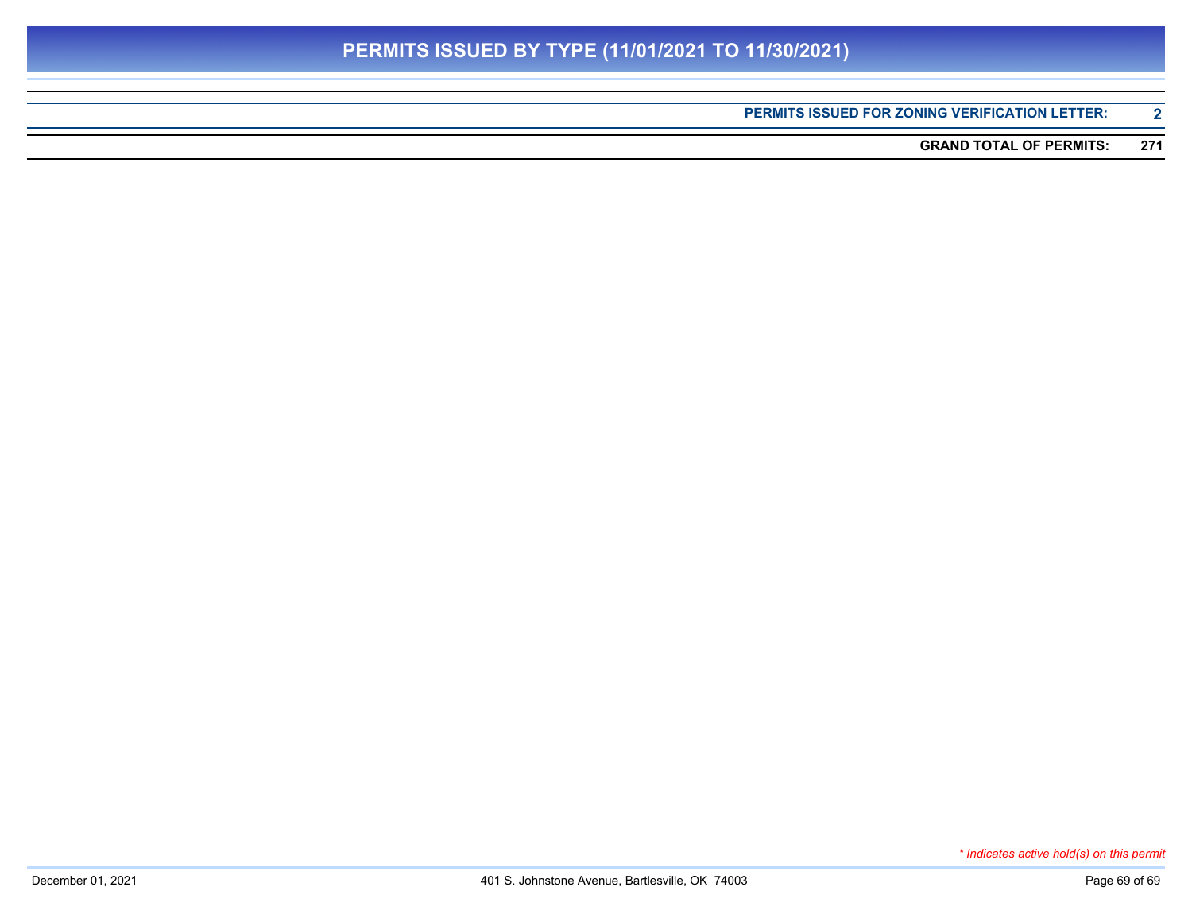# PERMITS ISSUED BY TYPE (11/01/2021 TO 11/30/2021)

**PERMITS ISSUED FOR ZONING VERIFICATION LETTER: 2**

**GRAND TOTAL OF PERMITS: 271**

*\* Indicates active hold(s) on this permit*